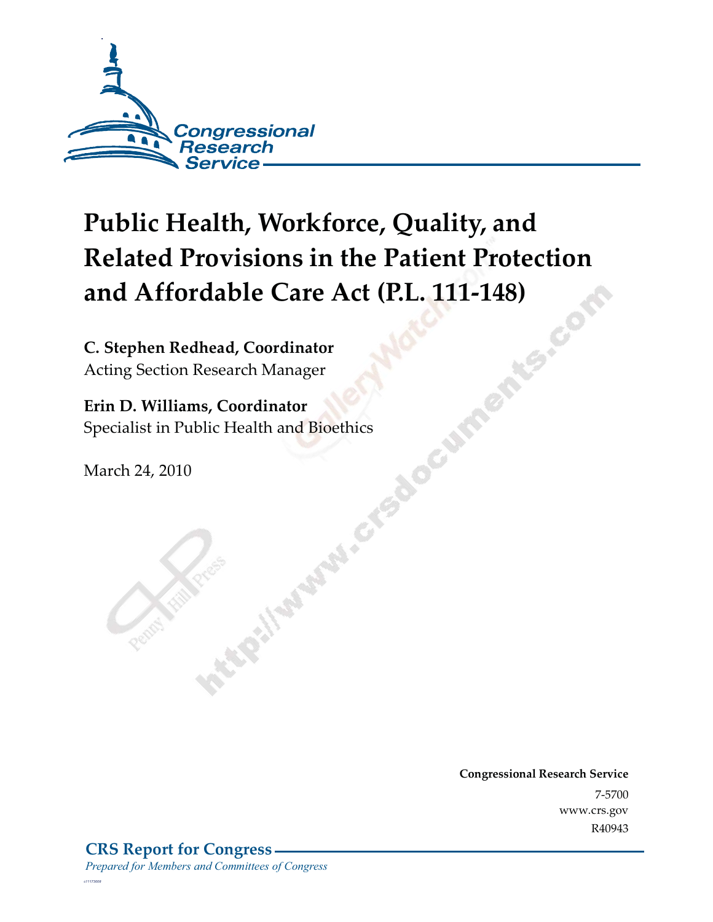Congressional Research Service

# Public Health, Workforce, Quality, and Related Provisions in the Patient Protection and Affordable Care Act (P.L. 111-148)

**C. Stephen Redhead, Coordinator**
Acting Section Research Manager

**Erin D. Williams, Coordinator**
Specialist in Public Health and Bioethics

March 24, 2010

**Congressional Research Service**
7-5700
www.crs.gov
R40943

**CRS Report for Congress**
*Prepared for Members and Committees of Congress*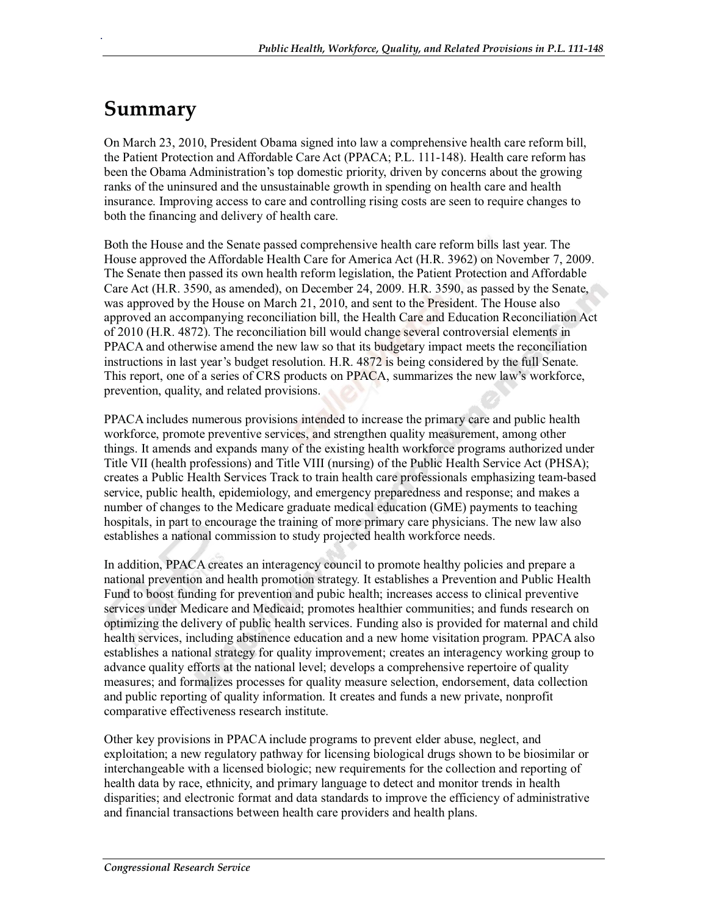# Summary

On March 23, 2010, President Obama signed into law a comprehensive health care reform bill, the Patient Protection and Affordable Care Act (PPACA; P.L. 111-148). Health care reform has been the Obama Administration's top domestic priority, driven by concerns about the growing ranks of the uninsured and the unsustainable growth in spending on health care and health insurance. Improving access to care and controlling rising costs are seen to require changes to both the financing and delivery of health care.

Both the House and the Senate passed comprehensive health care reform bills last year. The House approved the Affordable Health Care for America Act (H.R. 3962) on November 7, 2009. The Senate then passed its own health reform legislation, the Patient Protection and Affordable Care Act (H.R. 3590, as amended), on December 24, 2009. H.R. 3590, as passed by the Senate, was approved by the House on March 21, 2010, and sent to the President. The House also approved an accompanying reconciliation bill, the Health Care and Education Reconciliation Act of 2010 (H.R. 4872). The reconciliation bill would change several controversial elements in PPACA and otherwise amend the new law so that its budgetary impact meets the reconciliation instructions in last year's budget resolution. H.R. 4872 is being considered by the full Senate. This report, one of a series of CRS products on PPACA, summarizes the new law's workforce, prevention, quality, and related provisions.

PPACA includes numerous provisions intended to increase the primary care and public health workforce, promote preventive services, and strengthen quality measurement, among other things. It amends and expands many of the existing health workforce programs authorized under Title VII (health professions) and Title VIII (nursing) of the Public Health Service Act (PHSA); creates a Public Health Services Track to train health care professionals emphasizing team-based service, public health, epidemiology, and emergency preparedness and response; and makes a number of changes to the Medicare graduate medical education (GME) payments to teaching hospitals, in part to encourage the training of more primary care physicians. The new law also establishes a national commission to study projected health workforce needs.

In addition, PPACA creates an interagency council to promote healthy policies and prepare a national prevention and health promotion strategy. It establishes a Prevention and Public Health Fund to boost funding for prevention and pubic health; increases access to clinical preventive services under Medicare and Medicaid; promotes healthier communities; and funds research on optimizing the delivery of public health services. Funding also is provided for maternal and child health services, including abstinence education and a new home visitation program. PPACA also establishes a national strategy for quality improvement; creates an interagency working group to advance quality efforts at the national level; develops a comprehensive repertoire of quality measures; and formalizes processes for quality measure selection, endorsement, data collection and public reporting of quality information. It creates and funds a new private, nonprofit comparative effectiveness research institute.

Other key provisions in PPACA include programs to prevent elder abuse, neglect, and exploitation; a new regulatory pathway for licensing biological drugs shown to be biosimilar or interchangeable with a licensed biologic; new requirements for the collection and reporting of health data by race, ethnicity, and primary language to detect and monitor trends in health disparities; and electronic format and data standards to improve the efficiency of administrative and financial transactions between health care providers and health plans.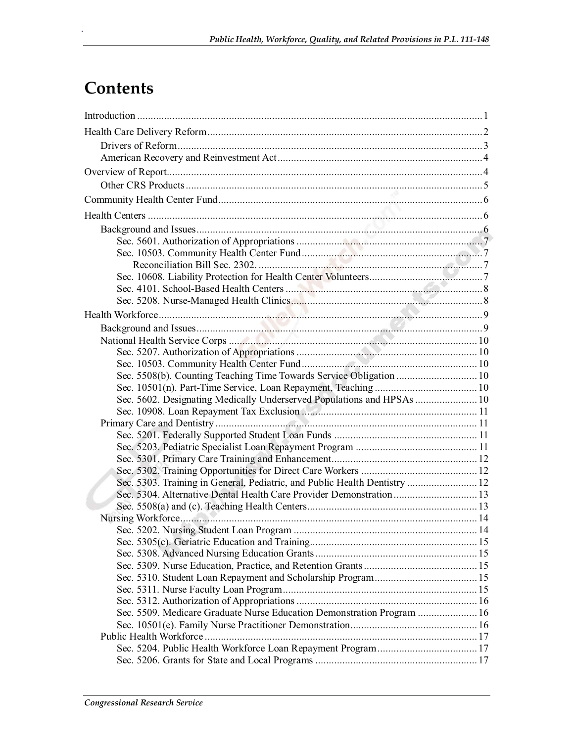# Contents

Introduction ... 1

Health Care Delivery Reform ... 2
- Drivers of Reform ... 3
- American Recovery and Reinvestment Act ... 4

Overview of Report ... 4
- Other CRS Products ... 5

Community Health Center Fund ... 6

Health Centers ... 6
- Background and Issues ... 6
  - Sec. 5601. Authorization of Appropriations ... 7
  - Sec. 10503. Community Health Center Fund ... 7
    - Reconciliation Bill Sec. 2302. ... 7
  - Sec. 10608. Liability Protection for Health Center Volunteers ... 7
  - Sec. 4101. School-Based Health Centers ... 8
  - Sec. 5208. Nurse-Managed Health Clinics ... 8

Health Workforce ... 9
- Background and Issues ... 9
- National Health Service Corps ... 10
  - Sec. 5207. Authorization of Appropriations ... 10
  - Sec. 10503. Community Health Center Fund ... 10
  - Sec. 5508(b). Counting Teaching Time Towards Service Obligation ... 10
  - Sec. 10501(n). Part-Time Service, Loan Repayment, Teaching ... 10
  - Sec. 5602. Designating Medically Underserved Populations and HPSAs ... 10
  - Sec. 10908. Loan Repayment Tax Exclusion ... 11
- Primary Care and Dentistry ... 11
  - Sec. 5201. Federally Supported Student Loan Funds ... 11
  - Sec. 5203. Pediatric Specialist Loan Repayment Program ... 11
  - Sec. 5301. Primary Care Training and Enhancement ... 12
  - Sec. 5302. Training Opportunities for Direct Care Workers ... 12
  - Sec. 5303. Training in General, Pediatric, and Public Health Dentistry ... 12
  - Sec. 5304. Alternative Dental Health Care Provider Demonstration ... 13
  - Sec. 5508(a) and (c). Teaching Health Centers ... 13
- Nursing Workforce ... 14
  - Sec. 5202. Nursing Student Loan Program ... 14
  - Sec. 5305(c). Geriatric Education and Training ... 15
  - Sec. 5308. Advanced Nursing Education Grants ... 15
  - Sec. 5309. Nurse Education, Practice, and Retention Grants ... 15
  - Sec. 5310. Student Loan Repayment and Scholarship Program ... 15
  - Sec. 5311. Nurse Faculty Loan Program ... 15
  - Sec. 5312. Authorization of Appropriations ... 16
  - Sec. 5509. Medicare Graduate Nurse Education Demonstration Program ... 16
  - Sec. 10501(e). Family Nurse Practitioner Demonstration ... 16
- Public Health Workforce ... 17
  - Sec. 5204. Public Health Workforce Loan Repayment Program ... 17
  - Sec. 5206. Grants for State and Local Programs ... 17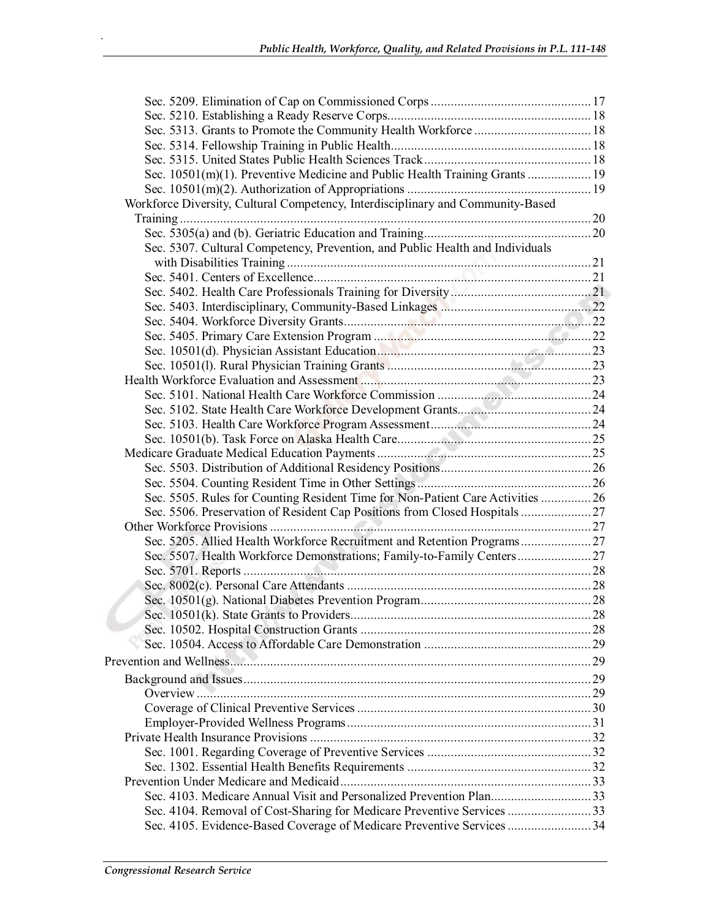Sec. 5209. Elimination of Cap on Commissioned Corps ........................................................ 17
Sec. 5210. Establishing a Ready Reserve Corps................................................................. 18
Sec. 5313. Grants to Promote the Community Health Workforce ........................................ 18
Sec. 5314. Fellowship Training in Public Health................................................................ 18
Sec. 5315. United States Public Health Sciences Track....................................................... 18
Sec. 10501(m)(1). Preventive Medicine and Public Health Training Grants ........................ 19
Sec. 10501(m)(2). Authorization of Appropriations ............................................................ 19

Workforce Diversity, Cultural Competency, Interdisciplinary and Community-Based Training ........................................................................................................................... 20

Sec. 5305(a) and (b). Geriatric Education and Training....................................................... 20
Sec. 5307. Cultural Competency, Prevention, and Public Health and Individuals with Disabilities Training ................................................................................................ 21
Sec. 5401. Centers of Excellence......................................................................................... 21
Sec. 5402. Health Care Professionals Training for Diversity................................................ 21
Sec. 5403. Interdisciplinary, Community-Based Linkages ................................................... 22
Sec. 5404. Workforce Diversity Grants................................................................................ 22
Sec. 5405. Primary Care Extension Program ....................................................................... 22
Sec. 10501(d). Physician Assistant Education...................................................................... 23
Sec. 10501(l). Rural Physician Training Grants ................................................................... 23

Health Workforce Evaluation and Assessment ........................................................................ 23

Sec. 5101. National Health Care Workforce Commission .................................................... 24
Sec. 5102. State Health Care Workforce Development Grants............................................. 24
Sec. 5103. Health Care Workforce Program Assessment..................................................... 24
Sec. 10501(b). Task Force on Alaska Health Care................................................................ 25

Medicare Graduate Medical Education Payments ................................................................... 25

Sec. 5503. Distribution of Additional Residency Positions................................................... 26
Sec. 5504. Counting Resident Time in Other Settings.......................................................... 26
Sec. 5505. Rules for Counting Resident Time for Non-Patient Care Activities ................... 26
Sec. 5506. Preservation of Resident Cap Positions from Closed Hospitals ......................... 27

Other Workforce Provisions ...................................................................................................... 27

Sec. 5205. Allied Health Workforce Recruitment and Retention Programs......................... 27
Sec. 5507. Health Workforce Demonstrations; Family-to-Family Centers........................... 27
Sec. 5701. Reports ............................................................................................................... 28
Sec. 8002(c). Personal Care Attendants ............................................................................... 28
Sec. 10501(g). National Diabetes Prevention Program......................................................... 28
Sec. 10501(k). State Grants to Providers.............................................................................. 28
Sec. 10502. Hospital Construction Grants ........................................................................... 28
Sec. 10504. Access to Affordable Care Demonstration ........................................................ 29

Prevention and Wellness................................................................................................................. 29

Background and Issues.............................................................................................................. 29

Overview ............................................................................................................................. 29
Coverage of Clinical Preventive Services ............................................................................ 30
Employer-Provided Wellness Programs............................................................................... 31

Private Health Insurance Provisions ......................................................................................... 32

Sec. 1001. Regarding Coverage of Preventive Services ....................................................... 32
Sec. 1302. Essential Health Benefits Requirements ............................................................. 32

Prevention Under Medicare and Medicaid................................................................................ 33

Sec. 4103. Medicare Annual Visit and Personalized Prevention Plan.................................. 33
Sec. 4104. Removal of Cost-Sharing for Medicare Preventive Services .............................. 33
Sec. 4105. Evidence-Based Coverage of Medicare Preventive Services .............................. 34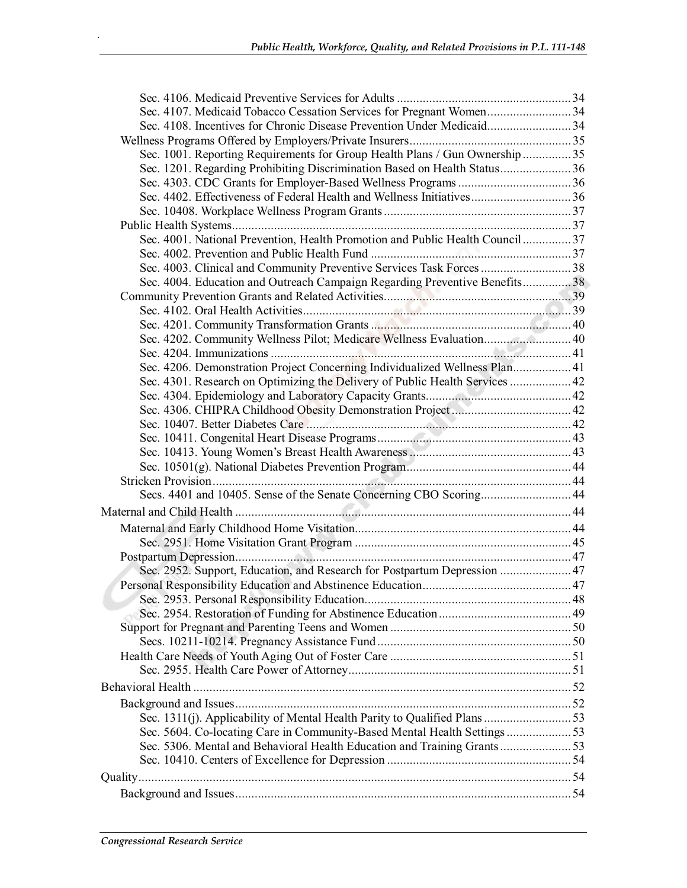- Sec. 4106. Medicaid Preventive Services for Adults ..................................................... 34
- Sec. 4107. Medicaid Tobacco Cessation Services for Pregnant Women.......................... 34
- Sec. 4108. Incentives for Chronic Disease Prevention Under Medicaid.......................... 34

Wellness Programs Offered by Employers/Private Insurers................................................. 35

- Sec. 1001. Reporting Requirements for Group Health Plans / Gun Ownership ............... 35
- Sec. 1201. Regarding Prohibiting Discrimination Based on Health Status...................... 36
- Sec. 4303. CDC Grants for Employer-Based Wellness Programs ................................... 36
- Sec. 4402. Effectiveness of Federal Health and Wellness Initiatives............................... 36
- Sec. 10408. Workplace Wellness Program Grants .......................................................... 37

Public Health Systems........................................................................................................ 37

- Sec. 4001. National Prevention, Health Promotion and Public Health Council ............... 37
- Sec. 4002. Prevention and Public Health Fund .............................................................. 37
- Sec. 4003. Clinical and Community Preventive Services Task Forces ............................ 38
- Sec. 4004. Education and Outreach Campaign Regarding Preventive Benefits............... 38

Community Prevention Grants and Related Activities........................................................ 39

- Sec. 4102. Oral Health Activities.................................................................................... 39
- Sec. 4201. Community Transformation Grants .............................................................. 40
- Sec. 4202. Community Wellness Pilot; Medicare Wellness Evaluation........................... 40
- Sec. 4204. Immunizations ............................................................................................. 41
- Sec. 4206. Demonstration Project Concerning Individualized Wellness Plan.................. 41
- Sec. 4301. Research on Optimizing the Delivery of Public Health Services ................... 42
- Sec. 4304. Epidemiology and Laboratory Capacity Grants............................................ 42
- Sec. 4306. CHIPRA Childhood Obesity Demonstration Project ..................................... 42
- Sec. 10407. Better Diabetes Care .................................................................................. 42
- Sec. 10411. Congenital Heart Disease Programs............................................................ 43
- Sec. 10413. Young Women's Breast Health Awareness .................................................. 43
- Sec. 10501(g). National Diabetes Prevention Program................................................... 44

Stricken Provision.............................................................................................................. 44

- Secs. 4401 and 10405. Sense of the Senate Concerning CBO Scoring............................ 44

Maternal and Child Health ........................................................................................................ 44

Maternal and Early Childhood Home Visitation.................................................................. 44

- Sec. 2951. Home Visitation Grant Program ................................................................... 45

Postpartum Depression....................................................................................................... 47

- Sec. 2952. Support, Education, and Research for Postpartum Depression ...................... 47

Personal Responsibility Education and Abstinence Education............................................. 47

- Sec. 2953. Personal Responsibility Education................................................................ 48
- Sec. 2954. Restoration of Funding for Abstinence Education ......................................... 49

Support for Pregnant and Parenting Teens and Women ........................................................ 50

- Secs. 10211-10214. Pregnancy Assistance Fund ............................................................ 50

Health Care Needs of Youth Aging Out of Foster Care ........................................................ 51

- Sec. 2955. Health Care Power of Attorney..................................................................... 51

Behavioral Health ..................................................................................................................... 52

Background and Issues....................................................................................................... 52

- Sec. 1311(j). Applicability of Mental Health Parity to Qualified Plans ........................... 53
- Sec. 5604. Co-locating Care in Community-Based Mental Health Settings .................... 53
- Sec. 5306. Mental and Behavioral Health Education and Training Grants...................... 53
- Sec. 10410. Centers of Excellence for Depression ......................................................... 54

Quality...................................................................................................................................... 54

Background and Issues....................................................................................................... 54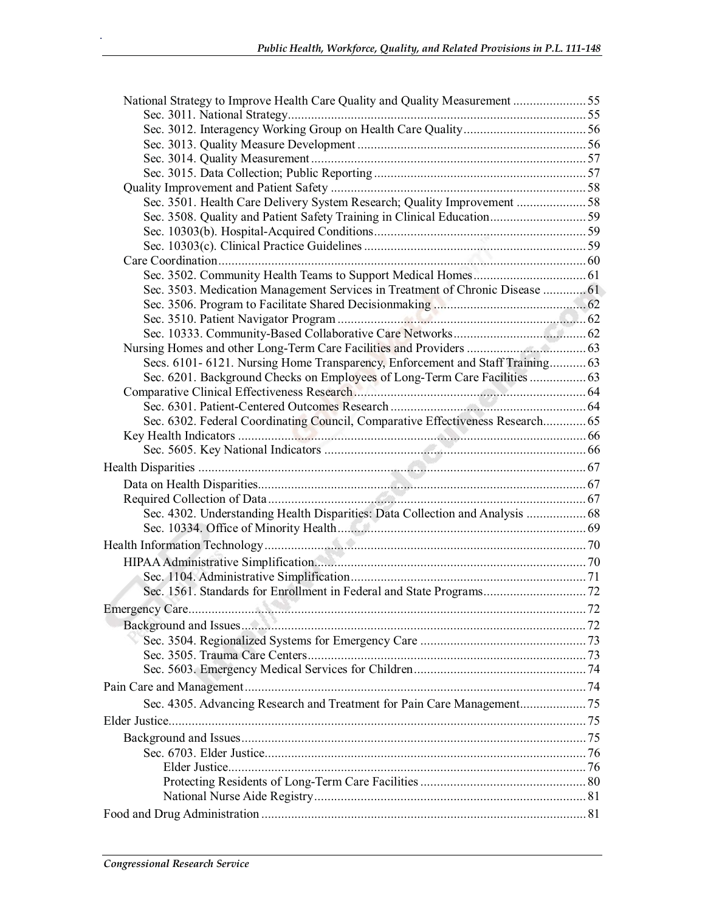National Strategy to Improve Health Care Quality and Quality Measurement ...................... 55
    Sec. 3011. National Strategy.......................................................................................... 55
    Sec. 3012. Interagency Working Group on Health Care Quality..................................... 56
    Sec. 3013. Quality Measure Development ..................................................................... 56
    Sec. 3014. Quality Measurement ................................................................................... 57
    Sec. 3015. Data Collection; Public Reporting ................................................................ 57
Quality Improvement and Patient Safety ............................................................................. 58
    Sec. 3501. Health Care Delivery System Research; Quality Improvement ..................... 58
    Sec. 3508. Quality and Patient Safety Training in Clinical Education............................. 59
    Sec. 10303(b). Hospital-Acquired Conditions................................................................ 59
    Sec. 10303(c). Clinical Practice Guidelines ................................................................... 59
Care Coordination............................................................................................................... 60
    Sec. 3502. Community Health Teams to Support Medical Homes.................................. 61
    Sec. 3503. Medication Management Services in Treatment of Chronic Disease ............. 61
    Sec. 3506. Program to Facilitate Shared Decisionmaking ............................................... 62
    Sec. 3510. Patient Navigator Program ........................................................................... 62
    Sec. 10333. Community-Based Collaborative Care Networks........................................ 62
Nursing Homes and other Long-Term Care Facilities and Providers .................................... 63
    Secs. 6101- 6121. Nursing Home Transparency, Enforcement and Staff Training........... 63
    Sec. 6201. Background Checks on Employees of Long-Term Care Facilities ................. 63
Comparative Clinical Effectiveness Research...................................................................... 64
    Sec. 6301. Patient-Centered Outcomes Research ........................................................... 64
    Sec. 6302. Federal Coordinating Council, Comparative Effectiveness Research............. 65
Key Health Indicators ......................................................................................................... 66
    Sec. 5605. Key National Indicators ............................................................................... 66

Health Disparities ..................................................................................................................... 67

Data on Health Disparities................................................................................................... 67
Required Collection of Data................................................................................................ 67
    Sec. 4302. Understanding Health Disparities: Data Collection and Analysis .................. 68
    Sec. 10334. Office of Minority Health........................................................................... 69

Health Information Technology................................................................................................. 70

HIPAA Administrative Simplification.................................................................................. 70
    Sec. 1104. Administrative Simplification....................................................................... 71
    Sec. 1561. Standards for Enrollment in Federal and State Programs............................... 72

Emergency Care........................................................................................................................ 72

Background and Issues........................................................................................................ 72
    Sec. 3504. Regionalized Systems for Emergency Care .................................................. 73
    Sec. 3505. Trauma Care Centers.................................................................................... 73
    Sec. 5603. Emergency Medical Services for Children.................................................... 74

Pain Care and Management....................................................................................................... 74

    Sec. 4305. Advancing Research and Treatment for Pain Care Management.................... 75

Elder Justice.............................................................................................................................. 75

Background and Issues........................................................................................................ 75
    Sec. 6703. Elder Justice................................................................................................. 76
        Elder Justice............................................................................................................ 76
        Protecting Residents of Long-Term Care Facilities .................................................. 80
        National Nurse Aide Registry.................................................................................. 81

Food and Drug Administration .................................................................................................. 81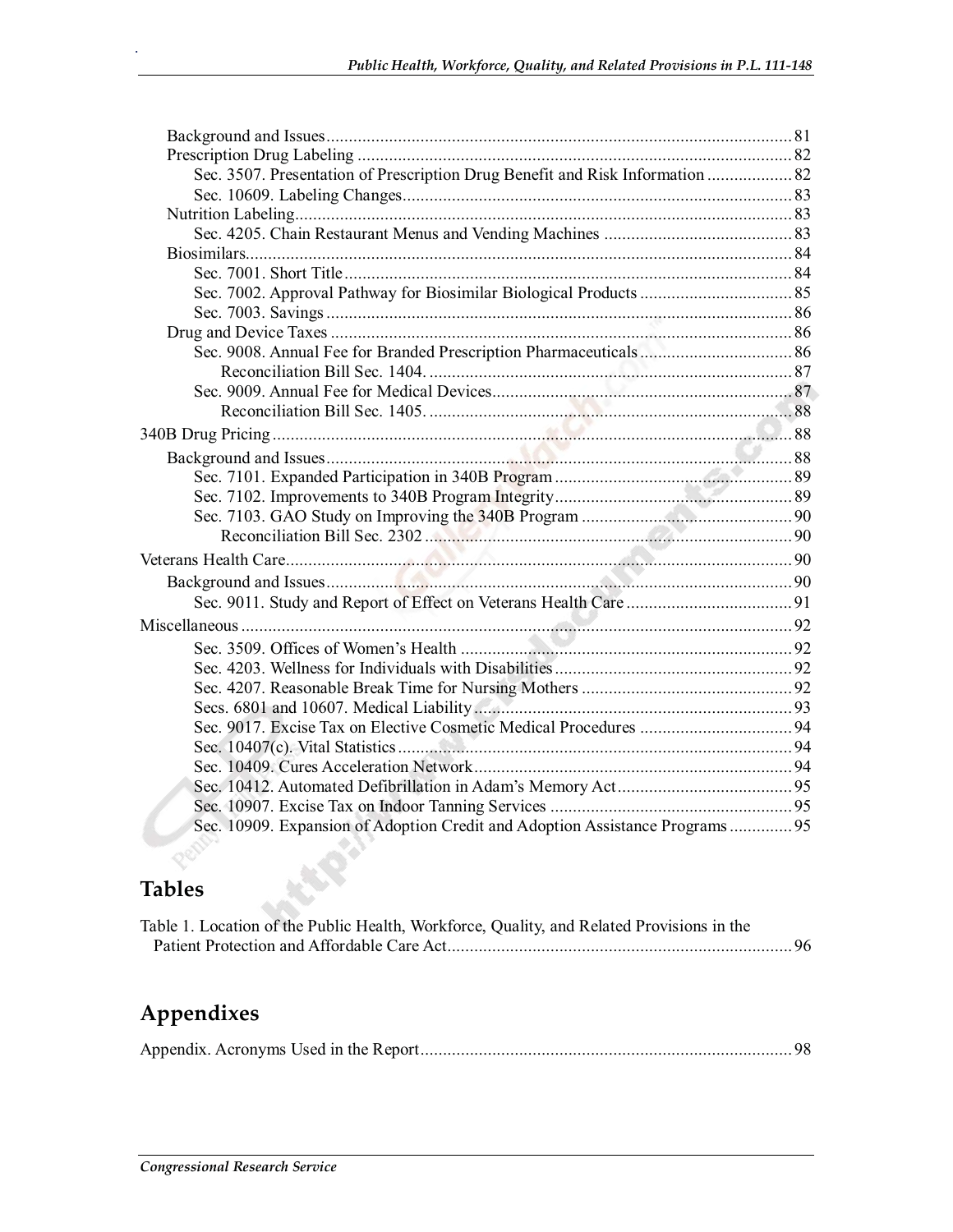Background and Issues ........................................................................................................ 81
Prescription Drug Labeling ................................................................................................. 82
Sec. 3507. Presentation of Prescription Drug Benefit and Risk Information .................. 82
Sec. 10609. Labeling Changes....................................................................................... 83
Nutrition Labeling................................................................................................................ 83
Sec. 4205. Chain Restaurant Menus and Vending Machines .......................................... 83
Biosimilars........................................................................................................................... 84
Sec. 7001. Short Title ..................................................................................................... 84
Sec. 7002. Approval Pathway for Biosimilar Biological Products .................................. 85
Sec. 7003. Savings ......................................................................................................... 86
Drug and Device Taxes ....................................................................................................... 86
Sec. 9008. Annual Fee for Branded Prescription Pharmaceuticals ................................. 86
Reconciliation Bill Sec. 1404. ................................................................................... 87
Sec. 9009. Annual Fee for Medical Devices................................................................... 87
Reconciliation Bill Sec. 1405. ................................................................................... 88

340B Drug Pricing ..................................................................................................................... 88
Background and Issues ........................................................................................................ 88
Sec. 7101. Expanded Participation in 340B Program ..................................................... 89
Sec. 7102. Improvements to 340B Program Integrity..................................................... 89
Sec. 7103. GAO Study on Improving the 340B Program ............................................... 90
Reconciliation Bill Sec. 2302 .................................................................................... 90

Veterans Health Care.................................................................................................................. 90
Background and Issues ........................................................................................................ 90
Sec. 9011. Study and Report of Effect on Veterans Health Care ..................................... 91

Miscellaneous ............................................................................................................................ 92
Sec. 3509. Offices of Women's Health .......................................................................... 92
Sec. 4203. Wellness for Individuals with Disabilities..................................................... 92
Sec. 4207. Reasonable Break Time for Nursing Mothers ............................................... 92
Secs. 6801 and 10607. Medical Liability ....................................................................... 93
Sec. 9017. Excise Tax on Elective Cosmetic Medical Procedures .................................. 94
Sec. 10407(c). Vital Statistics ........................................................................................ 94
Sec. 10409. Cures Acceleration Network....................................................................... 94
Sec. 10412. Automated Defibrillation in Adam's Memory Act....................................... 95
Sec. 10907. Excise Tax on Indoor Tanning Services ...................................................... 95
Sec. 10909. Expansion of Adoption Credit and Adoption Assistance Programs ............. 95

## Tables

Table 1. Location of the Public Health, Workforce, Quality, and Related Provisions in the Patient Protection and Affordable Care Act............................................................................. 96

## Appendixes

Appendix. Acronyms Used in the Report.................................................................................. 98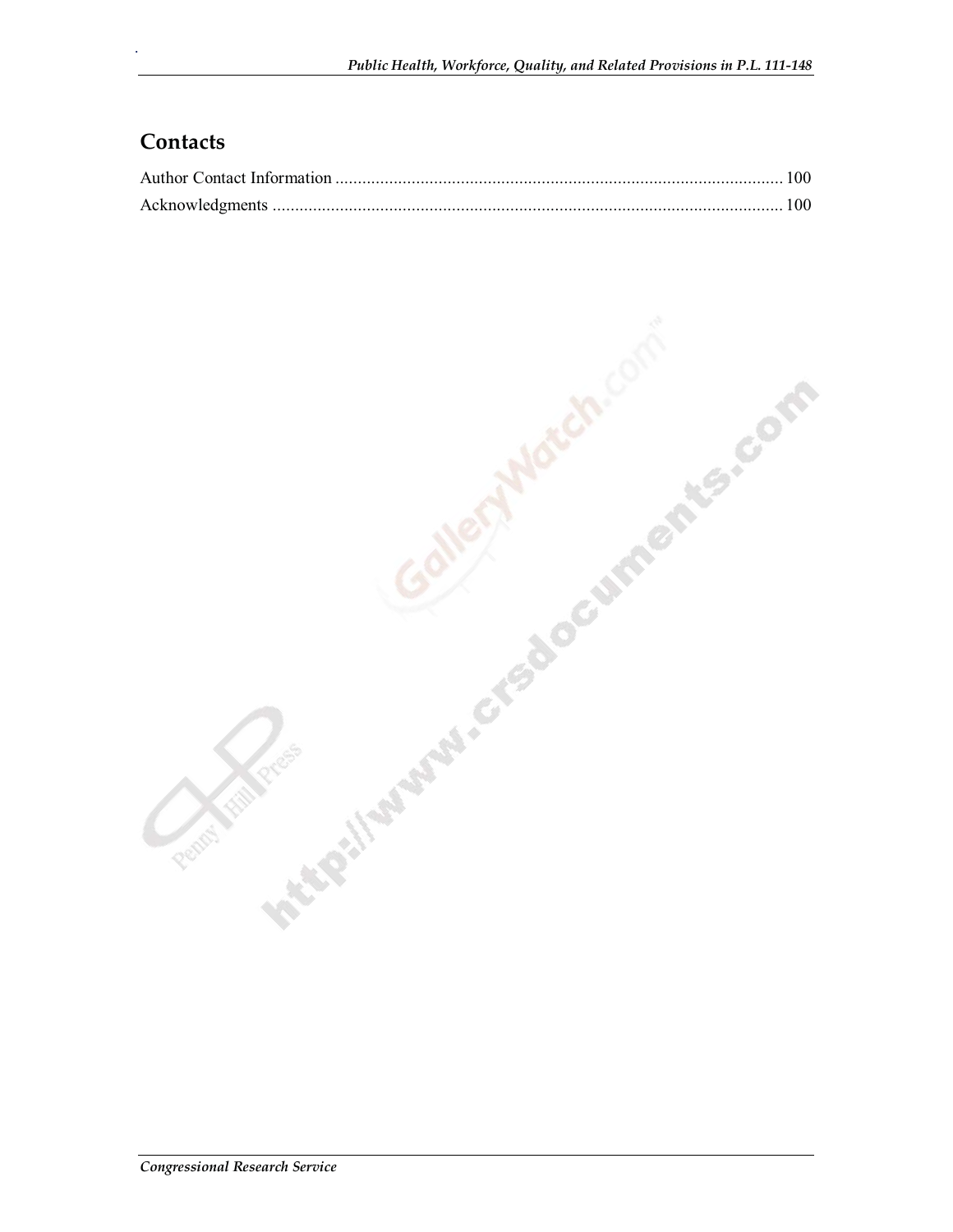## Contacts

Author Contact Information .................................................................................................... 100
Acknowledgments ................................................................................................................. 100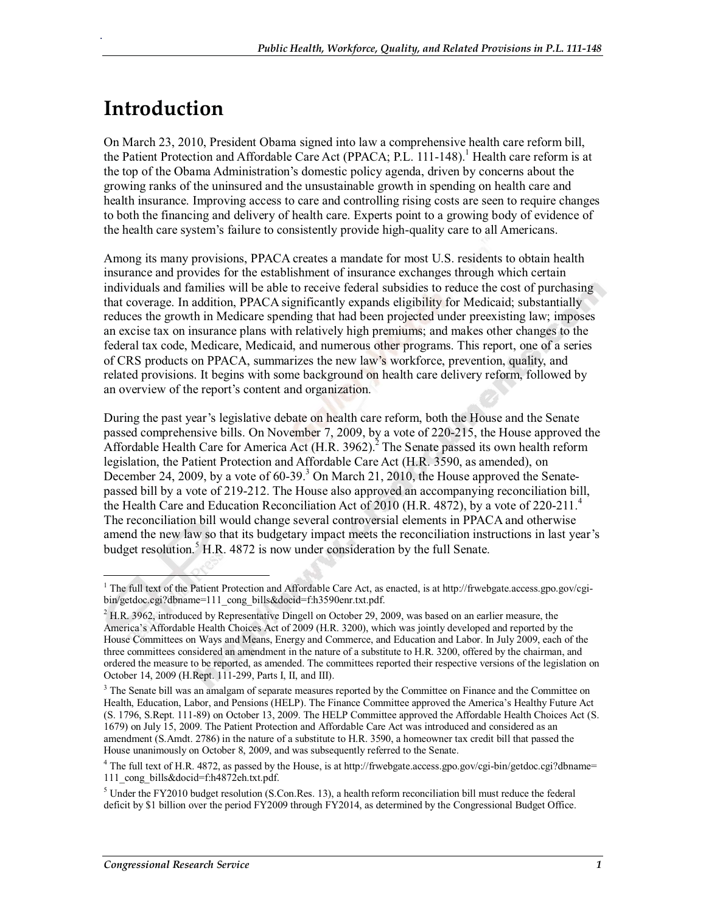# Introduction

On March 23, 2010, President Obama signed into law a comprehensive health care reform bill, the Patient Protection and Affordable Care Act (PPACA; P.L. 111-148).[1] Health care reform is at the top of the Obama Administration's domestic policy agenda, driven by concerns about the growing ranks of the uninsured and the unsustainable growth in spending on health care and health insurance. Improving access to care and controlling rising costs are seen to require changes to both the financing and delivery of health care. Experts point to a growing body of evidence of the health care system's failure to consistently provide high-quality care to all Americans.

Among its many provisions, PPACA creates a mandate for most U.S. residents to obtain health insurance and provides for the establishment of insurance exchanges through which certain individuals and families will be able to receive federal subsidies to reduce the cost of purchasing that coverage. In addition, PPACA significantly expands eligibility for Medicaid; substantially reduces the growth in Medicare spending that had been projected under preexisting law; imposes an excise tax on insurance plans with relatively high premiums; and makes other changes to the federal tax code, Medicare, Medicaid, and numerous other programs. This report, one of a series of CRS products on PPACA, summarizes the new law's workforce, prevention, quality, and related provisions. It begins with some background on health care delivery reform, followed by an overview of the report's content and organization.

During the past year's legislative debate on health care reform, both the House and the Senate passed comprehensive bills. On November 7, 2009, by a vote of 220-215, the House approved the Affordable Health Care for America Act (H.R. 3962).[2] The Senate passed its own health reform legislation, the Patient Protection and Affordable Care Act (H.R. 3590, as amended), on December 24, 2009, by a vote of 60-39.[3] On March 21, 2010, the House approved the Senate-passed bill by a vote of 219-212. The House also approved an accompanying reconciliation bill, the Health Care and Education Reconciliation Act of 2010 (H.R. 4872), by a vote of 220-211.[4] The reconciliation bill would change several controversial elements in PPACA and otherwise amend the new law so that its budgetary impact meets the reconciliation instructions in last year's budget resolution.[5] H.R. 4872 is now under consideration by the full Senate.

---

[1] The full text of the Patient Protection and Affordable Care Act, as enacted, is at http://frwebgate.access.gpo.gov/cgi-bin/getdoc.cgi?dbname=111_cong_bills&docid=f:h3590enr.txt.pdf.

[2] H.R. 3962, introduced by Representative Dingell on October 29, 2009, was based on an earlier measure, the America's Affordable Health Choices Act of 2009 (H.R. 3200), which was jointly developed and reported by the House Committees on Ways and Means, Energy and Commerce, and Education and Labor. In July 2009, each of the three committees considered an amendment in the nature of a substitute to H.R. 3200, offered by the chairman, and ordered the measure to be reported, as amended. The committees reported their respective versions of the legislation on October 14, 2009 (H.Rept. 111-299, Parts I, II, and III).

[3] The Senate bill was an amalgam of separate measures reported by the Committee on Finance and the Committee on Health, Education, Labor, and Pensions (HELP). The Finance Committee approved the America's Healthy Future Act (S. 1796, S.Rept. 111-89) on October 13, 2009. The HELP Committee approved the Affordable Health Choices Act (S. 1679) on July 15, 2009. The Patient Protection and Affordable Care Act was introduced and considered as an amendment (S.Amdt. 2786) in the nature of a substitute to H.R. 3590, a homeowner tax credit bill that passed the House unanimously on October 8, 2009, and was subsequently referred to the Senate.

[4] The full text of H.R. 4872, as passed by the House, is at http://frwebgate.access.gpo.gov/cgi-bin/getdoc.cgi?dbname=111_cong_bills&docid=f:h4872eh.txt.pdf.

[5] Under the FY2010 budget resolution (S.Con.Res. 13), a health reform reconciliation bill must reduce the federal deficit by $1 billion over the period FY2009 through FY2014, as determined by the Congressional Budget Office.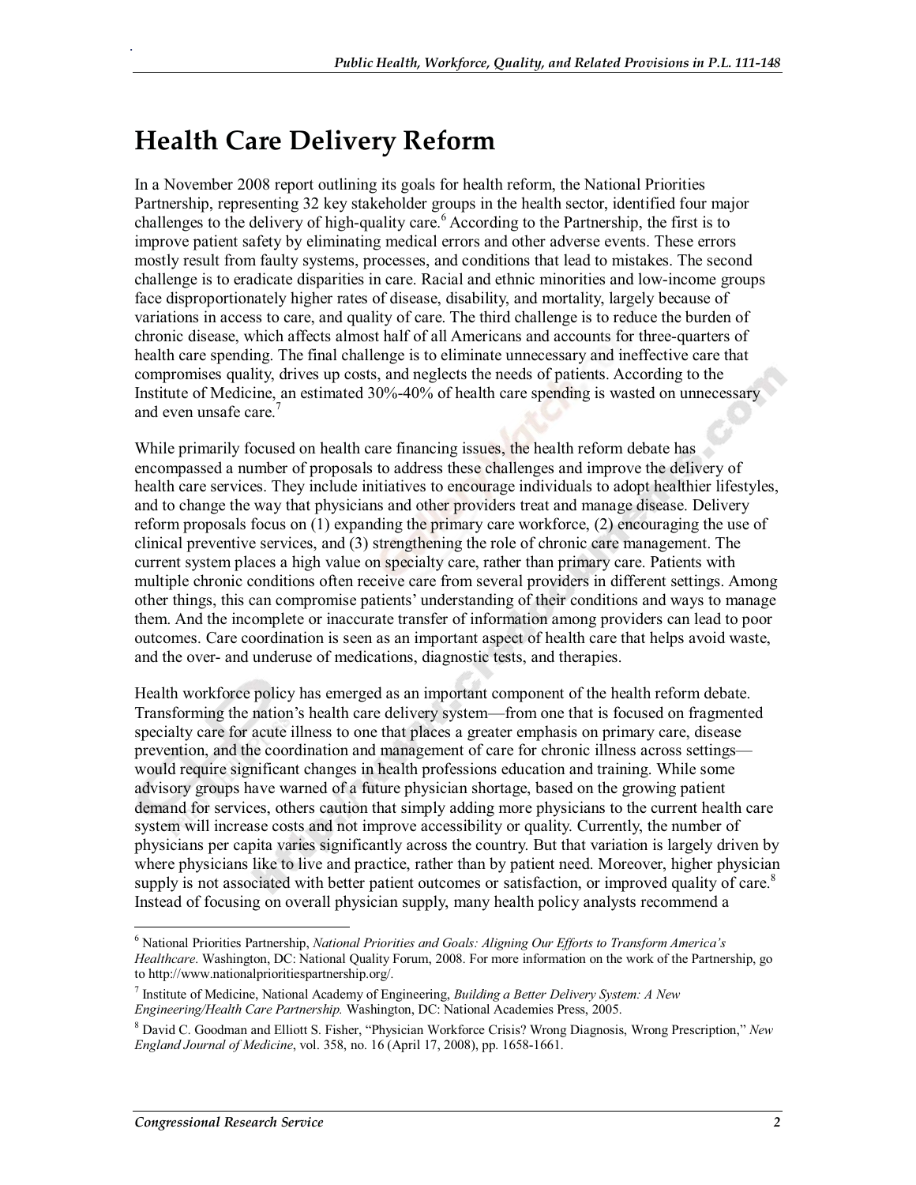# Health Care Delivery Reform

In a November 2008 report outlining its goals for health reform, the National Priorities Partnership, representing 32 key stakeholder groups in the health sector, identified four major challenges to the delivery of high-quality care.[6] According to the Partnership, the first is to improve patient safety by eliminating medical errors and other adverse events. These errors mostly result from faulty systems, processes, and conditions that lead to mistakes. The second challenge is to eradicate disparities in care. Racial and ethnic minorities and low-income groups face disproportionately higher rates of disease, disability, and mortality, largely because of variations in access to care, and quality of care. The third challenge is to reduce the burden of chronic disease, which affects almost half of all Americans and accounts for three-quarters of health care spending. The final challenge is to eliminate unnecessary and ineffective care that compromises quality, drives up costs, and neglects the needs of patients. According to the Institute of Medicine, an estimated 30%-40% of health care spending is wasted on unnecessary and even unsafe care.[7]

While primarily focused on health care financing issues, the health reform debate has encompassed a number of proposals to address these challenges and improve the delivery of health care services. They include initiatives to encourage individuals to adopt healthier lifestyles, and to change the way that physicians and other providers treat and manage disease. Delivery reform proposals focus on (1) expanding the primary care workforce, (2) encouraging the use of clinical preventive services, and (3) strengthening the role of chronic care management. The current system places a high value on specialty care, rather than primary care. Patients with multiple chronic conditions often receive care from several providers in different settings. Among other things, this can compromise patients' understanding of their conditions and ways to manage them. And the incomplete or inaccurate transfer of information among providers can lead to poor outcomes. Care coordination is seen as an important aspect of health care that helps avoid waste, and the over- and underuse of medications, diagnostic tests, and therapies.

Health workforce policy has emerged as an important component of the health reform debate. Transforming the nation's health care delivery system—from one that is focused on fragmented specialty care for acute illness to one that places a greater emphasis on primary care, disease prevention, and the coordination and management of care for chronic illness across settings—would require significant changes in health professions education and training. While some advisory groups have warned of a future physician shortage, based on the growing patient demand for services, others caution that simply adding more physicians to the current health care system will increase costs and not improve accessibility or quality. Currently, the number of physicians per capita varies significantly across the country. But that variation is largely driven by where physicians like to live and practice, rather than by patient need. Moreover, higher physician supply is not associated with better patient outcomes or satisfaction, or improved quality of care.[8] Instead of focusing on overall physician supply, many health policy analysts recommend a

---

[6] National Priorities Partnership, *National Priorities and Goals: Aligning Our Efforts to Transform America's Healthcare*. Washington, DC: National Quality Forum, 2008. For more information on the work of the Partnership, go to http://www.nationalprioritiespartnership.org/.

[7] Institute of Medicine, National Academy of Engineering, *Building a Better Delivery System: A New Engineering/Health Care Partnership.* Washington, DC: National Academies Press, 2005.

[8] David C. Goodman and Elliott S. Fisher, "Physician Workforce Crisis? Wrong Diagnosis, Wrong Prescription," *New England Journal of Medicine*, vol. 358, no. 16 (April 17, 2008), pp. 1658-1661.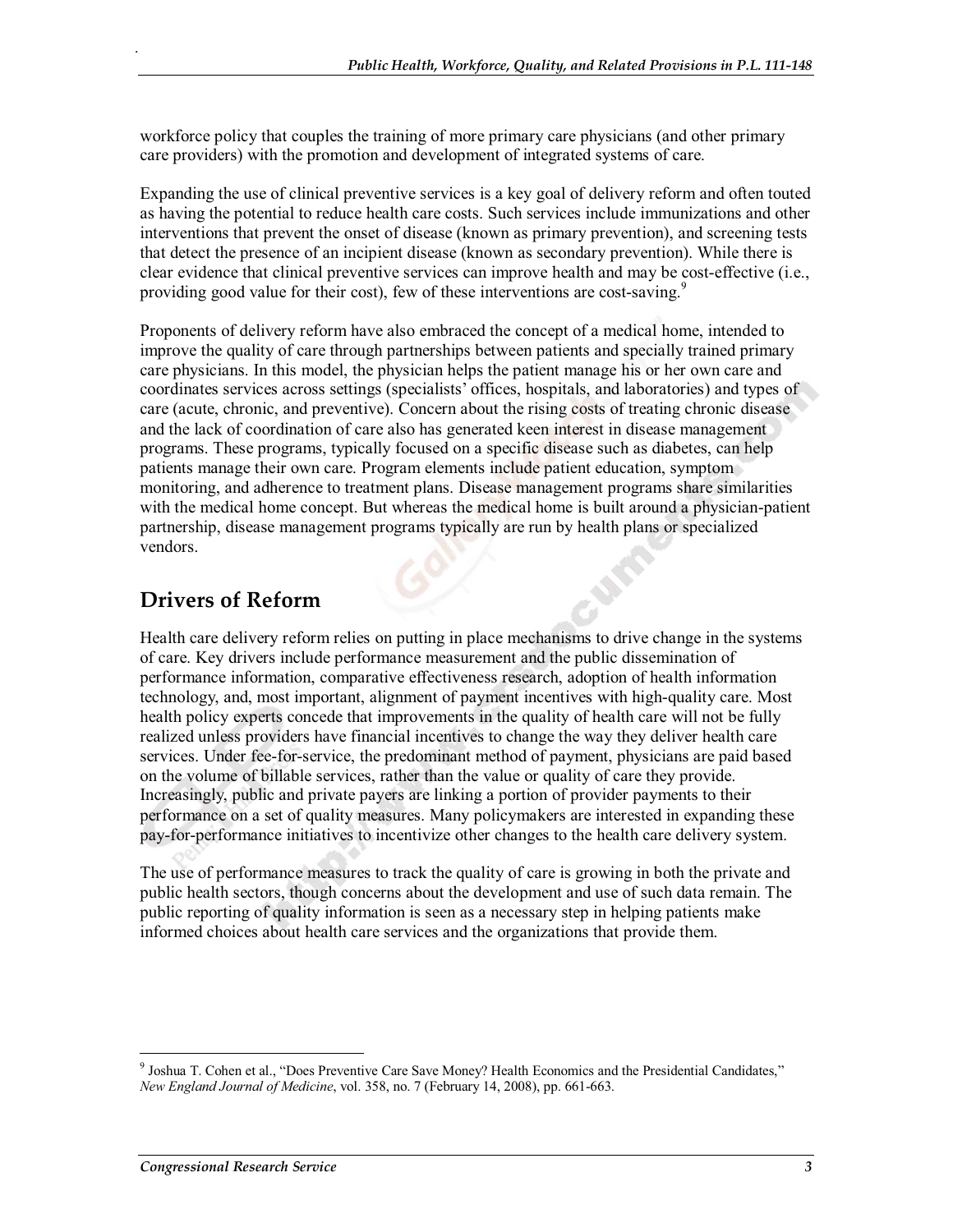workforce policy that couples the training of more primary care physicians (and other primary care providers) with the promotion and development of integrated systems of care.

Expanding the use of clinical preventive services is a key goal of delivery reform and often touted as having the potential to reduce health care costs. Such services include immunizations and other interventions that prevent the onset of disease (known as primary prevention), and screening tests that detect the presence of an incipient disease (known as secondary prevention). While there is clear evidence that clinical preventive services can improve health and may be cost-effective (i.e., providing good value for their cost), few of these interventions are cost-saving.[9]

Proponents of delivery reform have also embraced the concept of a medical home, intended to improve the quality of care through partnerships between patients and specially trained primary care physicians. In this model, the physician helps the patient manage his or her own care and coordinates services across settings (specialists' offices, hospitals, and laboratories) and types of care (acute, chronic, and preventive). Concern about the rising costs of treating chronic disease and the lack of coordination of care also has generated keen interest in disease management programs. These programs, typically focused on a specific disease such as diabetes, can help patients manage their own care. Program elements include patient education, symptom monitoring, and adherence to treatment plans. Disease management programs share similarities with the medical home concept. But whereas the medical home is built around a physician-patient partnership, disease management programs typically are run by health plans or specialized vendors.

## Drivers of Reform

Health care delivery reform relies on putting in place mechanisms to drive change in the systems of care. Key drivers include performance measurement and the public dissemination of performance information, comparative effectiveness research, adoption of health information technology, and, most important, alignment of payment incentives with high-quality care. Most health policy experts concede that improvements in the quality of health care will not be fully realized unless providers have financial incentives to change the way they deliver health care services. Under fee-for-service, the predominant method of payment, physicians are paid based on the volume of billable services, rather than the value or quality of care they provide. Increasingly, public and private payers are linking a portion of provider payments to their performance on a set of quality measures. Many policymakers are interested in expanding these pay-for-performance initiatives to incentivize other changes to the health care delivery system.

The use of performance measures to track the quality of care is growing in both the private and public health sectors, though concerns about the development and use of such data remain. The public reporting of quality information is seen as a necessary step in helping patients make informed choices about health care services and the organizations that provide them.

---

[9] Joshua T. Cohen et al., "Does Preventive Care Save Money? Health Economics and the Presidential Candidates," *New England Journal of Medicine*, vol. 358, no. 7 (February 14, 2008), pp. 661-663.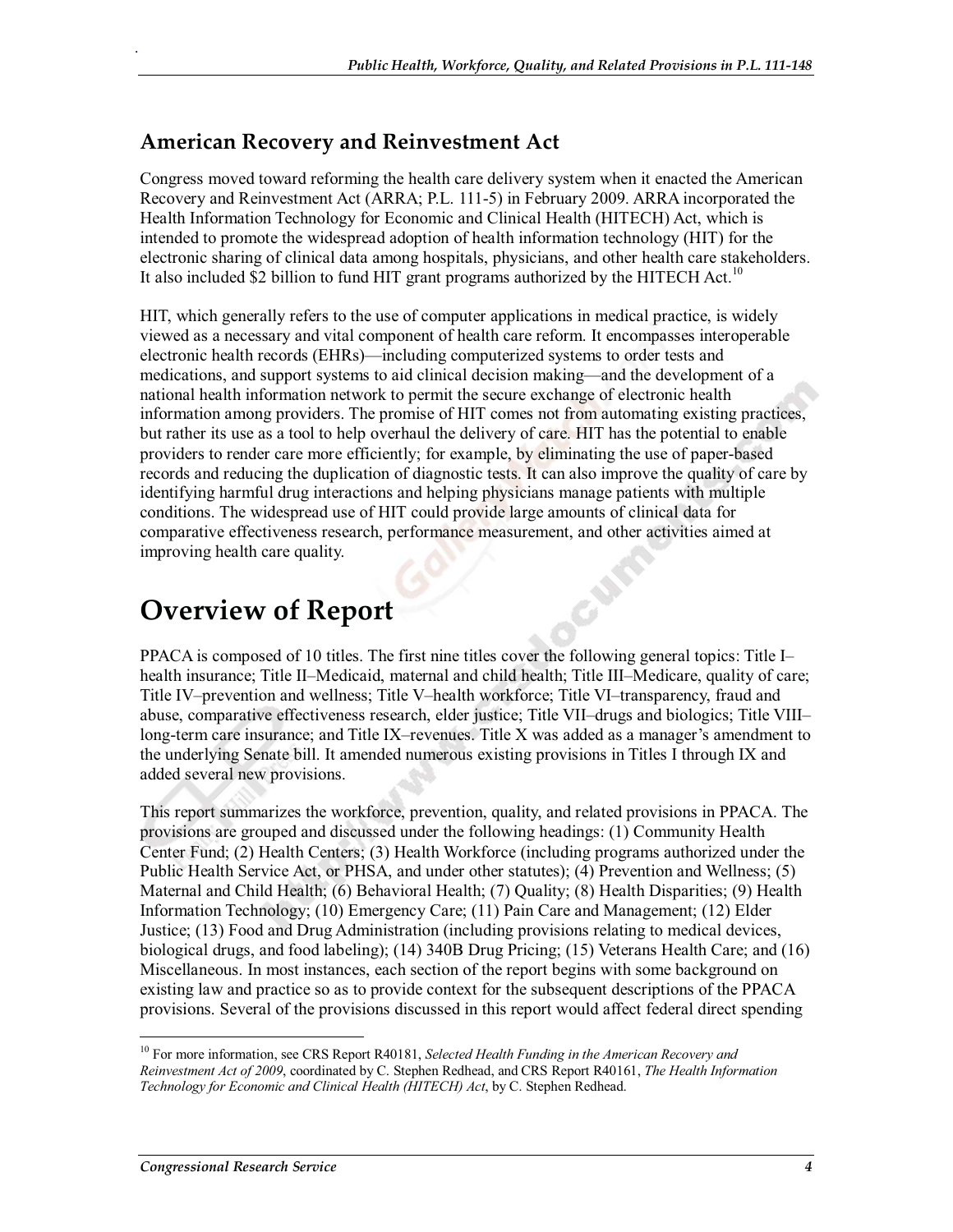## American Recovery and Reinvestment Act

Congress moved toward reforming the health care delivery system when it enacted the American Recovery and Reinvestment Act (ARRA; P.L. 111-5) in February 2009. ARRA incorporated the Health Information Technology for Economic and Clinical Health (HITECH) Act, which is intended to promote the widespread adoption of health information technology (HIT) for the electronic sharing of clinical data among hospitals, physicians, and other health care stakeholders. It also included $2 billion to fund HIT grant programs authorized by the HITECH Act.[10]

HIT, which generally refers to the use of computer applications in medical practice, is widely viewed as a necessary and vital component of health care reform. It encompasses interoperable electronic health records (EHRs)—including computerized systems to order tests and medications, and support systems to aid clinical decision making—and the development of a national health information network to permit the secure exchange of electronic health information among providers. The promise of HIT comes not from automating existing practices, but rather its use as a tool to help overhaul the delivery of care. HIT has the potential to enable providers to render care more efficiently; for example, by eliminating the use of paper-based records and reducing the duplication of diagnostic tests. It can also improve the quality of care by identifying harmful drug interactions and helping physicians manage patients with multiple conditions. The widespread use of HIT could provide large amounts of clinical data for comparative effectiveness research, performance measurement, and other activities aimed at improving health care quality.

# Overview of Report

PPACA is composed of 10 titles. The first nine titles cover the following general topics: Title I–health insurance; Title II–Medicaid, maternal and child health; Title III–Medicare, quality of care; Title IV–prevention and wellness; Title V–health workforce; Title VI–transparency, fraud and abuse, comparative effectiveness research, elder justice; Title VII–drugs and biologics; Title VIII–long-term care insurance; and Title IX–revenues. Title X was added as a manager's amendment to the underlying Senate bill. It amended numerous existing provisions in Titles I through IX and added several new provisions.

This report summarizes the workforce, prevention, quality, and related provisions in PPACA. The provisions are grouped and discussed under the following headings: (1) Community Health Center Fund; (2) Health Centers; (3) Health Workforce (including programs authorized under the Public Health Service Act, or PHSA, and under other statutes); (4) Prevention and Wellness; (5) Maternal and Child Health; (6) Behavioral Health; (7) Quality; (8) Health Disparities; (9) Health Information Technology; (10) Emergency Care; (11) Pain Care and Management; (12) Elder Justice; (13) Food and Drug Administration (including provisions relating to medical devices, biological drugs, and food labeling); (14) 340B Drug Pricing; (15) Veterans Health Care; and (16) Miscellaneous. In most instances, each section of the report begins with some background on existing law and practice so as to provide context for the subsequent descriptions of the PPACA provisions. Several of the provisions discussed in this report would affect federal direct spending

---

[10] For more information, see CRS Report R40181, *Selected Health Funding in the American Recovery and Reinvestment Act of 2009*, coordinated by C. Stephen Redhead, and CRS Report R40161, *The Health Information Technology for Economic and Clinical Health (HITECH) Act*, by C. Stephen Redhead.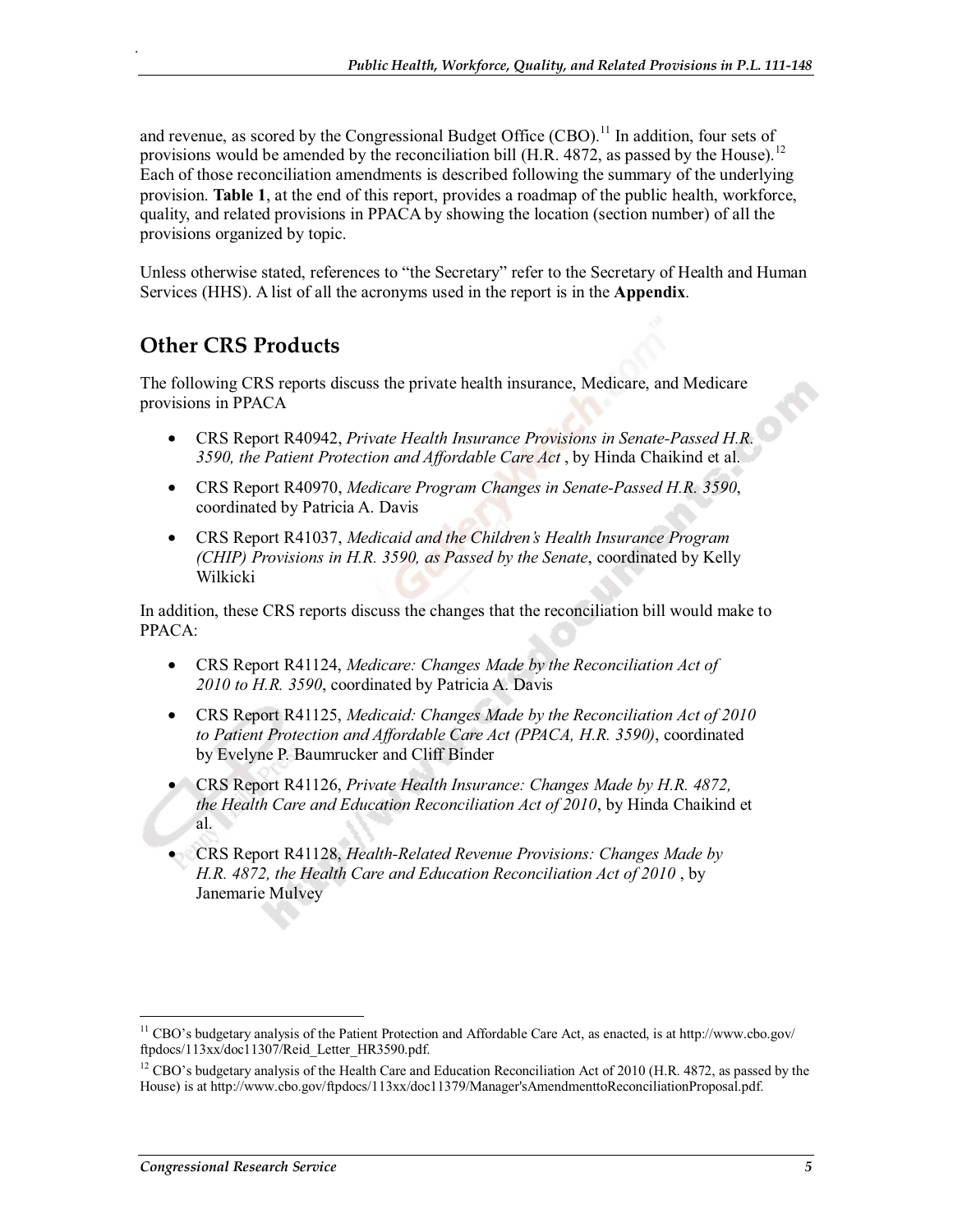and revenue, as scored by the Congressional Budget Office (CBO).[11] In addition, four sets of provisions would be amended by the reconciliation bill (H.R. 4872, as passed by the House).[12] Each of those reconciliation amendments is described following the summary of the underlying provision. **Table 1**, at the end of this report, provides a roadmap of the public health, workforce, quality, and related provisions in PPACA by showing the location (section number) of all the provisions organized by topic.

Unless otherwise stated, references to "the Secretary" refer to the Secretary of Health and Human Services (HHS). A list of all the acronyms used in the report is in the **Appendix**.

## Other CRS Products

The following CRS reports discuss the private health insurance, Medicare, and Medicare provisions in PPACA

- CRS Report R40942, *Private Health Insurance Provisions in Senate-Passed H.R. 3590, the Patient Protection and Affordable Care Act* , by Hinda Chaikind et al.
- CRS Report R40970, *Medicare Program Changes in Senate-Passed H.R. 3590*, coordinated by Patricia A. Davis
- CRS Report R41037, *Medicaid and the Children's Health Insurance Program (CHIP) Provisions in H.R. 3590, as Passed by the Senate*, coordinated by Kelly Wilkicki

In addition, these CRS reports discuss the changes that the reconciliation bill would make to PPACA:

- CRS Report R41124, *Medicare: Changes Made by the Reconciliation Act of 2010 to H.R. 3590*, coordinated by Patricia A. Davis
- CRS Report R41125, *Medicaid: Changes Made by the Reconciliation Act of 2010 to Patient Protection and Affordable Care Act (PPACA, H.R. 3590)*, coordinated by Evelyne P. Baumrucker and Cliff Binder
- CRS Report R41126, *Private Health Insurance: Changes Made by H.R. 4872, the Health Care and Education Reconciliation Act of 2010*, by Hinda Chaikind et al.
- CRS Report R41128, *Health-Related Revenue Provisions: Changes Made by H.R. 4872, the Health Care and Education Reconciliation Act of 2010* , by Janemarie Mulvey

---

[11] CBO's budgetary analysis of the Patient Protection and Affordable Care Act, as enacted, is at http://www.cbo.gov/ftpdocs/113xx/doc11307/Reid_Letter_HR3590.pdf.

[12] CBO's budgetary analysis of the Health Care and Education Reconciliation Act of 2010 (H.R. 4872, as passed by the House) is at http://www.cbo.gov/ftpdocs/113xx/doc11379/Manager'sAmendmenttoReconciliationProposal.pdf.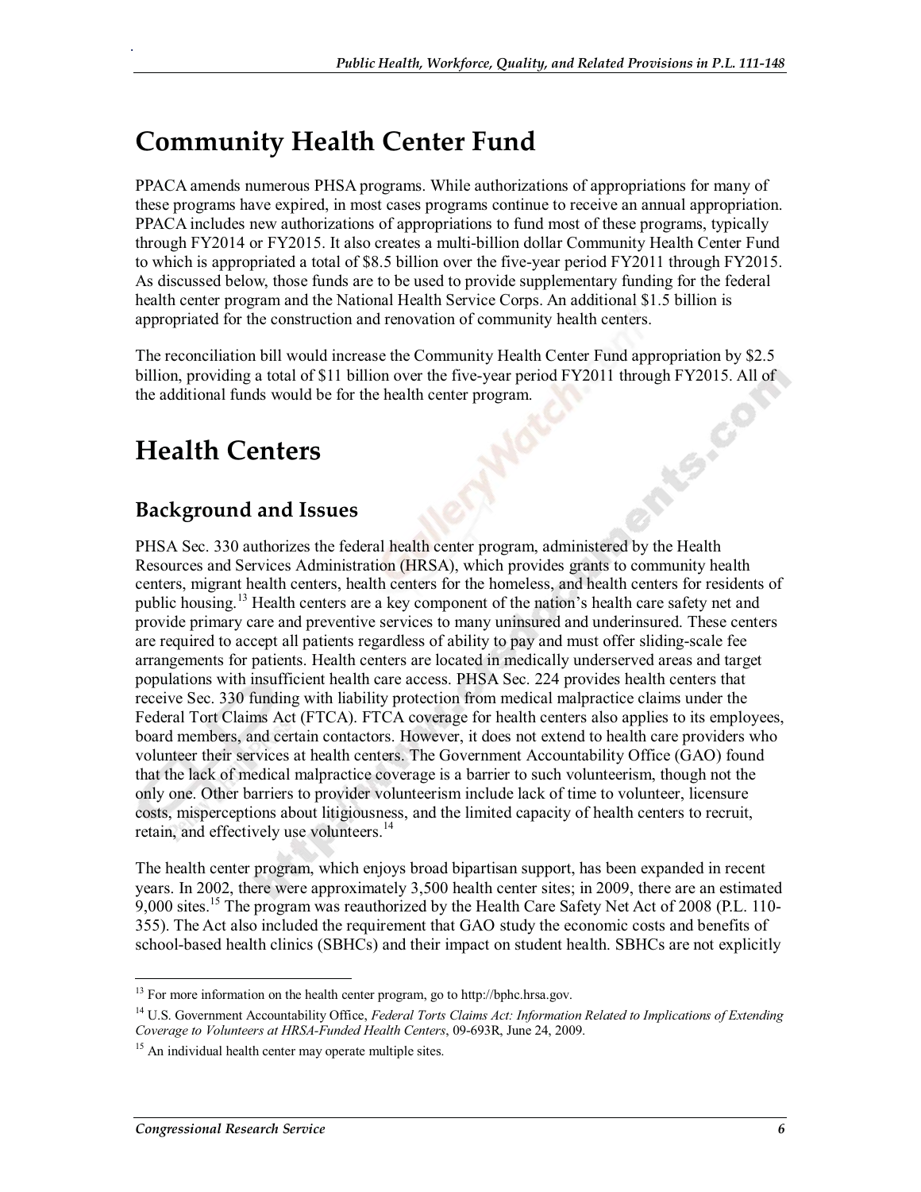# Community Health Center Fund

PPACA amends numerous PHSA programs. While authorizations of appropriations for many of these programs have expired, in most cases programs continue to receive an annual appropriation. PPACA includes new authorizations of appropriations to fund most of these programs, typically through FY2014 or FY2015. It also creates a multi-billion dollar Community Health Center Fund to which is appropriated a total of $8.5 billion over the five-year period FY2011 through FY2015. As discussed below, those funds are to be used to provide supplementary funding for the federal health center program and the National Health Service Corps. An additional $1.5 billion is appropriated for the construction and renovation of community health centers.

The reconciliation bill would increase the Community Health Center Fund appropriation by $2.5 billion, providing a total of $11 billion over the five-year period FY2011 through FY2015. All of the additional funds would be for the health center program.

# Health Centers

## Background and Issues

PHSA Sec. 330 authorizes the federal health center program, administered by the Health Resources and Services Administration (HRSA), which provides grants to community health centers, migrant health centers, health centers for the homeless, and health centers for residents of public housing.[13] Health centers are a key component of the nation's health care safety net and provide primary care and preventive services to many uninsured and underinsured. These centers are required to accept all patients regardless of ability to pay and must offer sliding-scale fee arrangements for patients. Health centers are located in medically underserved areas and target populations with insufficient health care access. PHSA Sec. 224 provides health centers that receive Sec. 330 funding with liability protection from medical malpractice claims under the Federal Tort Claims Act (FTCA). FTCA coverage for health centers also applies to its employees, board members, and certain contactors. However, it does not extend to health care providers who volunteer their services at health centers. The Government Accountability Office (GAO) found that the lack of medical malpractice coverage is a barrier to such volunteerism, though not the only one. Other barriers to provider volunteerism include lack of time to volunteer, licensure costs, misperceptions about litigiousness, and the limited capacity of health centers to recruit, retain, and effectively use volunteers.[14]

The health center program, which enjoys broad bipartisan support, has been expanded in recent years. In 2002, there were approximately 3,500 health center sites; in 2009, there are an estimated 9,000 sites.[15] The program was reauthorized by the Health Care Safety Net Act of 2008 (P.L. 110-355). The Act also included the requirement that GAO study the economic costs and benefits of school-based health clinics (SBHCs) and their impact on student health. SBHCs are not explicitly

---

[13] For more information on the health center program, go to http://bphc.hrsa.gov.

[14] U.S. Government Accountability Office, *Federal Torts Claims Act: Information Related to Implications of Extending Coverage to Volunteers at HRSA-Funded Health Centers*, 09-693R, June 24, 2009.

[15] An individual health center may operate multiple sites.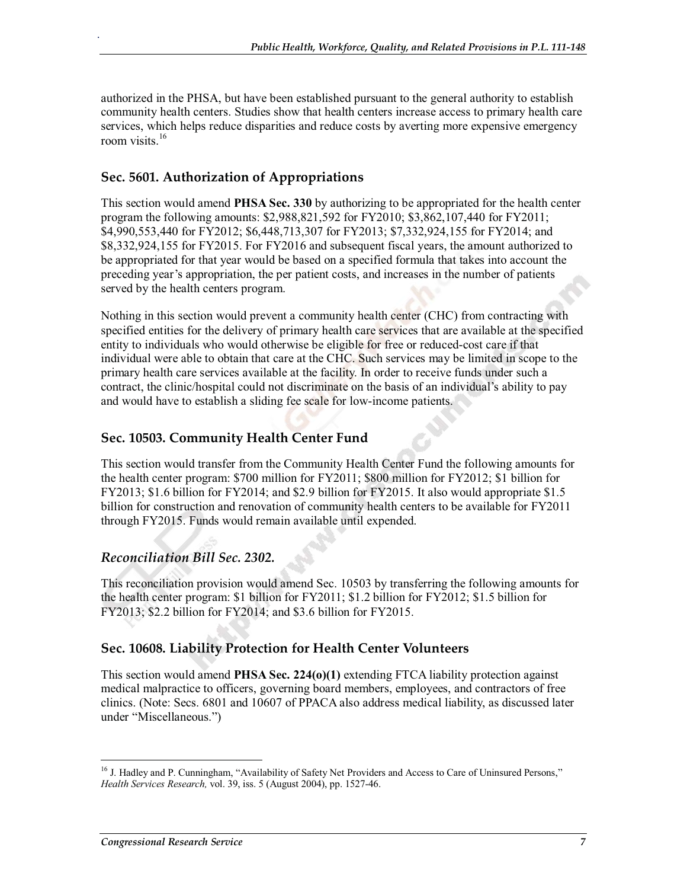authorized in the PHSA, but have been established pursuant to the general authority to establish community health centers. Studies show that health centers increase access to primary health care services, which helps reduce disparities and reduce costs by averting more expensive emergency room visits.[16]

## Sec. 5601. Authorization of Appropriations

This section would amend **PHSA Sec. 330** by authorizing to be appropriated for the health center program the following amounts: $2,988,821,592 for FY2010; $3,862,107,440 for FY2011; $4,990,553,440 for FY2012; $6,448,713,307 for FY2013; $7,332,924,155 for FY2014; and $8,332,924,155 for FY2015. For FY2016 and subsequent fiscal years, the amount authorized to be appropriated for that year would be based on a specified formula that takes into account the preceding year's appropriation, the per patient costs, and increases in the number of patients served by the health centers program.

Nothing in this section would prevent a community health center (CHC) from contracting with specified entities for the delivery of primary health care services that are available at the specified entity to individuals who would otherwise be eligible for free or reduced-cost care if that individual were able to obtain that care at the CHC. Such services may be limited in scope to the primary health care services available at the facility. In order to receive funds under such a contract, the clinic/hospital could not discriminate on the basis of an individual's ability to pay and would have to establish a sliding fee scale for low-income patients.

## Sec. 10503. Community Health Center Fund

This section would transfer from the Community Health Center Fund the following amounts for the health center program: $700 million for FY2011; $800 million for FY2012; $1 billion for FY2013; $1.6 billion for FY2014; and $2.9 billion for FY2015. It also would appropriate $1.5 billion for construction and renovation of community health centers to be available for FY2011 through FY2015. Funds would remain available until expended.

## *Reconciliation Bill Sec. 2302.*

This reconciliation provision would amend Sec. 10503 by transferring the following amounts for the health center program: $1 billion for FY2011; $1.2 billion for FY2012; $1.5 billion for FY2013; $2.2 billion for FY2014; and $3.6 billion for FY2015.

## Sec. 10608. Liability Protection for Health Center Volunteers

This section would amend **PHSA Sec. 224(o)(1)** extending FTCA liability protection against medical malpractice to officers, governing board members, employees, and contractors of free clinics. (Note: Secs. 6801 and 10607 of PPACA also address medical liability, as discussed later under "Miscellaneous.")

---

[16] J. Hadley and P. Cunningham, "Availability of Safety Net Providers and Access to Care of Uninsured Persons," *Health Services Research,* vol. 39, iss. 5 (August 2004), pp. 1527-46.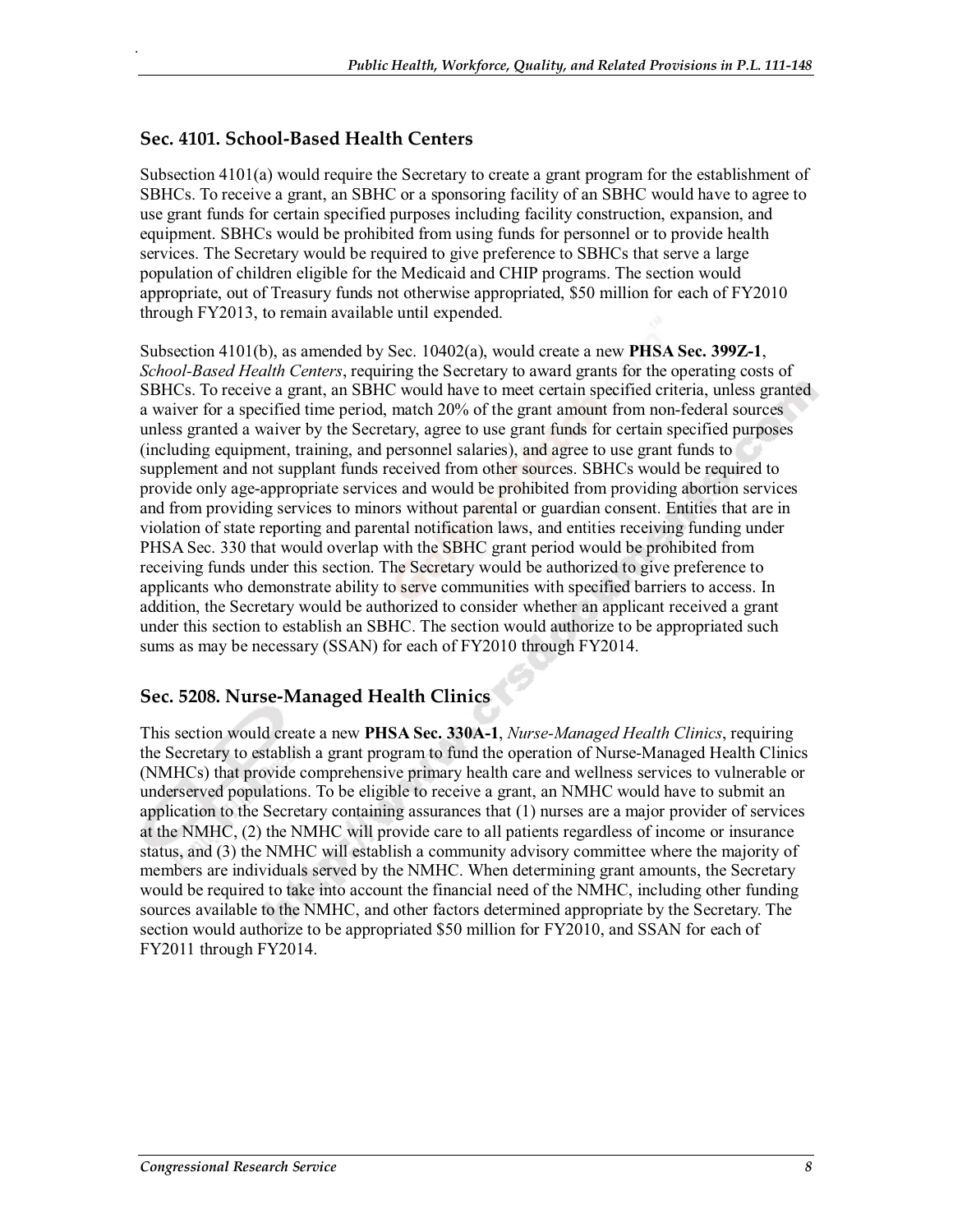### Sec. 4101. School-Based Health Centers

Subsection 4101(a) would require the Secretary to create a grant program for the establishment of SBHCs. To receive a grant, an SBHC or a sponsoring facility of an SBHC would have to agree to use grant funds for certain specified purposes including facility construction, expansion, and equipment. SBHCs would be prohibited from using funds for personnel or to provide health services. The Secretary would be required to give preference to SBHCs that serve a large population of children eligible for the Medicaid and CHIP programs. The section would appropriate, out of Treasury funds not otherwise appropriated, $50 million for each of FY2010 through FY2013, to remain available until expended.

Subsection 4101(b), as amended by Sec. 10402(a), would create a new **PHSA Sec. 399Z-1**, *School-Based Health Centers*, requiring the Secretary to award grants for the operating costs of SBHCs. To receive a grant, an SBHC would have to meet certain specified criteria, unless granted a waiver for a specified time period, match 20% of the grant amount from non-federal sources unless granted a waiver by the Secretary, agree to use grant funds for certain specified purposes (including equipment, training, and personnel salaries), and agree to use grant funds to supplement and not supplant funds received from other sources. SBHCs would be required to provide only age-appropriate services and would be prohibited from providing abortion services and from providing services to minors without parental or guardian consent. Entities that are in violation of state reporting and parental notification laws, and entities receiving funding under PHSA Sec. 330 that would overlap with the SBHC grant period would be prohibited from receiving funds under this section. The Secretary would be authorized to give preference to applicants who demonstrate ability to serve communities with specified barriers to access. In addition, the Secretary would be authorized to consider whether an applicant received a grant under this section to establish an SBHC. The section would authorize to be appropriated such sums as may be necessary (SSAN) for each of FY2010 through FY2014.

### Sec. 5208. Nurse-Managed Health Clinics

This section would create a new **PHSA Sec. 330A-1**, *Nurse-Managed Health Clinics*, requiring the Secretary to establish a grant program to fund the operation of Nurse-Managed Health Clinics (NMHCs) that provide comprehensive primary health care and wellness services to vulnerable or underserved populations. To be eligible to receive a grant, an NMHC would have to submit an application to the Secretary containing assurances that (1) nurses are a major provider of services at the NMHC, (2) the NMHC will provide care to all patients regardless of income or insurance status, and (3) the NMHC will establish a community advisory committee where the majority of members are individuals served by the NMHC. When determining grant amounts, the Secretary would be required to take into account the financial need of the NMHC, including other funding sources available to the NMHC, and other factors determined appropriate by the Secretary. The section would authorize to be appropriated $50 million for FY2010, and SSAN for each of FY2011 through FY2014.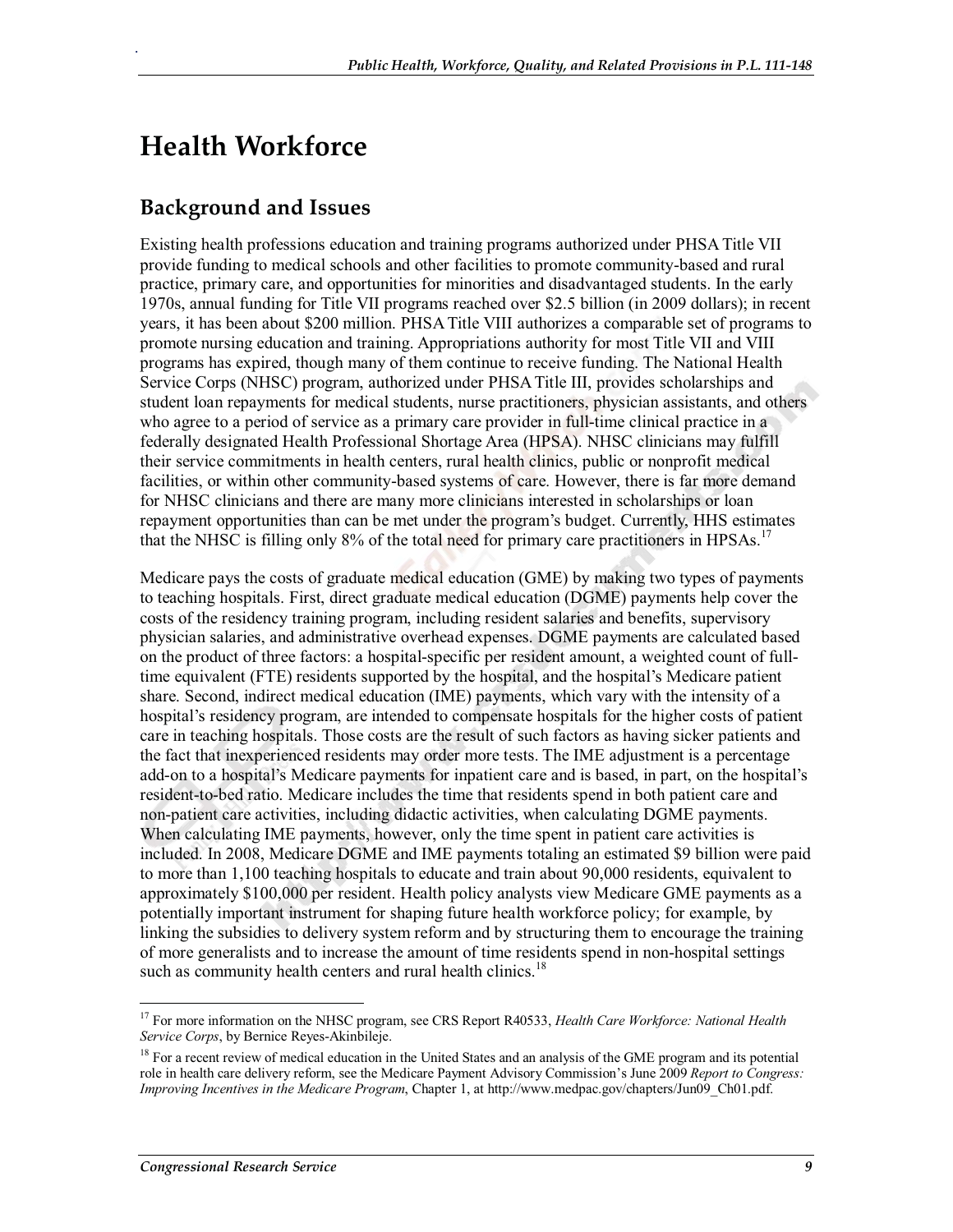# Health Workforce

## Background and Issues

Existing health professions education and training programs authorized under PHSA Title VII provide funding to medical schools and other facilities to promote community-based and rural practice, primary care, and opportunities for minorities and disadvantaged students. In the early 1970s, annual funding for Title VII programs reached over $2.5 billion (in 2009 dollars); in recent years, it has been about $200 million. PHSA Title VIII authorizes a comparable set of programs to promote nursing education and training. Appropriations authority for most Title VII and VIII programs has expired, though many of them continue to receive funding. The National Health Service Corps (NHSC) program, authorized under PHSA Title III, provides scholarships and student loan repayments for medical students, nurse practitioners, physician assistants, and others who agree to a period of service as a primary care provider in full-time clinical practice in a federally designated Health Professional Shortage Area (HPSA). NHSC clinicians may fulfill their service commitments in health centers, rural health clinics, public or nonprofit medical facilities, or within other community-based systems of care. However, there is far more demand for NHSC clinicians and there are many more clinicians interested in scholarships or loan repayment opportunities than can be met under the program's budget. Currently, HHS estimates that the NHSC is filling only 8% of the total need for primary care practitioners in HPSAs.[17]

Medicare pays the costs of graduate medical education (GME) by making two types of payments to teaching hospitals. First, direct graduate medical education (DGME) payments help cover the costs of the residency training program, including resident salaries and benefits, supervisory physician salaries, and administrative overhead expenses. DGME payments are calculated based on the product of three factors: a hospital-specific per resident amount, a weighted count of full-time equivalent (FTE) residents supported by the hospital, and the hospital's Medicare patient share. Second, indirect medical education (IME) payments, which vary with the intensity of a hospital's residency program, are intended to compensate hospitals for the higher costs of patient care in teaching hospitals. Those costs are the result of such factors as having sicker patients and the fact that inexperienced residents may order more tests. The IME adjustment is a percentage add-on to a hospital's Medicare payments for inpatient care and is based, in part, on the hospital's resident-to-bed ratio. Medicare includes the time that residents spend in both patient care and non-patient care activities, including didactic activities, when calculating DGME payments. When calculating IME payments, however, only the time spent in patient care activities is included. In 2008, Medicare DGME and IME payments totaling an estimated $9 billion were paid to more than 1,100 teaching hospitals to educate and train about 90,000 residents, equivalent to approximately $100,000 per resident. Health policy analysts view Medicare GME payments as a potentially important instrument for shaping future health workforce policy; for example, by linking the subsidies to delivery system reform and by structuring them to encourage the training of more generalists and to increase the amount of time residents spend in non-hospital settings such as community health centers and rural health clinics.[18]

---

[17] For more information on the NHSC program, see CRS Report R40533, *Health Care Workforce: National Health Service Corps*, by Bernice Reyes-Akinbileje.

[18] For a recent review of medical education in the United States and an analysis of the GME program and its potential role in health care delivery reform, see the Medicare Payment Advisory Commission's June 2009 *Report to Congress: Improving Incentives in the Medicare Program*, Chapter 1, at http://www.medpac.gov/chapters/Jun09_Ch01.pdf.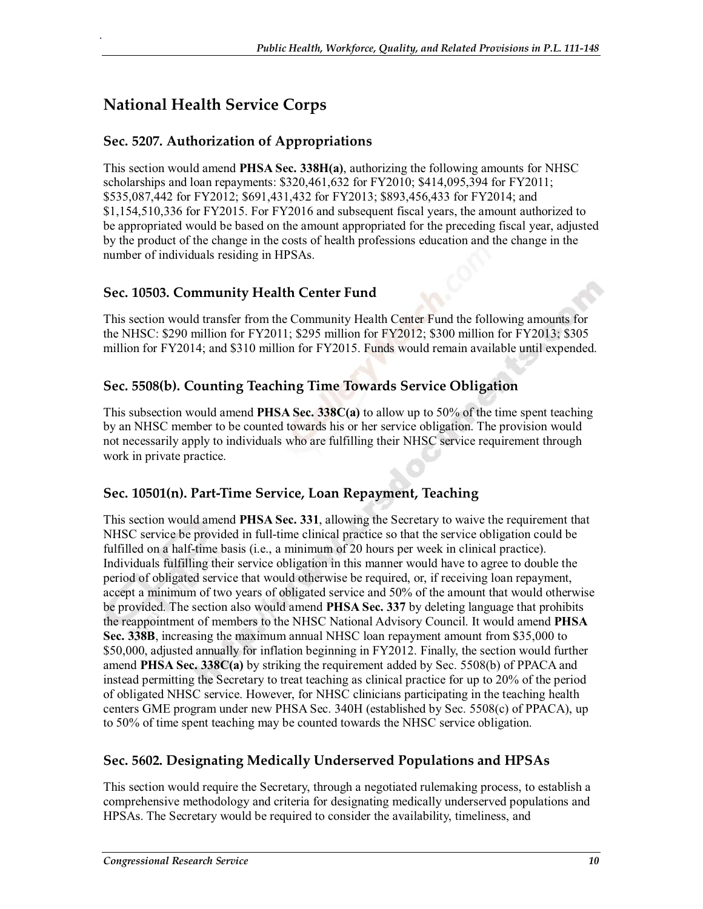## National Health Service Corps

### Sec. 5207. Authorization of Appropriations

This section would amend **PHSA Sec. 338H(a)**, authorizing the following amounts for NHSC scholarships and loan repayments: $320,461,632 for FY2010; $414,095,394 for FY2011; $535,087,442 for FY2012; $691,431,432 for FY2013; $893,456,433 for FY2014; and $1,154,510,336 for FY2015. For FY2016 and subsequent fiscal years, the amount authorized to be appropriated would be based on the amount appropriated for the preceding fiscal year, adjusted by the product of the change in the costs of health professions education and the change in the number of individuals residing in HPSAs.

### Sec. 10503. Community Health Center Fund

This section would transfer from the Community Health Center Fund the following amounts for the NHSC: $290 million for FY2011; $295 million for FY2012; $300 million for FY2013; $305 million for FY2014; and $310 million for FY2015. Funds would remain available until expended.

### Sec. 5508(b). Counting Teaching Time Towards Service Obligation

This subsection would amend **PHSA Sec. 338C(a)** to allow up to 50% of the time spent teaching by an NHSC member to be counted towards his or her service obligation. The provision would not necessarily apply to individuals who are fulfilling their NHSC service requirement through work in private practice.

### Sec. 10501(n). Part-Time Service, Loan Repayment, Teaching

This section would amend **PHSA Sec. 331**, allowing the Secretary to waive the requirement that NHSC service be provided in full-time clinical practice so that the service obligation could be fulfilled on a half-time basis (i.e., a minimum of 20 hours per week in clinical practice). Individuals fulfilling their service obligation in this manner would have to agree to double the period of obligated service that would otherwise be required, or, if receiving loan repayment, accept a minimum of two years of obligated service and 50% of the amount that would otherwise be provided. The section also would amend **PHSA Sec. 337** by deleting language that prohibits the reappointment of members to the NHSC National Advisory Council. It would amend **PHSA Sec. 338B**, increasing the maximum annual NHSC loan repayment amount from $35,000 to $50,000, adjusted annually for inflation beginning in FY2012. Finally, the section would further amend **PHSA Sec. 338C(a)** by striking the requirement added by Sec. 5508(b) of PPACA and instead permitting the Secretary to treat teaching as clinical practice for up to 20% of the period of obligated NHSC service. However, for NHSC clinicians participating in the teaching health centers GME program under new PHSA Sec. 340H (established by Sec. 5508(c) of PPACA), up to 50% of time spent teaching may be counted towards the NHSC service obligation.

### Sec. 5602. Designating Medically Underserved Populations and HPSAs

This section would require the Secretary, through a negotiated rulemaking process, to establish a comprehensive methodology and criteria for designating medically underserved populations and HPSAs. The Secretary would be required to consider the availability, timeliness, and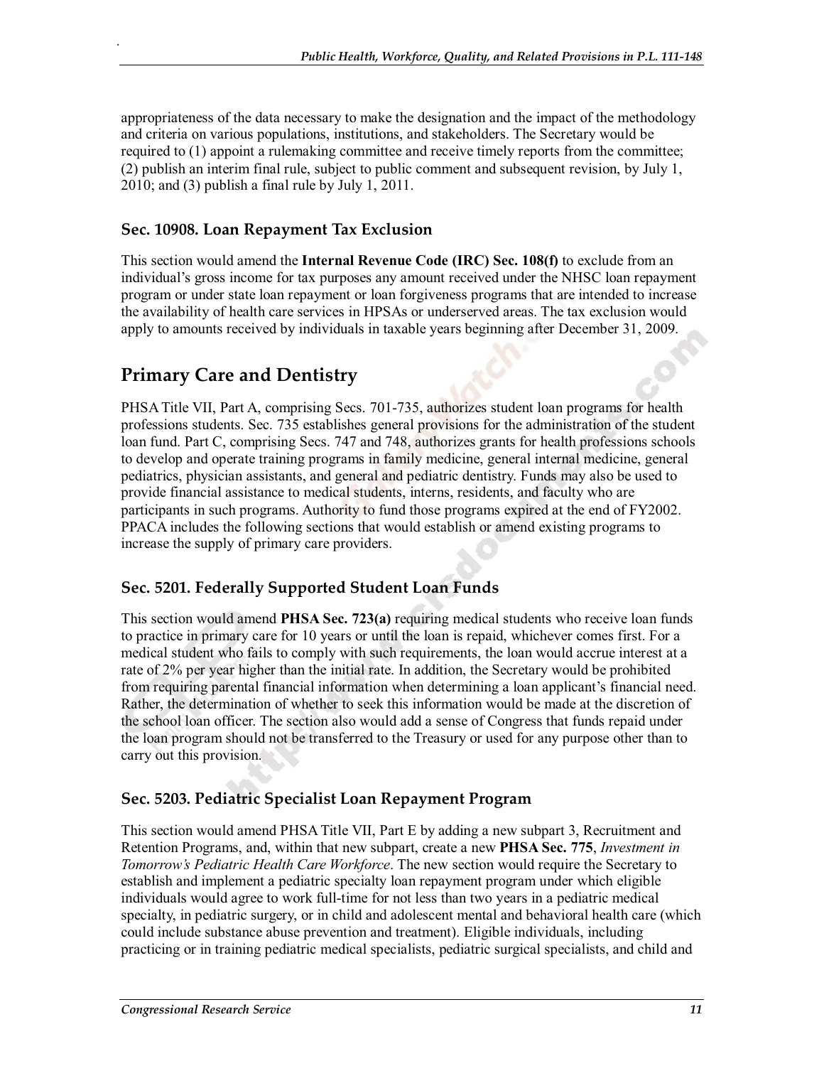appropriateness of the data necessary to make the designation and the impact of the methodology and criteria on various populations, institutions, and stakeholders. The Secretary would be required to (1) appoint a rulemaking committee and receive timely reports from the committee; (2) publish an interim final rule, subject to public comment and subsequent revision, by July 1, 2010; and (3) publish a final rule by July 1, 2011.

### Sec. 10908. Loan Repayment Tax Exclusion

This section would amend the **Internal Revenue Code (IRC) Sec. 108(f)** to exclude from an individual's gross income for tax purposes any amount received under the NHSC loan repayment program or under state loan repayment or loan forgiveness programs that are intended to increase the availability of health care services in HPSAs or underserved areas. The tax exclusion would apply to amounts received by individuals in taxable years beginning after December 31, 2009.

## Primary Care and Dentistry

PHSA Title VII, Part A, comprising Secs. 701-735, authorizes student loan programs for health professions students. Sec. 735 establishes general provisions for the administration of the student loan fund. Part C, comprising Secs. 747 and 748, authorizes grants for health professions schools to develop and operate training programs in family medicine, general internal medicine, general pediatrics, physician assistants, and general and pediatric dentistry. Funds may also be used to provide financial assistance to medical students, interns, residents, and faculty who are participants in such programs. Authority to fund those programs expired at the end of FY2002. PPACA includes the following sections that would establish or amend existing programs to increase the supply of primary care providers.

### Sec. 5201. Federally Supported Student Loan Funds

This section would amend **PHSA Sec. 723(a)** requiring medical students who receive loan funds to practice in primary care for 10 years or until the loan is repaid, whichever comes first. For a medical student who fails to comply with such requirements, the loan would accrue interest at a rate of 2% per year higher than the initial rate. In addition, the Secretary would be prohibited from requiring parental financial information when determining a loan applicant's financial need. Rather, the determination of whether to seek this information would be made at the discretion of the school loan officer. The section also would add a sense of Congress that funds repaid under the loan program should not be transferred to the Treasury or used for any purpose other than to carry out this provision.

### Sec. 5203. Pediatric Specialist Loan Repayment Program

This section would amend PHSA Title VII, Part E by adding a new subpart 3, Recruitment and Retention Programs, and, within that new subpart, create a new **PHSA Sec. 775**, *Investment in Tomorrow's Pediatric Health Care Workforce*. The new section would require the Secretary to establish and implement a pediatric specialty loan repayment program under which eligible individuals would agree to work full-time for not less than two years in a pediatric medical specialty, in pediatric surgery, or in child and adolescent mental and behavioral health care (which could include substance abuse prevention and treatment). Eligible individuals, including practicing or in training pediatric medical specialists, pediatric surgical specialists, and child and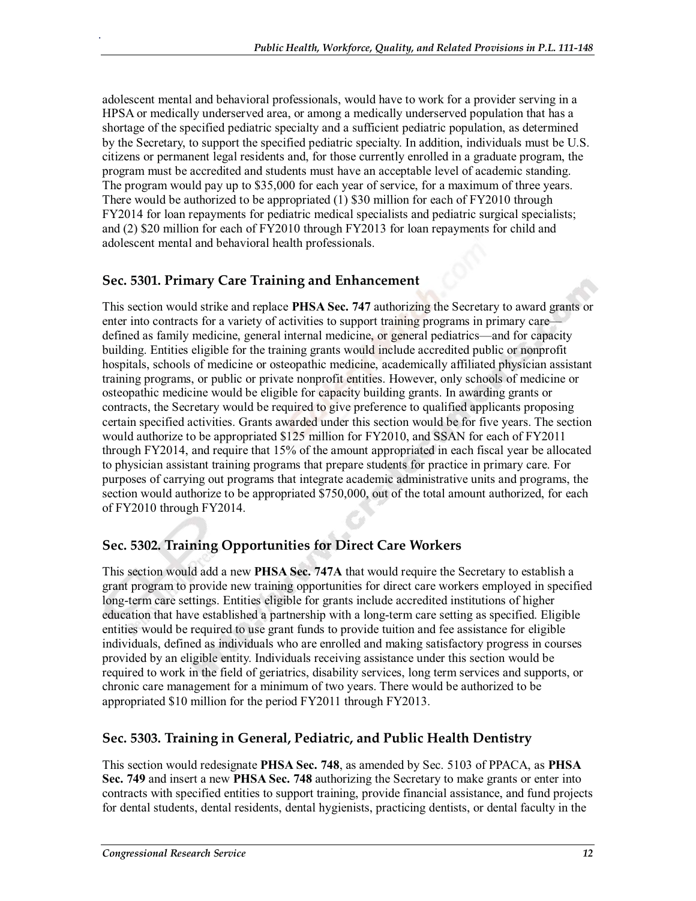adolescent mental and behavioral professionals, would have to work for a provider serving in a HPSA or medically underserved area, or among a medically underserved population that has a shortage of the specified pediatric specialty and a sufficient pediatric population, as determined by the Secretary, to support the specified pediatric specialty. In addition, individuals must be U.S. citizens or permanent legal residents and, for those currently enrolled in a graduate program, the program must be accredited and students must have an acceptable level of academic standing. The program would pay up to $35,000 for each year of service, for a maximum of three years. There would be authorized to be appropriated (1) $30 million for each of FY2010 through FY2014 for loan repayments for pediatric medical specialists and pediatric surgical specialists; and (2) $20 million for each of FY2010 through FY2013 for loan repayments for child and adolescent mental and behavioral health professionals.

### Sec. 5301. Primary Care Training and Enhancement

This section would strike and replace **PHSA Sec. 747** authorizing the Secretary to award grants or enter into contracts for a variety of activities to support training programs in primary care—defined as family medicine, general internal medicine, or general pediatrics—and for capacity building. Entities eligible for the training grants would include accredited public or nonprofit hospitals, schools of medicine or osteopathic medicine, academically affiliated physician assistant training programs, or public or private nonprofit entities. However, only schools of medicine or osteopathic medicine would be eligible for capacity building grants. In awarding grants or contracts, the Secretary would be required to give preference to qualified applicants proposing certain specified activities. Grants awarded under this section would be for five years. The section would authorize to be appropriated $125 million for FY2010, and SSAN for each of FY2011 through FY2014, and require that 15% of the amount appropriated in each fiscal year be allocated to physician assistant training programs that prepare students for practice in primary care. For purposes of carrying out programs that integrate academic administrative units and programs, the section would authorize to be appropriated $750,000, out of the total amount authorized, for each of FY2010 through FY2014.

### Sec. 5302. Training Opportunities for Direct Care Workers

This section would add a new **PHSA Sec. 747A** that would require the Secretary to establish a grant program to provide new training opportunities for direct care workers employed in specified long-term care settings. Entities eligible for grants include accredited institutions of higher education that have established a partnership with a long-term care setting as specified. Eligible entities would be required to use grant funds to provide tuition and fee assistance for eligible individuals, defined as individuals who are enrolled and making satisfactory progress in courses provided by an eligible entity. Individuals receiving assistance under this section would be required to work in the field of geriatrics, disability services, long term services and supports, or chronic care management for a minimum of two years. There would be authorized to be appropriated $10 million for the period FY2011 through FY2013.

### Sec. 5303. Training in General, Pediatric, and Public Health Dentistry

This section would redesignate **PHSA Sec. 748**, as amended by Sec. 5103 of PPACA, as **PHSA Sec. 749** and insert a new **PHSA Sec. 748** authorizing the Secretary to make grants or enter into contracts with specified entities to support training, provide financial assistance, and fund projects for dental students, dental residents, dental hygienists, practicing dentists, or dental faculty in the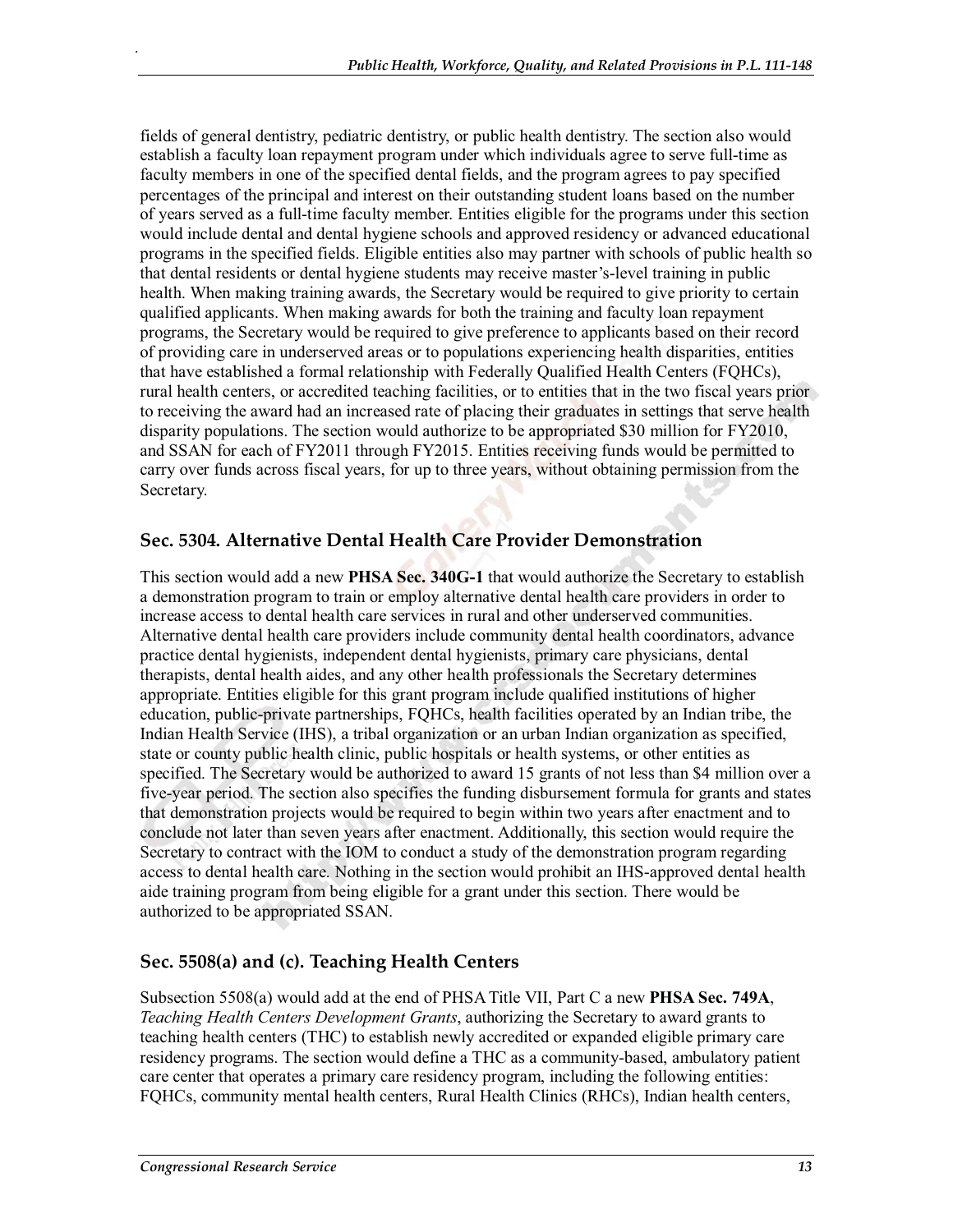fields of general dentistry, pediatric dentistry, or public health dentistry. The section also would establish a faculty loan repayment program under which individuals agree to serve full-time as faculty members in one of the specified dental fields, and the program agrees to pay specified percentages of the principal and interest on their outstanding student loans based on the number of years served as a full-time faculty member. Entities eligible for the programs under this section would include dental and dental hygiene schools and approved residency or advanced educational programs in the specified fields. Eligible entities also may partner with schools of public health so that dental residents or dental hygiene students may receive master's-level training in public health. When making training awards, the Secretary would be required to give priority to certain qualified applicants. When making awards for both the training and faculty loan repayment programs, the Secretary would be required to give preference to applicants based on their record of providing care in underserved areas or to populations experiencing health disparities, entities that have established a formal relationship with Federally Qualified Health Centers (FQHCs), rural health centers, or accredited teaching facilities, or to entities that in the two fiscal years prior to receiving the award had an increased rate of placing their graduates in settings that serve health disparity populations. The section would authorize to be appropriated $30 million for FY2010, and SSAN for each of FY2011 through FY2015. Entities receiving funds would be permitted to carry over funds across fiscal years, for up to three years, without obtaining permission from the Secretary.

## Sec. 5304. Alternative Dental Health Care Provider Demonstration

This section would add a new **PHSA Sec. 340G-1** that would authorize the Secretary to establish a demonstration program to train or employ alternative dental health care providers in order to increase access to dental health care services in rural and other underserved communities. Alternative dental health care providers include community dental health coordinators, advance practice dental hygienists, independent dental hygienists, primary care physicians, dental therapists, dental health aides, and any other health professionals the Secretary determines appropriate. Entities eligible for this grant program include qualified institutions of higher education, public-private partnerships, FQHCs, health facilities operated by an Indian tribe, the Indian Health Service (IHS), a tribal organization or an urban Indian organization as specified, state or county public health clinic, public hospitals or health systems, or other entities as specified. The Secretary would be authorized to award 15 grants of not less than $4 million over a five-year period. The section also specifies the funding disbursement formula for grants and states that demonstration projects would be required to begin within two years after enactment and to conclude not later than seven years after enactment. Additionally, this section would require the Secretary to contract with the IOM to conduct a study of the demonstration program regarding access to dental health care. Nothing in the section would prohibit an IHS-approved dental health aide training program from being eligible for a grant under this section. There would be authorized to be appropriated SSAN.

## Sec. 5508(a) and (c). Teaching Health Centers

Subsection 5508(a) would add at the end of PHSA Title VII, Part C a new **PHSA Sec. 749A**, *Teaching Health Centers Development Grants*, authorizing the Secretary to award grants to teaching health centers (THC) to establish newly accredited or expanded eligible primary care residency programs. The section would define a THC as a community-based, ambulatory patient care center that operates a primary care residency program, including the following entities: FQHCs, community mental health centers, Rural Health Clinics (RHCs), Indian health centers,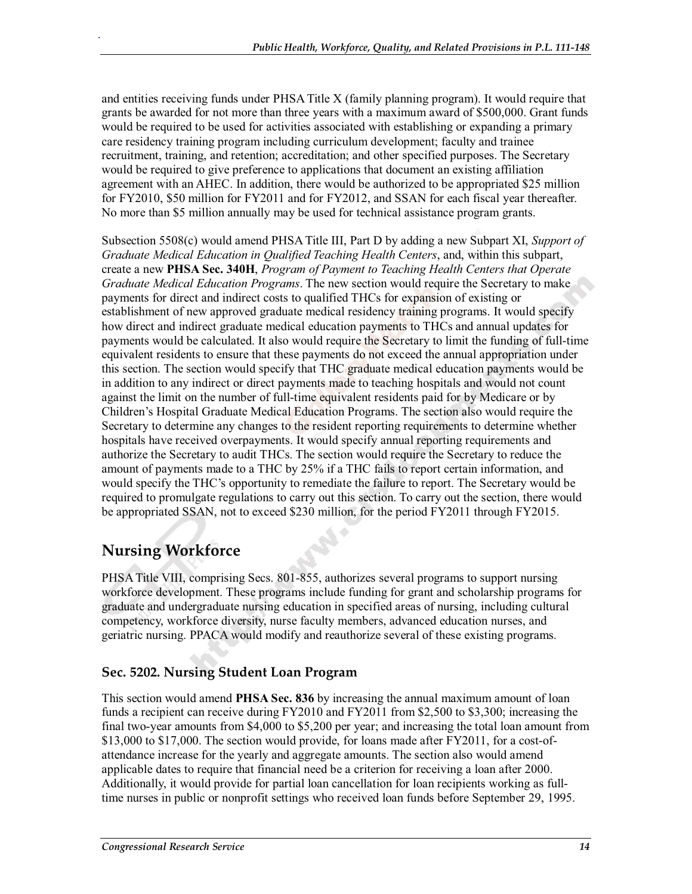and entities receiving funds under PHSA Title X (family planning program). It would require that grants be awarded for not more than three years with a maximum award of $500,000. Grant funds would be required to be used for activities associated with establishing or expanding a primary care residency training program including curriculum development; faculty and trainee recruitment, training, and retention; accreditation; and other specified purposes. The Secretary would be required to give preference to applications that document an existing affiliation agreement with an AHEC. In addition, there would be authorized to be appropriated $25 million for FY2010, $50 million for FY2011 and for FY2012, and SSAN for each fiscal year thereafter. No more than $5 million annually may be used for technical assistance program grants.

Subsection 5508(c) would amend PHSA Title III, Part D by adding a new Subpart XI, *Support of Graduate Medical Education in Qualified Teaching Health Centers*, and, within this subpart, create a new **PHSA Sec. 340H**, *Program of Payment to Teaching Health Centers that Operate Graduate Medical Education Programs*. The new section would require the Secretary to make payments for direct and indirect costs to qualified THCs for expansion of existing or establishment of new approved graduate medical residency training programs. It would specify how direct and indirect graduate medical education payments to THCs and annual updates for payments would be calculated. It also would require the Secretary to limit the funding of full-time equivalent residents to ensure that these payments do not exceed the annual appropriation under this section. The section would specify that THC graduate medical education payments would be in addition to any indirect or direct payments made to teaching hospitals and would not count against the limit on the number of full-time equivalent residents paid for by Medicare or by Children's Hospital Graduate Medical Education Programs. The section also would require the Secretary to determine any changes to the resident reporting requirements to determine whether hospitals have received overpayments. It would specify annual reporting requirements and authorize the Secretary to audit THCs. The section would require the Secretary to reduce the amount of payments made to a THC by 25% if a THC fails to report certain information, and would specify the THC's opportunity to remediate the failure to report. The Secretary would be required to promulgate regulations to carry out this section. To carry out the section, there would be appropriated SSAN, not to exceed $230 million, for the period FY2011 through FY2015.

## Nursing Workforce

PHSA Title VIII, comprising Secs. 801-855, authorizes several programs to support nursing workforce development. These programs include funding for grant and scholarship programs for graduate and undergraduate nursing education in specified areas of nursing, including cultural competency, workforce diversity, nurse faculty members, advanced education nurses, and geriatric nursing. PPACA would modify and reauthorize several of these existing programs.

### Sec. 5202. Nursing Student Loan Program

This section would amend **PHSA Sec. 836** by increasing the annual maximum amount of loan funds a recipient can receive during FY2010 and FY2011 from $2,500 to $3,300; increasing the final two-year amounts from $4,000 to $5,200 per year; and increasing the total loan amount from $13,000 to $17,000. The section would provide, for loans made after FY2011, for a cost-of-attendance increase for the yearly and aggregate amounts. The section also would amend applicable dates to require that financial need be a criterion for receiving a loan after 2000. Additionally, it would provide for partial loan cancellation for loan recipients working as full-time nurses in public or nonprofit settings who received loan funds before September 29, 1995.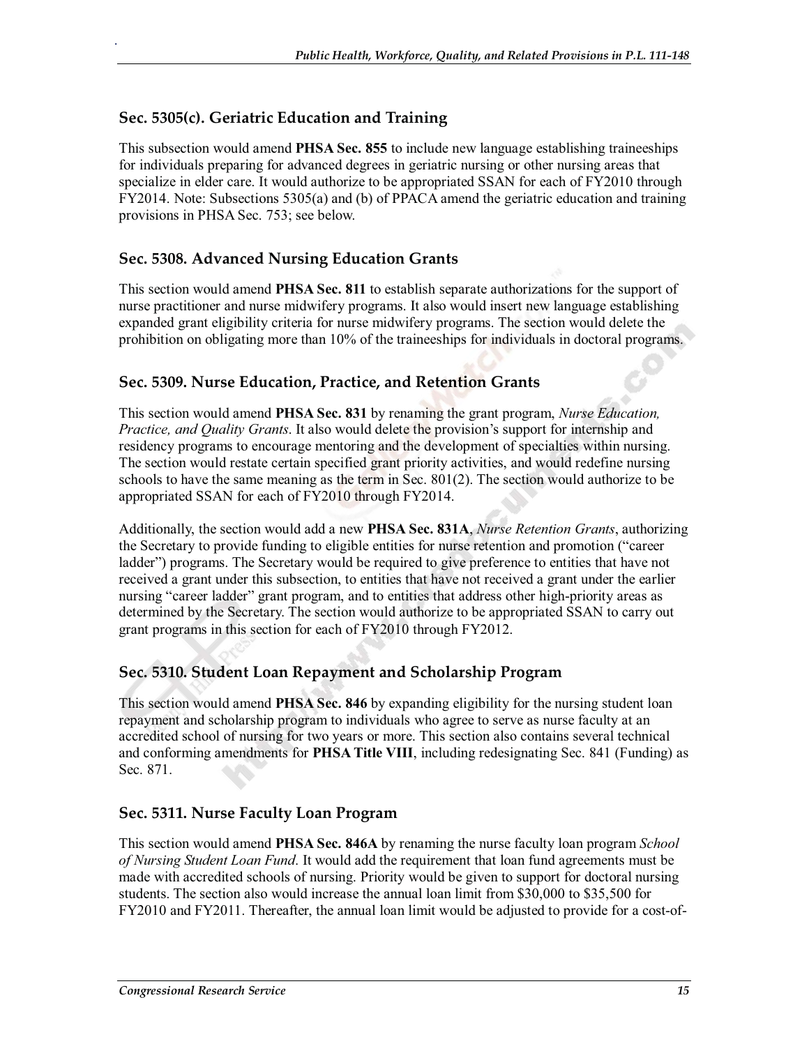### Sec. 5305(c). Geriatric Education and Training

This subsection would amend **PHSA Sec. 855** to include new language establishing traineeships for individuals preparing for advanced degrees in geriatric nursing or other nursing areas that specialize in elder care. It would authorize to be appropriated SSAN for each of FY2010 through FY2014. Note: Subsections 5305(a) and (b) of PPACA amend the geriatric education and training provisions in PHSA Sec. 753; see below.

### Sec. 5308. Advanced Nursing Education Grants

This section would amend **PHSA Sec. 811** to establish separate authorizations for the support of nurse practitioner and nurse midwifery programs. It also would insert new language establishing expanded grant eligibility criteria for nurse midwifery programs. The section would delete the prohibition on obligating more than 10% of the traineeships for individuals in doctoral programs.

### Sec. 5309. Nurse Education, Practice, and Retention Grants

This section would amend **PHSA Sec. 831** by renaming the grant program, *Nurse Education, Practice, and Quality Grants*. It also would delete the provision's support for internship and residency programs to encourage mentoring and the development of specialties within nursing. The section would restate certain specified grant priority activities, and would redefine nursing schools to have the same meaning as the term in Sec. 801(2). The section would authorize to be appropriated SSAN for each of FY2010 through FY2014.

Additionally, the section would add a new **PHSA Sec. 831A**, *Nurse Retention Grants*, authorizing the Secretary to provide funding to eligible entities for nurse retention and promotion ("career ladder") programs. The Secretary would be required to give preference to entities that have not received a grant under this subsection, to entities that have not received a grant under the earlier nursing "career ladder" grant program, and to entities that address other high-priority areas as determined by the Secretary. The section would authorize to be appropriated SSAN to carry out grant programs in this section for each of FY2010 through FY2012.

### Sec. 5310. Student Loan Repayment and Scholarship Program

This section would amend **PHSA Sec. 846** by expanding eligibility for the nursing student loan repayment and scholarship program to individuals who agree to serve as nurse faculty at an accredited school of nursing for two years or more. This section also contains several technical and conforming amendments for **PHSA Title VIII**, including redesignating Sec. 841 (Funding) as Sec. 871.

### Sec. 5311. Nurse Faculty Loan Program

This section would amend **PHSA Sec. 846A** by renaming the nurse faculty loan program *School of Nursing Student Loan Fund*. It would add the requirement that loan fund agreements must be made with accredited schools of nursing. Priority would be given to support for doctoral nursing students. The section also would increase the annual loan limit from $30,000 to $35,500 for FY2010 and FY2011. Thereafter, the annual loan limit would be adjusted to provide for a cost-of-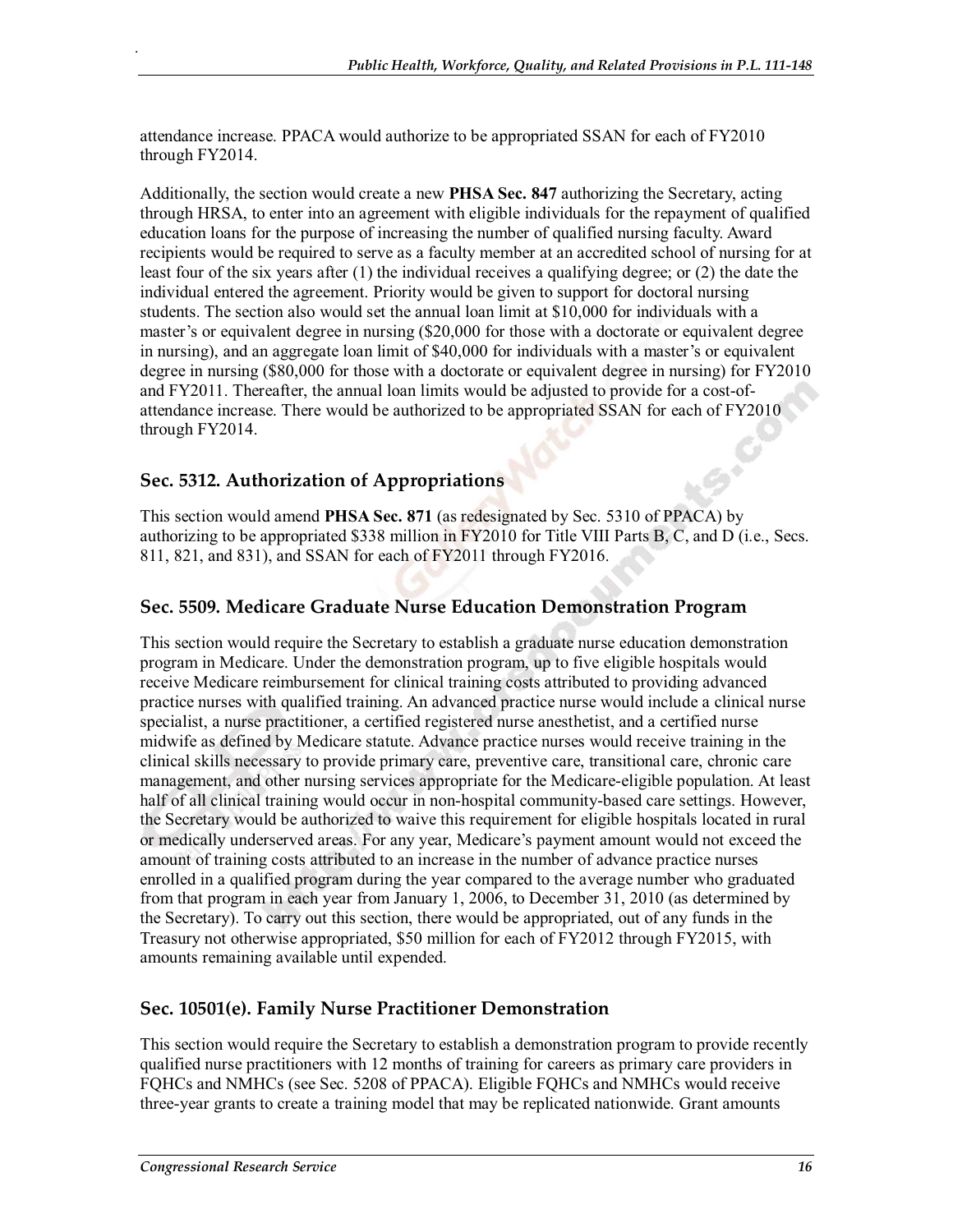attendance increase. PPACA would authorize to be appropriated SSAN for each of FY2010 through FY2014.

Additionally, the section would create a new **PHSA Sec. 847** authorizing the Secretary, acting through HRSA, to enter into an agreement with eligible individuals for the repayment of qualified education loans for the purpose of increasing the number of qualified nursing faculty. Award recipients would be required to serve as a faculty member at an accredited school of nursing for at least four of the six years after (1) the individual receives a qualifying degree; or (2) the date the individual entered the agreement. Priority would be given to support for doctoral nursing students. The section also would set the annual loan limit at $10,000 for individuals with a master's or equivalent degree in nursing ($20,000 for those with a doctorate or equivalent degree in nursing), and an aggregate loan limit of $40,000 for individuals with a master's or equivalent degree in nursing ($80,000 for those with a doctorate or equivalent degree in nursing) for FY2010 and FY2011. Thereafter, the annual loan limits would be adjusted to provide for a cost-of-attendance increase. There would be authorized to be appropriated SSAN for each of FY2010 through FY2014.

### Sec. 5312. Authorization of Appropriations

This section would amend **PHSA Sec. 871** (as redesignated by Sec. 5310 of PPACA) by authorizing to be appropriated $338 million in FY2010 for Title VIII Parts B, C, and D (i.e., Secs. 811, 821, and 831), and SSAN for each of FY2011 through FY2016.

### Sec. 5509. Medicare Graduate Nurse Education Demonstration Program

This section would require the Secretary to establish a graduate nurse education demonstration program in Medicare. Under the demonstration program, up to five eligible hospitals would receive Medicare reimbursement for clinical training costs attributed to providing advanced practice nurses with qualified training. An advanced practice nurse would include a clinical nurse specialist, a nurse practitioner, a certified registered nurse anesthetist, and a certified nurse midwife as defined by Medicare statute. Advance practice nurses would receive training in the clinical skills necessary to provide primary care, preventive care, transitional care, chronic care management, and other nursing services appropriate for the Medicare-eligible population. At least half of all clinical training would occur in non-hospital community-based care settings. However, the Secretary would be authorized to waive this requirement for eligible hospitals located in rural or medically underserved areas. For any year, Medicare's payment amount would not exceed the amount of training costs attributed to an increase in the number of advance practice nurses enrolled in a qualified program during the year compared to the average number who graduated from that program in each year from January 1, 2006, to December 31, 2010 (as determined by the Secretary). To carry out this section, there would be appropriated, out of any funds in the Treasury not otherwise appropriated, $50 million for each of FY2012 through FY2015, with amounts remaining available until expended.

### Sec. 10501(e). Family Nurse Practitioner Demonstration

This section would require the Secretary to establish a demonstration program to provide recently qualified nurse practitioners with 12 months of training for careers as primary care providers in FQHCs and NMHCs (see Sec. 5208 of PPACA). Eligible FQHCs and NMHCs would receive three-year grants to create a training model that may be replicated nationwide. Grant amounts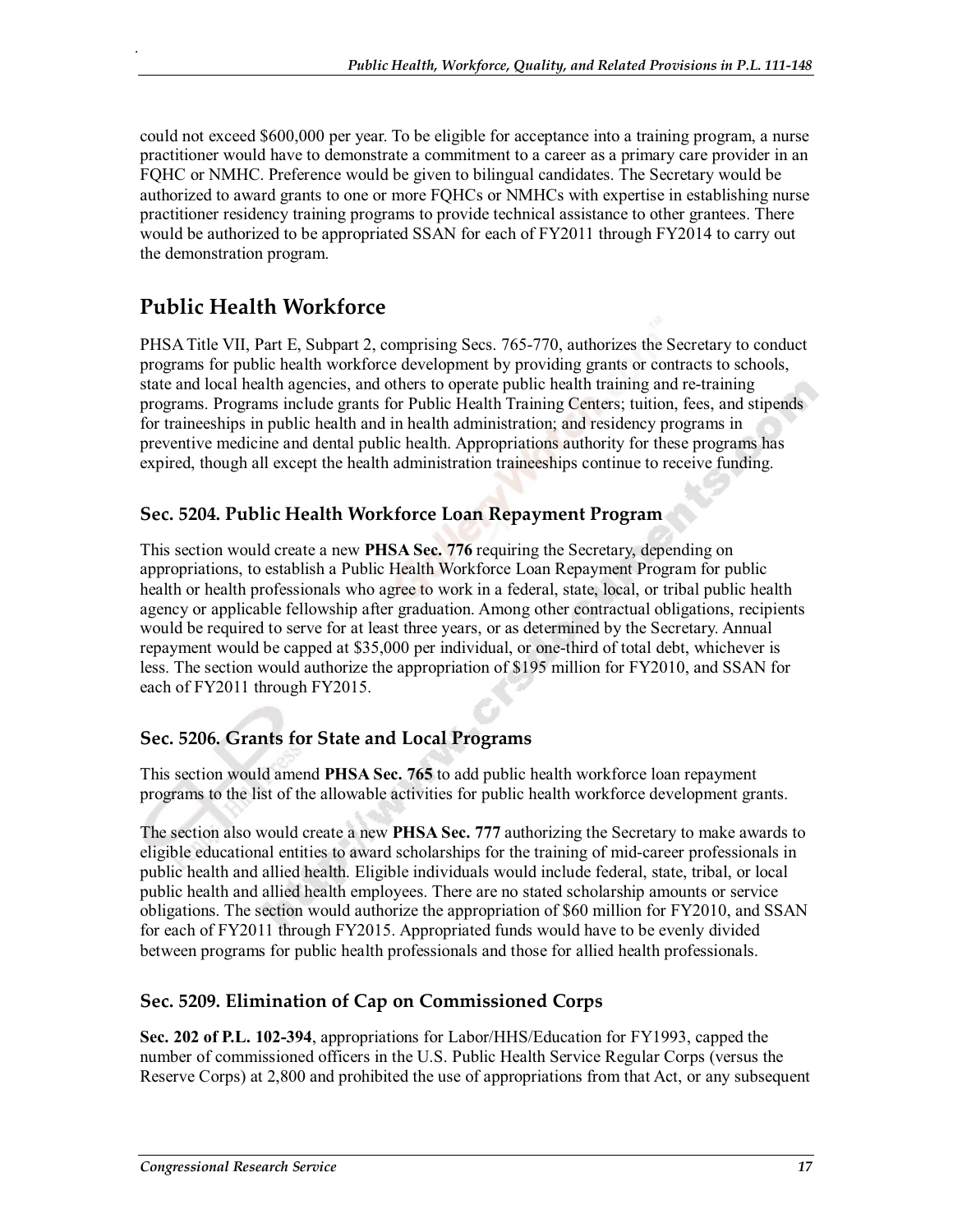could not exceed $600,000 per year. To be eligible for acceptance into a training program, a nurse practitioner would have to demonstrate a commitment to a career as a primary care provider in an FQHC or NMHC. Preference would be given to bilingual candidates. The Secretary would be authorized to award grants to one or more FQHCs or NMHCs with expertise in establishing nurse practitioner residency training programs to provide technical assistance to other grantees. There would be authorized to be appropriated SSAN for each of FY2011 through FY2014 to carry out the demonstration program.

## Public Health Workforce

PHSA Title VII, Part E, Subpart 2, comprising Secs. 765-770, authorizes the Secretary to conduct programs for public health workforce development by providing grants or contracts to schools, state and local health agencies, and others to operate public health training and re-training programs. Programs include grants for Public Health Training Centers; tuition, fees, and stipends for traineeships in public health and in health administration; and residency programs in preventive medicine and dental public health. Appropriations authority for these programs has expired, though all except the health administration traineeships continue to receive funding.

### Sec. 5204. Public Health Workforce Loan Repayment Program

This section would create a new **PHSA Sec. 776** requiring the Secretary, depending on appropriations, to establish a Public Health Workforce Loan Repayment Program for public health or health professionals who agree to work in a federal, state, local, or tribal public health agency or applicable fellowship after graduation. Among other contractual obligations, recipients would be required to serve for at least three years, or as determined by the Secretary. Annual repayment would be capped at $35,000 per individual, or one-third of total debt, whichever is less. The section would authorize the appropriation of $195 million for FY2010, and SSAN for each of FY2011 through FY2015.

### Sec. 5206. Grants for State and Local Programs

This section would amend **PHSA Sec. 765** to add public health workforce loan repayment programs to the list of the allowable activities for public health workforce development grants.

The section also would create a new **PHSA Sec. 777** authorizing the Secretary to make awards to eligible educational entities to award scholarships for the training of mid-career professionals in public health and allied health. Eligible individuals would include federal, state, tribal, or local public health and allied health employees. There are no stated scholarship amounts or service obligations. The section would authorize the appropriation of $60 million for FY2010, and SSAN for each of FY2011 through FY2015. Appropriated funds would have to be evenly divided between programs for public health professionals and those for allied health professionals.

### Sec. 5209. Elimination of Cap on Commissioned Corps

**Sec. 202 of P.L. 102-394**, appropriations for Labor/HHS/Education for FY1993, capped the number of commissioned officers in the U.S. Public Health Service Regular Corps (versus the Reserve Corps) at 2,800 and prohibited the use of appropriations from that Act, or any subsequent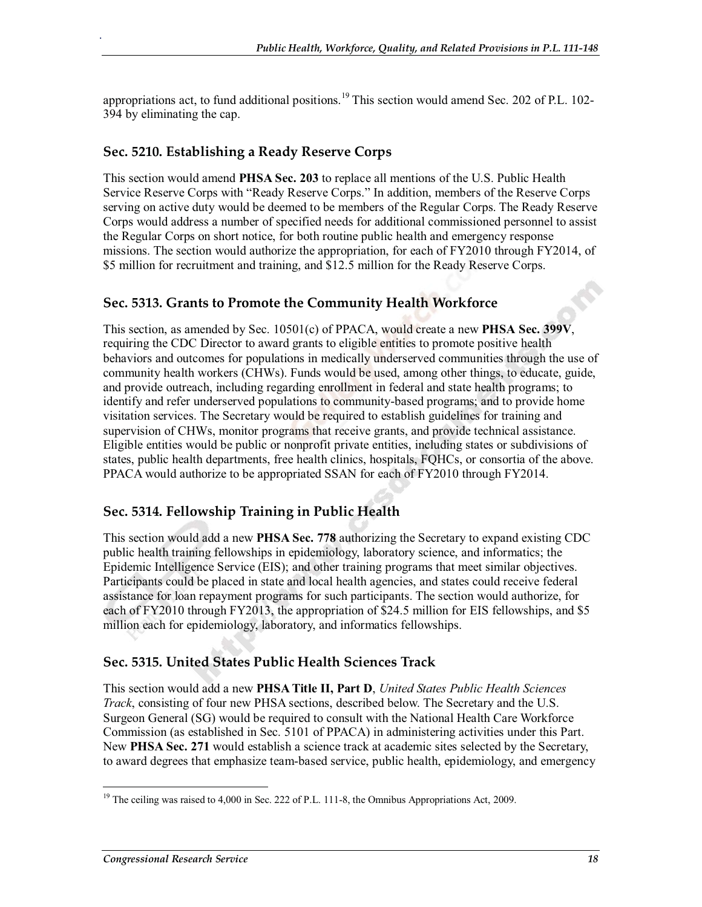appropriations act, to fund additional positions.[19] This section would amend Sec. 202 of P.L. 102-394 by eliminating the cap.

### Sec. 5210. Establishing a Ready Reserve Corps

This section would amend **PHSA Sec. 203** to replace all mentions of the U.S. Public Health Service Reserve Corps with "Ready Reserve Corps." In addition, members of the Reserve Corps serving on active duty would be deemed to be members of the Regular Corps. The Ready Reserve Corps would address a number of specified needs for additional commissioned personnel to assist the Regular Corps on short notice, for both routine public health and emergency response missions. The section would authorize the appropriation, for each of FY2010 through FY2014, of $5 million for recruitment and training, and $12.5 million for the Ready Reserve Corps.

### Sec. 5313. Grants to Promote the Community Health Workforce

This section, as amended by Sec. 10501(c) of PPACA, would create a new **PHSA Sec. 399V**, requiring the CDC Director to award grants to eligible entities to promote positive health behaviors and outcomes for populations in medically underserved communities through the use of community health workers (CHWs). Funds would be used, among other things, to educate, guide, and provide outreach, including regarding enrollment in federal and state health programs; to identify and refer underserved populations to community-based programs; and to provide home visitation services. The Secretary would be required to establish guidelines for training and supervision of CHWs, monitor programs that receive grants, and provide technical assistance. Eligible entities would be public or nonprofit private entities, including states or subdivisions of states, public health departments, free health clinics, hospitals, FQHCs, or consortia of the above. PPACA would authorize to be appropriated SSAN for each of FY2010 through FY2014.

### Sec. 5314. Fellowship Training in Public Health

This section would add a new **PHSA Sec. 778** authorizing the Secretary to expand existing CDC public health training fellowships in epidemiology, laboratory science, and informatics; the Epidemic Intelligence Service (EIS); and other training programs that meet similar objectives. Participants could be placed in state and local health agencies, and states could receive federal assistance for loan repayment programs for such participants. The section would authorize, for each of FY2010 through FY2013, the appropriation of $24.5 million for EIS fellowships, and $5 million each for epidemiology, laboratory, and informatics fellowships.

### Sec. 5315. United States Public Health Sciences Track

This section would add a new **PHSA Title II, Part D**, *United States Public Health Sciences Track*, consisting of four new PHSA sections, described below. The Secretary and the U.S. Surgeon General (SG) would be required to consult with the National Health Care Workforce Commission (as established in Sec. 5101 of PPACA) in administering activities under this Part. New **PHSA Sec. 271** would establish a science track at academic sites selected by the Secretary, to award degrees that emphasize team-based service, public health, epidemiology, and emergency

---

[19] The ceiling was raised to 4,000 in Sec. 222 of P.L. 111-8, the Omnibus Appropriations Act, 2009.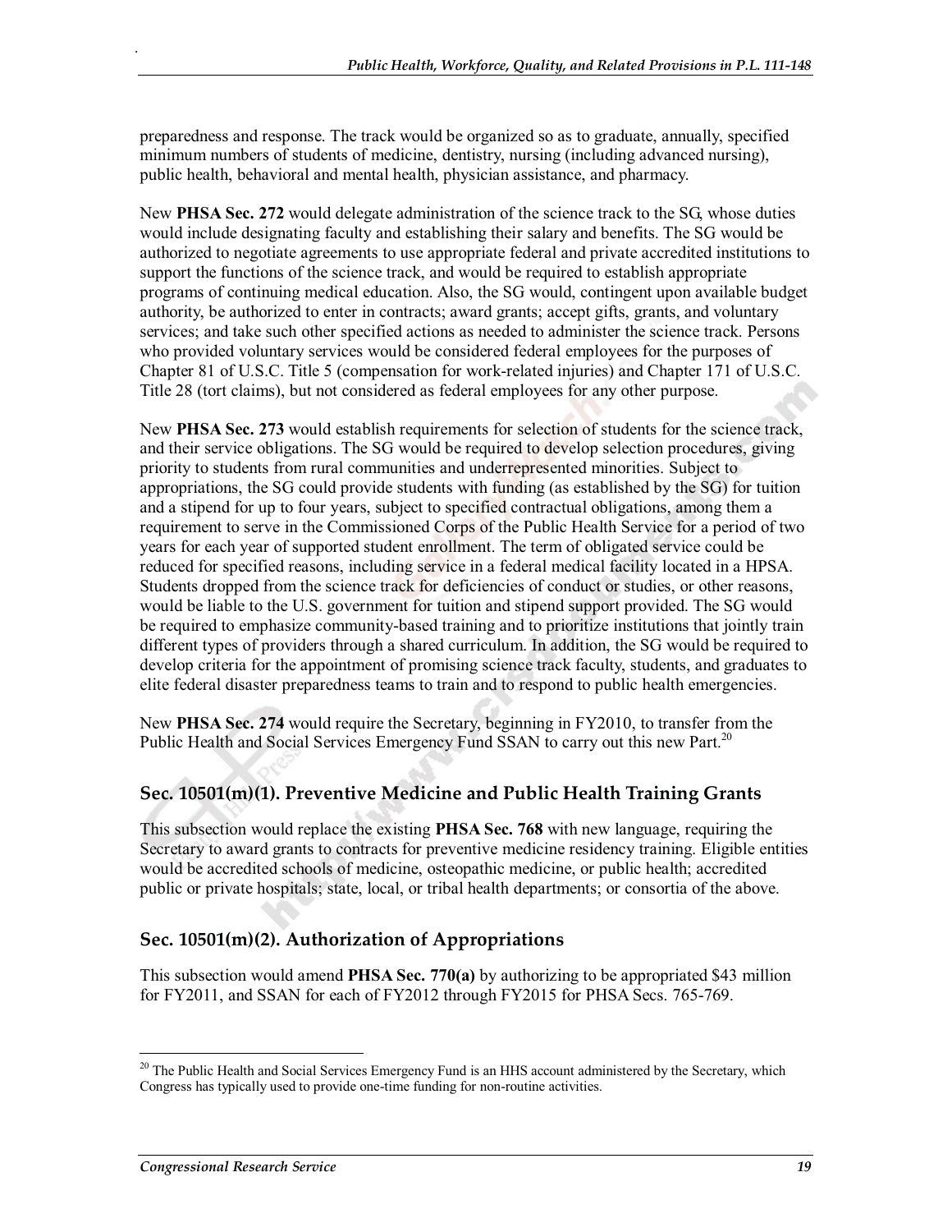preparedness and response. The track would be organized so as to graduate, annually, specified minimum numbers of students of medicine, dentistry, nursing (including advanced nursing), public health, behavioral and mental health, physician assistance, and pharmacy.

New **PHSA Sec. 272** would delegate administration of the science track to the SG, whose duties would include designating faculty and establishing their salary and benefits. The SG would be authorized to negotiate agreements to use appropriate federal and private accredited institutions to support the functions of the science track, and would be required to establish appropriate programs of continuing medical education. Also, the SG would, contingent upon available budget authority, be authorized to enter in contracts; award grants; accept gifts, grants, and voluntary services; and take such other specified actions as needed to administer the science track. Persons who provided voluntary services would be considered federal employees for the purposes of Chapter 81 of U.S.C. Title 5 (compensation for work-related injuries) and Chapter 171 of U.S.C. Title 28 (tort claims), but not considered as federal employees for any other purpose.

New **PHSA Sec. 273** would establish requirements for selection of students for the science track, and their service obligations. The SG would be required to develop selection procedures, giving priority to students from rural communities and underrepresented minorities. Subject to appropriations, the SG could provide students with funding (as established by the SG) for tuition and a stipend for up to four years, subject to specified contractual obligations, among them a requirement to serve in the Commissioned Corps of the Public Health Service for a period of two years for each year of supported student enrollment. The term of obligated service could be reduced for specified reasons, including service in a federal medical facility located in a HPSA. Students dropped from the science track for deficiencies of conduct or studies, or other reasons, would be liable to the U.S. government for tuition and stipend support provided. The SG would be required to emphasize community-based training and to prioritize institutions that jointly train different types of providers through a shared curriculum. In addition, the SG would be required to develop criteria for the appointment of promising science track faculty, students, and graduates to elite federal disaster preparedness teams to train and to respond to public health emergencies.

New **PHSA Sec. 274** would require the Secretary, beginning in FY2010, to transfer from the Public Health and Social Services Emergency Fund SSAN to carry out this new Part.[20]

## Sec. 10501(m)(1). Preventive Medicine and Public Health Training Grants

This subsection would replace the existing **PHSA Sec. 768** with new language, requiring the Secretary to award grants to contracts for preventive medicine residency training. Eligible entities would be accredited schools of medicine, osteopathic medicine, or public health; accredited public or private hospitals; state, local, or tribal health departments; or consortia of the above.

## Sec. 10501(m)(2). Authorization of Appropriations

This subsection would amend **PHSA Sec. 770(a)** by authorizing to be appropriated $43 million for FY2011, and SSAN for each of FY2012 through FY2015 for PHSA Secs. 765-769.

[20] The Public Health and Social Services Emergency Fund is an HHS account administered by the Secretary, which Congress has typically used to provide one-time funding for non-routine activities.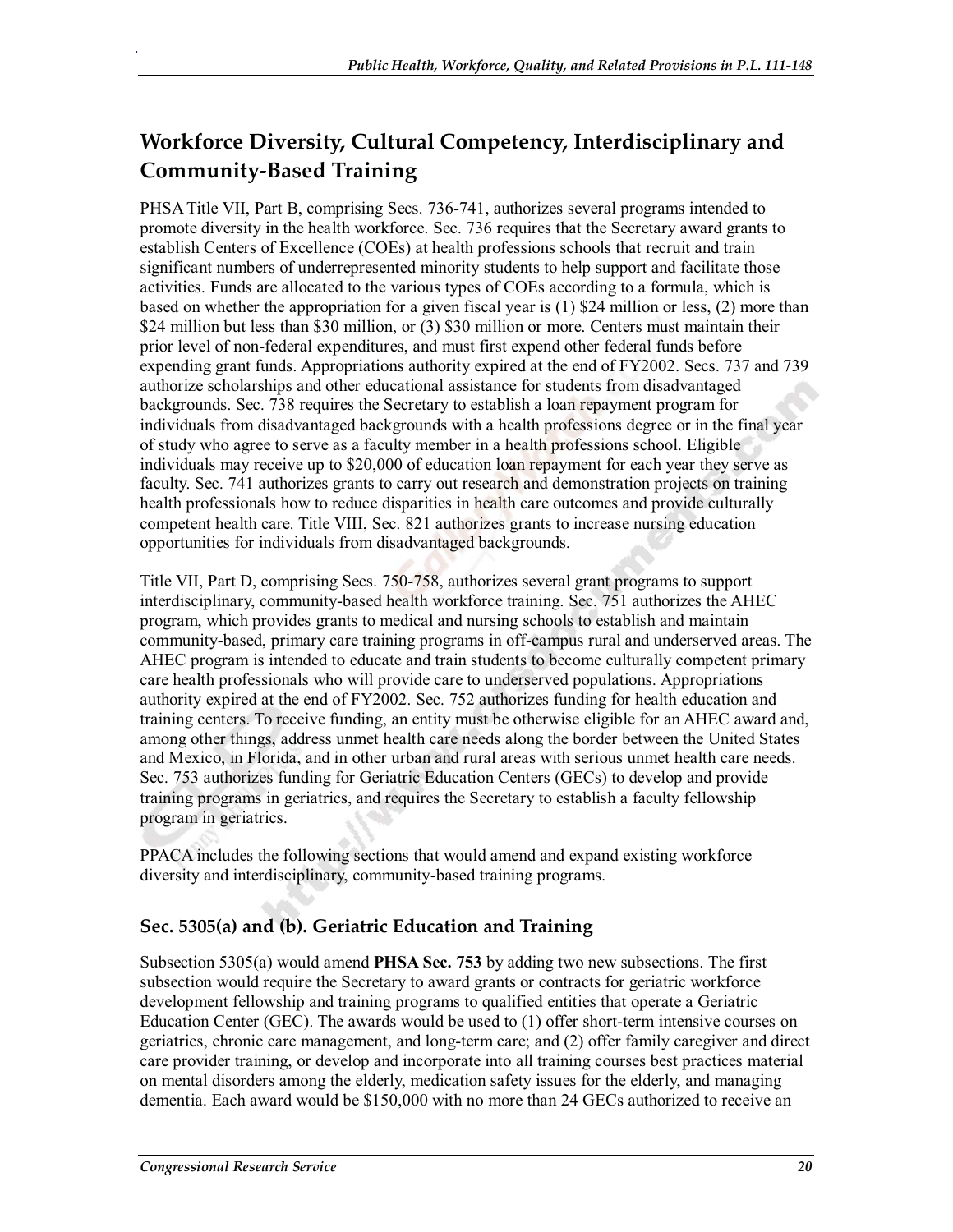## Workforce Diversity, Cultural Competency, Interdisciplinary and Community-Based Training

PHSA Title VII, Part B, comprising Secs. 736-741, authorizes several programs intended to promote diversity in the health workforce. Sec. 736 requires that the Secretary award grants to establish Centers of Excellence (COEs) at health professions schools that recruit and train significant numbers of underrepresented minority students to help support and facilitate those activities. Funds are allocated to the various types of COEs according to a formula, which is based on whether the appropriation for a given fiscal year is (1) $24 million or less, (2) more than $24 million but less than $30 million, or (3) $30 million or more. Centers must maintain their prior level of non-federal expenditures, and must first expend other federal funds before expending grant funds. Appropriations authority expired at the end of FY2002. Secs. 737 and 739 authorize scholarships and other educational assistance for students from disadvantaged backgrounds. Sec. 738 requires the Secretary to establish a loan repayment program for individuals from disadvantaged backgrounds with a health professions degree or in the final year of study who agree to serve as a faculty member in a health professions school. Eligible individuals may receive up to $20,000 of education loan repayment for each year they serve as faculty. Sec. 741 authorizes grants to carry out research and demonstration projects on training health professionals how to reduce disparities in health care outcomes and provide culturally competent health care. Title VIII, Sec. 821 authorizes grants to increase nursing education opportunities for individuals from disadvantaged backgrounds.

Title VII, Part D, comprising Secs. 750-758, authorizes several grant programs to support interdisciplinary, community-based health workforce training. Sec. 751 authorizes the AHEC program, which provides grants to medical and nursing schools to establish and maintain community-based, primary care training programs in off-campus rural and underserved areas. The AHEC program is intended to educate and train students to become culturally competent primary care health professionals who will provide care to underserved populations. Appropriations authority expired at the end of FY2002. Sec. 752 authorizes funding for health education and training centers. To receive funding, an entity must be otherwise eligible for an AHEC award and, among other things, address unmet health care needs along the border between the United States and Mexico, in Florida, and in other urban and rural areas with serious unmet health care needs. Sec. 753 authorizes funding for Geriatric Education Centers (GECs) to develop and provide training programs in geriatrics, and requires the Secretary to establish a faculty fellowship program in geriatrics.

PPACA includes the following sections that would amend and expand existing workforce diversity and interdisciplinary, community-based training programs.

### Sec. 5305(a) and (b). Geriatric Education and Training

Subsection 5305(a) would amend **PHSA Sec. 753** by adding two new subsections. The first subsection would require the Secretary to award grants or contracts for geriatric workforce development fellowship and training programs to qualified entities that operate a Geriatric Education Center (GEC). The awards would be used to (1) offer short-term intensive courses on geriatrics, chronic care management, and long-term care; and (2) offer family caregiver and direct care provider training, or develop and incorporate into all training courses best practices material on mental disorders among the elderly, medication safety issues for the elderly, and managing dementia. Each award would be $150,000 with no more than 24 GECs authorized to receive an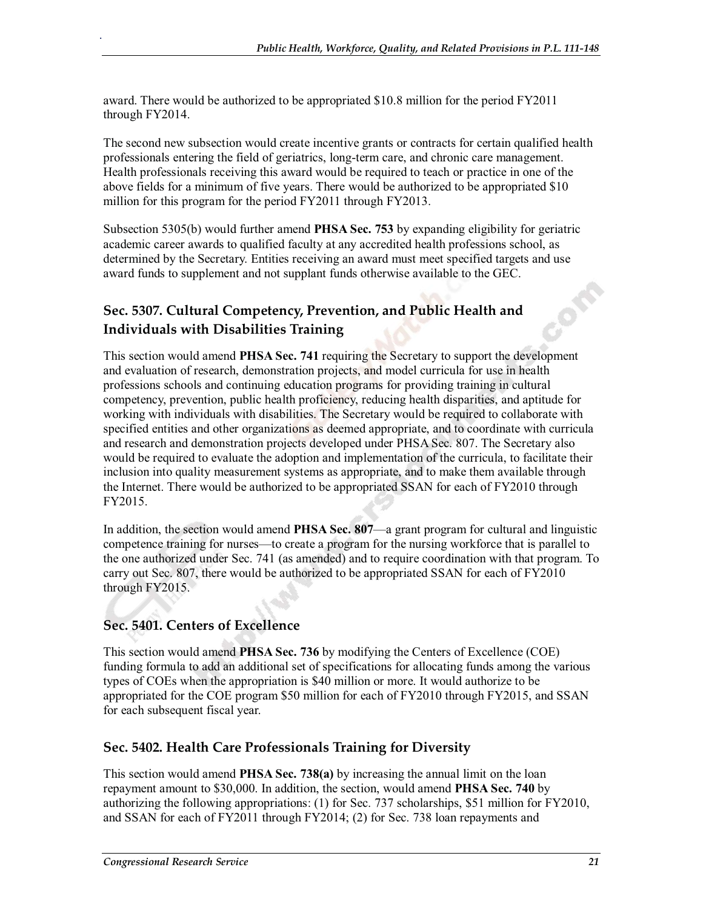award. There would be authorized to be appropriated $10.8 million for the period FY2011 through FY2014.

The second new subsection would create incentive grants or contracts for certain qualified health professionals entering the field of geriatrics, long-term care, and chronic care management. Health professionals receiving this award would be required to teach or practice in one of the above fields for a minimum of five years. There would be authorized to be appropriated $10 million for this program for the period FY2011 through FY2013.

Subsection 5305(b) would further amend **PHSA Sec. 753** by expanding eligibility for geriatric academic career awards to qualified faculty at any accredited health professions school, as determined by the Secretary. Entities receiving an award must meet specified targets and use award funds to supplement and not supplant funds otherwise available to the GEC.

### Sec. 5307. Cultural Competency, Prevention, and Public Health and Individuals with Disabilities Training

This section would amend **PHSA Sec. 741** requiring the Secretary to support the development and evaluation of research, demonstration projects, and model curricula for use in health professions schools and continuing education programs for providing training in cultural competency, prevention, public health proficiency, reducing health disparities, and aptitude for working with individuals with disabilities. The Secretary would be required to collaborate with specified entities and other organizations as deemed appropriate, and to coordinate with curricula and research and demonstration projects developed under PHSA Sec. 807. The Secretary also would be required to evaluate the adoption and implementation of the curricula, to facilitate their inclusion into quality measurement systems as appropriate, and to make them available through the Internet. There would be authorized to be appropriated SSAN for each of FY2010 through FY2015.

In addition, the section would amend **PHSA Sec. 807**—a grant program for cultural and linguistic competence training for nurses—to create a program for the nursing workforce that is parallel to the one authorized under Sec. 741 (as amended) and to require coordination with that program. To carry out Sec. 807, there would be authorized to be appropriated SSAN for each of FY2010 through FY2015.

### Sec. 5401. Centers of Excellence

This section would amend **PHSA Sec. 736** by modifying the Centers of Excellence (COE) funding formula to add an additional set of specifications for allocating funds among the various types of COEs when the appropriation is $40 million or more. It would authorize to be appropriated for the COE program $50 million for each of FY2010 through FY2015, and SSAN for each subsequent fiscal year.

### Sec. 5402. Health Care Professionals Training for Diversity

This section would amend **PHSA Sec. 738(a)** by increasing the annual limit on the loan repayment amount to $30,000. In addition, the section, would amend **PHSA Sec. 740** by authorizing the following appropriations: (1) for Sec. 737 scholarships, $51 million for FY2010, and SSAN for each of FY2011 through FY2014; (2) for Sec. 738 loan repayments and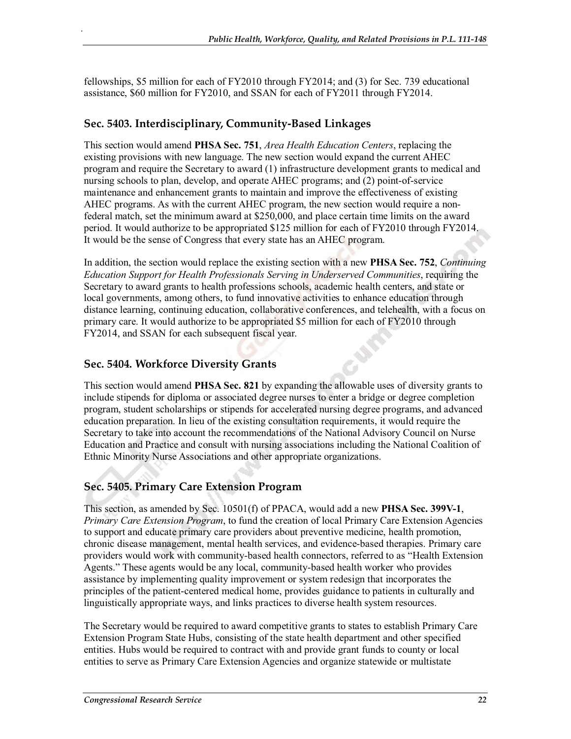fellowships, \$5 million for each of FY2010 through FY2014; and (3) for Sec. 739 educational assistance, \$60 million for FY2010, and SSAN for each of FY2011 through FY2014.

### Sec. 5403. Interdisciplinary, Community-Based Linkages

This section would amend **PHSA Sec. 751**, *Area Health Education Centers*, replacing the existing provisions with new language. The new section would expand the current AHEC program and require the Secretary to award (1) infrastructure development grants to medical and nursing schools to plan, develop, and operate AHEC programs; and (2) point-of-service maintenance and enhancement grants to maintain and improve the effectiveness of existing AHEC programs. As with the current AHEC program, the new section would require a non-federal match, set the minimum award at \$250,000, and place certain time limits on the award period. It would authorize to be appropriated \$125 million for each of FY2010 through FY2014. It would be the sense of Congress that every state has an AHEC program.

In addition, the section would replace the existing section with a new **PHSA Sec. 752**, *Continuing Education Support for Health Professionals Serving in Underserved Communities*, requiring the Secretary to award grants to health professions schools, academic health centers, and state or local governments, among others, to fund innovative activities to enhance education through distance learning, continuing education, collaborative conferences, and telehealth, with a focus on primary care. It would authorize to be appropriated \$5 million for each of FY2010 through FY2014, and SSAN for each subsequent fiscal year.

### Sec. 5404. Workforce Diversity Grants

This section would amend **PHSA Sec. 821** by expanding the allowable uses of diversity grants to include stipends for diploma or associated degree nurses to enter a bridge or degree completion program, student scholarships or stipends for accelerated nursing degree programs, and advanced education preparation. In lieu of the existing consultation requirements, it would require the Secretary to take into account the recommendations of the National Advisory Council on Nurse Education and Practice and consult with nursing associations including the National Coalition of Ethnic Minority Nurse Associations and other appropriate organizations.

### Sec. 5405. Primary Care Extension Program

This section, as amended by Sec. 10501(f) of PPACA, would add a new **PHSA Sec. 399V-1**, *Primary Care Extension Program*, to fund the creation of local Primary Care Extension Agencies to support and educate primary care providers about preventive medicine, health promotion, chronic disease management, mental health services, and evidence-based therapies. Primary care providers would work with community-based health connectors, referred to as "Health Extension Agents." These agents would be any local, community-based health worker who provides assistance by implementing quality improvement or system redesign that incorporates the principles of the patient-centered medical home, provides guidance to patients in culturally and linguistically appropriate ways, and links practices to diverse health system resources.

The Secretary would be required to award competitive grants to states to establish Primary Care Extension Program State Hubs, consisting of the state health department and other specified entities. Hubs would be required to contract with and provide grant funds to county or local entities to serve as Primary Care Extension Agencies and organize statewide or multistate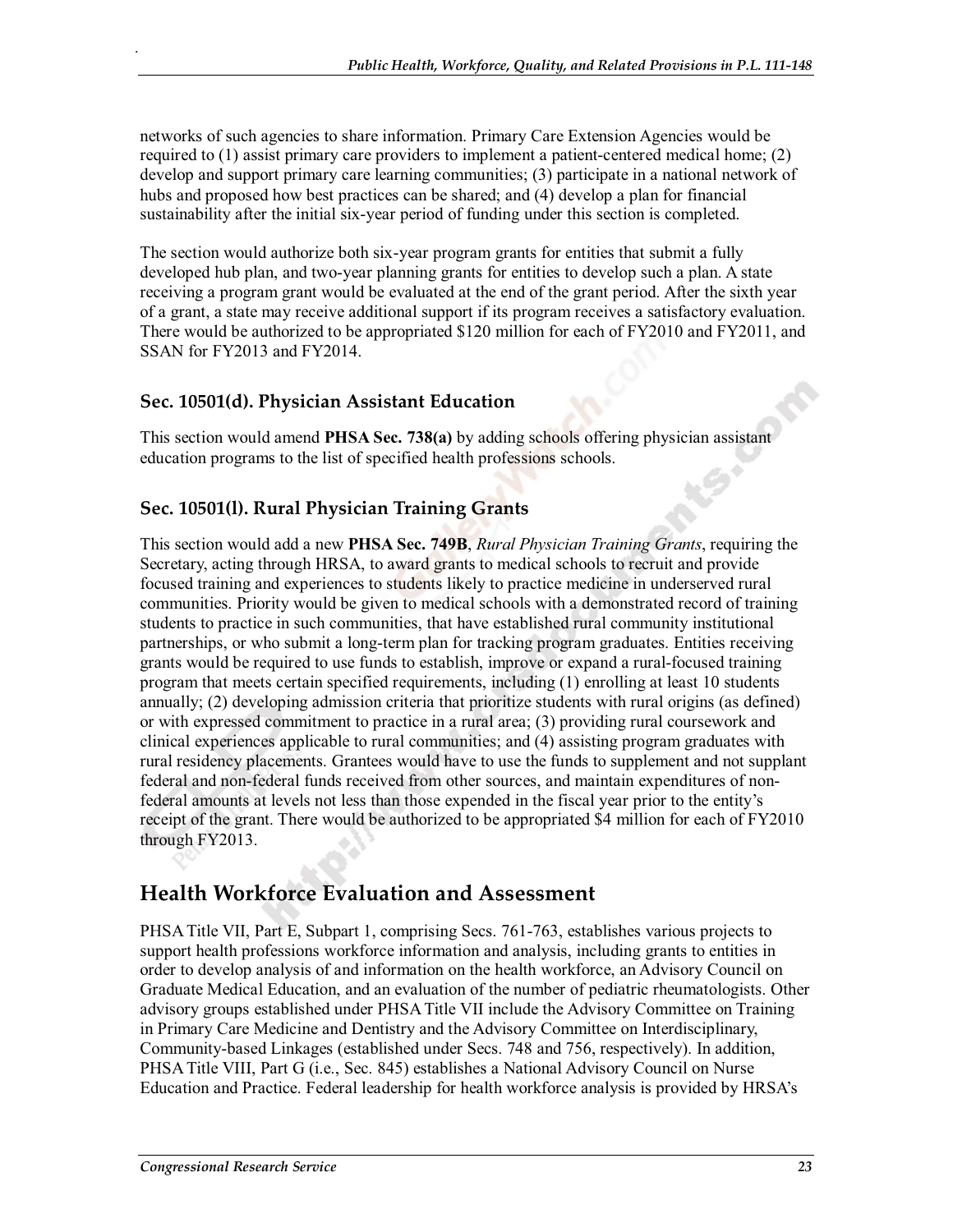networks of such agencies to share information. Primary Care Extension Agencies would be required to (1) assist primary care providers to implement a patient-centered medical home; (2) develop and support primary care learning communities; (3) participate in a national network of hubs and proposed how best practices can be shared; and (4) develop a plan for financial sustainability after the initial six-year period of funding under this section is completed.

The section would authorize both six-year program grants for entities that submit a fully developed hub plan, and two-year planning grants for entities to develop such a plan. A state receiving a program grant would be evaluated at the end of the grant period. After the sixth year of a grant, a state may receive additional support if its program receives a satisfactory evaluation. There would be authorized to be appropriated $120 million for each of FY2010 and FY2011, and SSAN for FY2013 and FY2014.

### Sec. 10501(d). Physician Assistant Education

This section would amend **PHSA Sec. 738(a)** by adding schools offering physician assistant education programs to the list of specified health professions schools.

### Sec. 10501(l). Rural Physician Training Grants

This section would add a new **PHSA Sec. 749B**, *Rural Physician Training Grants*, requiring the Secretary, acting through HRSA, to award grants to medical schools to recruit and provide focused training and experiences to students likely to practice medicine in underserved rural communities. Priority would be given to medical schools with a demonstrated record of training students to practice in such communities, that have established rural community institutional partnerships, or who submit a long-term plan for tracking program graduates. Entities receiving grants would be required to use funds to establish, improve or expand a rural-focused training program that meets certain specified requirements, including (1) enrolling at least 10 students annually; (2) developing admission criteria that prioritize students with rural origins (as defined) or with expressed commitment to practice in a rural area; (3) providing rural coursework and clinical experiences applicable to rural communities; and (4) assisting program graduates with rural residency placements. Grantees would have to use the funds to supplement and not supplant federal and non-federal funds received from other sources, and maintain expenditures of non-federal amounts at levels not less than those expended in the fiscal year prior to the entity's receipt of the grant. There would be authorized to be appropriated $4 million for each of FY2010 through FY2013.

## Health Workforce Evaluation and Assessment

PHSA Title VII, Part E, Subpart 1, comprising Secs. 761-763, establishes various projects to support health professions workforce information and analysis, including grants to entities in order to develop analysis of and information on the health workforce, an Advisory Council on Graduate Medical Education, and an evaluation of the number of pediatric rheumatologists. Other advisory groups established under PHSA Title VII include the Advisory Committee on Training in Primary Care Medicine and Dentistry and the Advisory Committee on Interdisciplinary, Community-based Linkages (established under Secs. 748 and 756, respectively). In addition, PHSA Title VIII, Part G (i.e., Sec. 845) establishes a National Advisory Council on Nurse Education and Practice. Federal leadership for health workforce analysis is provided by HRSA's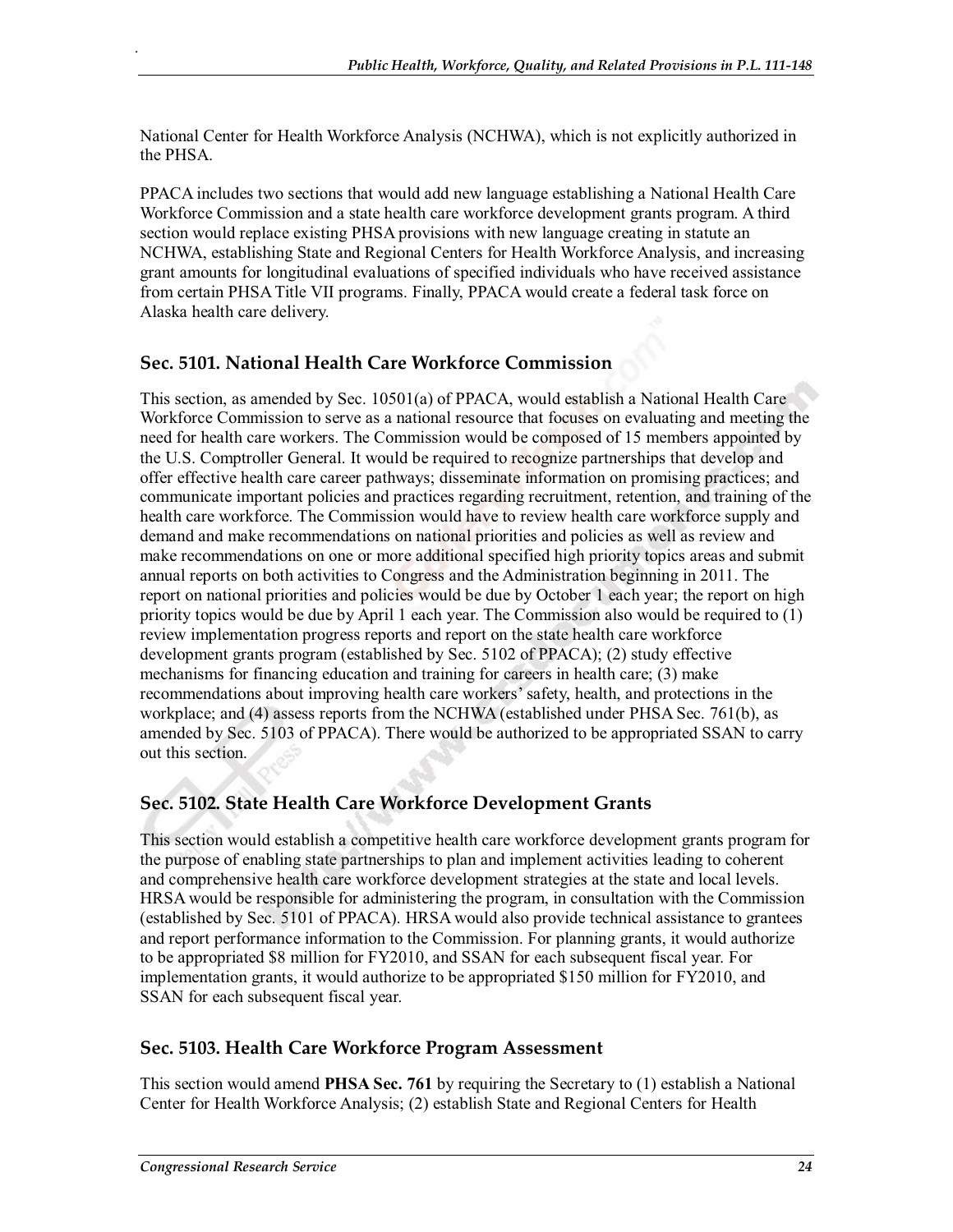National Center for Health Workforce Analysis (NCHWA), which is not explicitly authorized in the PHSA.

PPACA includes two sections that would add new language establishing a National Health Care Workforce Commission and a state health care workforce development grants program. A third section would replace existing PHSA provisions with new language creating in statute an NCHWA, establishing State and Regional Centers for Health Workforce Analysis, and increasing grant amounts for longitudinal evaluations of specified individuals who have received assistance from certain PHSA Title VII programs. Finally, PPACA would create a federal task force on Alaska health care delivery.

### Sec. 5101. National Health Care Workforce Commission

This section, as amended by Sec. 10501(a) of PPACA, would establish a National Health Care Workforce Commission to serve as a national resource that focuses on evaluating and meeting the need for health care workers. The Commission would be composed of 15 members appointed by the U.S. Comptroller General. It would be required to recognize partnerships that develop and offer effective health care career pathways; disseminate information on promising practices; and communicate important policies and practices regarding recruitment, retention, and training of the health care workforce. The Commission would have to review health care workforce supply and demand and make recommendations on national priorities and policies as well as review and make recommendations on one or more additional specified high priority topics areas and submit annual reports on both activities to Congress and the Administration beginning in 2011. The report on national priorities and policies would be due by October 1 each year; the report on high priority topics would be due by April 1 each year. The Commission also would be required to (1) review implementation progress reports and report on the state health care workforce development grants program (established by Sec. 5102 of PPACA); (2) study effective mechanisms for financing education and training for careers in health care; (3) make recommendations about improving health care workers' safety, health, and protections in the workplace; and (4) assess reports from the NCHWA (established under PHSA Sec. 761(b), as amended by Sec. 5103 of PPACA). There would be authorized to be appropriated SSAN to carry out this section.

### Sec. 5102. State Health Care Workforce Development Grants

This section would establish a competitive health care workforce development grants program for the purpose of enabling state partnerships to plan and implement activities leading to coherent and comprehensive health care workforce development strategies at the state and local levels. HRSA would be responsible for administering the program, in consultation with the Commission (established by Sec. 5101 of PPACA). HRSA would also provide technical assistance to grantees and report performance information to the Commission. For planning grants, it would authorize to be appropriated $8 million for FY2010, and SSAN for each subsequent fiscal year. For implementation grants, it would authorize to be appropriated $150 million for FY2010, and SSAN for each subsequent fiscal year.

### Sec. 5103. Health Care Workforce Program Assessment

This section would amend **PHSA Sec. 761** by requiring the Secretary to (1) establish a National Center for Health Workforce Analysis; (2) establish State and Regional Centers for Health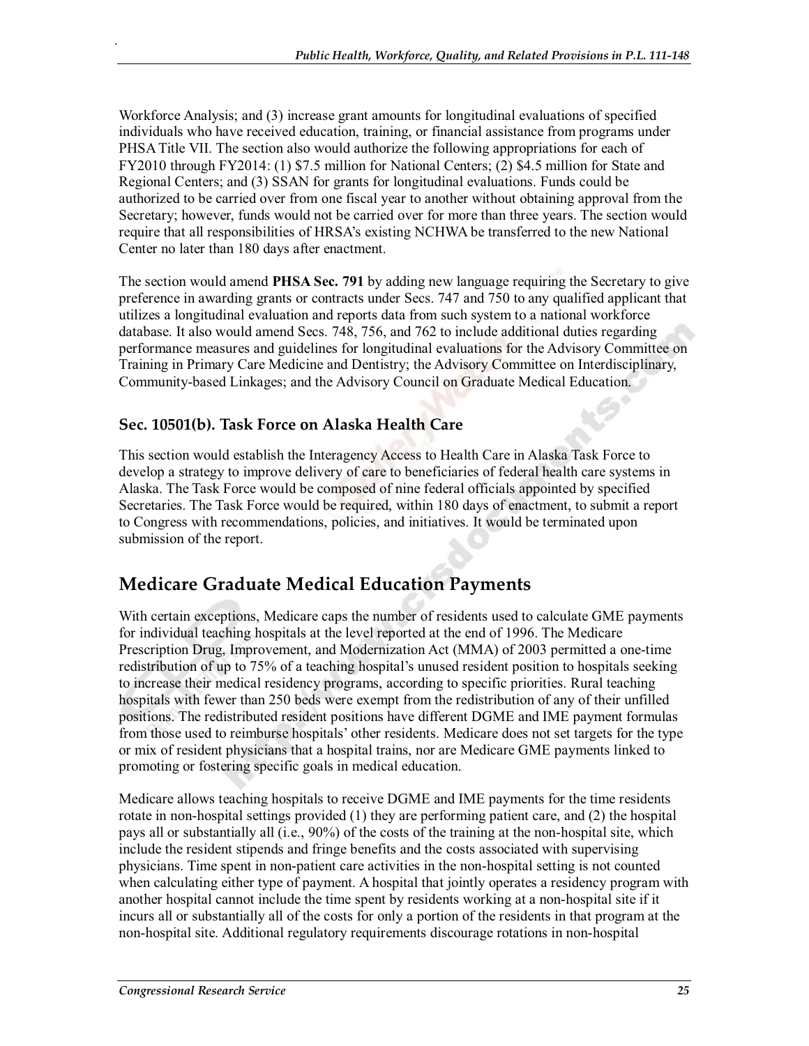Workforce Analysis; and (3) increase grant amounts for longitudinal evaluations of specified individuals who have received education, training, or financial assistance from programs under PHSA Title VII. The section also would authorize the following appropriations for each of FY2010 through FY2014: (1) $7.5 million for National Centers; (2) $4.5 million for State and Regional Centers; and (3) SSAN for grants for longitudinal evaluations. Funds could be authorized to be carried over from one fiscal year to another without obtaining approval from the Secretary; however, funds would not be carried over for more than three years. The section would require that all responsibilities of HRSA's existing NCHWA be transferred to the new National Center no later than 180 days after enactment.

The section would amend **PHSA Sec. 791** by adding new language requiring the Secretary to give preference in awarding grants or contracts under Secs. 747 and 750 to any qualified applicant that utilizes a longitudinal evaluation and reports data from such system to a national workforce database. It also would amend Secs. 748, 756, and 762 to include additional duties regarding performance measures and guidelines for longitudinal evaluations for the Advisory Committee on Training in Primary Care Medicine and Dentistry; the Advisory Committee on Interdisciplinary, Community-based Linkages; and the Advisory Council on Graduate Medical Education.

### Sec. 10501(b). Task Force on Alaska Health Care

This section would establish the Interagency Access to Health Care in Alaska Task Force to develop a strategy to improve delivery of care to beneficiaries of federal health care systems in Alaska. The Task Force would be composed of nine federal officials appointed by specified Secretaries. The Task Force would be required, within 180 days of enactment, to submit a report to Congress with recommendations, policies, and initiatives. It would be terminated upon submission of the report.

## Medicare Graduate Medical Education Payments

With certain exceptions, Medicare caps the number of residents used to calculate GME payments for individual teaching hospitals at the level reported at the end of 1996. The Medicare Prescription Drug, Improvement, and Modernization Act (MMA) of 2003 permitted a one-time redistribution of up to 75% of a teaching hospital's unused resident position to hospitals seeking to increase their medical residency programs, according to specific priorities. Rural teaching hospitals with fewer than 250 beds were exempt from the redistribution of any of their unfilled positions. The redistributed resident positions have different DGME and IME payment formulas from those used to reimburse hospitals' other residents. Medicare does not set targets for the type or mix of resident physicians that a hospital trains, nor are Medicare GME payments linked to promoting or fostering specific goals in medical education.

Medicare allows teaching hospitals to receive DGME and IME payments for the time residents rotate in non-hospital settings provided (1) they are performing patient care, and (2) the hospital pays all or substantially all (i.e., 90%) of the costs of the training at the non-hospital site, which include the resident stipends and fringe benefits and the costs associated with supervising physicians. Time spent in non-patient care activities in the non-hospital setting is not counted when calculating either type of payment. A hospital that jointly operates a residency program with another hospital cannot include the time spent by residents working at a non-hospital site if it incurs all or substantially all of the costs for only a portion of the residents in that program at the non-hospital site. Additional regulatory requirements discourage rotations in non-hospital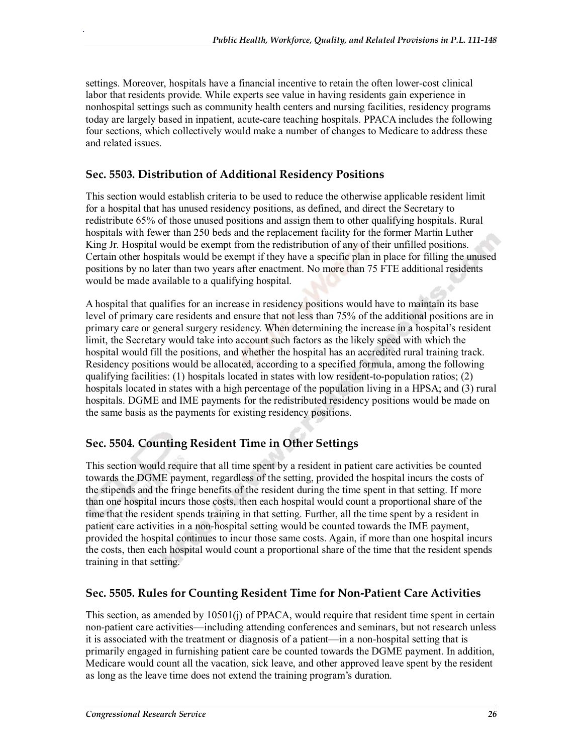settings. Moreover, hospitals have a financial incentive to retain the often lower-cost clinical labor that residents provide. While experts see value in having residents gain experience in nonhospital settings such as community health centers and nursing facilities, residency programs today are largely based in inpatient, acute-care teaching hospitals. PPACA includes the following four sections, which collectively would make a number of changes to Medicare to address these and related issues.

### Sec. 5503. Distribution of Additional Residency Positions

This section would establish criteria to be used to reduce the otherwise applicable resident limit for a hospital that has unused residency positions, as defined, and direct the Secretary to redistribute 65% of those unused positions and assign them to other qualifying hospitals. Rural hospitals with fewer than 250 beds and the replacement facility for the former Martin Luther King Jr. Hospital would be exempt from the redistribution of any of their unfilled positions. Certain other hospitals would be exempt if they have a specific plan in place for filling the unused positions by no later than two years after enactment. No more than 75 FTE additional residents would be made available to a qualifying hospital.

A hospital that qualifies for an increase in residency positions would have to maintain its base level of primary care residents and ensure that not less than 75% of the additional positions are in primary care or general surgery residency. When determining the increase in a hospital's resident limit, the Secretary would take into account such factors as the likely speed with which the hospital would fill the positions, and whether the hospital has an accredited rural training track. Residency positions would be allocated, according to a specified formula, among the following qualifying facilities: (1) hospitals located in states with low resident-to-population ratios; (2) hospitals located in states with a high percentage of the population living in a HPSA; and (3) rural hospitals. DGME and IME payments for the redistributed residency positions would be made on the same basis as the payments for existing residency positions.

### Sec. 5504. Counting Resident Time in Other Settings

This section would require that all time spent by a resident in patient care activities be counted towards the DGME payment, regardless of the setting, provided the hospital incurs the costs of the stipends and the fringe benefits of the resident during the time spent in that setting. If more than one hospital incurs those costs, then each hospital would count a proportional share of the time that the resident spends training in that setting. Further, all the time spent by a resident in patient care activities in a non-hospital setting would be counted towards the IME payment, provided the hospital continues to incur those same costs. Again, if more than one hospital incurs the costs, then each hospital would count a proportional share of the time that the resident spends training in that setting.

### Sec. 5505. Rules for Counting Resident Time for Non-Patient Care Activities

This section, as amended by 10501(j) of PPACA, would require that resident time spent in certain non-patient care activities—including attending conferences and seminars, but not research unless it is associated with the treatment or diagnosis of a patient—in a non-hospital setting that is primarily engaged in furnishing patient care be counted towards the DGME payment. In addition, Medicare would count all the vacation, sick leave, and other approved leave spent by the resident as long as the leave time does not extend the training program's duration.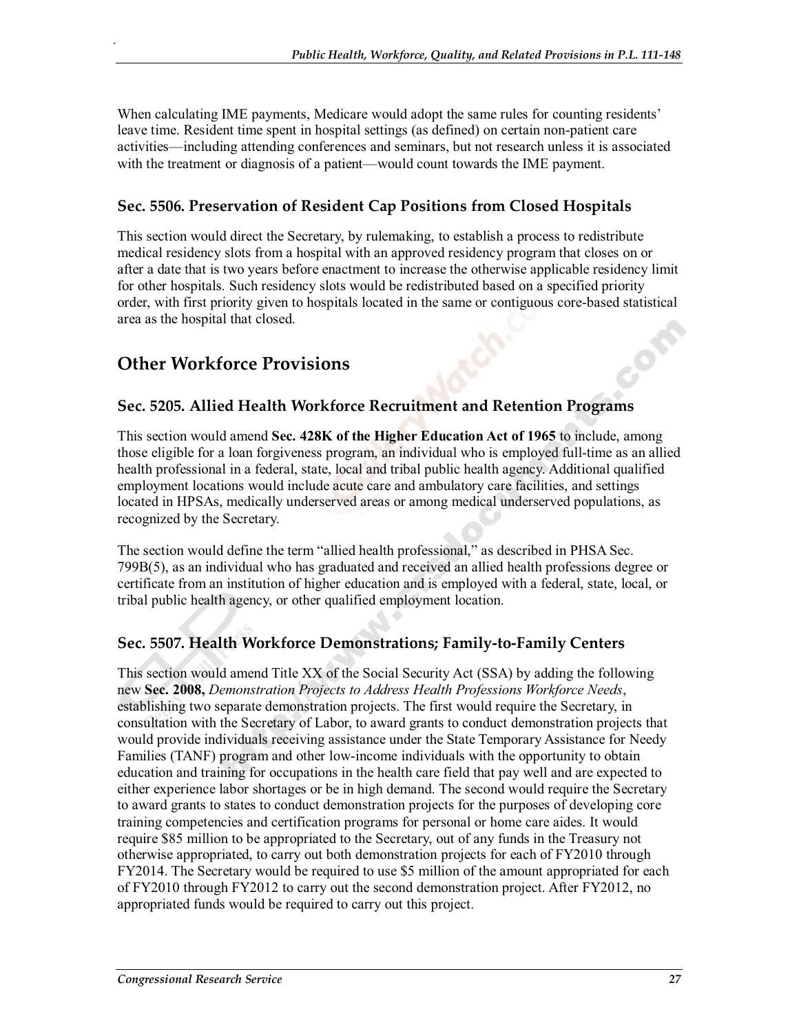When calculating IME payments, Medicare would adopt the same rules for counting residents' leave time. Resident time spent in hospital settings (as defined) on certain non-patient care activities—including attending conferences and seminars, but not research unless it is associated with the treatment or diagnosis of a patient—would count towards the IME payment.

### Sec. 5506. Preservation of Resident Cap Positions from Closed Hospitals

This section would direct the Secretary, by rulemaking, to establish a process to redistribute medical residency slots from a hospital with an approved residency program that closes on or after a date that is two years before enactment to increase the otherwise applicable residency limit for other hospitals. Such residency slots would be redistributed based on a specified priority order, with first priority given to hospitals located in the same or contiguous core-based statistical area as the hospital that closed.

## Other Workforce Provisions

### Sec. 5205. Allied Health Workforce Recruitment and Retention Programs

This section would amend **Sec. 428K of the Higher Education Act of 1965** to include, among those eligible for a loan forgiveness program, an individual who is employed full-time as an allied health professional in a federal, state, local and tribal public health agency. Additional qualified employment locations would include acute care and ambulatory care facilities, and settings located in HPSAs, medically underserved areas or among medical underserved populations, as recognized by the Secretary.

The section would define the term "allied health professional," as described in PHSA Sec. 799B(5), as an individual who has graduated and received an allied health professions degree or certificate from an institution of higher education and is employed with a federal, state, local, or tribal public health agency, or other qualified employment location.

### Sec. 5507. Health Workforce Demonstrations; Family-to-Family Centers

This section would amend Title XX of the Social Security Act (SSA) by adding the following new **Sec. 2008,** *Demonstration Projects to Address Health Professions Workforce Needs*, establishing two separate demonstration projects. The first would require the Secretary, in consultation with the Secretary of Labor, to award grants to conduct demonstration projects that would provide individuals receiving assistance under the State Temporary Assistance for Needy Families (TANF) program and other low-income individuals with the opportunity to obtain education and training for occupations in the health care field that pay well and are expected to either experience labor shortages or be in high demand. The second would require the Secretary to award grants to states to conduct demonstration projects for the purposes of developing core training competencies and certification programs for personal or home care aides. It would require $85 million to be appropriated to the Secretary, out of any funds in the Treasury not otherwise appropriated, to carry out both demonstration projects for each of FY2010 through FY2014. The Secretary would be required to use $5 million of the amount appropriated for each of FY2010 through FY2012 to carry out the second demonstration project. After FY2012, no appropriated funds would be required to carry out this project.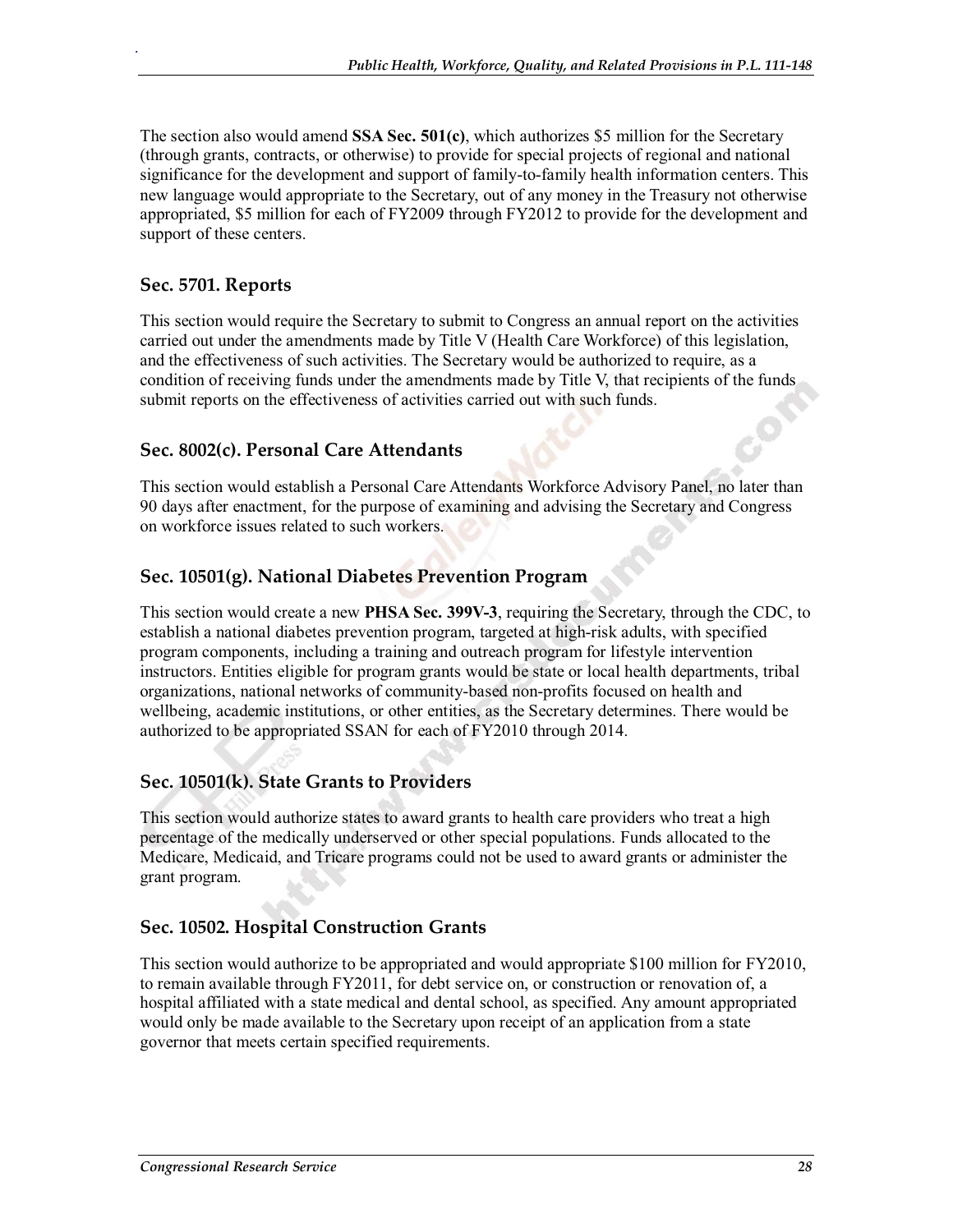The section also would amend **SSA Sec. 501(c)**, which authorizes $5 million for the Secretary (through grants, contracts, or otherwise) to provide for special projects of regional and national significance for the development and support of family-to-family health information centers. This new language would appropriate to the Secretary, out of any money in the Treasury not otherwise appropriated, $5 million for each of FY2009 through FY2012 to provide for the development and support of these centers.

### Sec. 5701. Reports

This section would require the Secretary to submit to Congress an annual report on the activities carried out under the amendments made by Title V (Health Care Workforce) of this legislation, and the effectiveness of such activities. The Secretary would be authorized to require, as a condition of receiving funds under the amendments made by Title V, that recipients of the funds submit reports on the effectiveness of activities carried out with such funds.

### Sec. 8002(c). Personal Care Attendants

This section would establish a Personal Care Attendants Workforce Advisory Panel, no later than 90 days after enactment, for the purpose of examining and advising the Secretary and Congress on workforce issues related to such workers.

### Sec. 10501(g). National Diabetes Prevention Program

This section would create a new **PHSA Sec. 399V-3**, requiring the Secretary, through the CDC, to establish a national diabetes prevention program, targeted at high-risk adults, with specified program components, including a training and outreach program for lifestyle intervention instructors. Entities eligible for program grants would be state or local health departments, tribal organizations, national networks of community-based non-profits focused on health and wellbeing, academic institutions, or other entities, as the Secretary determines. There would be authorized to be appropriated SSAN for each of FY2010 through 2014.

### Sec. 10501(k). State Grants to Providers

This section would authorize states to award grants to health care providers who treat a high percentage of the medically underserved or other special populations. Funds allocated to the Medicare, Medicaid, and Tricare programs could not be used to award grants or administer the grant program.

### Sec. 10502. Hospital Construction Grants

This section would authorize to be appropriated and would appropriate $100 million for FY2010, to remain available through FY2011, for debt service on, or construction or renovation of, a hospital affiliated with a state medical and dental school, as specified. Any amount appropriated would only be made available to the Secretary upon receipt of an application from a state governor that meets certain specified requirements.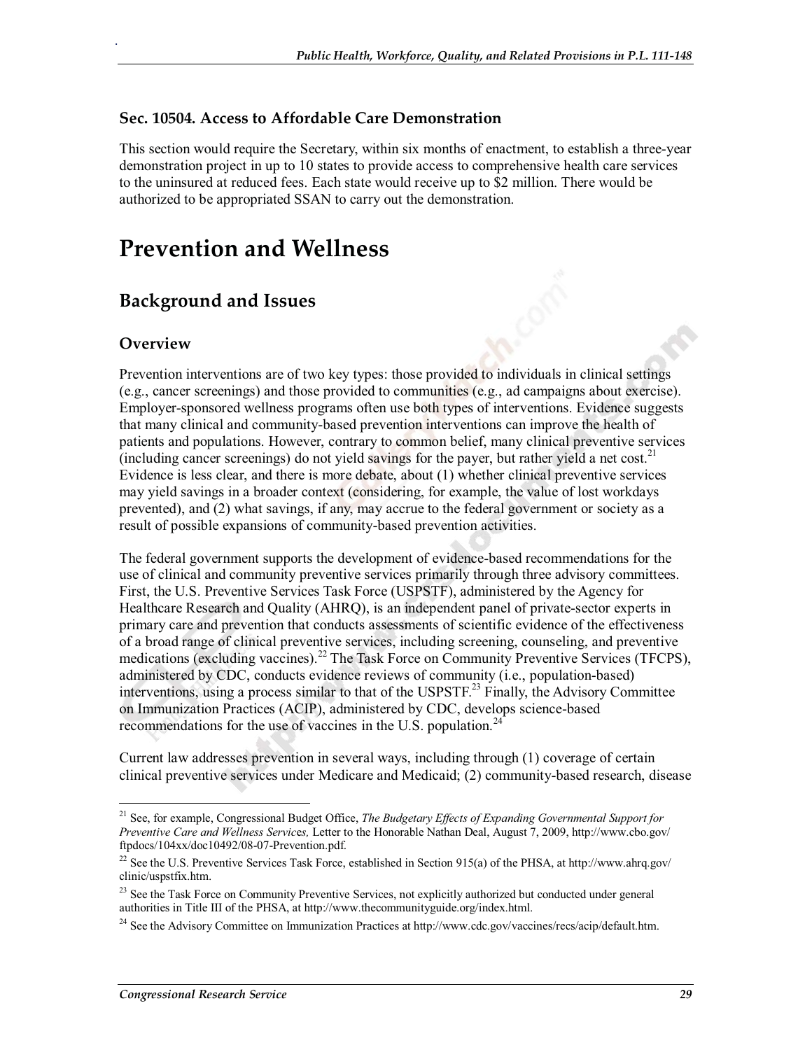### Sec. 10504. Access to Affordable Care Demonstration

This section would require the Secretary, within six months of enactment, to establish a three-year demonstration project in up to 10 states to provide access to comprehensive health care services to the uninsured at reduced fees. Each state would receive up to $2 million. There would be authorized to be appropriated SSAN to carry out the demonstration.

# Prevention and Wellness

## Background and Issues

### Overview

Prevention interventions are of two key types: those provided to individuals in clinical settings (e.g., cancer screenings) and those provided to communities (e.g., ad campaigns about exercise). Employer-sponsored wellness programs often use both types of interventions. Evidence suggests that many clinical and community-based prevention interventions can improve the health of patients and populations. However, contrary to common belief, many clinical preventive services (including cancer screenings) do not yield savings for the payer, but rather yield a net cost.[21] Evidence is less clear, and there is more debate, about (1) whether clinical preventive services may yield savings in a broader context (considering, for example, the value of lost workdays prevented), and (2) what savings, if any, may accrue to the federal government or society as a result of possible expansions of community-based prevention activities.

The federal government supports the development of evidence-based recommendations for the use of clinical and community preventive services primarily through three advisory committees. First, the U.S. Preventive Services Task Force (USPSTF), administered by the Agency for Healthcare Research and Quality (AHRQ), is an independent panel of private-sector experts in primary care and prevention that conducts assessments of scientific evidence of the effectiveness of a broad range of clinical preventive services, including screening, counseling, and preventive medications (excluding vaccines).[22] The Task Force on Community Preventive Services (TFCPS), administered by CDC, conducts evidence reviews of community (i.e., population-based) interventions, using a process similar to that of the USPSTF.[23] Finally, the Advisory Committee on Immunization Practices (ACIP), administered by CDC, develops science-based recommendations for the use of vaccines in the U.S. population.[24]

Current law addresses prevention in several ways, including through (1) coverage of certain clinical preventive services under Medicare and Medicaid; (2) community-based research, disease

---

[21] See, for example, Congressional Budget Office, *The Budgetary Effects of Expanding Governmental Support for Preventive Care and Wellness Services,* Letter to the Honorable Nathan Deal, August 7, 2009, http://www.cbo.gov/ftpdocs/104xx/doc10492/08-07-Prevention.pdf.

[22] See the U.S. Preventive Services Task Force, established in Section 915(a) of the PHSA, at http://www.ahrq.gov/clinic/uspstfix.htm.

[23] See the Task Force on Community Preventive Services, not explicitly authorized but conducted under general authorities in Title III of the PHSA, at http://www.thecommunityguide.org/index.html.

[24] See the Advisory Committee on Immunization Practices at http://www.cdc.gov/vaccines/recs/acip/default.htm.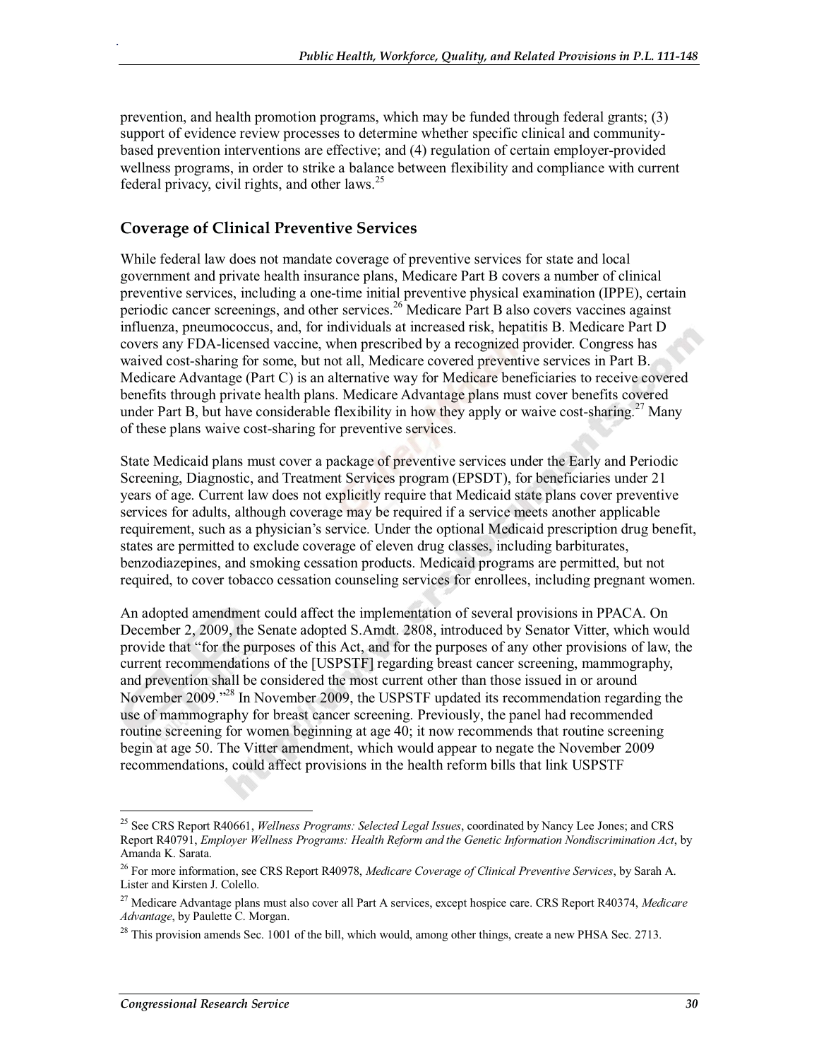prevention, and health promotion programs, which may be funded through federal grants; (3) support of evidence review processes to determine whether specific clinical and community-based prevention interventions are effective; and (4) regulation of certain employer-provided wellness programs, in order to strike a balance between flexibility and compliance with current federal privacy, civil rights, and other laws.[25]

## Coverage of Clinical Preventive Services

While federal law does not mandate coverage of preventive services for state and local government and private health insurance plans, Medicare Part B covers a number of clinical preventive services, including a one-time initial preventive physical examination (IPPE), certain periodic cancer screenings, and other services.[26] Medicare Part B also covers vaccines against influenza, pneumococcus, and, for individuals at increased risk, hepatitis B. Medicare Part D covers any FDA-licensed vaccine, when prescribed by a recognized provider. Congress has waived cost-sharing for some, but not all, Medicare covered preventive services in Part B. Medicare Advantage (Part C) is an alternative way for Medicare beneficiaries to receive covered benefits through private health plans. Medicare Advantage plans must cover benefits covered under Part B, but have considerable flexibility in how they apply or waive cost-sharing.[27] Many of these plans waive cost-sharing for preventive services.

State Medicaid plans must cover a package of preventive services under the Early and Periodic Screening, Diagnostic, and Treatment Services program (EPSDT), for beneficiaries under 21 years of age. Current law does not explicitly require that Medicaid state plans cover preventive services for adults, although coverage may be required if a service meets another applicable requirement, such as a physician's service. Under the optional Medicaid prescription drug benefit, states are permitted to exclude coverage of eleven drug classes, including barbiturates, benzodiazepines, and smoking cessation products. Medicaid programs are permitted, but not required, to cover tobacco cessation counseling services for enrollees, including pregnant women.

An adopted amendment could affect the implementation of several provisions in PPACA. On December 2, 2009, the Senate adopted S.Amdt. 2808, introduced by Senator Vitter, which would provide that "for the purposes of this Act, and for the purposes of any other provisions of law, the current recommendations of the [USPSTF] regarding breast cancer screening, mammography, and prevention shall be considered the most current other than those issued in or around November 2009."[28] In November 2009, the USPSTF updated its recommendation regarding the use of mammography for breast cancer screening. Previously, the panel had recommended routine screening for women beginning at age 40; it now recommends that routine screening begin at age 50. The Vitter amendment, which would appear to negate the November 2009 recommendations, could affect provisions in the health reform bills that link USPSTF

---

[25] See CRS Report R40661, *Wellness Programs: Selected Legal Issues*, coordinated by Nancy Lee Jones; and CRS Report R40791, *Employer Wellness Programs: Health Reform and the Genetic Information Nondiscrimination Act*, by Amanda K. Sarata.

[26] For more information, see CRS Report R40978, *Medicare Coverage of Clinical Preventive Services*, by Sarah A. Lister and Kirsten J. Colello.

[27] Medicare Advantage plans must also cover all Part A services, except hospice care. CRS Report R40374, *Medicare Advantage*, by Paulette C. Morgan.

[28] This provision amends Sec. 1001 of the bill, which would, among other things, create a new PHSA Sec. 2713.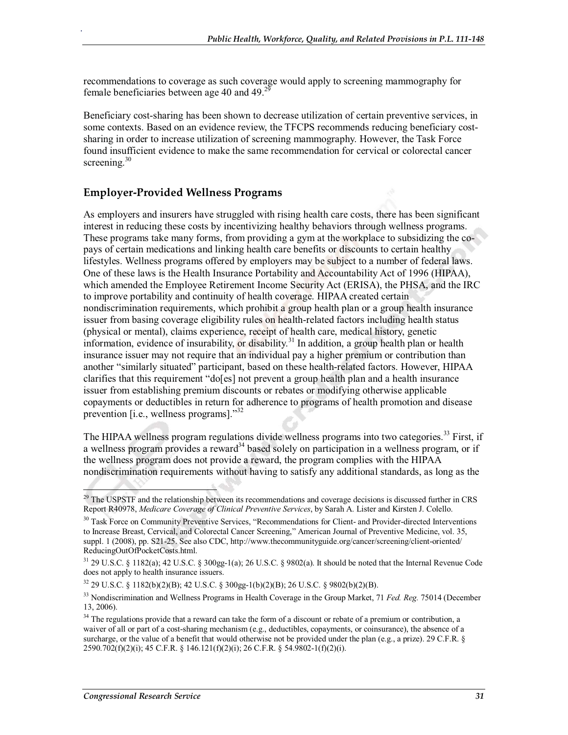recommendations to coverage as such coverage would apply to screening mammography for female beneficiaries between age 40 and 49.[29]

Beneficiary cost-sharing has been shown to decrease utilization of certain preventive services, in some contexts. Based on an evidence review, the TFCPS recommends reducing beneficiary cost-sharing in order to increase utilization of screening mammography. However, the Task Force found insufficient evidence to make the same recommendation for cervical or colorectal cancer screening.[30]

## Employer-Provided Wellness Programs

As employers and insurers have struggled with rising health care costs, there has been significant interest in reducing these costs by incentivizing healthy behaviors through wellness programs. These programs take many forms, from providing a gym at the workplace to subsidizing the co-pays of certain medications and linking health care benefits or discounts to certain healthy lifestyles. Wellness programs offered by employers may be subject to a number of federal laws. One of these laws is the Health Insurance Portability and Accountability Act of 1996 (HIPAA), which amended the Employee Retirement Income Security Act (ERISA), the PHSA, and the IRC to improve portability and continuity of health coverage. HIPAA created certain nondiscrimination requirements, which prohibit a group health plan or a group health insurance issuer from basing coverage eligibility rules on health-related factors including health status (physical or mental), claims experience, receipt of health care, medical history, genetic information, evidence of insurability, or disability.[31] In addition, a group health plan or health insurance issuer may not require that an individual pay a higher premium or contribution than another "similarly situated" participant, based on these health-related factors. However, HIPAA clarifies that this requirement "do[es] not prevent a group health plan and a health insurance issuer from establishing premium discounts or rebates or modifying otherwise applicable copayments or deductibles in return for adherence to programs of health promotion and disease prevention [i.e., wellness programs]."[32]

The HIPAA wellness program regulations divide wellness programs into two categories.[33] First, if a wellness program provides a reward[34] based solely on participation in a wellness program, or if the wellness program does not provide a reward, the program complies with the HIPAA nondiscrimination requirements without having to satisfy any additional standards, as long as the

---

[29] The USPSTF and the relationship between its recommendations and coverage decisions is discussed further in CRS Report R40978, *Medicare Coverage of Clinical Preventive Services*, by Sarah A. Lister and Kirsten J. Colello.

[30] Task Force on Community Preventive Services, "Recommendations for Client- and Provider-directed Interventions to Increase Breast, Cervical, and Colorectal Cancer Screening," American Journal of Preventive Medicine, vol. 35, suppl. 1 (2008), pp. S21-25. See also CDC, http://www.thecommunityguide.org/cancer/screening/client-oriented/ReducingOutOfPocketCosts.html.

[31] 29 U.S.C. § 1182(a); 42 U.S.C. § 300gg-1(a); 26 U.S.C. § 9802(a). It should be noted that the Internal Revenue Code does not apply to health insurance issuers.

[32] 29 U.S.C. § 1182(b)(2)(B); 42 U.S.C. § 300gg-1(b)(2)(B); 26 U.S.C. § 9802(b)(2)(B).

[33] Nondiscrimination and Wellness Programs in Health Coverage in the Group Market, 71 *Fed. Reg.* 75014 (December 13, 2006).

[34] The regulations provide that a reward can take the form of a discount or rebate of a premium or contribution, a waiver of all or part of a cost-sharing mechanism (e.g., deductibles, copayments, or coinsurance), the absence of a surcharge, or the value of a benefit that would otherwise not be provided under the plan (e.g., a prize). 29 C.F.R. § 2590.702(f)(2)(i); 45 C.F.R. § 146.121(f)(2)(i); 26 C.F.R. § 54.9802-1(f)(2)(i).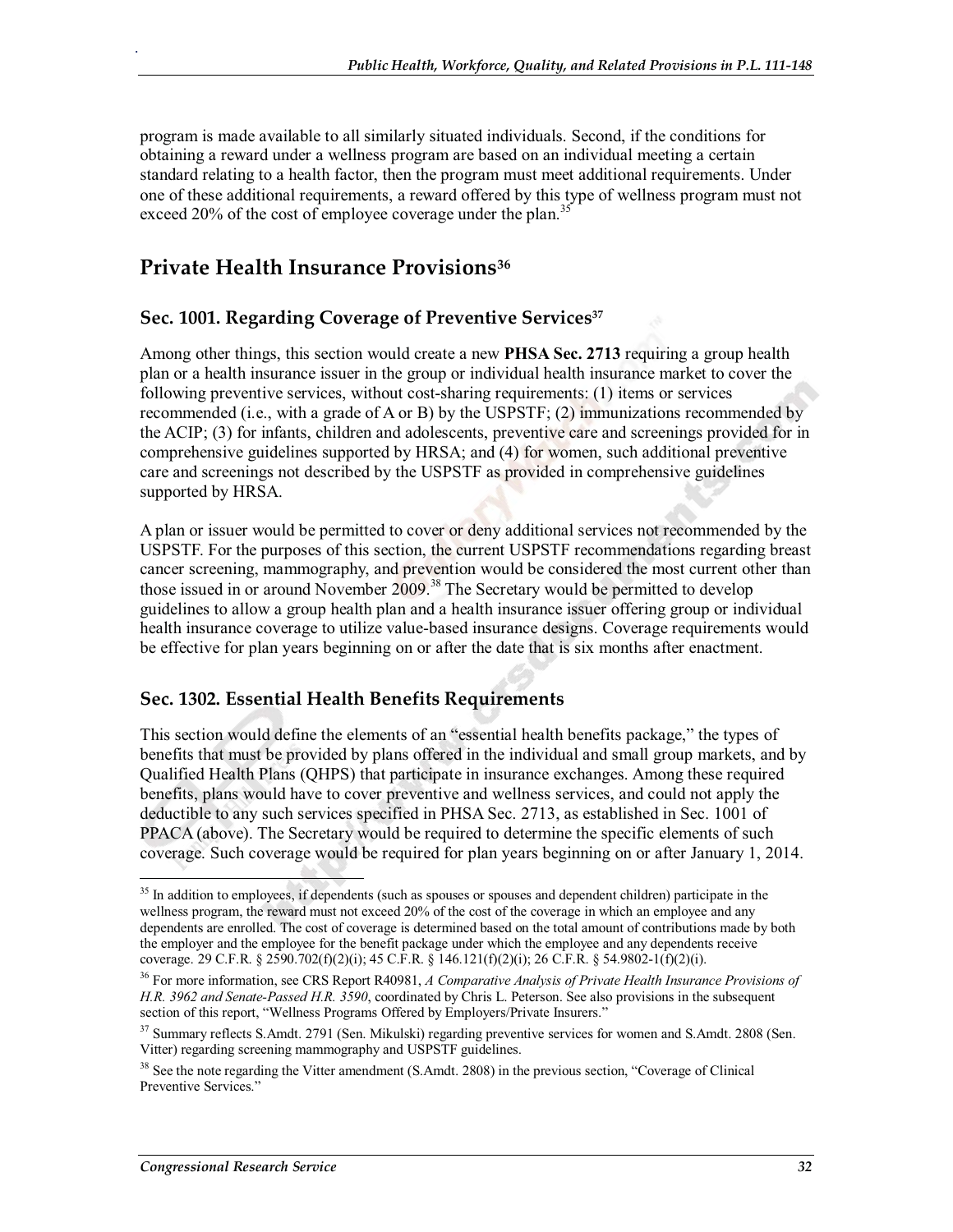program is made available to all similarly situated individuals. Second, if the conditions for obtaining a reward under a wellness program are based on an individual meeting a certain standard relating to a health factor, then the program must meet additional requirements. Under one of these additional requirements, a reward offered by this type of wellness program must not exceed 20% of the cost of employee coverage under the plan.[35]

## Private Health Insurance Provisions[36]

### Sec. 1001. Regarding Coverage of Preventive Services[37]

Among other things, this section would create a new **PHSA Sec. 2713** requiring a group health plan or a health insurance issuer in the group or individual health insurance market to cover the following preventive services, without cost-sharing requirements: (1) items or services recommended (i.e., with a grade of A or B) by the USPSTF; (2) immunizations recommended by the ACIP; (3) for infants, children and adolescents, preventive care and screenings provided for in comprehensive guidelines supported by HRSA; and (4) for women, such additional preventive care and screenings not described by the USPSTF as provided in comprehensive guidelines supported by HRSA.

A plan or issuer would be permitted to cover or deny additional services not recommended by the USPSTF. For the purposes of this section, the current USPSTF recommendations regarding breast cancer screening, mammography, and prevention would be considered the most current other than those issued in or around November 2009.[38] The Secretary would be permitted to develop guidelines to allow a group health plan and a health insurance issuer offering group or individual health insurance coverage to utilize value-based insurance designs. Coverage requirements would be effective for plan years beginning on or after the date that is six months after enactment.

### Sec. 1302. Essential Health Benefits Requirements

This section would define the elements of an "essential health benefits package," the types of benefits that must be provided by plans offered in the individual and small group markets, and by Qualified Health Plans (QHPS) that participate in insurance exchanges. Among these required benefits, plans would have to cover preventive and wellness services, and could not apply the deductible to any such services specified in PHSA Sec. 2713, as established in Sec. 1001 of PPACA (above). The Secretary would be required to determine the specific elements of such coverage. Such coverage would be required for plan years beginning on or after January 1, 2014.

---

[35] In addition to employees, if dependents (such as spouses or spouses and dependent children) participate in the wellness program, the reward must not exceed 20% of the cost of the coverage in which an employee and any dependents are enrolled. The cost of coverage is determined based on the total amount of contributions made by both the employer and the employee for the benefit package under which the employee and any dependents receive coverage. 29 C.F.R. § 2590.702(f)(2)(i); 45 C.F.R. § 146.121(f)(2)(i); 26 C.F.R. § 54.9802-1(f)(2)(i).

[36] For more information, see CRS Report R40981, *A Comparative Analysis of Private Health Insurance Provisions of H.R. 3962 and Senate-Passed H.R. 3590*, coordinated by Chris L. Peterson. See also provisions in the subsequent section of this report, "Wellness Programs Offered by Employers/Private Insurers."

[37] Summary reflects S.Amdt. 2791 (Sen. Mikulski) regarding preventive services for women and S.Amdt. 2808 (Sen. Vitter) regarding screening mammography and USPSTF guidelines.

[38] See the note regarding the Vitter amendment (S.Amdt. 2808) in the previous section, "Coverage of Clinical Preventive Services."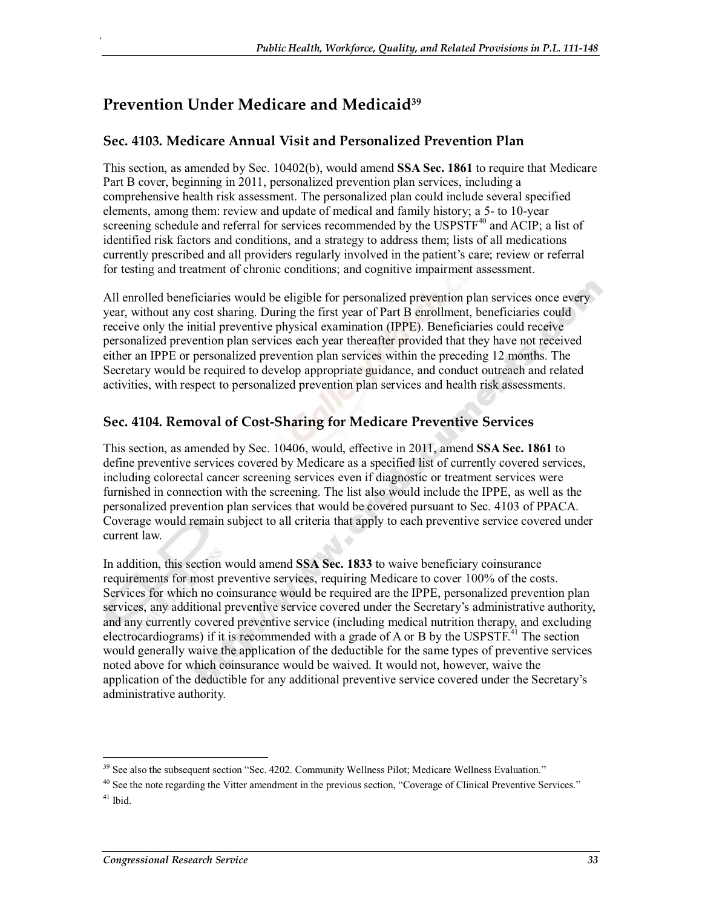## Prevention Under Medicare and Medicaid[39]

### Sec. 4103. Medicare Annual Visit and Personalized Prevention Plan

This section, as amended by Sec. 10402(b), would amend **SSA Sec. 1861** to require that Medicare Part B cover, beginning in 2011, personalized prevention plan services, including a comprehensive health risk assessment. The personalized plan could include several specified elements, among them: review and update of medical and family history; a 5- to 10-year screening schedule and referral for services recommended by the USPSTF[40] and ACIP; a list of identified risk factors and conditions, and a strategy to address them; lists of all medications currently prescribed and all providers regularly involved in the patient's care; review or referral for testing and treatment of chronic conditions; and cognitive impairment assessment.

All enrolled beneficiaries would be eligible for personalized prevention plan services once every year, without any cost sharing. During the first year of Part B enrollment, beneficiaries could receive only the initial preventive physical examination (IPPE). Beneficiaries could receive personalized prevention plan services each year thereafter provided that they have not received either an IPPE or personalized prevention plan services within the preceding 12 months. The Secretary would be required to develop appropriate guidance, and conduct outreach and related activities, with respect to personalized prevention plan services and health risk assessments.

### Sec. 4104. Removal of Cost-Sharing for Medicare Preventive Services

This section, as amended by Sec. 10406, would, effective in 2011, amend **SSA Sec. 1861** to define preventive services covered by Medicare as a specified list of currently covered services, including colorectal cancer screening services even if diagnostic or treatment services were furnished in connection with the screening. The list also would include the IPPE, as well as the personalized prevention plan services that would be covered pursuant to Sec. 4103 of PPACA. Coverage would remain subject to all criteria that apply to each preventive service covered under current law.

In addition, this section would amend **SSA Sec. 1833** to waive beneficiary coinsurance requirements for most preventive services, requiring Medicare to cover 100% of the costs. Services for which no coinsurance would be required are the IPPE, personalized prevention plan services, any additional preventive service covered under the Secretary's administrative authority, and any currently covered preventive service (including medical nutrition therapy, and excluding electrocardiograms) if it is recommended with a grade of A or B by the USPSTF.[41] The section would generally waive the application of the deductible for the same types of preventive services noted above for which coinsurance would be waived. It would not, however, waive the application of the deductible for any additional preventive service covered under the Secretary's administrative authority.

---

[39] See also the subsequent section "Sec. 4202. Community Wellness Pilot; Medicare Wellness Evaluation."

[40] See the note regarding the Vitter amendment in the previous section, "Coverage of Clinical Preventive Services."

[41] Ibid.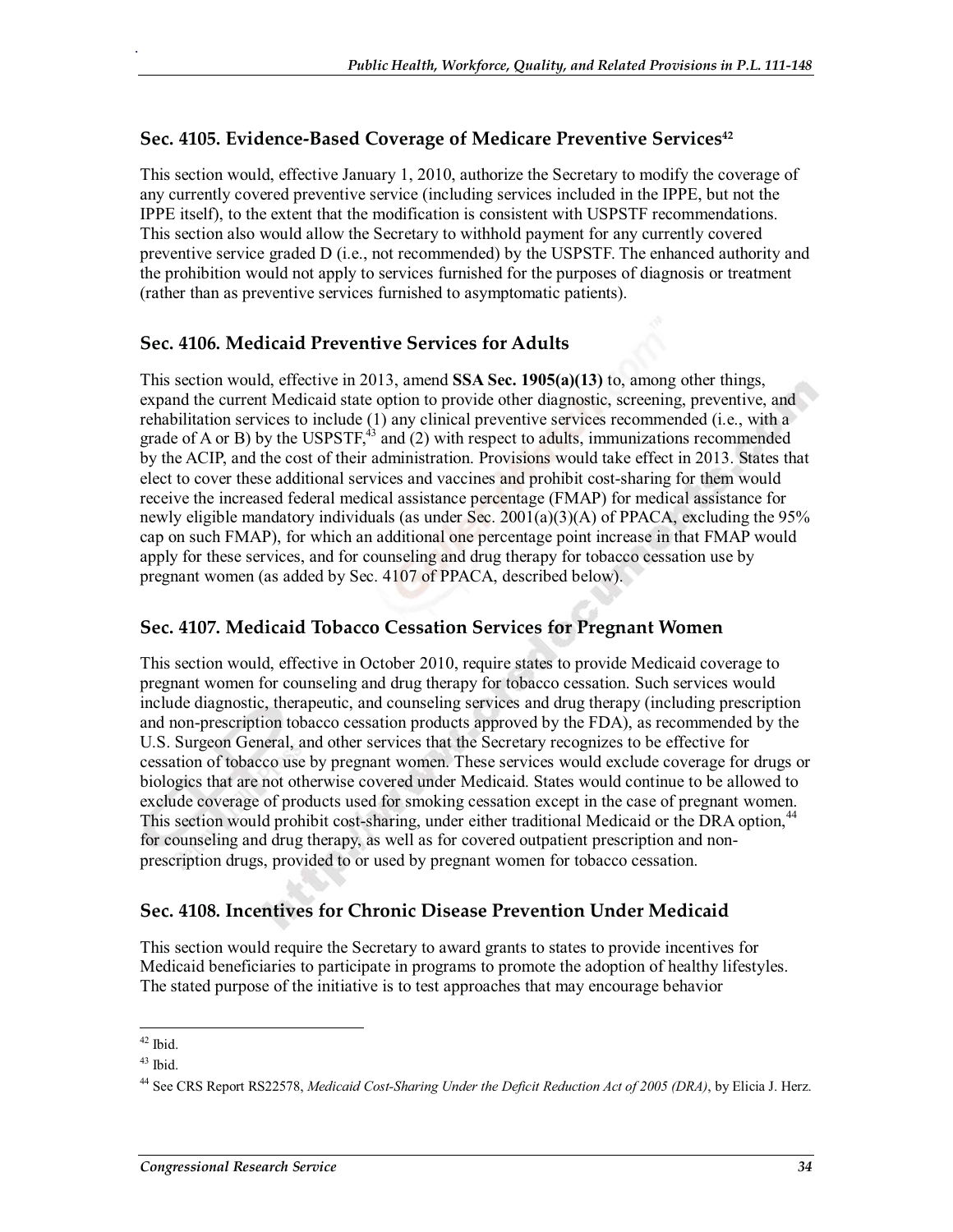### Sec. 4105. Evidence-Based Coverage of Medicare Preventive Services[42]

This section would, effective January 1, 2010, authorize the Secretary to modify the coverage of any currently covered preventive service (including services included in the IPPE, but not the IPPE itself), to the extent that the modification is consistent with USPSTF recommendations. This section also would allow the Secretary to withhold payment for any currently covered preventive service graded D (i.e., not recommended) by the USPSTF. The enhanced authority and the prohibition would not apply to services furnished for the purposes of diagnosis or treatment (rather than as preventive services furnished to asymptomatic patients).

### Sec. 4106. Medicaid Preventive Services for Adults

This section would, effective in 2013, amend **SSA Sec. 1905(a)(13)** to, among other things, expand the current Medicaid state option to provide other diagnostic, screening, preventive, and rehabilitation services to include (1) any clinical preventive services recommended (i.e., with a grade of A or B) by the USPSTF,[43] and (2) with respect to adults, immunizations recommended by the ACIP, and the cost of their administration. Provisions would take effect in 2013. States that elect to cover these additional services and vaccines and prohibit cost-sharing for them would receive the increased federal medical assistance percentage (FMAP) for medical assistance for newly eligible mandatory individuals (as under Sec. 2001(a)(3)(A) of PPACA, excluding the 95% cap on such FMAP), for which an additional one percentage point increase in that FMAP would apply for these services, and for counseling and drug therapy for tobacco cessation use by pregnant women (as added by Sec. 4107 of PPACA, described below).

### Sec. 4107. Medicaid Tobacco Cessation Services for Pregnant Women

This section would, effective in October 2010, require states to provide Medicaid coverage to pregnant women for counseling and drug therapy for tobacco cessation. Such services would include diagnostic, therapeutic, and counseling services and drug therapy (including prescription and non-prescription tobacco cessation products approved by the FDA), as recommended by the U.S. Surgeon General, and other services that the Secretary recognizes to be effective for cessation of tobacco use by pregnant women. These services would exclude coverage for drugs or biologics that are not otherwise covered under Medicaid. States would continue to be allowed to exclude coverage of products used for smoking cessation except in the case of pregnant women. This section would prohibit cost-sharing, under either traditional Medicaid or the DRA option,[44] for counseling and drug therapy, as well as for covered outpatient prescription and non-prescription drugs, provided to or used by pregnant women for tobacco cessation.

### Sec. 4108. Incentives for Chronic Disease Prevention Under Medicaid

This section would require the Secretary to award grants to states to provide incentives for Medicaid beneficiaries to participate in programs to promote the adoption of healthy lifestyles. The stated purpose of the initiative is to test approaches that may encourage behavior

---

[42] Ibid.

[43] Ibid.

[44] See CRS Report RS22578, *Medicaid Cost-Sharing Under the Deficit Reduction Act of 2005 (DRA)*, by Elicia J. Herz.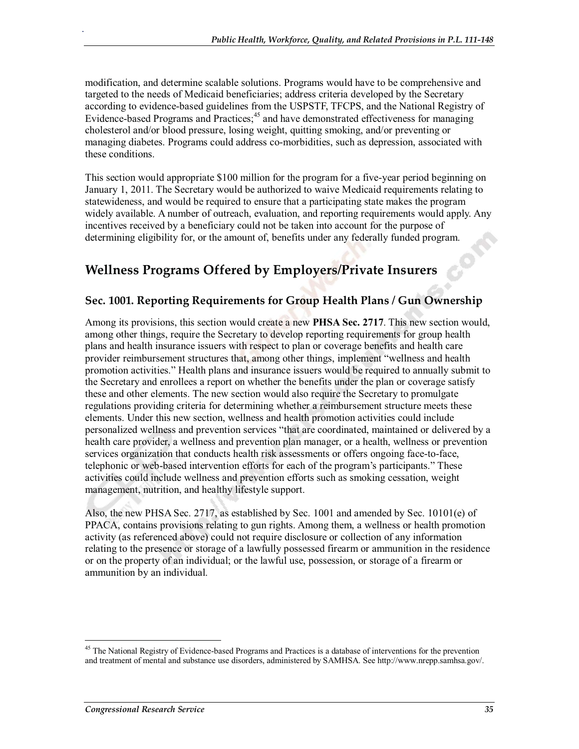modification, and determine scalable solutions. Programs would have to be comprehensive and targeted to the needs of Medicaid beneficiaries; address criteria developed by the Secretary according to evidence-based guidelines from the USPSTF, TFCPS, and the National Registry of Evidence-based Programs and Practices;[45] and have demonstrated effectiveness for managing cholesterol and/or blood pressure, losing weight, quitting smoking, and/or preventing or managing diabetes. Programs could address co-morbidities, such as depression, associated with these conditions.

This section would appropriate $100 million for the program for a five-year period beginning on January 1, 2011. The Secretary would be authorized to waive Medicaid requirements relating to statewideness, and would be required to ensure that a participating state makes the program widely available. A number of outreach, evaluation, and reporting requirements would apply. Any incentives received by a beneficiary could not be taken into account for the purpose of determining eligibility for, or the amount of, benefits under any federally funded program.

## Wellness Programs Offered by Employers/Private Insurers

### Sec. 1001. Reporting Requirements for Group Health Plans / Gun Ownership

Among its provisions, this section would create a new **PHSA Sec. 2717**. This new section would, among other things, require the Secretary to develop reporting requirements for group health plans and health insurance issuers with respect to plan or coverage benefits and health care provider reimbursement structures that, among other things, implement "wellness and health promotion activities." Health plans and insurance issuers would be required to annually submit to the Secretary and enrollees a report on whether the benefits under the plan or coverage satisfy these and other elements. The new section would also require the Secretary to promulgate regulations providing criteria for determining whether a reimbursement structure meets these elements. Under this new section, wellness and health promotion activities could include personalized wellness and prevention services "that are coordinated, maintained or delivered by a health care provider, a wellness and prevention plan manager, or a health, wellness or prevention services organization that conducts health risk assessments or offers ongoing face-to-face, telephonic or web-based intervention efforts for each of the program's participants." These activities could include wellness and prevention efforts such as smoking cessation, weight management, nutrition, and healthy lifestyle support.

Also, the new PHSA Sec. 2717, as established by Sec. 1001 and amended by Sec. 10101(e) of PPACA, contains provisions relating to gun rights. Among them, a wellness or health promotion activity (as referenced above) could not require disclosure or collection of any information relating to the presence or storage of a lawfully possessed firearm or ammunition in the residence or on the property of an individual; or the lawful use, possession, or storage of a firearm or ammunition by an individual.

---

[45] The National Registry of Evidence-based Programs and Practices is a database of interventions for the prevention and treatment of mental and substance use disorders, administered by SAMHSA. See http://www.nrepp.samhsa.gov/.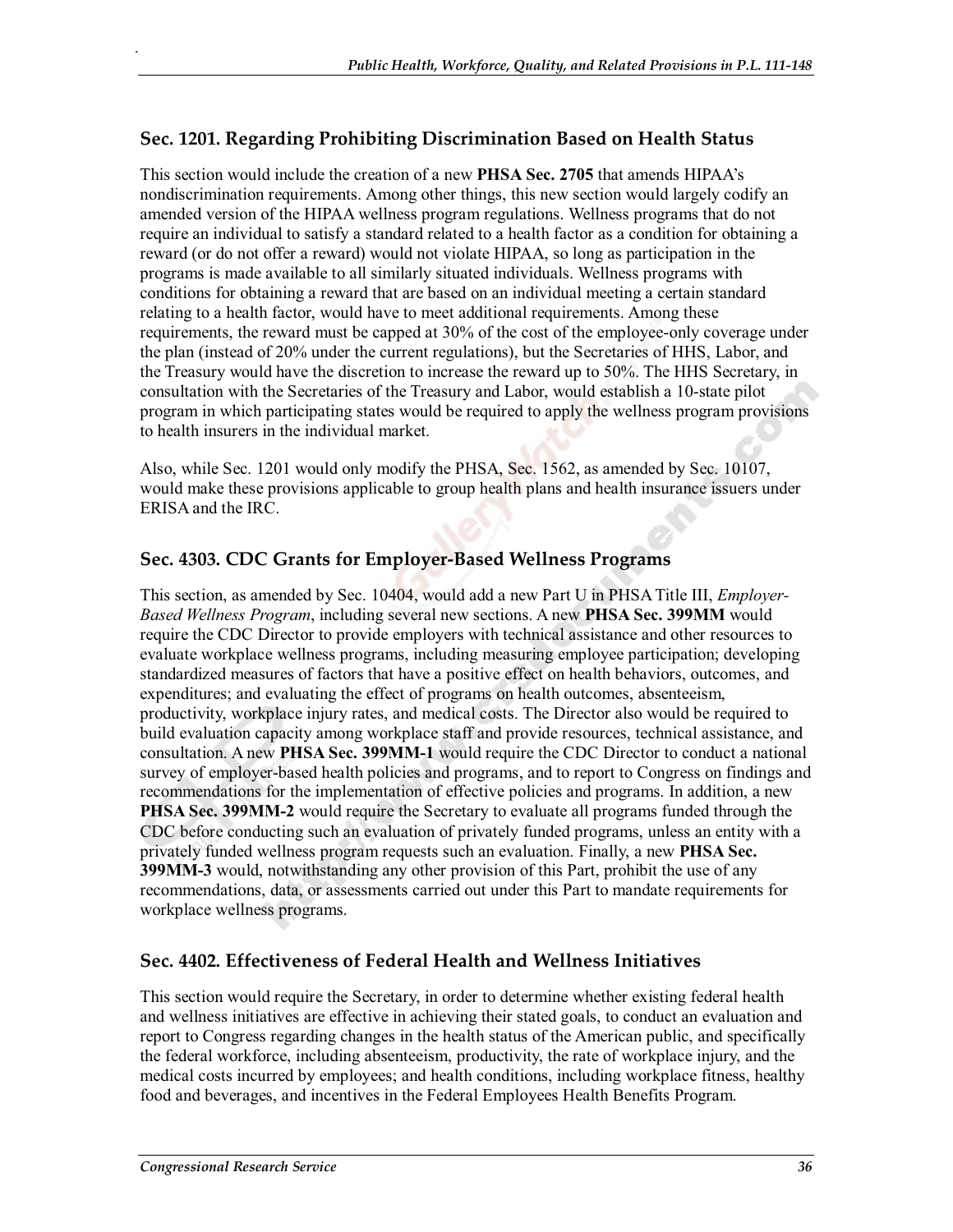## Sec. 1201. Regarding Prohibiting Discrimination Based on Health Status

This section would include the creation of a new **PHSA Sec. 2705** that amends HIPAA's nondiscrimination requirements. Among other things, this new section would largely codify an amended version of the HIPAA wellness program regulations. Wellness programs that do not require an individual to satisfy a standard related to a health factor as a condition for obtaining a reward (or do not offer a reward) would not violate HIPAA, so long as participation in the programs is made available to all similarly situated individuals. Wellness programs with conditions for obtaining a reward that are based on an individual meeting a certain standard relating to a health factor, would have to meet additional requirements. Among these requirements, the reward must be capped at 30% of the cost of the employee-only coverage under the plan (instead of 20% under the current regulations), but the Secretaries of HHS, Labor, and the Treasury would have the discretion to increase the reward up to 50%. The HHS Secretary, in consultation with the Secretaries of the Treasury and Labor, would establish a 10-state pilot program in which participating states would be required to apply the wellness program provisions to health insurers in the individual market.

Also, while Sec. 1201 would only modify the PHSA, Sec. 1562, as amended by Sec. 10107, would make these provisions applicable to group health plans and health insurance issuers under ERISA and the IRC.

## Sec. 4303. CDC Grants for Employer-Based Wellness Programs

This section, as amended by Sec. 10404, would add a new Part U in PHSA Title III, *Employer-Based Wellness Program*, including several new sections. A new **PHSA Sec. 399MM** would require the CDC Director to provide employers with technical assistance and other resources to evaluate workplace wellness programs, including measuring employee participation; developing standardized measures of factors that have a positive effect on health behaviors, outcomes, and expenditures; and evaluating the effect of programs on health outcomes, absenteeism, productivity, workplace injury rates, and medical costs. The Director also would be required to build evaluation capacity among workplace staff and provide resources, technical assistance, and consultation. A new **PHSA Sec. 399MM-1** would require the CDC Director to conduct a national survey of employer-based health policies and programs, and to report to Congress on findings and recommendations for the implementation of effective policies and programs. In addition, a new **PHSA Sec. 399MM-2** would require the Secretary to evaluate all programs funded through the CDC before conducting such an evaluation of privately funded programs, unless an entity with a privately funded wellness program requests such an evaluation. Finally, a new **PHSA Sec. 399MM-3** would, notwithstanding any other provision of this Part, prohibit the use of any recommendations, data, or assessments carried out under this Part to mandate requirements for workplace wellness programs.

## Sec. 4402. Effectiveness of Federal Health and Wellness Initiatives

This section would require the Secretary, in order to determine whether existing federal health and wellness initiatives are effective in achieving their stated goals, to conduct an evaluation and report to Congress regarding changes in the health status of the American public, and specifically the federal workforce, including absenteeism, productivity, the rate of workplace injury, and the medical costs incurred by employees; and health conditions, including workplace fitness, healthy food and beverages, and incentives in the Federal Employees Health Benefits Program.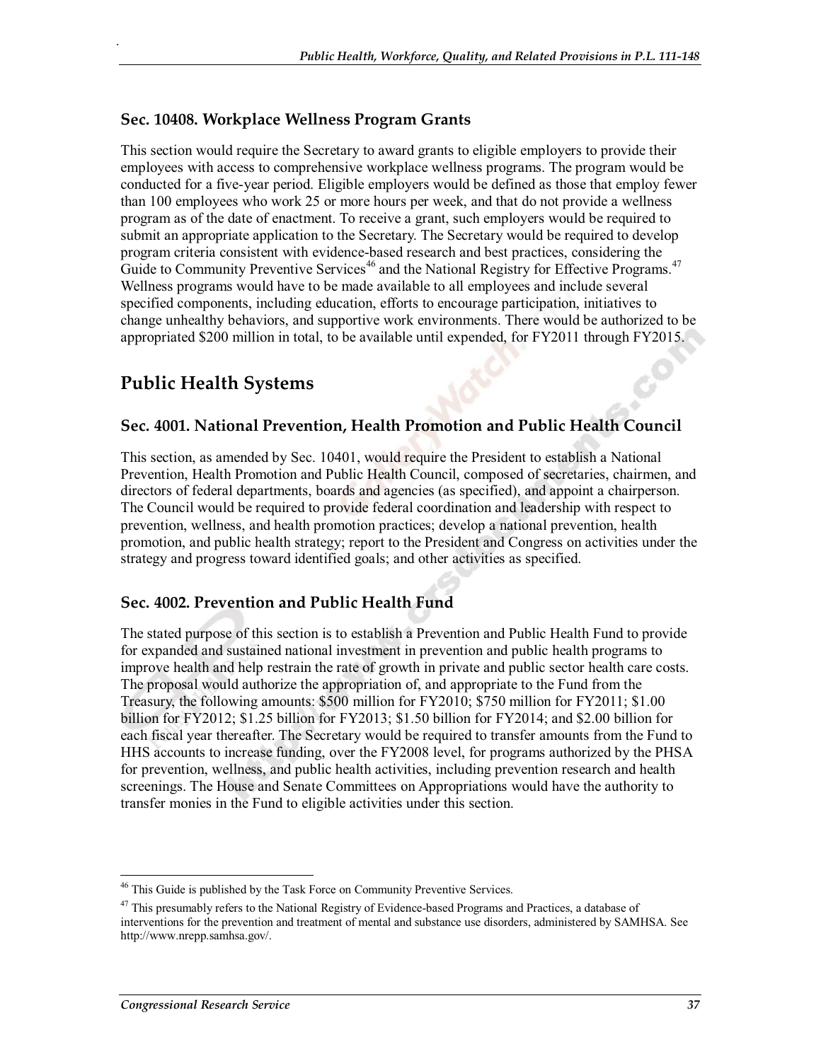### Sec. 10408. Workplace Wellness Program Grants

This section would require the Secretary to award grants to eligible employers to provide their employees with access to comprehensive workplace wellness programs. The program would be conducted for a five-year period. Eligible employers would be defined as those that employ fewer than 100 employees who work 25 or more hours per week, and that do not provide a wellness program as of the date of enactment. To receive a grant, such employers would be required to submit an appropriate application to the Secretary. The Secretary would be required to develop program criteria consistent with evidence-based research and best practices, considering the Guide to Community Preventive Services[46] and the National Registry for Effective Programs.[47] Wellness programs would have to be made available to all employees and include several specified components, including education, efforts to encourage participation, initiatives to change unhealthy behaviors, and supportive work environments. There would be authorized to be appropriated $200 million in total, to be available until expended, for FY2011 through FY2015.

## Public Health Systems

### Sec. 4001. National Prevention, Health Promotion and Public Health Council

This section, as amended by Sec. 10401, would require the President to establish a National Prevention, Health Promotion and Public Health Council, composed of secretaries, chairmen, and directors of federal departments, boards and agencies (as specified), and appoint a chairperson. The Council would be required to provide federal coordination and leadership with respect to prevention, wellness, and health promotion practices; develop a national prevention, health promotion, and public health strategy; report to the President and Congress on activities under the strategy and progress toward identified goals; and other activities as specified.

### Sec. 4002. Prevention and Public Health Fund

The stated purpose of this section is to establish a Prevention and Public Health Fund to provide for expanded and sustained national investment in prevention and public health programs to improve health and help restrain the rate of growth in private and public sector health care costs. The proposal would authorize the appropriation of, and appropriate to the Fund from the Treasury, the following amounts: $500 million for FY2010; $750 million for FY2011; $1.00 billion for FY2012; $1.25 billion for FY2013; $1.50 billion for FY2014; and $2.00 billion for each fiscal year thereafter. The Secretary would be required to transfer amounts from the Fund to HHS accounts to increase funding, over the FY2008 level, for programs authorized by the PHSA for prevention, wellness, and public health activities, including prevention research and health screenings. The House and Senate Committees on Appropriations would have the authority to transfer monies in the Fund to eligible activities under this section.

---

[46] This Guide is published by the Task Force on Community Preventive Services.

[47] This presumably refers to the National Registry of Evidence-based Programs and Practices, a database of interventions for the prevention and treatment of mental and substance use disorders, administered by SAMHSA. See http://www.nrepp.samhsa.gov/.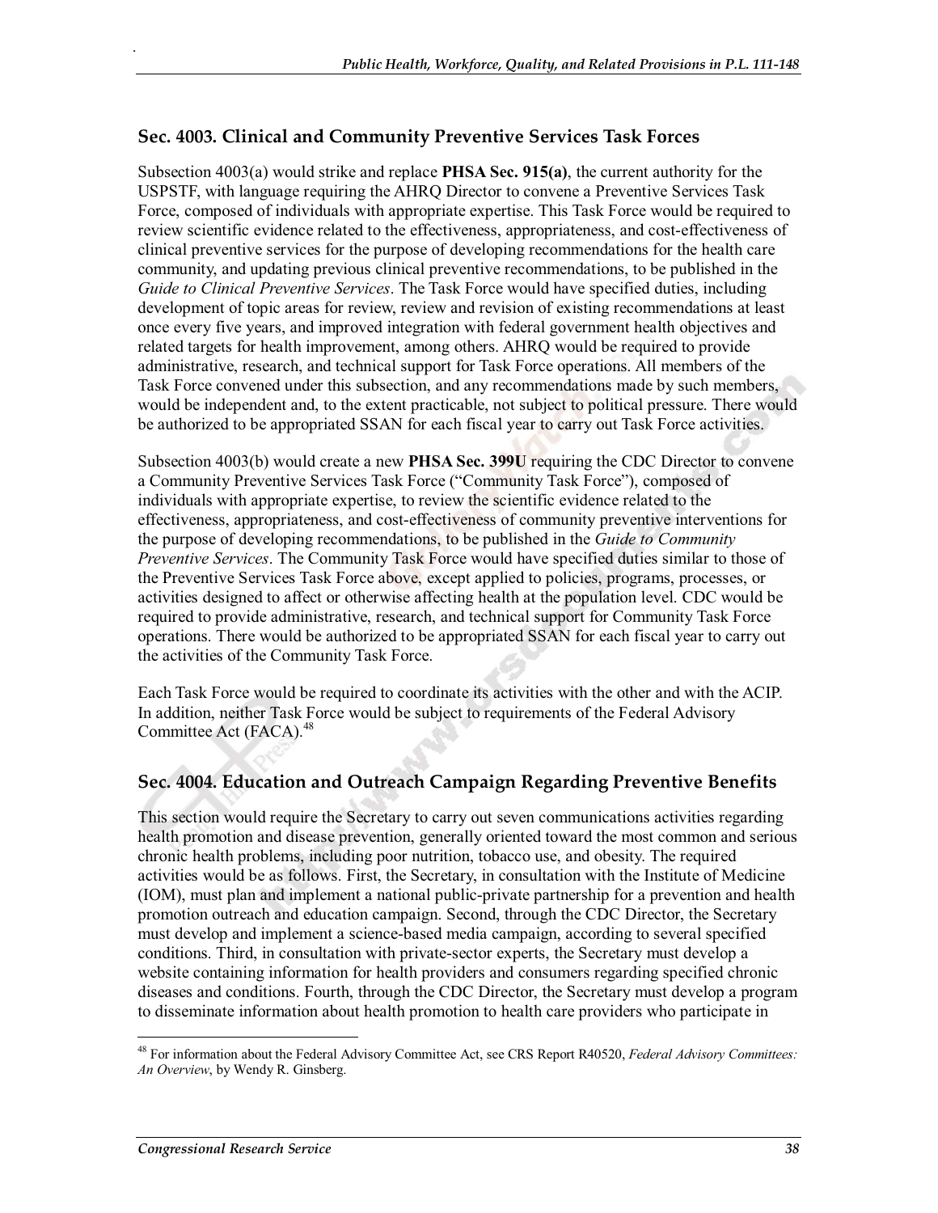## Sec. 4003. Clinical and Community Preventive Services Task Forces

Subsection 4003(a) would strike and replace **PHSA Sec. 915(a)**, the current authority for the USPSTF, with language requiring the AHRQ Director to convene a Preventive Services Task Force, composed of individuals with appropriate expertise. This Task Force would be required to review scientific evidence related to the effectiveness, appropriateness, and cost-effectiveness of clinical preventive services for the purpose of developing recommendations for the health care community, and updating previous clinical preventive recommendations, to be published in the *Guide to Clinical Preventive Services*. The Task Force would have specified duties, including development of topic areas for review, review and revision of existing recommendations at least once every five years, and improved integration with federal government health objectives and related targets for health improvement, among others. AHRQ would be required to provide administrative, research, and technical support for Task Force operations. All members of the Task Force convened under this subsection, and any recommendations made by such members, would be independent and, to the extent practicable, not subject to political pressure. There would be authorized to be appropriated SSAN for each fiscal year to carry out Task Force activities.

Subsection 4003(b) would create a new **PHSA Sec. 399U** requiring the CDC Director to convene a Community Preventive Services Task Force ("Community Task Force"), composed of individuals with appropriate expertise, to review the scientific evidence related to the effectiveness, appropriateness, and cost-effectiveness of community preventive interventions for the purpose of developing recommendations, to be published in the *Guide to Community Preventive Services*. The Community Task Force would have specified duties similar to those of the Preventive Services Task Force above, except applied to policies, programs, processes, or activities designed to affect or otherwise affecting health at the population level. CDC would be required to provide administrative, research, and technical support for Community Task Force operations. There would be authorized to be appropriated SSAN for each fiscal year to carry out the activities of the Community Task Force.

Each Task Force would be required to coordinate its activities with the other and with the ACIP. In addition, neither Task Force would be subject to requirements of the Federal Advisory Committee Act (FACA).[48]

## Sec. 4004. Education and Outreach Campaign Regarding Preventive Benefits

This section would require the Secretary to carry out seven communications activities regarding health promotion and disease prevention, generally oriented toward the most common and serious chronic health problems, including poor nutrition, tobacco use, and obesity. The required activities would be as follows. First, the Secretary, in consultation with the Institute of Medicine (IOM), must plan and implement a national public-private partnership for a prevention and health promotion outreach and education campaign. Second, through the CDC Director, the Secretary must develop and implement a science-based media campaign, according to several specified conditions. Third, in consultation with private-sector experts, the Secretary must develop a website containing information for health providers and consumers regarding specified chronic diseases and conditions. Fourth, through the CDC Director, the Secretary must develop a program to disseminate information about health promotion to health care providers who participate in

---

[48] For information about the Federal Advisory Committee Act, see CRS Report R40520, *Federal Advisory Committees: An Overview*, by Wendy R. Ginsberg.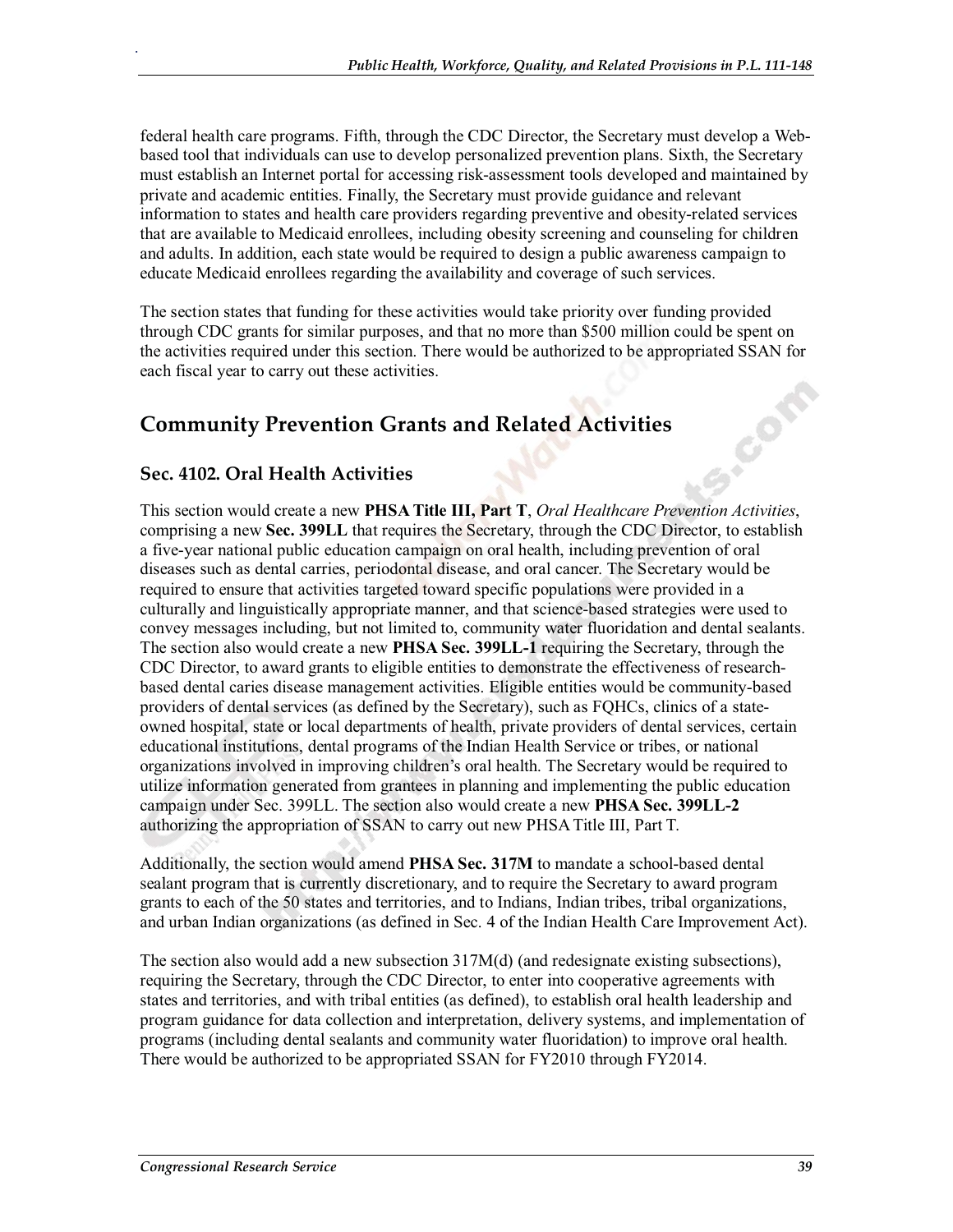federal health care programs. Fifth, through the CDC Director, the Secretary must develop a Web-based tool that individuals can use to develop personalized prevention plans. Sixth, the Secretary must establish an Internet portal for accessing risk-assessment tools developed and maintained by private and academic entities. Finally, the Secretary must provide guidance and relevant information to states and health care providers regarding preventive and obesity-related services that are available to Medicaid enrollees, including obesity screening and counseling for children and adults. In addition, each state would be required to design a public awareness campaign to educate Medicaid enrollees regarding the availability and coverage of such services.

The section states that funding for these activities would take priority over funding provided through CDC grants for similar purposes, and that no more than $500 million could be spent on the activities required under this section. There would be authorized to be appropriated SSAN for each fiscal year to carry out these activities.

## Community Prevention Grants and Related Activities

### Sec. 4102. Oral Health Activities

This section would create a new **PHSA Title III, Part T**, *Oral Healthcare Prevention Activities*, comprising a new **Sec. 399LL** that requires the Secretary, through the CDC Director, to establish a five-year national public education campaign on oral health, including prevention of oral diseases such as dental carries, periodontal disease, and oral cancer. The Secretary would be required to ensure that activities targeted toward specific populations were provided in a culturally and linguistically appropriate manner, and that science-based strategies were used to convey messages including, but not limited to, community water fluoridation and dental sealants. The section also would create a new **PHSA Sec. 399LL-1** requiring the Secretary, through the CDC Director, to award grants to eligible entities to demonstrate the effectiveness of research-based dental caries disease management activities. Eligible entities would be community-based providers of dental services (as defined by the Secretary), such as FQHCs, clinics of a state-owned hospital, state or local departments of health, private providers of dental services, certain educational institutions, dental programs of the Indian Health Service or tribes, or national organizations involved in improving children's oral health. The Secretary would be required to utilize information generated from grantees in planning and implementing the public education campaign under Sec. 399LL. The section also would create a new **PHSA Sec. 399LL-2** authorizing the appropriation of SSAN to carry out new PHSA Title III, Part T.

Additionally, the section would amend **PHSA Sec. 317M** to mandate a school-based dental sealant program that is currently discretionary, and to require the Secretary to award program grants to each of the 50 states and territories, and to Indians, Indian tribes, tribal organizations, and urban Indian organizations (as defined in Sec. 4 of the Indian Health Care Improvement Act).

The section also would add a new subsection 317M(d) (and redesignate existing subsections), requiring the Secretary, through the CDC Director, to enter into cooperative agreements with states and territories, and with tribal entities (as defined), to establish oral health leadership and program guidance for data collection and interpretation, delivery systems, and implementation of programs (including dental sealants and community water fluoridation) to improve oral health. There would be authorized to be appropriated SSAN for FY2010 through FY2014.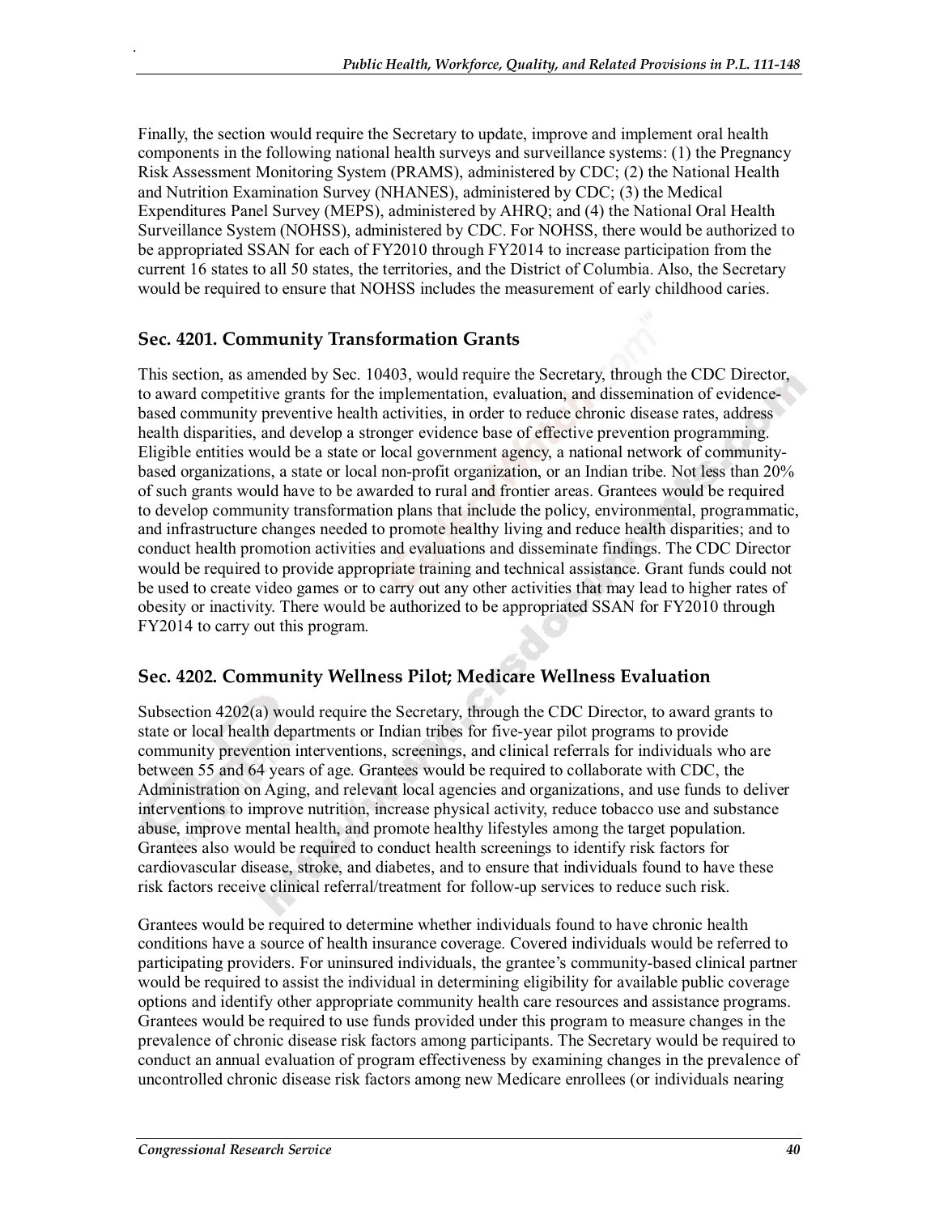Finally, the section would require the Secretary to update, improve and implement oral health components in the following national health surveys and surveillance systems: (1) the Pregnancy Risk Assessment Monitoring System (PRAMS), administered by CDC; (2) the National Health and Nutrition Examination Survey (NHANES), administered by CDC; (3) the Medical Expenditures Panel Survey (MEPS), administered by AHRQ; and (4) the National Oral Health Surveillance System (NOHSS), administered by CDC. For NOHSS, there would be authorized to be appropriated SSAN for each of FY2010 through FY2014 to increase participation from the current 16 states to all 50 states, the territories, and the District of Columbia. Also, the Secretary would be required to ensure that NOHSS includes the measurement of early childhood caries.

### Sec. 4201. Community Transformation Grants

This section, as amended by Sec. 10403, would require the Secretary, through the CDC Director, to award competitive grants for the implementation, evaluation, and dissemination of evidence-based community preventive health activities, in order to reduce chronic disease rates, address health disparities, and develop a stronger evidence base of effective prevention programming. Eligible entities would be a state or local government agency, a national network of community-based organizations, a state or local non-profit organization, or an Indian tribe. Not less than 20% of such grants would have to be awarded to rural and frontier areas. Grantees would be required to develop community transformation plans that include the policy, environmental, programmatic, and infrastructure changes needed to promote healthy living and reduce health disparities; and to conduct health promotion activities and evaluations and disseminate findings. The CDC Director would be required to provide appropriate training and technical assistance. Grant funds could not be used to create video games or to carry out any other activities that may lead to higher rates of obesity or inactivity. There would be authorized to be appropriated SSAN for FY2010 through FY2014 to carry out this program.

### Sec. 4202. Community Wellness Pilot; Medicare Wellness Evaluation

Subsection 4202(a) would require the Secretary, through the CDC Director, to award grants to state or local health departments or Indian tribes for five-year pilot programs to provide community prevention interventions, screenings, and clinical referrals for individuals who are between 55 and 64 years of age. Grantees would be required to collaborate with CDC, the Administration on Aging, and relevant local agencies and organizations, and use funds to deliver interventions to improve nutrition, increase physical activity, reduce tobacco use and substance abuse, improve mental health, and promote healthy lifestyles among the target population. Grantees also would be required to conduct health screenings to identify risk factors for cardiovascular disease, stroke, and diabetes, and to ensure that individuals found to have these risk factors receive clinical referral/treatment for follow-up services to reduce such risk.

Grantees would be required to determine whether individuals found to have chronic health conditions have a source of health insurance coverage. Covered individuals would be referred to participating providers. For uninsured individuals, the grantee's community-based clinical partner would be required to assist the individual in determining eligibility for available public coverage options and identify other appropriate community health care resources and assistance programs. Grantees would be required to use funds provided under this program to measure changes in the prevalence of chronic disease risk factors among participants. The Secretary would be required to conduct an annual evaluation of program effectiveness by examining changes in the prevalence of uncontrolled chronic disease risk factors among new Medicare enrollees (or individuals nearing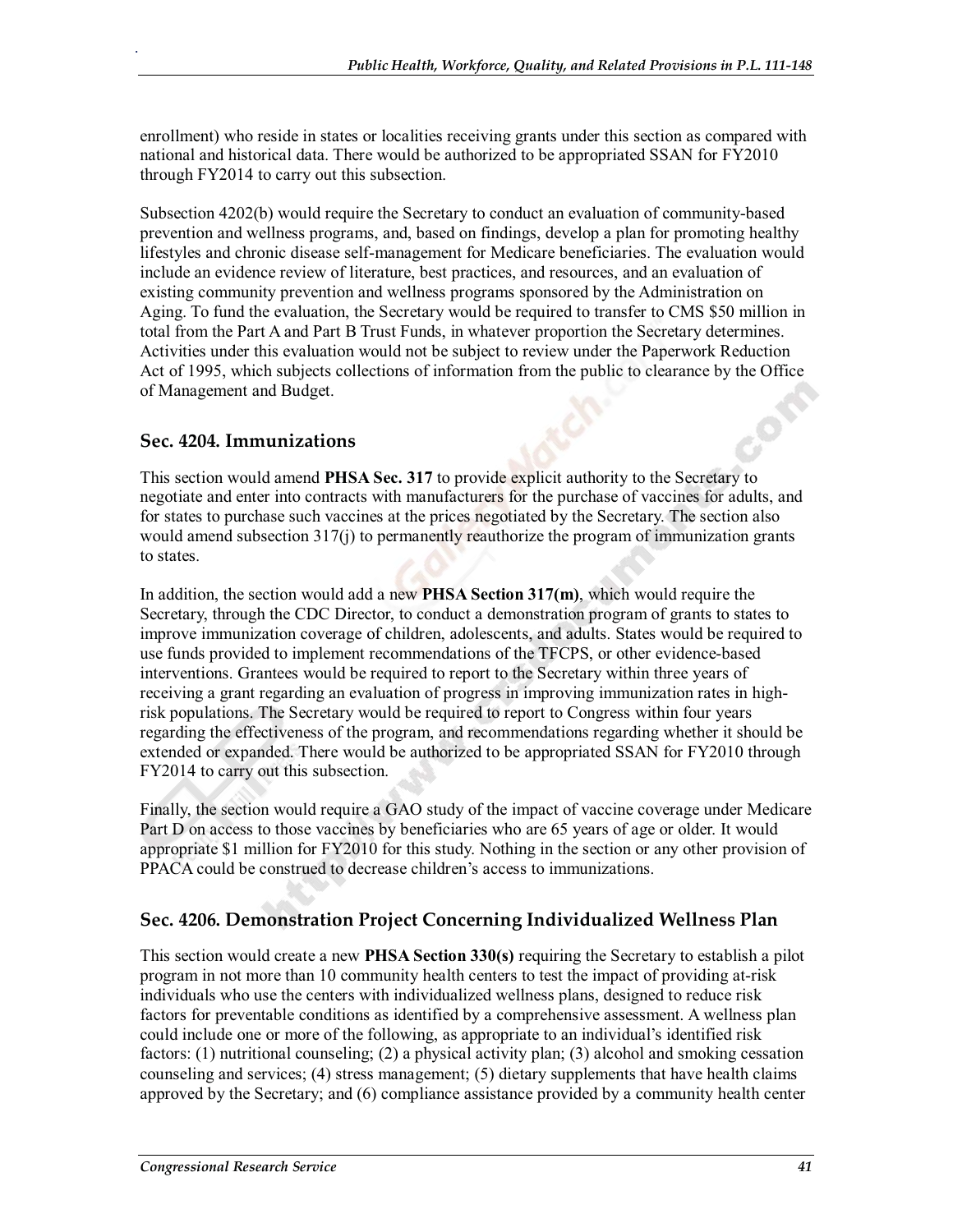enrollment) who reside in states or localities receiving grants under this section as compared with national and historical data. There would be authorized to be appropriated SSAN for FY2010 through FY2014 to carry out this subsection.

Subsection 4202(b) would require the Secretary to conduct an evaluation of community-based prevention and wellness programs, and, based on findings, develop a plan for promoting healthy lifestyles and chronic disease self-management for Medicare beneficiaries. The evaluation would include an evidence review of literature, best practices, and resources, and an evaluation of existing community prevention and wellness programs sponsored by the Administration on Aging. To fund the evaluation, the Secretary would be required to transfer to CMS $50 million in total from the Part A and Part B Trust Funds, in whatever proportion the Secretary determines. Activities under this evaluation would not be subject to review under the Paperwork Reduction Act of 1995, which subjects collections of information from the public to clearance by the Office of Management and Budget.

### Sec. 4204. Immunizations

This section would amend **PHSA Sec. 317** to provide explicit authority to the Secretary to negotiate and enter into contracts with manufacturers for the purchase of vaccines for adults, and for states to purchase such vaccines at the prices negotiated by the Secretary. The section also would amend subsection 317(j) to permanently reauthorize the program of immunization grants to states.

In addition, the section would add a new **PHSA Section 317(m)**, which would require the Secretary, through the CDC Director, to conduct a demonstration program of grants to states to improve immunization coverage of children, adolescents, and adults. States would be required to use funds provided to implement recommendations of the TFCPS, or other evidence-based interventions. Grantees would be required to report to the Secretary within three years of receiving a grant regarding an evaluation of progress in improving immunization rates in high-risk populations. The Secretary would be required to report to Congress within four years regarding the effectiveness of the program, and recommendations regarding whether it should be extended or expanded. There would be authorized to be appropriated SSAN for FY2010 through FY2014 to carry out this subsection.

Finally, the section would require a GAO study of the impact of vaccine coverage under Medicare Part D on access to those vaccines by beneficiaries who are 65 years of age or older. It would appropriate $1 million for FY2010 for this study. Nothing in the section or any other provision of PPACA could be construed to decrease children's access to immunizations.

### Sec. 4206. Demonstration Project Concerning Individualized Wellness Plan

This section would create a new **PHSA Section 330(s)** requiring the Secretary to establish a pilot program in not more than 10 community health centers to test the impact of providing at-risk individuals who use the centers with individualized wellness plans, designed to reduce risk factors for preventable conditions as identified by a comprehensive assessment. A wellness plan could include one or more of the following, as appropriate to an individual's identified risk factors: (1) nutritional counseling; (2) a physical activity plan; (3) alcohol and smoking cessation counseling and services; (4) stress management; (5) dietary supplements that have health claims approved by the Secretary; and (6) compliance assistance provided by a community health center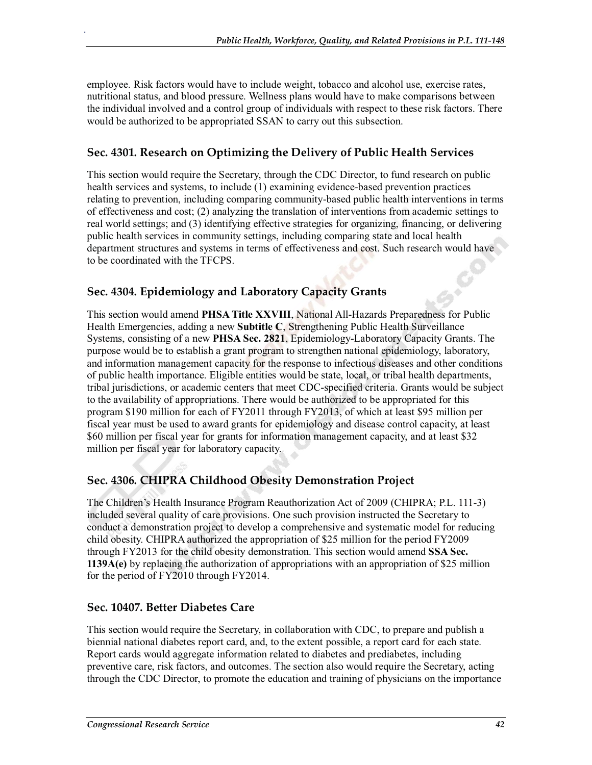employee. Risk factors would have to include weight, tobacco and alcohol use, exercise rates, nutritional status, and blood pressure. Wellness plans would have to make comparisons between the individual involved and a control group of individuals with respect to these risk factors. There would be authorized to be appropriated SSAN to carry out this subsection.

### Sec. 4301. Research on Optimizing the Delivery of Public Health Services

This section would require the Secretary, through the CDC Director, to fund research on public health services and systems, to include (1) examining evidence-based prevention practices relating to prevention, including comparing community-based public health interventions in terms of effectiveness and cost; (2) analyzing the translation of interventions from academic settings to real world settings; and (3) identifying effective strategies for organizing, financing, or delivering public health services in community settings, including comparing state and local health department structures and systems in terms of effectiveness and cost. Such research would have to be coordinated with the TFCPS.

### Sec. 4304. Epidemiology and Laboratory Capacity Grants

This section would amend **PHSA Title XXVIII**, National All-Hazards Preparedness for Public Health Emergencies, adding a new **Subtitle C**, Strengthening Public Health Surveillance Systems, consisting of a new **PHSA Sec. 2821**, Epidemiology-Laboratory Capacity Grants. The purpose would be to establish a grant program to strengthen national epidemiology, laboratory, and information management capacity for the response to infectious diseases and other conditions of public health importance. Eligible entities would be state, local, or tribal health departments, tribal jurisdictions, or academic centers that meet CDC-specified criteria. Grants would be subject to the availability of appropriations. There would be authorized to be appropriated for this program $190 million for each of FY2011 through FY2013, of which at least $95 million per fiscal year must be used to award grants for epidemiology and disease control capacity, at least $60 million per fiscal year for grants for information management capacity, and at least $32 million per fiscal year for laboratory capacity.

### Sec. 4306. CHIPRA Childhood Obesity Demonstration Project

The Children's Health Insurance Program Reauthorization Act of 2009 (CHIPRA; P.L. 111-3) included several quality of care provisions. One such provision instructed the Secretary to conduct a demonstration project to develop a comprehensive and systematic model for reducing child obesity. CHIPRA authorized the appropriation of $25 million for the period FY2009 through FY2013 for the child obesity demonstration. This section would amend **SSA Sec. 1139A(e)** by replacing the authorization of appropriations with an appropriation of $25 million for the period of FY2010 through FY2014.

### Sec. 10407. Better Diabetes Care

This section would require the Secretary, in collaboration with CDC, to prepare and publish a biennial national diabetes report card, and, to the extent possible, a report card for each state. Report cards would aggregate information related to diabetes and prediabetes, including preventive care, risk factors, and outcomes. The section also would require the Secretary, acting through the CDC Director, to promote the education and training of physicians on the importance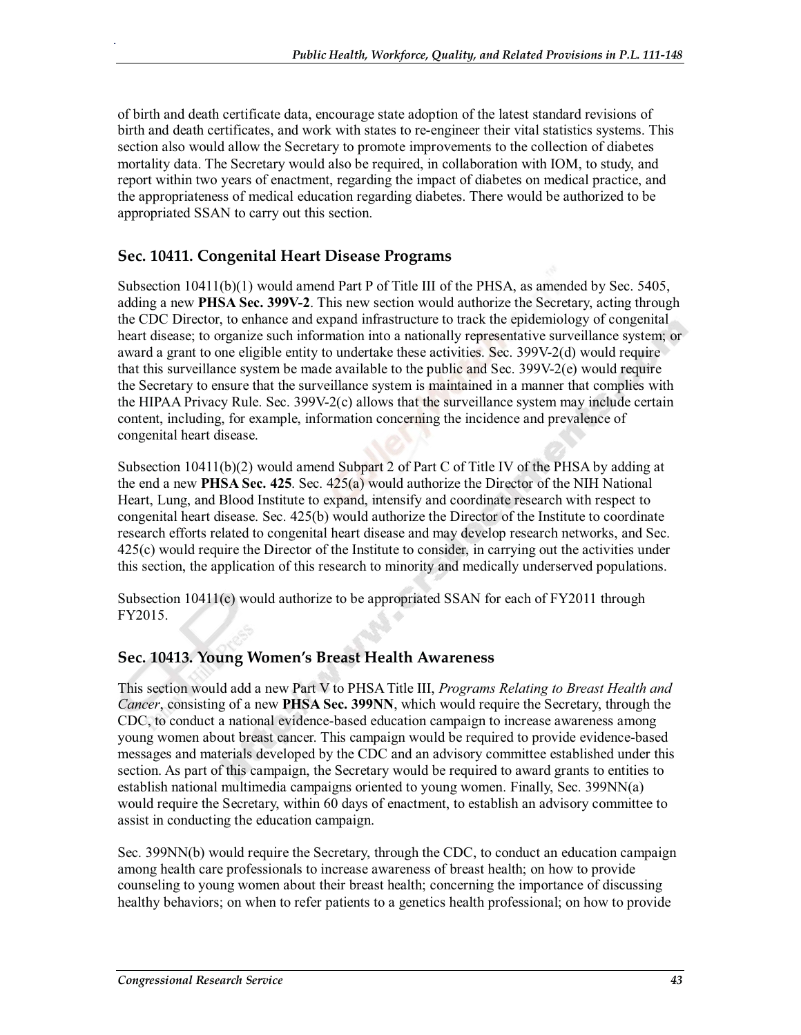of birth and death certificate data, encourage state adoption of the latest standard revisions of birth and death certificates, and work with states to re-engineer their vital statistics systems. This section also would allow the Secretary to promote improvements to the collection of diabetes mortality data. The Secretary would also be required, in collaboration with IOM, to study, and report within two years of enactment, regarding the impact of diabetes on medical practice, and the appropriateness of medical education regarding diabetes. There would be authorized to be appropriated SSAN to carry out this section.

## Sec. 10411. Congenital Heart Disease Programs

Subsection 10411(b)(1) would amend Part P of Title III of the PHSA, as amended by Sec. 5405, adding a new **PHSA Sec. 399V-2**. This new section would authorize the Secretary, acting through the CDC Director, to enhance and expand infrastructure to track the epidemiology of congenital heart disease; to organize such information into a nationally representative surveillance system; or award a grant to one eligible entity to undertake these activities. Sec. 399V-2(d) would require that this surveillance system be made available to the public and Sec. 399V-2(e) would require the Secretary to ensure that the surveillance system is maintained in a manner that complies with the HIPAA Privacy Rule. Sec. 399V-2(c) allows that the surveillance system may include certain content, including, for example, information concerning the incidence and prevalence of congenital heart disease.

Subsection 10411(b)(2) would amend Subpart 2 of Part C of Title IV of the PHSA by adding at the end a new **PHSA Sec. 425**. Sec. 425(a) would authorize the Director of the NIH National Heart, Lung, and Blood Institute to expand, intensify and coordinate research with respect to congenital heart disease. Sec. 425(b) would authorize the Director of the Institute to coordinate research efforts related to congenital heart disease and may develop research networks, and Sec. 425(c) would require the Director of the Institute to consider, in carrying out the activities under this section, the application of this research to minority and medically underserved populations.

Subsection 10411(c) would authorize to be appropriated SSAN for each of FY2011 through FY2015.

## Sec. 10413. Young Women's Breast Health Awareness

This section would add a new Part V to PHSA Title III, *Programs Relating to Breast Health and Cancer*, consisting of a new **PHSA Sec. 399NN**, which would require the Secretary, through the CDC, to conduct a national evidence-based education campaign to increase awareness among young women about breast cancer. This campaign would be required to provide evidence-based messages and materials developed by the CDC and an advisory committee established under this section. As part of this campaign, the Secretary would be required to award grants to entities to establish national multimedia campaigns oriented to young women. Finally, Sec. 399NN(a) would require the Secretary, within 60 days of enactment, to establish an advisory committee to assist in conducting the education campaign.

Sec. 399NN(b) would require the Secretary, through the CDC, to conduct an education campaign among health care professionals to increase awareness of breast health; on how to provide counseling to young women about their breast health; concerning the importance of discussing healthy behaviors; on when to refer patients to a genetics health professional; on how to provide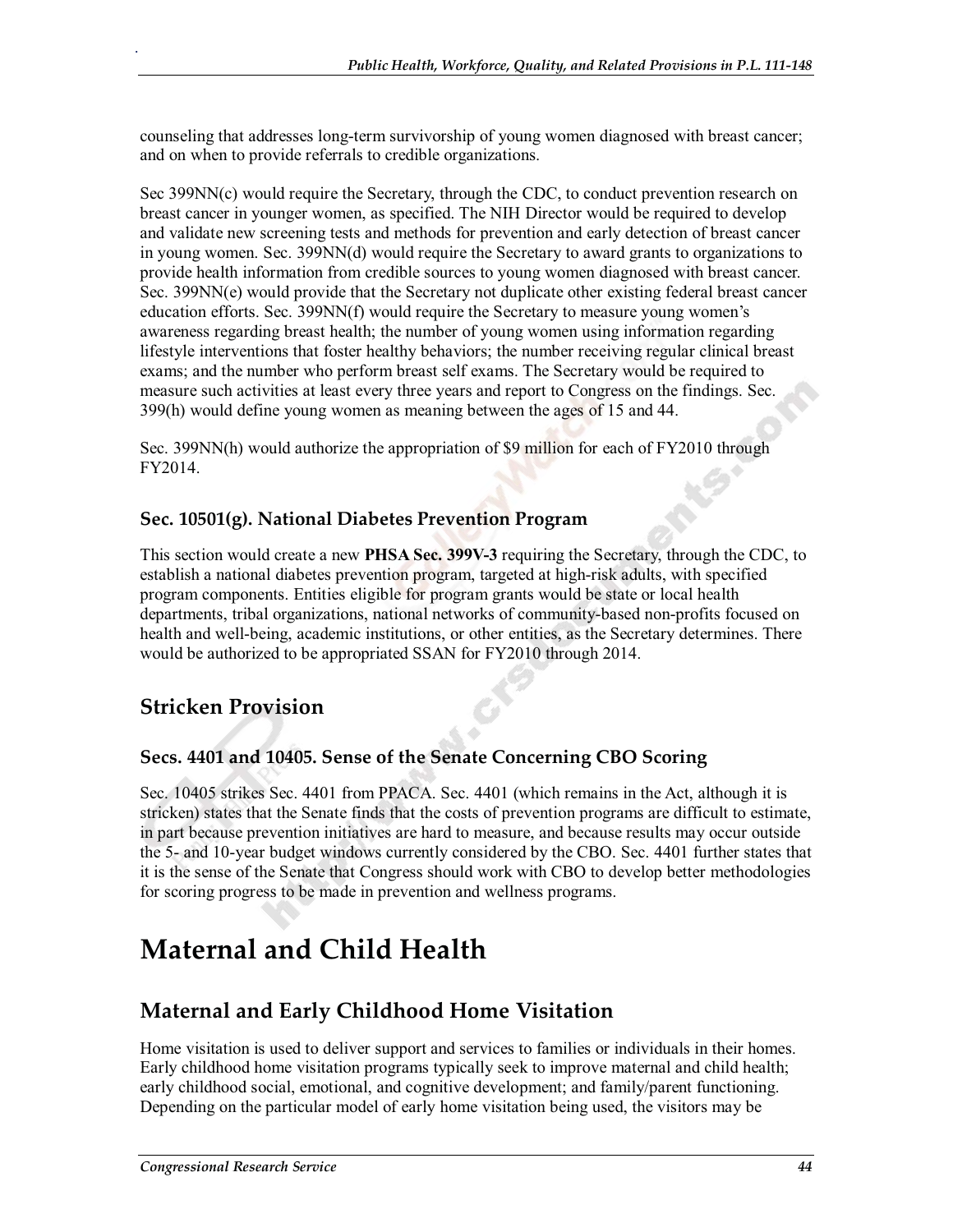counseling that addresses long-term survivorship of young women diagnosed with breast cancer; and on when to provide referrals to credible organizations.

Sec 399NN(c) would require the Secretary, through the CDC, to conduct prevention research on breast cancer in younger women, as specified. The NIH Director would be required to develop and validate new screening tests and methods for prevention and early detection of breast cancer in young women. Sec. 399NN(d) would require the Secretary to award grants to organizations to provide health information from credible sources to young women diagnosed with breast cancer. Sec. 399NN(e) would provide that the Secretary not duplicate other existing federal breast cancer education efforts. Sec. 399NN(f) would require the Secretary to measure young women's awareness regarding breast health; the number of young women using information regarding lifestyle interventions that foster healthy behaviors; the number receiving regular clinical breast exams; and the number who perform breast self exams. The Secretary would be required to measure such activities at least every three years and report to Congress on the findings. Sec. 399(h) would define young women as meaning between the ages of 15 and 44.

Sec. 399NN(h) would authorize the appropriation of $9 million for each of FY2010 through FY2014.

### Sec. 10501(g). National Diabetes Prevention Program

This section would create a new **PHSA Sec. 399V-3** requiring the Secretary, through the CDC, to establish a national diabetes prevention program, targeted at high-risk adults, with specified program components. Entities eligible for program grants would be state or local health departments, tribal organizations, national networks of community-based non-profits focused on health and well-being, academic institutions, or other entities, as the Secretary determines. There would be authorized to be appropriated SSAN for FY2010 through 2014.

## Stricken Provision

### Secs. 4401 and 10405. Sense of the Senate Concerning CBO Scoring

Sec. 10405 strikes Sec. 4401 from PPACA. Sec. 4401 (which remains in the Act, although it is stricken) states that the Senate finds that the costs of prevention programs are difficult to estimate, in part because prevention initiatives are hard to measure, and because results may occur outside the 5- and 10-year budget windows currently considered by the CBO. Sec. 4401 further states that it is the sense of the Senate that Congress should work with CBO to develop better methodologies for scoring progress to be made in prevention and wellness programs.

# Maternal and Child Health

## Maternal and Early Childhood Home Visitation

Home visitation is used to deliver support and services to families or individuals in their homes. Early childhood home visitation programs typically seek to improve maternal and child health; early childhood social, emotional, and cognitive development; and family/parent functioning. Depending on the particular model of early home visitation being used, the visitors may be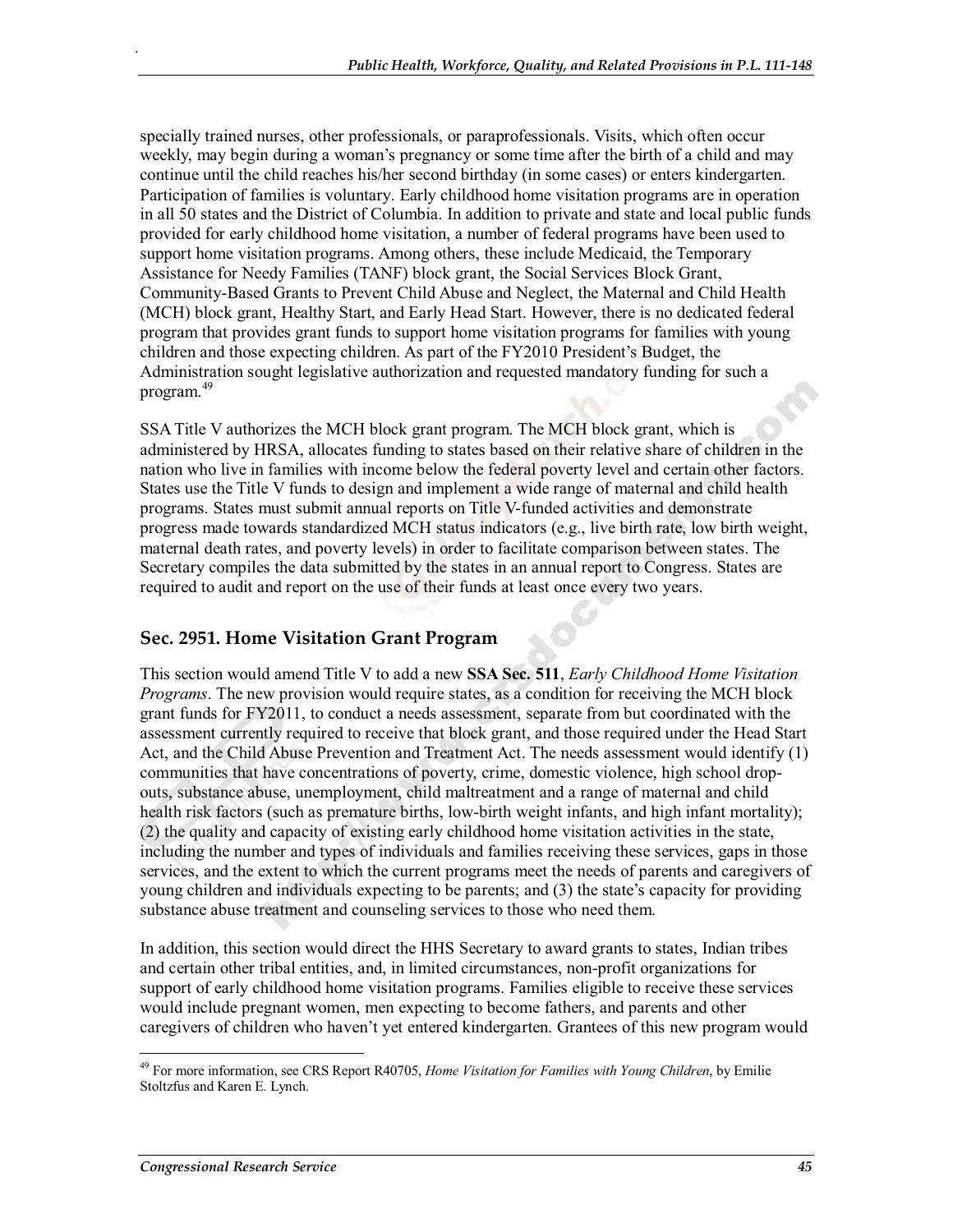specially trained nurses, other professionals, or paraprofessionals. Visits, which often occur weekly, may begin during a woman's pregnancy or some time after the birth of a child and may continue until the child reaches his/her second birthday (in some cases) or enters kindergarten. Participation of families is voluntary. Early childhood home visitation programs are in operation in all 50 states and the District of Columbia. In addition to private and state and local public funds provided for early childhood home visitation, a number of federal programs have been used to support home visitation programs. Among others, these include Medicaid, the Temporary Assistance for Needy Families (TANF) block grant, the Social Services Block Grant, Community-Based Grants to Prevent Child Abuse and Neglect, the Maternal and Child Health (MCH) block grant, Healthy Start, and Early Head Start. However, there is no dedicated federal program that provides grant funds to support home visitation programs for families with young children and those expecting children. As part of the FY2010 President's Budget, the Administration sought legislative authorization and requested mandatory funding for such a program.[49]

SSA Title V authorizes the MCH block grant program. The MCH block grant, which is administered by HRSA, allocates funding to states based on their relative share of children in the nation who live in families with income below the federal poverty level and certain other factors. States use the Title V funds to design and implement a wide range of maternal and child health programs. States must submit annual reports on Title V-funded activities and demonstrate progress made towards standardized MCH status indicators (e.g., live birth rate, low birth weight, maternal death rates, and poverty levels) in order to facilitate comparison between states. The Secretary compiles the data submitted by the states in an annual report to Congress. States are required to audit and report on the use of their funds at least once every two years.

## Sec. 2951. Home Visitation Grant Program

This section would amend Title V to add a new **SSA Sec. 511**, *Early Childhood Home Visitation Programs*. The new provision would require states, as a condition for receiving the MCH block grant funds for FY2011, to conduct a needs assessment, separate from but coordinated with the assessment currently required to receive that block grant, and those required under the Head Start Act, and the Child Abuse Prevention and Treatment Act. The needs assessment would identify (1) communities that have concentrations of poverty, crime, domestic violence, high school drop-outs, substance abuse, unemployment, child maltreatment and a range of maternal and child health risk factors (such as premature births, low-birth weight infants, and high infant mortality); (2) the quality and capacity of existing early childhood home visitation activities in the state, including the number and types of individuals and families receiving these services, gaps in those services, and the extent to which the current programs meet the needs of parents and caregivers of young children and individuals expecting to be parents; and (3) the state's capacity for providing substance abuse treatment and counseling services to those who need them.

In addition, this section would direct the HHS Secretary to award grants to states, Indian tribes and certain other tribal entities, and, in limited circumstances, non-profit organizations for support of early childhood home visitation programs. Families eligible to receive these services would include pregnant women, men expecting to become fathers, and parents and other caregivers of children who haven't yet entered kindergarten. Grantees of this new program would

---

[49] For more information, see CRS Report R40705, *Home Visitation for Families with Young Children*, by Emilie Stoltzfus and Karen E. Lynch.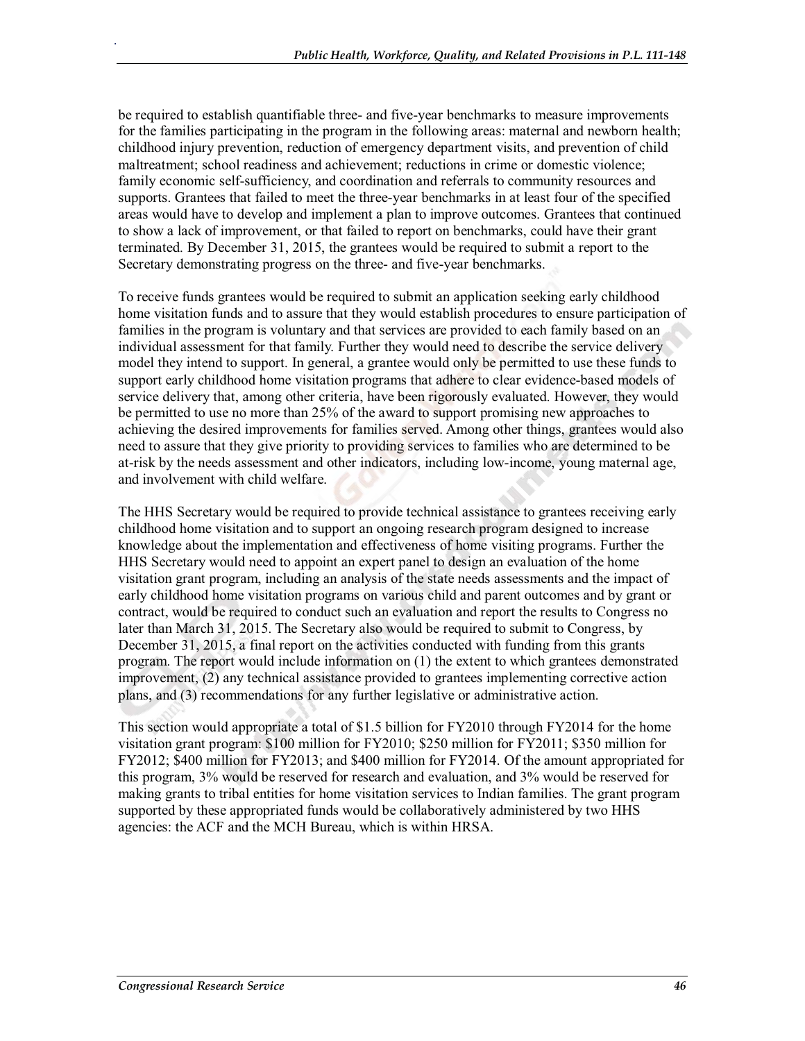be required to establish quantifiable three- and five-year benchmarks to measure improvements for the families participating in the program in the following areas: maternal and newborn health; childhood injury prevention, reduction of emergency department visits, and prevention of child maltreatment; school readiness and achievement; reductions in crime or domestic violence; family economic self-sufficiency, and coordination and referrals to community resources and supports. Grantees that failed to meet the three-year benchmarks in at least four of the specified areas would have to develop and implement a plan to improve outcomes. Grantees that continued to show a lack of improvement, or that failed to report on benchmarks, could have their grant terminated. By December 31, 2015, the grantees would be required to submit a report to the Secretary demonstrating progress on the three- and five-year benchmarks.

To receive funds grantees would be required to submit an application seeking early childhood home visitation funds and to assure that they would establish procedures to ensure participation of families in the program is voluntary and that services are provided to each family based on an individual assessment for that family. Further they would need to describe the service delivery model they intend to support. In general, a grantee would only be permitted to use these funds to support early childhood home visitation programs that adhere to clear evidence-based models of service delivery that, among other criteria, have been rigorously evaluated. However, they would be permitted to use no more than 25% of the award to support promising new approaches to achieving the desired improvements for families served. Among other things, grantees would also need to assure that they give priority to providing services to families who are determined to be at-risk by the needs assessment and other indicators, including low-income, young maternal age, and involvement with child welfare.

The HHS Secretary would be required to provide technical assistance to grantees receiving early childhood home visitation and to support an ongoing research program designed to increase knowledge about the implementation and effectiveness of home visiting programs. Further the HHS Secretary would need to appoint an expert panel to design an evaluation of the home visitation grant program, including an analysis of the state needs assessments and the impact of early childhood home visitation programs on various child and parent outcomes and by grant or contract, would be required to conduct such an evaluation and report the results to Congress no later than March 31, 2015. The Secretary also would be required to submit to Congress, by December 31, 2015, a final report on the activities conducted with funding from this grants program. The report would include information on (1) the extent to which grantees demonstrated improvement, (2) any technical assistance provided to grantees implementing corrective action plans, and (3) recommendations for any further legislative or administrative action.

This section would appropriate a total of $1.5 billion for FY2010 through FY2014 for the home visitation grant program: $100 million for FY2010; $250 million for FY2011; $350 million for FY2012; $400 million for FY2013; and $400 million for FY2014. Of the amount appropriated for this program, 3% would be reserved for research and evaluation, and 3% would be reserved for making grants to tribal entities for home visitation services to Indian families. The grant program supported by these appropriated funds would be collaboratively administered by two HHS agencies: the ACF and the MCH Bureau, which is within HRSA.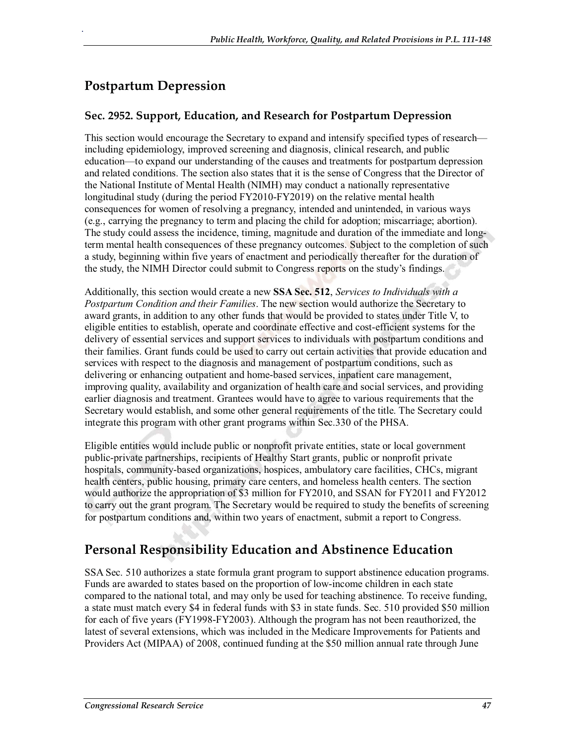## Postpartum Depression

### Sec. 2952. Support, Education, and Research for Postpartum Depression

This section would encourage the Secretary to expand and intensify specified types of research—including epidemiology, improved screening and diagnosis, clinical research, and public education—to expand our understanding of the causes and treatments for postpartum depression and related conditions. The section also states that it is the sense of Congress that the Director of the National Institute of Mental Health (NIMH) may conduct a nationally representative longitudinal study (during the period FY2010-FY2019) on the relative mental health consequences for women of resolving a pregnancy, intended and unintended, in various ways (e.g., carrying the pregnancy to term and placing the child for adoption; miscarriage; abortion). The study could assess the incidence, timing, magnitude and duration of the immediate and long-term mental health consequences of these pregnancy outcomes. Subject to the completion of such a study, beginning within five years of enactment and periodically thereafter for the duration of the study, the NIMH Director could submit to Congress reports on the study's findings.

Additionally, this section would create a new **SSA Sec. 512**, *Services to Individuals with a Postpartum Condition and their Families*. The new section would authorize the Secretary to award grants, in addition to any other funds that would be provided to states under Title V, to eligible entities to establish, operate and coordinate effective and cost-efficient systems for the delivery of essential services and support services to individuals with postpartum conditions and their families. Grant funds could be used to carry out certain activities that provide education and services with respect to the diagnosis and management of postpartum conditions, such as delivering or enhancing outpatient and home-based services, inpatient care management, improving quality, availability and organization of health care and social services, and providing earlier diagnosis and treatment. Grantees would have to agree to various requirements that the Secretary would establish, and some other general requirements of the title. The Secretary could integrate this program with other grant programs within Sec.330 of the PHSA.

Eligible entities would include public or nonprofit private entities, state or local government public-private partnerships, recipients of Healthy Start grants, public or nonprofit private hospitals, community-based organizations, hospices, ambulatory care facilities, CHCs, migrant health centers, public housing, primary care centers, and homeless health centers. The section would authorize the appropriation of $3 million for FY2010, and SSAN for FY2011 and FY2012 to carry out the grant program. The Secretary would be required to study the benefits of screening for postpartum conditions and, within two years of enactment, submit a report to Congress.

## Personal Responsibility Education and Abstinence Education

SSA Sec. 510 authorizes a state formula grant program to support abstinence education programs. Funds are awarded to states based on the proportion of low-income children in each state compared to the national total, and may only be used for teaching abstinence. To receive funding, a state must match every $4 in federal funds with $3 in state funds. Sec. 510 provided $50 million for each of five years (FY1998-FY2003). Although the program has not been reauthorized, the latest of several extensions, which was included in the Medicare Improvements for Patients and Providers Act (MIPAA) of 2008, continued funding at the $50 million annual rate through June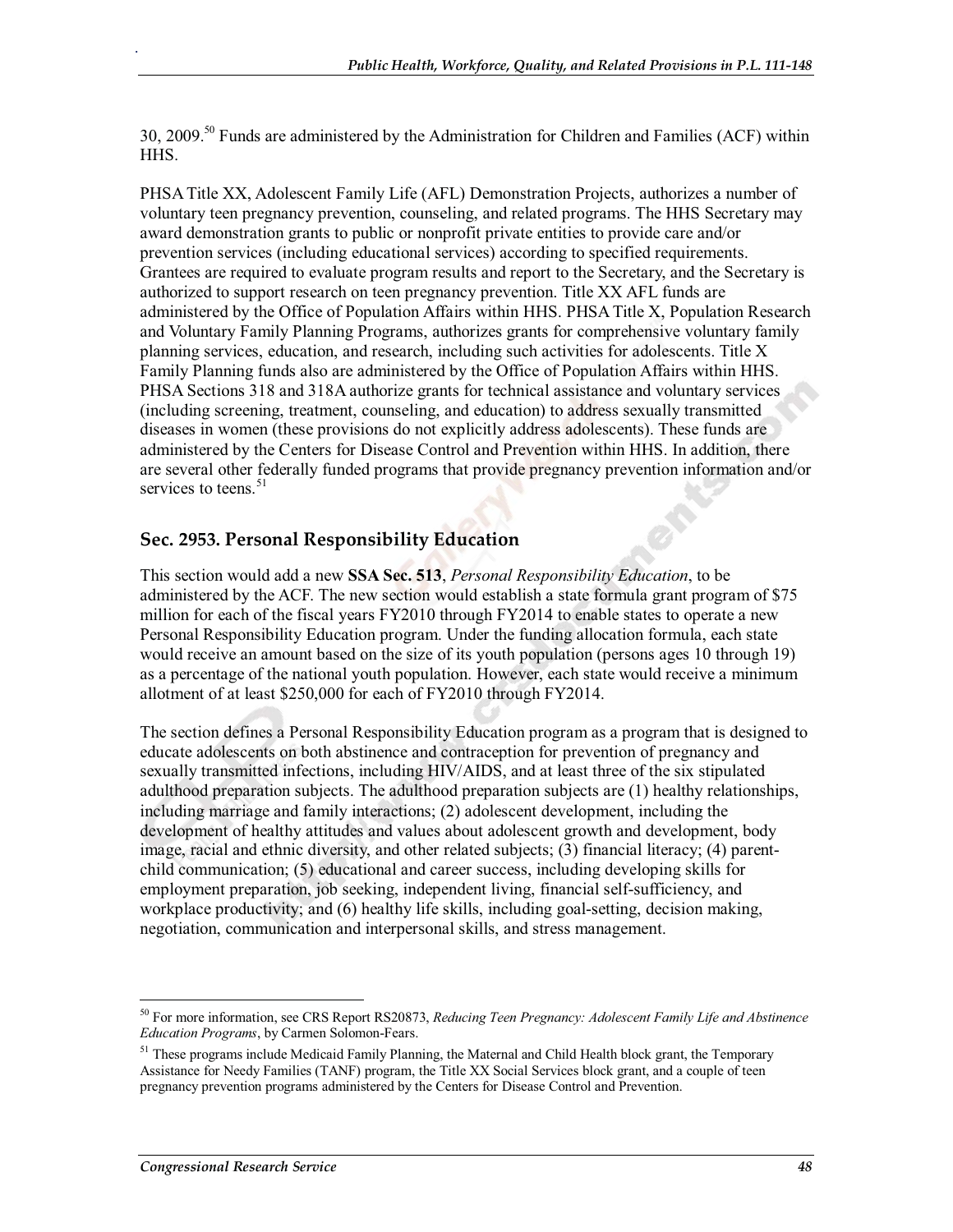30, 2009.[50] Funds are administered by the Administration for Children and Families (ACF) within HHS.

PHSA Title XX, Adolescent Family Life (AFL) Demonstration Projects, authorizes a number of voluntary teen pregnancy prevention, counseling, and related programs. The HHS Secretary may award demonstration grants to public or nonprofit private entities to provide care and/or prevention services (including educational services) according to specified requirements. Grantees are required to evaluate program results and report to the Secretary, and the Secretary is authorized to support research on teen pregnancy prevention. Title XX AFL funds are administered by the Office of Population Affairs within HHS. PHSA Title X, Population Research and Voluntary Family Planning Programs, authorizes grants for comprehensive voluntary family planning services, education, and research, including such activities for adolescents. Title X Family Planning funds also are administered by the Office of Population Affairs within HHS. PHSA Sections 318 and 318A authorize grants for technical assistance and voluntary services (including screening, treatment, counseling, and education) to address sexually transmitted diseases in women (these provisions do not explicitly address adolescents). These funds are administered by the Centers for Disease Control and Prevention within HHS. In addition, there are several other federally funded programs that provide pregnancy prevention information and/or services to teens.[51]

### Sec. 2953. Personal Responsibility Education

This section would add a new **SSA Sec. 513**, *Personal Responsibility Education*, to be administered by the ACF. The new section would establish a state formula grant program of $75 million for each of the fiscal years FY2010 through FY2014 to enable states to operate a new Personal Responsibility Education program. Under the funding allocation formula, each state would receive an amount based on the size of its youth population (persons ages 10 through 19) as a percentage of the national youth population. However, each state would receive a minimum allotment of at least $250,000 for each of FY2010 through FY2014.

The section defines a Personal Responsibility Education program as a program that is designed to educate adolescents on both abstinence and contraception for prevention of pregnancy and sexually transmitted infections, including HIV/AIDS, and at least three of the six stipulated adulthood preparation subjects. The adulthood preparation subjects are (1) healthy relationships, including marriage and family interactions; (2) adolescent development, including the development of healthy attitudes and values about adolescent growth and development, body image, racial and ethnic diversity, and other related subjects; (3) financial literacy; (4) parent-child communication; (5) educational and career success, including developing skills for employment preparation, job seeking, independent living, financial self-sufficiency, and workplace productivity; and (6) healthy life skills, including goal-setting, decision making, negotiation, communication and interpersonal skills, and stress management.

---

[50] For more information, see CRS Report RS20873, *Reducing Teen Pregnancy: Adolescent Family Life and Abstinence Education Programs*, by Carmen Solomon-Fears.

[51] These programs include Medicaid Family Planning, the Maternal and Child Health block grant, the Temporary Assistance for Needy Families (TANF) program, the Title XX Social Services block grant, and a couple of teen pregnancy prevention programs administered by the Centers for Disease Control and Prevention.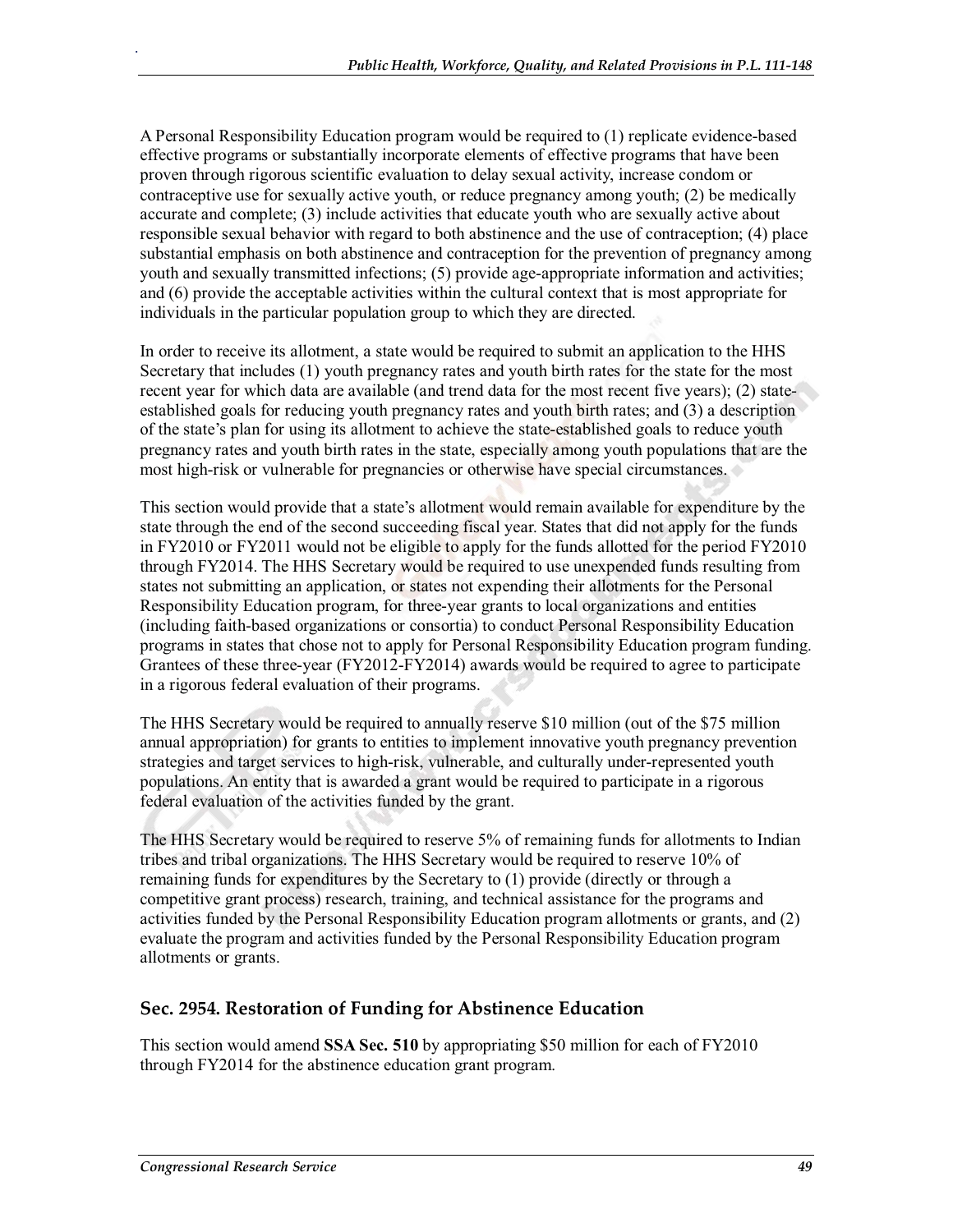A Personal Responsibility Education program would be required to (1) replicate evidence-based effective programs or substantially incorporate elements of effective programs that have been proven through rigorous scientific evaluation to delay sexual activity, increase condom or contraceptive use for sexually active youth, or reduce pregnancy among youth; (2) be medically accurate and complete; (3) include activities that educate youth who are sexually active about responsible sexual behavior with regard to both abstinence and the use of contraception; (4) place substantial emphasis on both abstinence and contraception for the prevention of pregnancy among youth and sexually transmitted infections; (5) provide age-appropriate information and activities; and (6) provide the acceptable activities within the cultural context that is most appropriate for individuals in the particular population group to which they are directed.

In order to receive its allotment, a state would be required to submit an application to the HHS Secretary that includes (1) youth pregnancy rates and youth birth rates for the state for the most recent year for which data are available (and trend data for the most recent five years); (2) state-established goals for reducing youth pregnancy rates and youth birth rates; and (3) a description of the state's plan for using its allotment to achieve the state-established goals to reduce youth pregnancy rates and youth birth rates in the state, especially among youth populations that are the most high-risk or vulnerable for pregnancies or otherwise have special circumstances.

This section would provide that a state's allotment would remain available for expenditure by the state through the end of the second succeeding fiscal year. States that did not apply for the funds in FY2010 or FY2011 would not be eligible to apply for the funds allotted for the period FY2010 through FY2014. The HHS Secretary would be required to use unexpended funds resulting from states not submitting an application, or states not expending their allotments for the Personal Responsibility Education program, for three-year grants to local organizations and entities (including faith-based organizations or consortia) to conduct Personal Responsibility Education programs in states that chose not to apply for Personal Responsibility Education program funding. Grantees of these three-year (FY2012-FY2014) awards would be required to agree to participate in a rigorous federal evaluation of their programs.

The HHS Secretary would be required to annually reserve $10 million (out of the $75 million annual appropriation) for grants to entities to implement innovative youth pregnancy prevention strategies and target services to high-risk, vulnerable, and culturally under-represented youth populations. An entity that is awarded a grant would be required to participate in a rigorous federal evaluation of the activities funded by the grant.

The HHS Secretary would be required to reserve 5% of remaining funds for allotments to Indian tribes and tribal organizations. The HHS Secretary would be required to reserve 10% of remaining funds for expenditures by the Secretary to (1) provide (directly or through a competitive grant process) research, training, and technical assistance for the programs and activities funded by the Personal Responsibility Education program allotments or grants, and (2) evaluate the program and activities funded by the Personal Responsibility Education program allotments or grants.

### Sec. 2954. Restoration of Funding for Abstinence Education

This section would amend **SSA Sec. 510** by appropriating $50 million for each of FY2010 through FY2014 for the abstinence education grant program.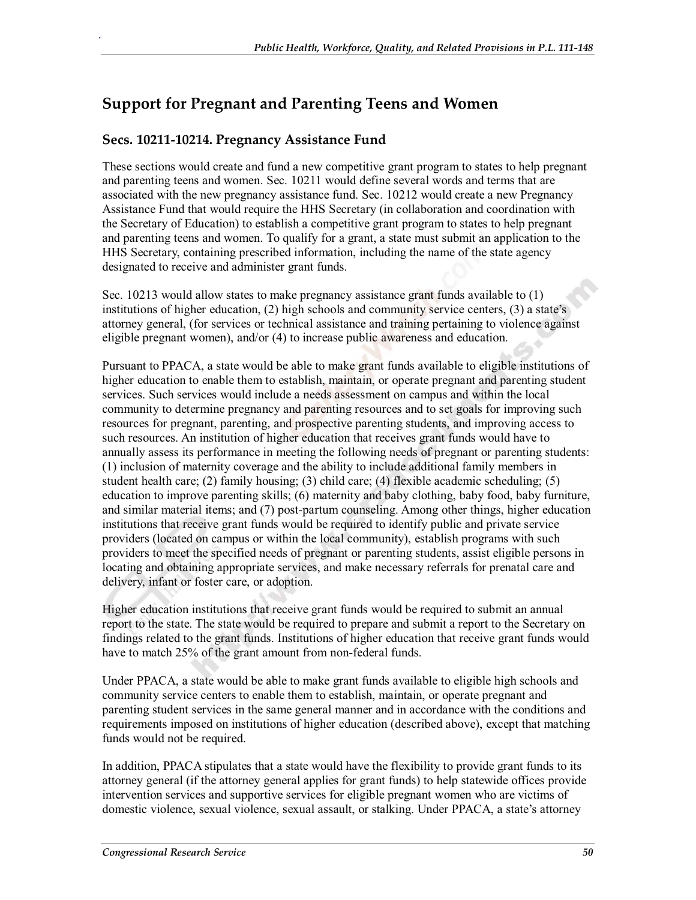## Support for Pregnant and Parenting Teens and Women

### Secs. 10211-10214. Pregnancy Assistance Fund

These sections would create and fund a new competitive grant program to states to help pregnant and parenting teens and women. Sec. 10211 would define several words and terms that are associated with the new pregnancy assistance fund. Sec. 10212 would create a new Pregnancy Assistance Fund that would require the HHS Secretary (in collaboration and coordination with the Secretary of Education) to establish a competitive grant program to states to help pregnant and parenting teens and women. To qualify for a grant, a state must submit an application to the HHS Secretary, containing prescribed information, including the name of the state agency designated to receive and administer grant funds.

Sec. 10213 would allow states to make pregnancy assistance grant funds available to (1) institutions of higher education, (2) high schools and community service centers, (3) a state's attorney general, (for services or technical assistance and training pertaining to violence against eligible pregnant women), and/or (4) to increase public awareness and education.

Pursuant to PPACA, a state would be able to make grant funds available to eligible institutions of higher education to enable them to establish, maintain, or operate pregnant and parenting student services. Such services would include a needs assessment on campus and within the local community to determine pregnancy and parenting resources and to set goals for improving such resources for pregnant, parenting, and prospective parenting students, and improving access to such resources. An institution of higher education that receives grant funds would have to annually assess its performance in meeting the following needs of pregnant or parenting students: (1) inclusion of maternity coverage and the ability to include additional family members in student health care; (2) family housing; (3) child care; (4) flexible academic scheduling; (5) education to improve parenting skills; (6) maternity and baby clothing, baby food, baby furniture, and similar material items; and (7) post-partum counseling. Among other things, higher education institutions that receive grant funds would be required to identify public and private service providers (located on campus or within the local community), establish programs with such providers to meet the specified needs of pregnant or parenting students, assist eligible persons in locating and obtaining appropriate services, and make necessary referrals for prenatal care and delivery, infant or foster care, or adoption.

Higher education institutions that receive grant funds would be required to submit an annual report to the state. The state would be required to prepare and submit a report to the Secretary on findings related to the grant funds. Institutions of higher education that receive grant funds would have to match 25% of the grant amount from non-federal funds.

Under PPACA, a state would be able to make grant funds available to eligible high schools and community service centers to enable them to establish, maintain, or operate pregnant and parenting student services in the same general manner and in accordance with the conditions and requirements imposed on institutions of higher education (described above), except that matching funds would not be required.

In addition, PPACA stipulates that a state would have the flexibility to provide grant funds to its attorney general (if the attorney general applies for grant funds) to help statewide offices provide intervention services and supportive services for eligible pregnant women who are victims of domestic violence, sexual violence, sexual assault, or stalking. Under PPACA, a state's attorney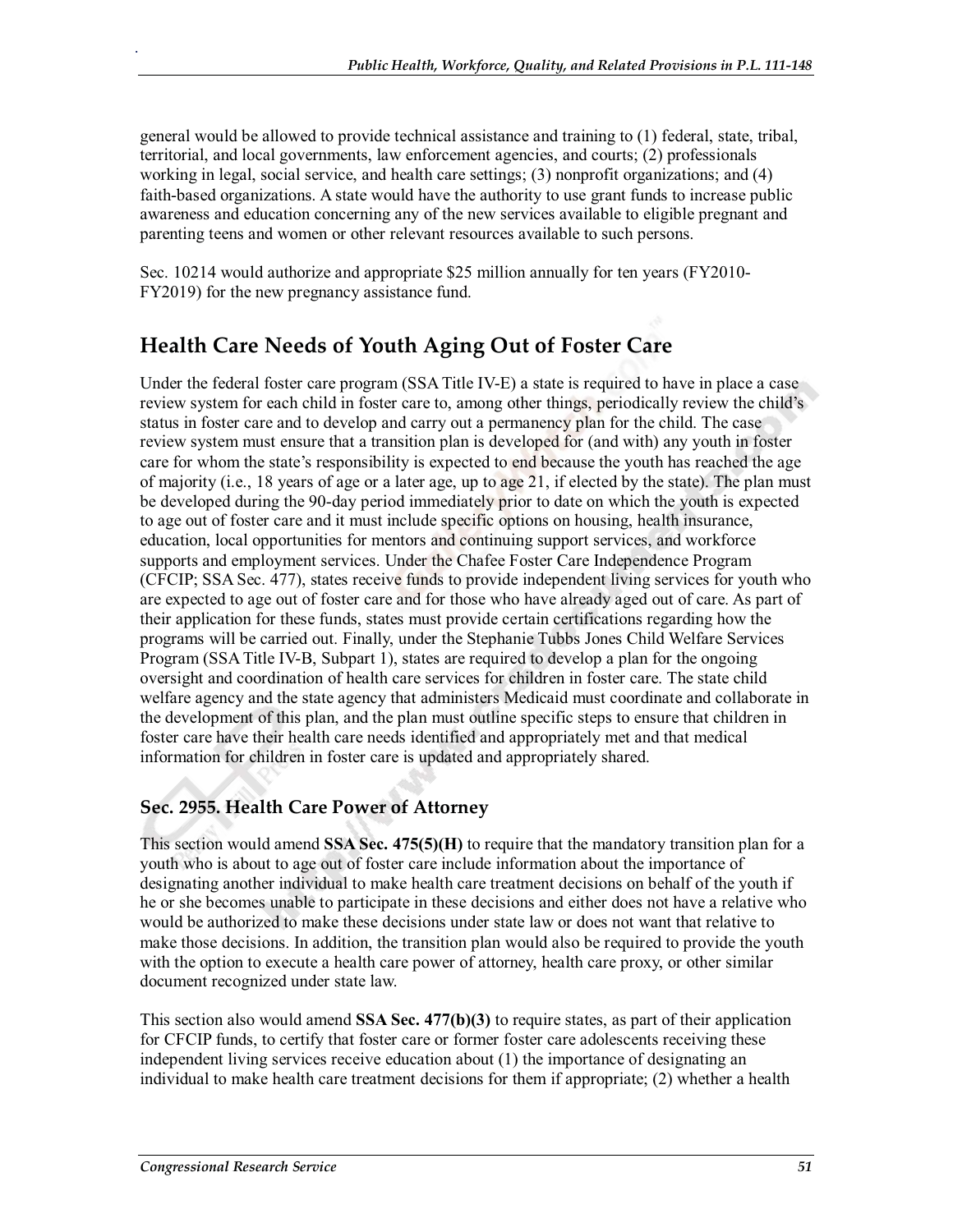general would be allowed to provide technical assistance and training to (1) federal, state, tribal, territorial, and local governments, law enforcement agencies, and courts; (2) professionals working in legal, social service, and health care settings; (3) nonprofit organizations; and (4) faith-based organizations. A state would have the authority to use grant funds to increase public awareness and education concerning any of the new services available to eligible pregnant and parenting teens and women or other relevant resources available to such persons.

Sec. 10214 would authorize and appropriate $25 million annually for ten years (FY2010-FY2019) for the new pregnancy assistance fund.

## Health Care Needs of Youth Aging Out of Foster Care

Under the federal foster care program (SSA Title IV-E) a state is required to have in place a case review system for each child in foster care to, among other things, periodically review the child's status in foster care and to develop and carry out a permanency plan for the child. The case review system must ensure that a transition plan is developed for (and with) any youth in foster care for whom the state's responsibility is expected to end because the youth has reached the age of majority (i.e., 18 years of age or a later age, up to age 21, if elected by the state). The plan must be developed during the 90-day period immediately prior to date on which the youth is expected to age out of foster care and it must include specific options on housing, health insurance, education, local opportunities for mentors and continuing support services, and workforce supports and employment services. Under the Chafee Foster Care Independence Program (CFCIP; SSA Sec. 477), states receive funds to provide independent living services for youth who are expected to age out of foster care and for those who have already aged out of care. As part of their application for these funds, states must provide certain certifications regarding how the programs will be carried out. Finally, under the Stephanie Tubbs Jones Child Welfare Services Program (SSA Title IV-B, Subpart 1), states are required to develop a plan for the ongoing oversight and coordination of health care services for children in foster care. The state child welfare agency and the state agency that administers Medicaid must coordinate and collaborate in the development of this plan, and the plan must outline specific steps to ensure that children in foster care have their health care needs identified and appropriately met and that medical information for children in foster care is updated and appropriately shared.

### Sec. 2955. Health Care Power of Attorney

This section would amend **SSA Sec. 475(5)(H)** to require that the mandatory transition plan for a youth who is about to age out of foster care include information about the importance of designating another individual to make health care treatment decisions on behalf of the youth if he or she becomes unable to participate in these decisions and either does not have a relative who would be authorized to make these decisions under state law or does not want that relative to make those decisions. In addition, the transition plan would also be required to provide the youth with the option to execute a health care power of attorney, health care proxy, or other similar document recognized under state law.

This section also would amend **SSA Sec. 477(b)(3)** to require states, as part of their application for CFCIP funds, to certify that foster care or former foster care adolescents receiving these independent living services receive education about (1) the importance of designating an individual to make health care treatment decisions for them if appropriate; (2) whether a health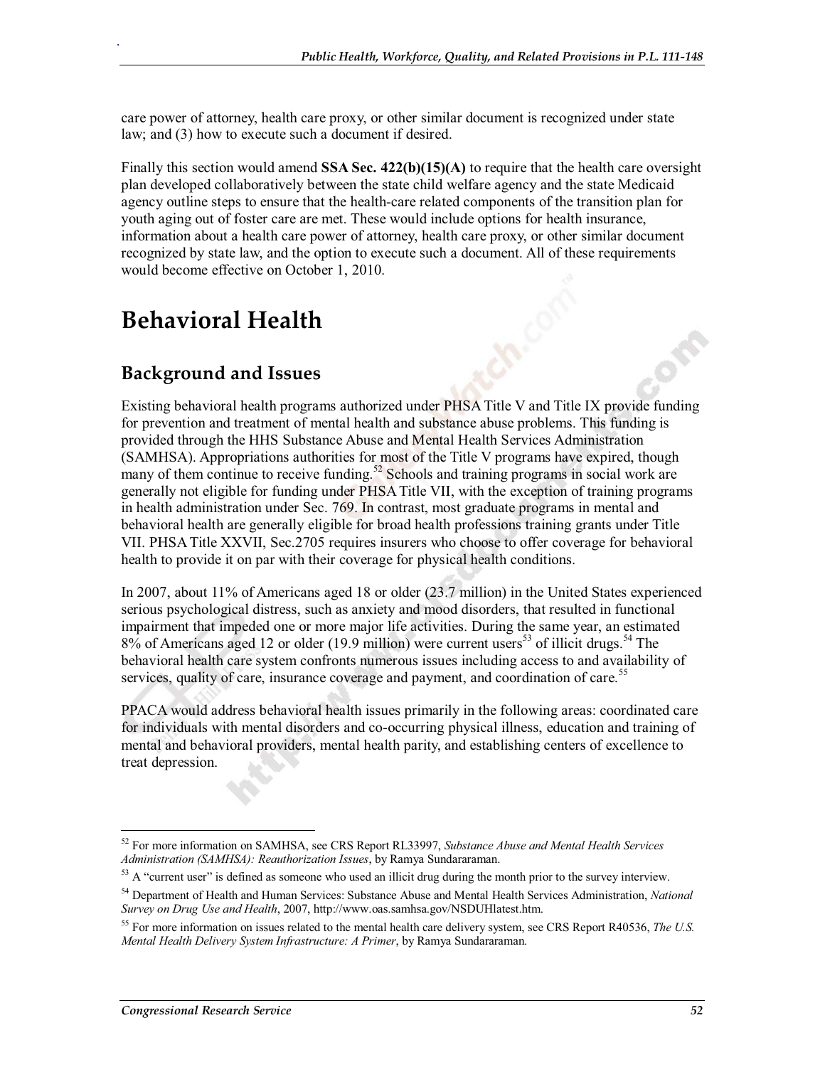care power of attorney, health care proxy, or other similar document is recognized under state law; and (3) how to execute such a document if desired.

Finally this section would amend **SSA Sec. 422(b)(15)(A)** to require that the health care oversight plan developed collaboratively between the state child welfare agency and the state Medicaid agency outline steps to ensure that the health-care related components of the transition plan for youth aging out of foster care are met. These would include options for health insurance, information about a health care power of attorney, health care proxy, or other similar document recognized by state law, and the option to execute such a document. All of these requirements would become effective on October 1, 2010.

# Behavioral Health

## Background and Issues

Existing behavioral health programs authorized under PHSA Title V and Title IX provide funding for prevention and treatment of mental health and substance abuse problems. This funding is provided through the HHS Substance Abuse and Mental Health Services Administration (SAMHSA). Appropriations authorities for most of the Title V programs have expired, though many of them continue to receive funding.[52] Schools and training programs in social work are generally not eligible for funding under PHSA Title VII, with the exception of training programs in health administration under Sec. 769. In contrast, most graduate programs in mental and behavioral health are generally eligible for broad health professions training grants under Title VII. PHSA Title XXVII, Sec.2705 requires insurers who choose to offer coverage for behavioral health to provide it on par with their coverage for physical health conditions.

In 2007, about 11% of Americans aged 18 or older (23.7 million) in the United States experienced serious psychological distress, such as anxiety and mood disorders, that resulted in functional impairment that impeded one or more major life activities. During the same year, an estimated 8% of Americans aged 12 or older (19.9 million) were current users[53] of illicit drugs.[54] The behavioral health care system confronts numerous issues including access to and availability of services, quality of care, insurance coverage and payment, and coordination of care.[55]

PPACA would address behavioral health issues primarily in the following areas: coordinated care for individuals with mental disorders and co-occurring physical illness, education and training of mental and behavioral providers, mental health parity, and establishing centers of excellence to treat depression.

---

[52] For more information on SAMHSA, see CRS Report RL33997, *Substance Abuse and Mental Health Services Administration (SAMHSA): Reauthorization Issues*, by Ramya Sundararaman.

[53] A "current user" is defined as someone who used an illicit drug during the month prior to the survey interview.

[54] Department of Health and Human Services: Substance Abuse and Mental Health Services Administration, *National Survey on Drug Use and Health*, 2007, http://www.oas.samhsa.gov/NSDUHlatest.htm.

[55] For more information on issues related to the mental health care delivery system, see CRS Report R40536, *The U.S. Mental Health Delivery System Infrastructure: A Primer*, by Ramya Sundararaman.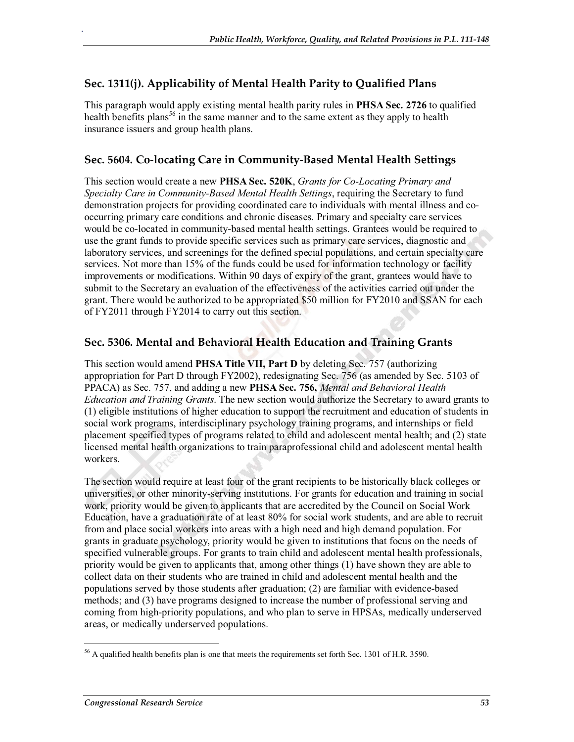## Sec. 1311(j). Applicability of Mental Health Parity to Qualified Plans

This paragraph would apply existing mental health parity rules in **PHSA Sec. 2726** to qualified health benefits plans[56] in the same manner and to the same extent as they apply to health insurance issuers and group health plans.

## Sec. 5604. Co-locating Care in Community-Based Mental Health Settings

This section would create a new **PHSA Sec. 520K**, *Grants for Co-Locating Primary and Specialty Care in Community-Based Mental Health Settings*, requiring the Secretary to fund demonstration projects for providing coordinated care to individuals with mental illness and co-occurring primary care conditions and chronic diseases. Primary and specialty care services would be co-located in community-based mental health settings. Grantees would be required to use the grant funds to provide specific services such as primary care services, diagnostic and laboratory services, and screenings for the defined special populations, and certain specialty care services. Not more than 15% of the funds could be used for information technology or facility improvements or modifications. Within 90 days of expiry of the grant, grantees would have to submit to the Secretary an evaluation of the effectiveness of the activities carried out under the grant. There would be authorized to be appropriated $50 million for FY2010 and SSAN for each of FY2011 through FY2014 to carry out this section.

## Sec. 5306. Mental and Behavioral Health Education and Training Grants

This section would amend **PHSA Title VII, Part D** by deleting Sec. 757 (authorizing appropriation for Part D through FY2002), redesignating Sec. 756 (as amended by Sec. 5103 of PPACA) as Sec. 757, and adding a new **PHSA Sec. 756,** *Mental and Behavioral Health Education and Training Grants*. The new section would authorize the Secretary to award grants to (1) eligible institutions of higher education to support the recruitment and education of students in social work programs, interdisciplinary psychology training programs, and internships or field placement specified types of programs related to child and adolescent mental health; and (2) state licensed mental health organizations to train paraprofessional child and adolescent mental health workers.

The section would require at least four of the grant recipients to be historically black colleges or universities, or other minority-serving institutions. For grants for education and training in social work, priority would be given to applicants that are accredited by the Council on Social Work Education, have a graduation rate of at least 80% for social work students, and are able to recruit from and place social workers into areas with a high need and high demand population. For grants in graduate psychology, priority would be given to institutions that focus on the needs of specified vulnerable groups. For grants to train child and adolescent mental health professionals, priority would be given to applicants that, among other things (1) have shown they are able to collect data on their students who are trained in child and adolescent mental health and the populations served by those students after graduation; (2) are familiar with evidence-based methods; and (3) have programs designed to increase the number of professional serving and coming from high-priority populations, and who plan to serve in HPSAs, medically underserved areas, or medically underserved populations.

---

[56] A qualified health benefits plan is one that meets the requirements set forth Sec. 1301 of H.R. 3590.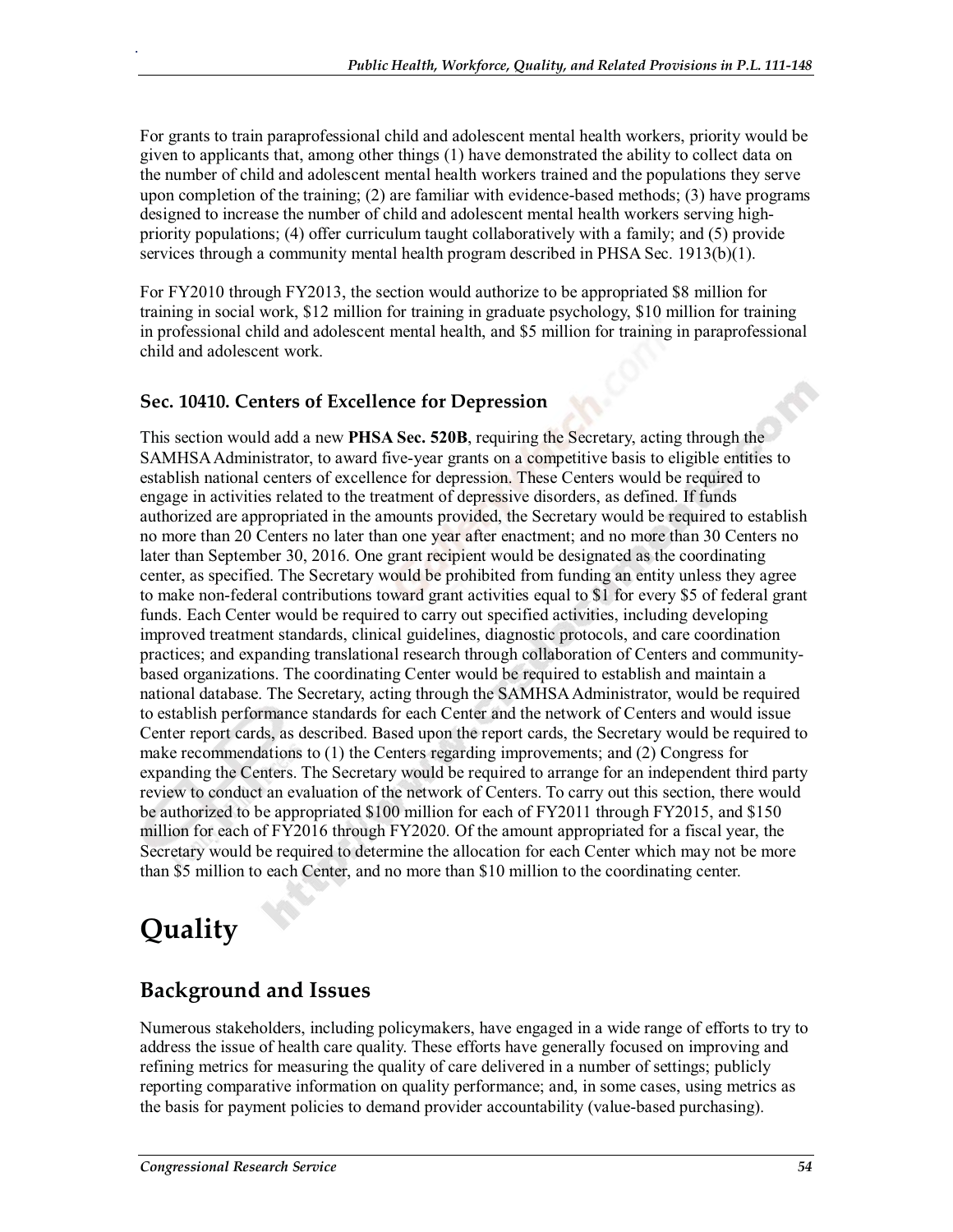For grants to train paraprofessional child and adolescent mental health workers, priority would be given to applicants that, among other things (1) have demonstrated the ability to collect data on the number of child and adolescent mental health workers trained and the populations they serve upon completion of the training; (2) are familiar with evidence-based methods; (3) have programs designed to increase the number of child and adolescent mental health workers serving high-priority populations; (4) offer curriculum taught collaboratively with a family; and (5) provide services through a community mental health program described in PHSA Sec. 1913(b)(1).

For FY2010 through FY2013, the section would authorize to be appropriated $8 million for training in social work, $12 million for training in graduate psychology, $10 million for training in professional child and adolescent mental health, and $5 million for training in paraprofessional child and adolescent work.

### Sec. 10410. Centers of Excellence for Depression

This section would add a new **PHSA Sec. 520B**, requiring the Secretary, acting through the SAMHSA Administrator, to award five-year grants on a competitive basis to eligible entities to establish national centers of excellence for depression. These Centers would be required to engage in activities related to the treatment of depressive disorders, as defined. If funds authorized are appropriated in the amounts provided, the Secretary would be required to establish no more than 20 Centers no later than one year after enactment; and no more than 30 Centers no later than September 30, 2016. One grant recipient would be designated as the coordinating center, as specified. The Secretary would be prohibited from funding an entity unless they agree to make non-federal contributions toward grant activities equal to $1 for every $5 of federal grant funds. Each Center would be required to carry out specified activities, including developing improved treatment standards, clinical guidelines, diagnostic protocols, and care coordination practices; and expanding translational research through collaboration of Centers and community-based organizations. The coordinating Center would be required to establish and maintain a national database. The Secretary, acting through the SAMHSA Administrator, would be required to establish performance standards for each Center and the network of Centers and would issue Center report cards, as described. Based upon the report cards, the Secretary would be required to make recommendations to (1) the Centers regarding improvements; and (2) Congress for expanding the Centers. The Secretary would be required to arrange for an independent third party review to conduct an evaluation of the network of Centers. To carry out this section, there would be authorized to be appropriated $100 million for each of FY2011 through FY2015, and $150 million for each of FY2016 through FY2020. Of the amount appropriated for a fiscal year, the Secretary would be required to determine the allocation for each Center which may not be more than $5 million to each Center, and no more than $10 million to the coordinating center.

# Quality

## Background and Issues

Numerous stakeholders, including policymakers, have engaged in a wide range of efforts to try to address the issue of health care quality. These efforts have generally focused on improving and refining metrics for measuring the quality of care delivered in a number of settings; publicly reporting comparative information on quality performance; and, in some cases, using metrics as the basis for payment policies to demand provider accountability (value-based purchasing).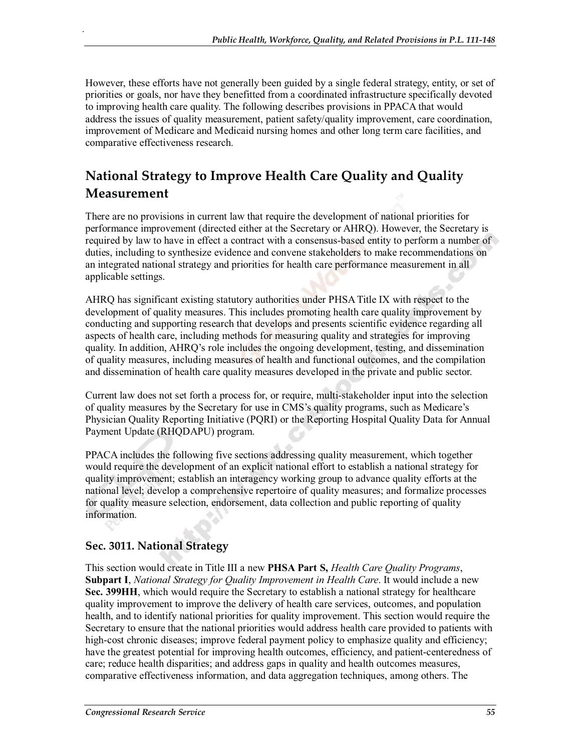However, these efforts have not generally been guided by a single federal strategy, entity, or set of priorities or goals, nor have they benefitted from a coordinated infrastructure specifically devoted to improving health care quality. The following describes provisions in PPACA that would address the issues of quality measurement, patient safety/quality improvement, care coordination, improvement of Medicare and Medicaid nursing homes and other long term care facilities, and comparative effectiveness research.

## National Strategy to Improve Health Care Quality and Quality Measurement

There are no provisions in current law that require the development of national priorities for performance improvement (directed either at the Secretary or AHRQ). However, the Secretary is required by law to have in effect a contract with a consensus-based entity to perform a number of duties, including to synthesize evidence and convene stakeholders to make recommendations on an integrated national strategy and priorities for health care performance measurement in all applicable settings.

AHRQ has significant existing statutory authorities under PHSA Title IX with respect to the development of quality measures. This includes promoting health care quality improvement by conducting and supporting research that develops and presents scientific evidence regarding all aspects of health care, including methods for measuring quality and strategies for improving quality. In addition, AHRQ's role includes the ongoing development, testing, and dissemination of quality measures, including measures of health and functional outcomes, and the compilation and dissemination of health care quality measures developed in the private and public sector.

Current law does not set forth a process for, or require, multi-stakeholder input into the selection of quality measures by the Secretary for use in CMS's quality programs, such as Medicare's Physician Quality Reporting Initiative (PQRI) or the Reporting Hospital Quality Data for Annual Payment Update (RHQDAPU) program.

PPACA includes the following five sections addressing quality measurement, which together would require the development of an explicit national effort to establish a national strategy for quality improvement; establish an interagency working group to advance quality efforts at the national level; develop a comprehensive repertoire of quality measures; and formalize processes for quality measure selection, endorsement, data collection and public reporting of quality information.

### Sec. 3011. National Strategy

This section would create in Title III a new **PHSA Part S,** *Health Care Quality Programs*, **Subpart I**, *National Strategy for Quality Improvement in Health Care*. It would include a new **Sec. 399HH**, which would require the Secretary to establish a national strategy for healthcare quality improvement to improve the delivery of health care services, outcomes, and population health, and to identify national priorities for quality improvement. This section would require the Secretary to ensure that the national priorities would address health care provided to patients with high-cost chronic diseases; improve federal payment policy to emphasize quality and efficiency; have the greatest potential for improving health outcomes, efficiency, and patient-centeredness of care; reduce health disparities; and address gaps in quality and health outcomes measures, comparative effectiveness information, and data aggregation techniques, among others. The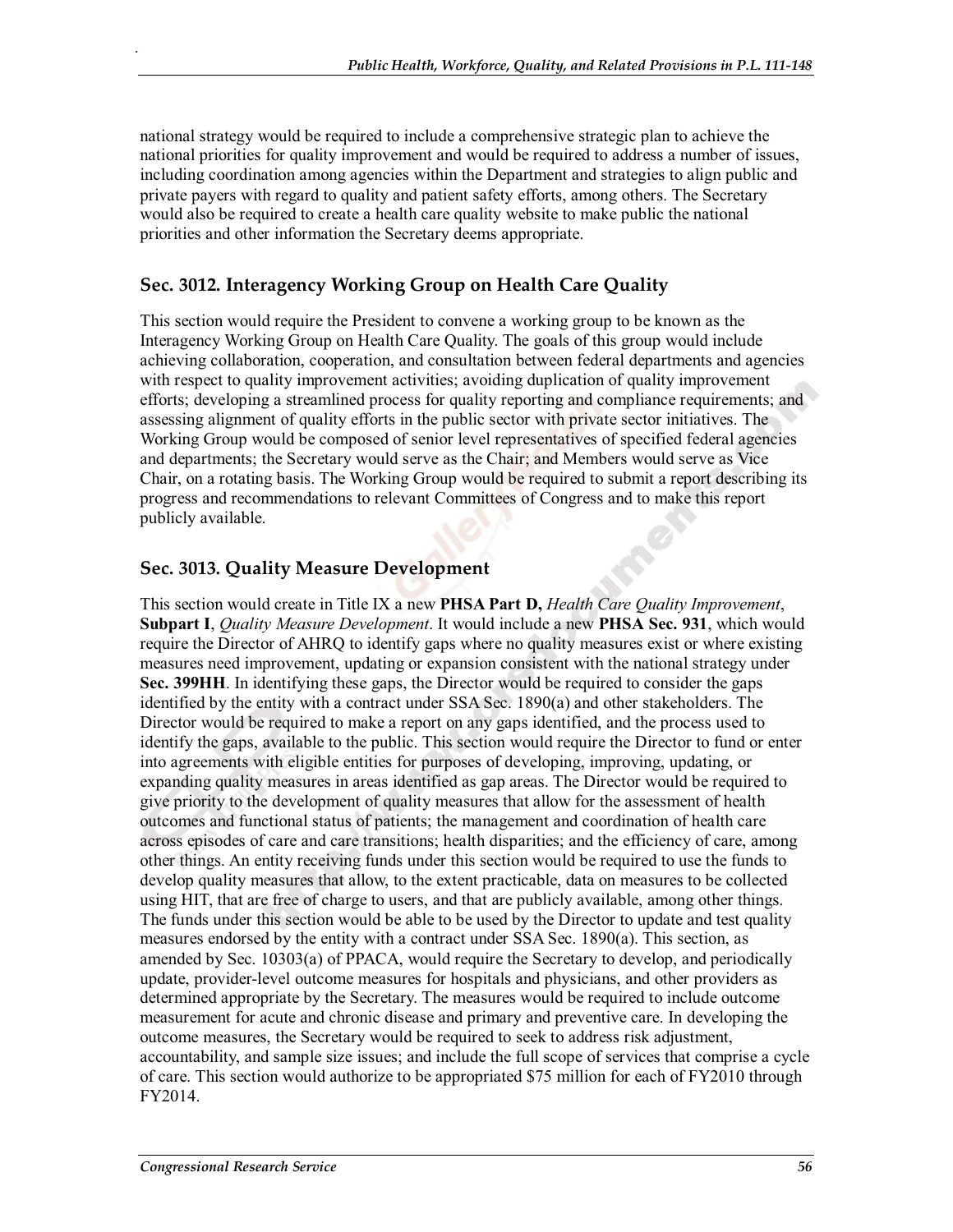national strategy would be required to include a comprehensive strategic plan to achieve the national priorities for quality improvement and would be required to address a number of issues, including coordination among agencies within the Department and strategies to align public and private payers with regard to quality and patient safety efforts, among others. The Secretary would also be required to create a health care quality website to make public the national priorities and other information the Secretary deems appropriate.

## Sec. 3012. Interagency Working Group on Health Care Quality

This section would require the President to convene a working group to be known as the Interagency Working Group on Health Care Quality. The goals of this group would include achieving collaboration, cooperation, and consultation between federal departments and agencies with respect to quality improvement activities; avoiding duplication of quality improvement efforts; developing a streamlined process for quality reporting and compliance requirements; and assessing alignment of quality efforts in the public sector with private sector initiatives. The Working Group would be composed of senior level representatives of specified federal agencies and departments; the Secretary would serve as the Chair; and Members would serve as Vice Chair, on a rotating basis. The Working Group would be required to submit a report describing its progress and recommendations to relevant Committees of Congress and to make this report publicly available.

## Sec. 3013. Quality Measure Development

This section would create in Title IX a new **PHSA Part D,** *Health Care Quality Improvement*, **Subpart I**, *Quality Measure Development*. It would include a new **PHSA Sec. 931**, which would require the Director of AHRQ to identify gaps where no quality measures exist or where existing measures need improvement, updating or expansion consistent with the national strategy under **Sec. 399HH**. In identifying these gaps, the Director would be required to consider the gaps identified by the entity with a contract under SSA Sec. 1890(a) and other stakeholders. The Director would be required to make a report on any gaps identified, and the process used to identify the gaps, available to the public. This section would require the Director to fund or enter into agreements with eligible entities for purposes of developing, improving, updating, or expanding quality measures in areas identified as gap areas. The Director would be required to give priority to the development of quality measures that allow for the assessment of health outcomes and functional status of patients; the management and coordination of health care across episodes of care and care transitions; health disparities; and the efficiency of care, among other things. An entity receiving funds under this section would be required to use the funds to develop quality measures that allow, to the extent practicable, data on measures to be collected using HIT, that are free of charge to users, and that are publicly available, among other things. The funds under this section would be able to be used by the Director to update and test quality measures endorsed by the entity with a contract under SSA Sec. 1890(a). This section, as amended by Sec. 10303(a) of PPACA, would require the Secretary to develop, and periodically update, provider-level outcome measures for hospitals and physicians, and other providers as determined appropriate by the Secretary. The measures would be required to include outcome measurement for acute and chronic disease and primary and preventive care. In developing the outcome measures, the Secretary would be required to seek to address risk adjustment, accountability, and sample size issues; and include the full scope of services that comprise a cycle of care. This section would authorize to be appropriated $75 million for each of FY2010 through FY2014.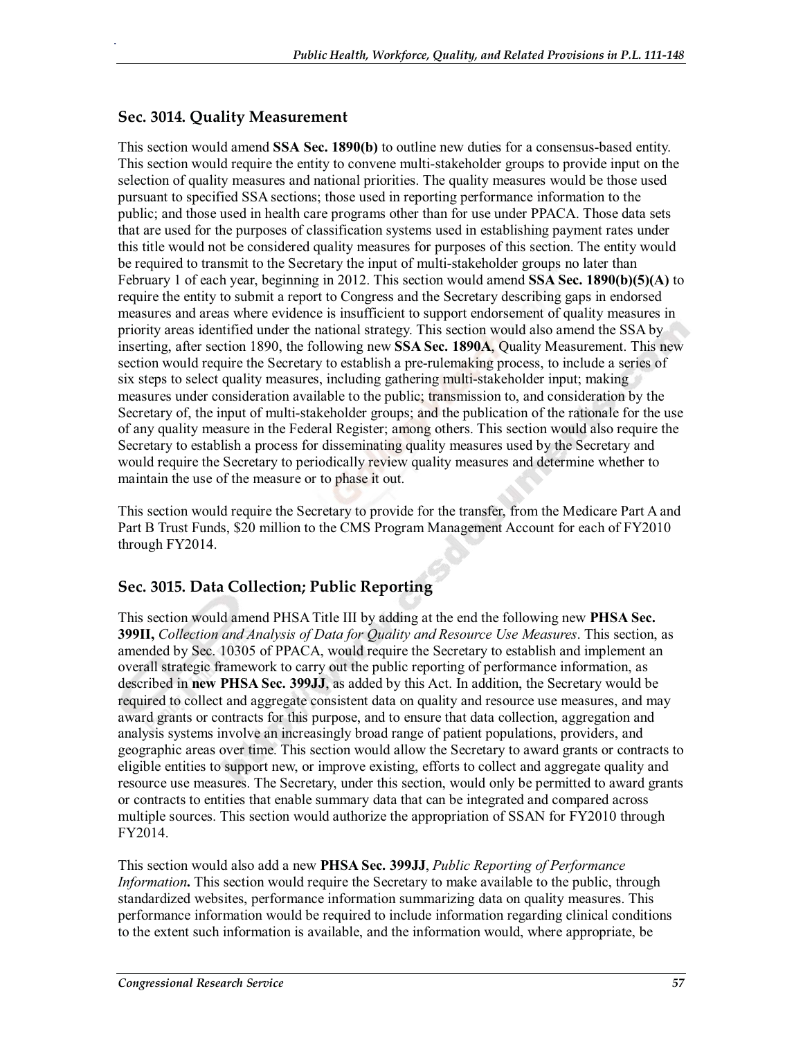## Sec. 3014. Quality Measurement

This section would amend **SSA Sec. 1890(b)** to outline new duties for a consensus-based entity. This section would require the entity to convene multi-stakeholder groups to provide input on the selection of quality measures and national priorities. The quality measures would be those used pursuant to specified SSA sections; those used in reporting performance information to the public; and those used in health care programs other than for use under PPACA. Those data sets that are used for the purposes of classification systems used in establishing payment rates under this title would not be considered quality measures for purposes of this section. The entity would be required to transmit to the Secretary the input of multi-stakeholder groups no later than February 1 of each year, beginning in 2012. This section would amend **SSA Sec. 1890(b)(5)(A)** to require the entity to submit a report to Congress and the Secretary describing gaps in endorsed measures and areas where evidence is insufficient to support endorsement of quality measures in priority areas identified under the national strategy. This section would also amend the SSA by inserting, after section 1890, the following new **SSA Sec. 1890A**, Quality Measurement. This new section would require the Secretary to establish a pre-rulemaking process, to include a series of six steps to select quality measures, including gathering multi-stakeholder input; making measures under consideration available to the public; transmission to, and consideration by the Secretary of, the input of multi-stakeholder groups; and the publication of the rationale for the use of any quality measure in the Federal Register; among others. This section would also require the Secretary to establish a process for disseminating quality measures used by the Secretary and would require the Secretary to periodically review quality measures and determine whether to maintain the use of the measure or to phase it out.

This section would require the Secretary to provide for the transfer, from the Medicare Part A and Part B Trust Funds, $20 million to the CMS Program Management Account for each of FY2010 through FY2014.

## Sec. 3015. Data Collection; Public Reporting

This section would amend PHSA Title III by adding at the end the following new **PHSA Sec. 399II,** *Collection and Analysis of Data for Quality and Resource Use Measures*. This section, as amended by Sec. 10305 of PPACA, would require the Secretary to establish and implement an overall strategic framework to carry out the public reporting of performance information, as described in **new PHSA Sec. 399JJ**, as added by this Act. In addition, the Secretary would be required to collect and aggregate consistent data on quality and resource use measures, and may award grants or contracts for this purpose, and to ensure that data collection, aggregation and analysis systems involve an increasingly broad range of patient populations, providers, and geographic areas over time. This section would allow the Secretary to award grants or contracts to eligible entities to support new, or improve existing, efforts to collect and aggregate quality and resource use measures. The Secretary, under this section, would only be permitted to award grants or contracts to entities that enable summary data that can be integrated and compared across multiple sources. This section would authorize the appropriation of SSAN for FY2010 through FY2014.

This section would also add a new **PHSA Sec. 399JJ**, *Public Reporting of Performance Information***.** This section would require the Secretary to make available to the public, through standardized websites, performance information summarizing data on quality measures. This performance information would be required to include information regarding clinical conditions to the extent such information is available, and the information would, where appropriate, be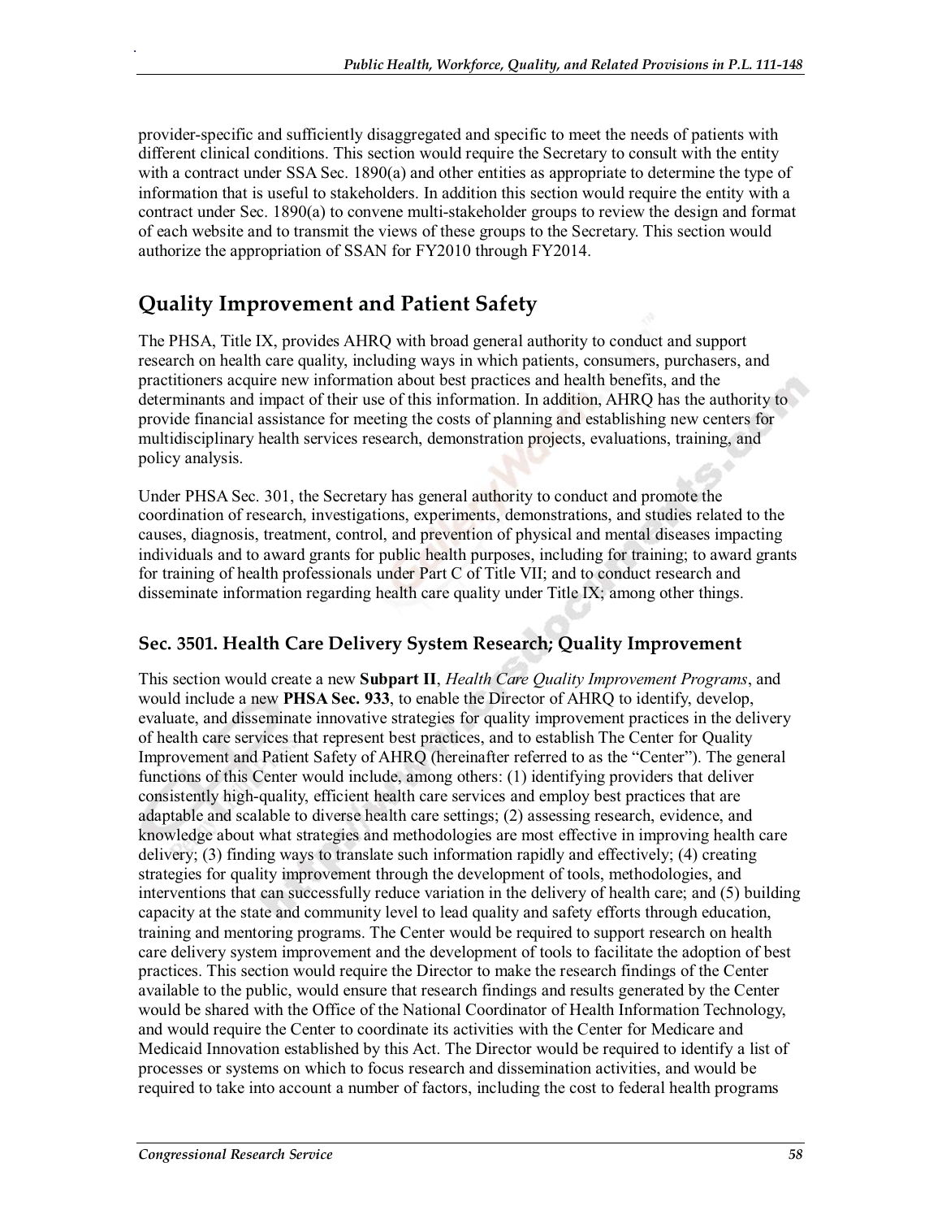provider-specific and sufficiently disaggregated and specific to meet the needs of patients with different clinical conditions. This section would require the Secretary to consult with the entity with a contract under SSA Sec. 1890(a) and other entities as appropriate to determine the type of information that is useful to stakeholders. In addition this section would require the entity with a contract under Sec. 1890(a) to convene multi-stakeholder groups to review the design and format of each website and to transmit the views of these groups to the Secretary. This section would authorize the appropriation of SSAN for FY2010 through FY2014.

## Quality Improvement and Patient Safety

The PHSA, Title IX, provides AHRQ with broad general authority to conduct and support research on health care quality, including ways in which patients, consumers, purchasers, and practitioners acquire new information about best practices and health benefits, and the determinants and impact of their use of this information. In addition, AHRQ has the authority to provide financial assistance for meeting the costs of planning and establishing new centers for multidisciplinary health services research, demonstration projects, evaluations, training, and policy analysis.

Under PHSA Sec. 301, the Secretary has general authority to conduct and promote the coordination of research, investigations, experiments, demonstrations, and studies related to the causes, diagnosis, treatment, control, and prevention of physical and mental diseases impacting individuals and to award grants for public health purposes, including for training; to award grants for training of health professionals under Part C of Title VII; and to conduct research and disseminate information regarding health care quality under Title IX; among other things.

### Sec. 3501. Health Care Delivery System Research; Quality Improvement

This section would create a new **Subpart II**, *Health Care Quality Improvement Programs*, and would include a new **PHSA Sec. 933**, to enable the Director of AHRQ to identify, develop, evaluate, and disseminate innovative strategies for quality improvement practices in the delivery of health care services that represent best practices, and to establish The Center for Quality Improvement and Patient Safety of AHRQ (hereinafter referred to as the "Center"). The general functions of this Center would include, among others: (1) identifying providers that deliver consistently high-quality, efficient health care services and employ best practices that are adaptable and scalable to diverse health care settings; (2) assessing research, evidence, and knowledge about what strategies and methodologies are most effective in improving health care delivery; (3) finding ways to translate such information rapidly and effectively; (4) creating strategies for quality improvement through the development of tools, methodologies, and interventions that can successfully reduce variation in the delivery of health care; and (5) building capacity at the state and community level to lead quality and safety efforts through education, training and mentoring programs. The Center would be required to support research on health care delivery system improvement and the development of tools to facilitate the adoption of best practices. This section would require the Director to make the research findings of the Center available to the public, would ensure that research findings and results generated by the Center would be shared with the Office of the National Coordinator of Health Information Technology, and would require the Center to coordinate its activities with the Center for Medicare and Medicaid Innovation established by this Act. The Director would be required to identify a list of processes or systems on which to focus research and dissemination activities, and would be required to take into account a number of factors, including the cost to federal health programs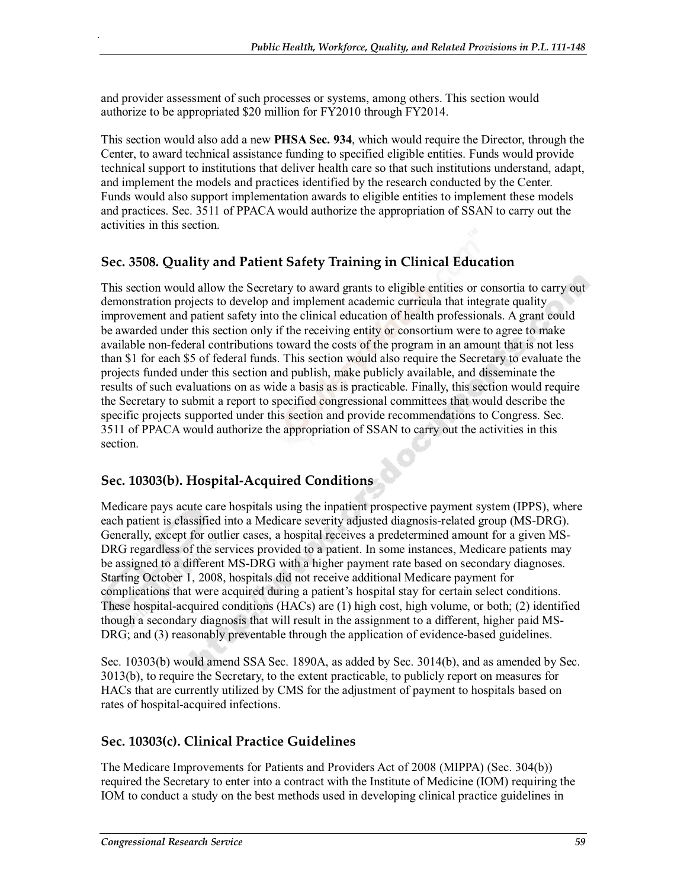and provider assessment of such processes or systems, among others. This section would authorize to be appropriated $20 million for FY2010 through FY2014.

This section would also add a new **PHSA Sec. 934**, which would require the Director, through the Center, to award technical assistance funding to specified eligible entities. Funds would provide technical support to institutions that deliver health care so that such institutions understand, adapt, and implement the models and practices identified by the research conducted by the Center. Funds would also support implementation awards to eligible entities to implement these models and practices. Sec. 3511 of PPACA would authorize the appropriation of SSAN to carry out the activities in this section.

## Sec. 3508. Quality and Patient Safety Training in Clinical Education

This section would allow the Secretary to award grants to eligible entities or consortia to carry out demonstration projects to develop and implement academic curricula that integrate quality improvement and patient safety into the clinical education of health professionals. A grant could be awarded under this section only if the receiving entity or consortium were to agree to make available non-federal contributions toward the costs of the program in an amount that is not less than $1 for each $5 of federal funds. This section would also require the Secretary to evaluate the projects funded under this section and publish, make publicly available, and disseminate the results of such evaluations on as wide a basis as is practicable. Finally, this section would require the Secretary to submit a report to specified congressional committees that would describe the specific projects supported under this section and provide recommendations to Congress. Sec. 3511 of PPACA would authorize the appropriation of SSAN to carry out the activities in this section.

## Sec. 10303(b). Hospital-Acquired Conditions

Medicare pays acute care hospitals using the inpatient prospective payment system (IPPS), where each patient is classified into a Medicare severity adjusted diagnosis-related group (MS-DRG). Generally, except for outlier cases, a hospital receives a predetermined amount for a given MS-DRG regardless of the services provided to a patient. In some instances, Medicare patients may be assigned to a different MS-DRG with a higher payment rate based on secondary diagnoses. Starting October 1, 2008, hospitals did not receive additional Medicare payment for complications that were acquired during a patient's hospital stay for certain select conditions. These hospital-acquired conditions (HACs) are (1) high cost, high volume, or both; (2) identified though a secondary diagnosis that will result in the assignment to a different, higher paid MS-DRG; and (3) reasonably preventable through the application of evidence-based guidelines.

Sec. 10303(b) would amend SSA Sec. 1890A, as added by Sec. 3014(b), and as amended by Sec. 3013(b), to require the Secretary, to the extent practicable, to publicly report on measures for HACs that are currently utilized by CMS for the adjustment of payment to hospitals based on rates of hospital-acquired infections.

## Sec. 10303(c). Clinical Practice Guidelines

The Medicare Improvements for Patients and Providers Act of 2008 (MIPPA) (Sec. 304(b)) required the Secretary to enter into a contract with the Institute of Medicine (IOM) requiring the IOM to conduct a study on the best methods used in developing clinical practice guidelines in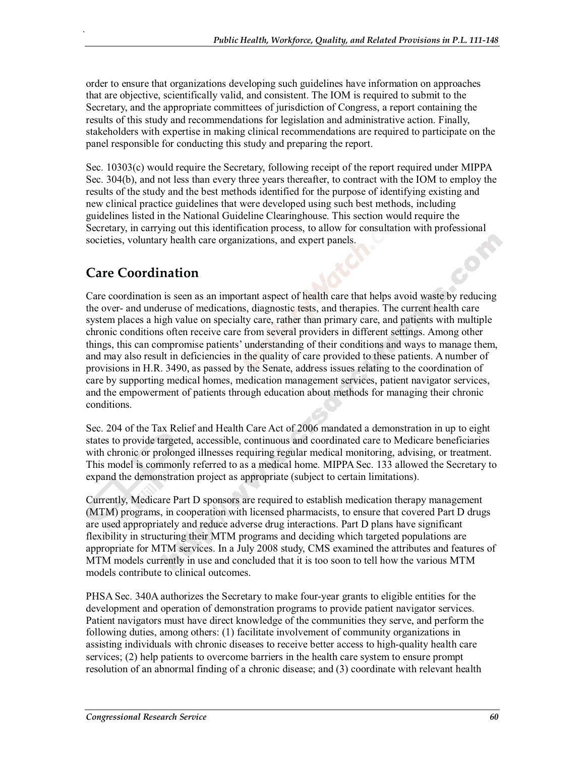order to ensure that organizations developing such guidelines have information on approaches that are objective, scientifically valid, and consistent. The IOM is required to submit to the Secretary, and the appropriate committees of jurisdiction of Congress, a report containing the results of this study and recommendations for legislation and administrative action. Finally, stakeholders with expertise in making clinical recommendations are required to participate on the panel responsible for conducting this study and preparing the report.

Sec. 10303(c) would require the Secretary, following receipt of the report required under MIPPA Sec. 304(b), and not less than every three years thereafter, to contract with the IOM to employ the results of the study and the best methods identified for the purpose of identifying existing and new clinical practice guidelines that were developed using such best methods, including guidelines listed in the National Guideline Clearinghouse. This section would require the Secretary, in carrying out this identification process, to allow for consultation with professional societies, voluntary health care organizations, and expert panels.

## Care Coordination

Care coordination is seen as an important aspect of health care that helps avoid waste by reducing the over- and underuse of medications, diagnostic tests, and therapies. The current health care system places a high value on specialty care, rather than primary care, and patients with multiple chronic conditions often receive care from several providers in different settings. Among other things, this can compromise patients' understanding of their conditions and ways to manage them, and may also result in deficiencies in the quality of care provided to these patients. A number of provisions in H.R. 3490, as passed by the Senate, address issues relating to the coordination of care by supporting medical homes, medication management services, patient navigator services, and the empowerment of patients through education about methods for managing their chronic conditions.

Sec. 204 of the Tax Relief and Health Care Act of 2006 mandated a demonstration in up to eight states to provide targeted, accessible, continuous and coordinated care to Medicare beneficiaries with chronic or prolonged illnesses requiring regular medical monitoring, advising, or treatment. This model is commonly referred to as a medical home. MIPPA Sec. 133 allowed the Secretary to expand the demonstration project as appropriate (subject to certain limitations).

Currently, Medicare Part D sponsors are required to establish medication therapy management (MTM) programs, in cooperation with licensed pharmacists, to ensure that covered Part D drugs are used appropriately and reduce adverse drug interactions. Part D plans have significant flexibility in structuring their MTM programs and deciding which targeted populations are appropriate for MTM services. In a July 2008 study, CMS examined the attributes and features of MTM models currently in use and concluded that it is too soon to tell how the various MTM models contribute to clinical outcomes.

PHSA Sec. 340A authorizes the Secretary to make four-year grants to eligible entities for the development and operation of demonstration programs to provide patient navigator services. Patient navigators must have direct knowledge of the communities they serve, and perform the following duties, among others: (1) facilitate involvement of community organizations in assisting individuals with chronic diseases to receive better access to high-quality health care services; (2) help patients to overcome barriers in the health care system to ensure prompt resolution of an abnormal finding of a chronic disease; and (3) coordinate with relevant health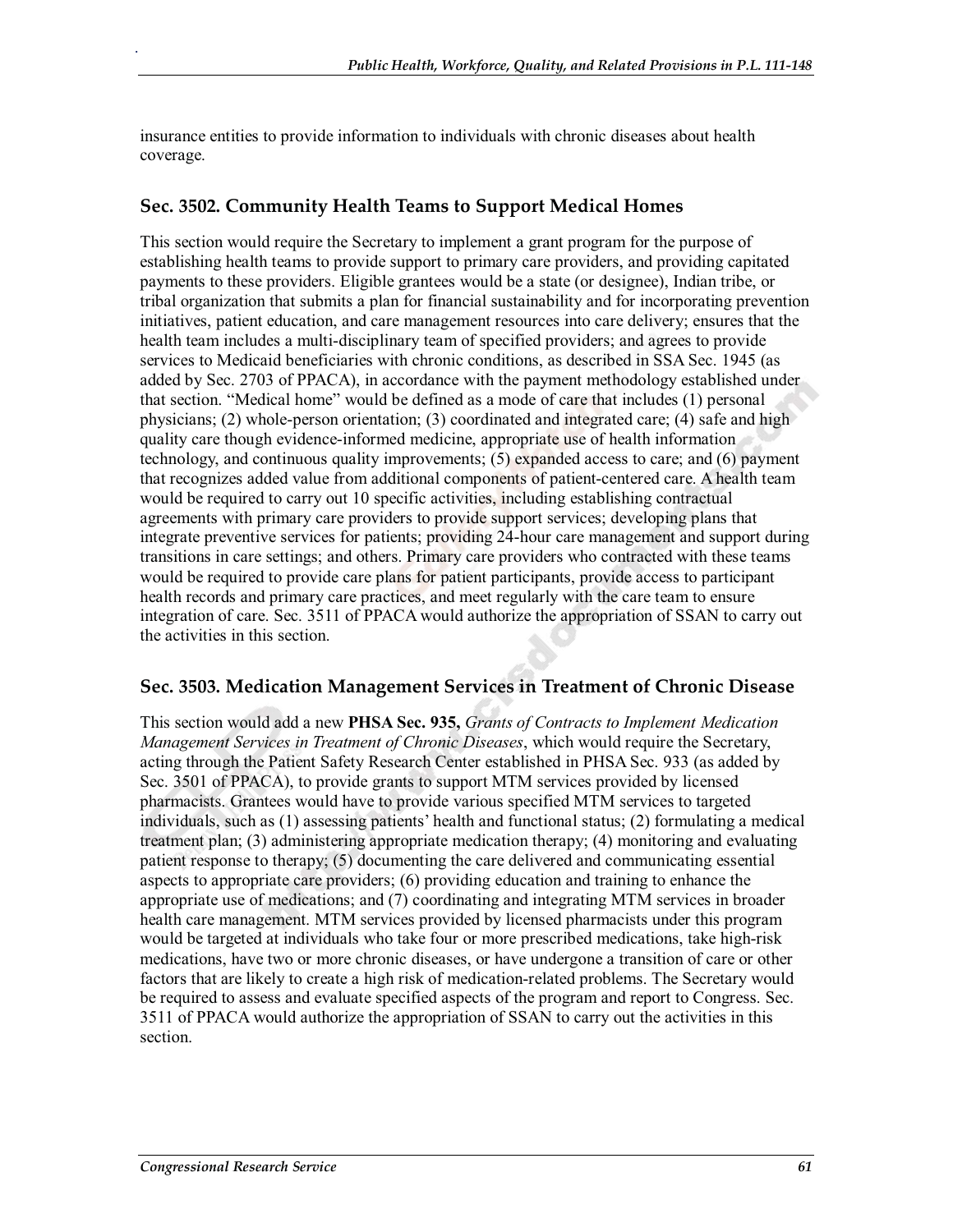insurance entities to provide information to individuals with chronic diseases about health coverage.

### Sec. 3502. Community Health Teams to Support Medical Homes

This section would require the Secretary to implement a grant program for the purpose of establishing health teams to provide support to primary care providers, and providing capitated payments to these providers. Eligible grantees would be a state (or designee), Indian tribe, or tribal organization that submits a plan for financial sustainability and for incorporating prevention initiatives, patient education, and care management resources into care delivery; ensures that the health team includes a multi-disciplinary team of specified providers; and agrees to provide services to Medicaid beneficiaries with chronic conditions, as described in SSA Sec. 1945 (as added by Sec. 2703 of PPACA), in accordance with the payment methodology established under that section. "Medical home" would be defined as a mode of care that includes (1) personal physicians; (2) whole-person orientation; (3) coordinated and integrated care; (4) safe and high quality care though evidence-informed medicine, appropriate use of health information technology, and continuous quality improvements; (5) expanded access to care; and (6) payment that recognizes added value from additional components of patient-centered care. A health team would be required to carry out 10 specific activities, including establishing contractual agreements with primary care providers to provide support services; developing plans that integrate preventive services for patients; providing 24-hour care management and support during transitions in care settings; and others. Primary care providers who contracted with these teams would be required to provide care plans for patient participants, provide access to participant health records and primary care practices, and meet regularly with the care team to ensure integration of care. Sec. 3511 of PPACA would authorize the appropriation of SSAN to carry out the activities in this section.

### Sec. 3503. Medication Management Services in Treatment of Chronic Disease

This section would add a new **PHSA Sec. 935,** *Grants of Contracts to Implement Medication Management Services in Treatment of Chronic Diseases*, which would require the Secretary, acting through the Patient Safety Research Center established in PHSA Sec. 933 (as added by Sec. 3501 of PPACA), to provide grants to support MTM services provided by licensed pharmacists. Grantees would have to provide various specified MTM services to targeted individuals, such as (1) assessing patients' health and functional status; (2) formulating a medical treatment plan; (3) administering appropriate medication therapy; (4) monitoring and evaluating patient response to therapy; (5) documenting the care delivered and communicating essential aspects to appropriate care providers; (6) providing education and training to enhance the appropriate use of medications; and (7) coordinating and integrating MTM services in broader health care management. MTM services provided by licensed pharmacists under this program would be targeted at individuals who take four or more prescribed medications, take high-risk medications, have two or more chronic diseases, or have undergone a transition of care or other factors that are likely to create a high risk of medication-related problems. The Secretary would be required to assess and evaluate specified aspects of the program and report to Congress. Sec. 3511 of PPACA would authorize the appropriation of SSAN to carry out the activities in this section.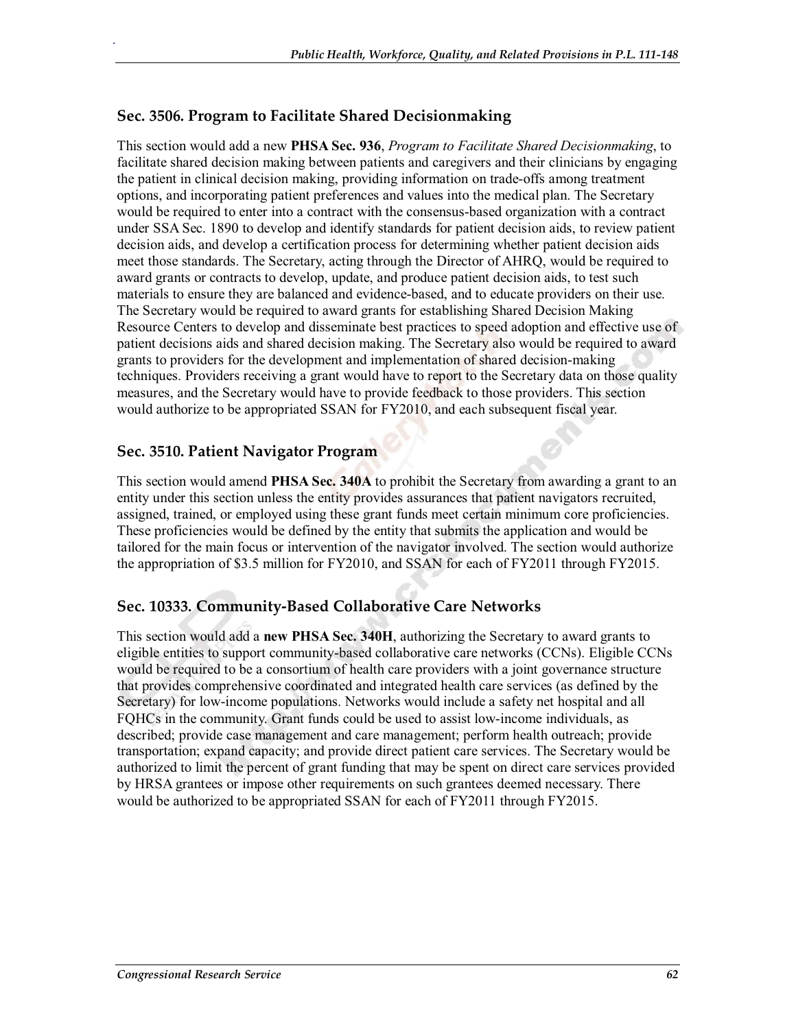### Sec. 3506. Program to Facilitate Shared Decisionmaking

This section would add a new **PHSA Sec. 936**, *Program to Facilitate Shared Decisionmaking*, to facilitate shared decision making between patients and caregivers and their clinicians by engaging the patient in clinical decision making, providing information on trade-offs among treatment options, and incorporating patient preferences and values into the medical plan. The Secretary would be required to enter into a contract with the consensus-based organization with a contract under SSA Sec. 1890 to develop and identify standards for patient decision aids, to review patient decision aids, and develop a certification process for determining whether patient decision aids meet those standards. The Secretary, acting through the Director of AHRQ, would be required to award grants or contracts to develop, update, and produce patient decision aids, to test such materials to ensure they are balanced and evidence-based, and to educate providers on their use. The Secretary would be required to award grants for establishing Shared Decision Making Resource Centers to develop and disseminate best practices to speed adoption and effective use of patient decisions aids and shared decision making. The Secretary also would be required to award grants to providers for the development and implementation of shared decision-making techniques. Providers receiving a grant would have to report to the Secretary data on those quality measures, and the Secretary would have to provide feedback to those providers. This section would authorize to be appropriated SSAN for FY2010, and each subsequent fiscal year.

### Sec. 3510. Patient Navigator Program

This section would amend **PHSA Sec. 340A** to prohibit the Secretary from awarding a grant to an entity under this section unless the entity provides assurances that patient navigators recruited, assigned, trained, or employed using these grant funds meet certain minimum core proficiencies. These proficiencies would be defined by the entity that submits the application and would be tailored for the main focus or intervention of the navigator involved. The section would authorize the appropriation of $3.5 million for FY2010, and SSAN for each of FY2011 through FY2015.

### Sec. 10333. Community-Based Collaborative Care Networks

This section would add a **new PHSA Sec. 340H**, authorizing the Secretary to award grants to eligible entities to support community-based collaborative care networks (CCNs). Eligible CCNs would be required to be a consortium of health care providers with a joint governance structure that provides comprehensive coordinated and integrated health care services (as defined by the Secretary) for low-income populations. Networks would include a safety net hospital and all FQHCs in the community. Grant funds could be used to assist low-income individuals, as described; provide case management and care management; perform health outreach; provide transportation; expand capacity; and provide direct patient care services. The Secretary would be authorized to limit the percent of grant funding that may be spent on direct care services provided by HRSA grantees or impose other requirements on such grantees deemed necessary. There would be authorized to be appropriated SSAN for each of FY2011 through FY2015.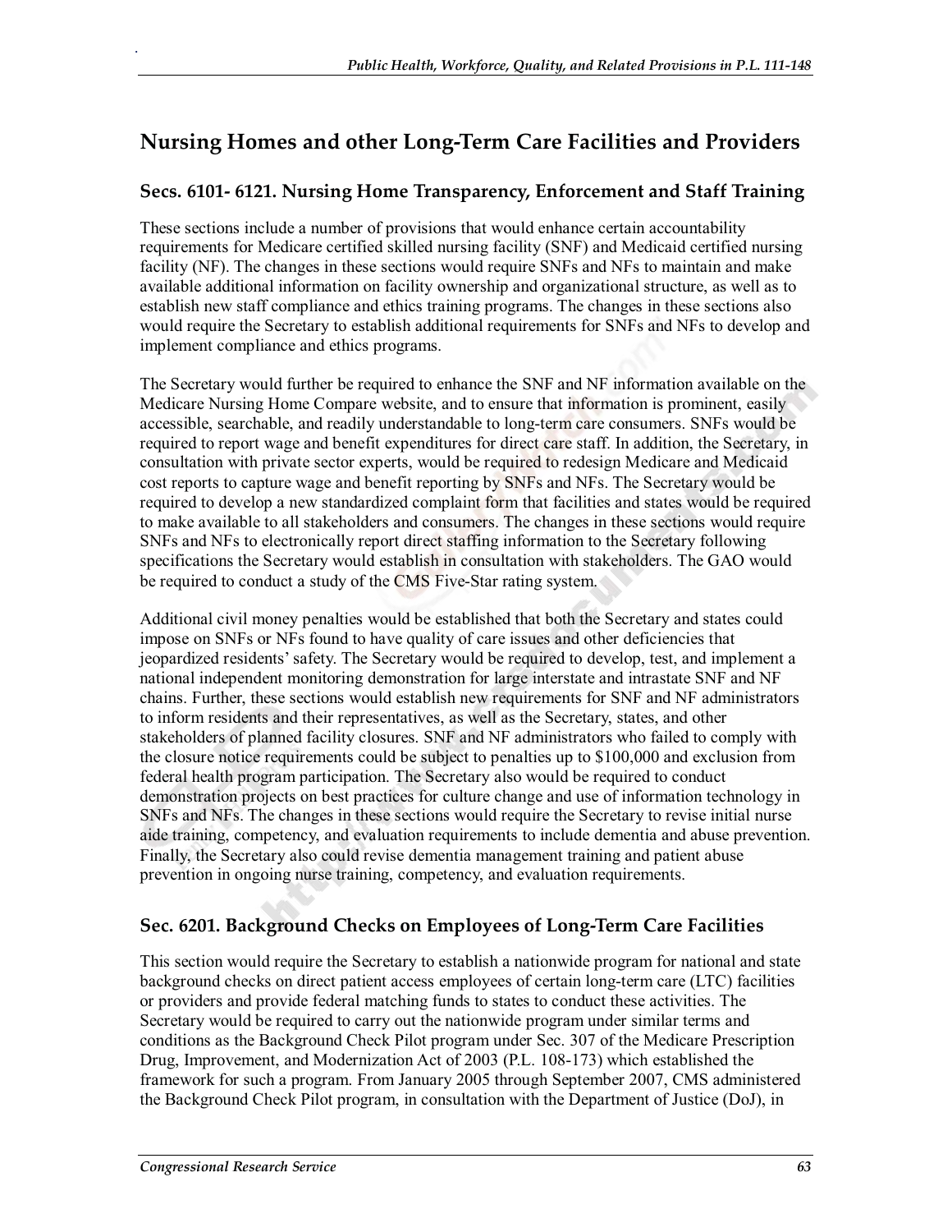## Nursing Homes and other Long-Term Care Facilities and Providers

### Secs. 6101- 6121. Nursing Home Transparency, Enforcement and Staff Training

These sections include a number of provisions that would enhance certain accountability requirements for Medicare certified skilled nursing facility (SNF) and Medicaid certified nursing facility (NF). The changes in these sections would require SNFs and NFs to maintain and make available additional information on facility ownership and organizational structure, as well as to establish new staff compliance and ethics training programs. The changes in these sections also would require the Secretary to establish additional requirements for SNFs and NFs to develop and implement compliance and ethics programs.

The Secretary would further be required to enhance the SNF and NF information available on the Medicare Nursing Home Compare website, and to ensure that information is prominent, easily accessible, searchable, and readily understandable to long-term care consumers. SNFs would be required to report wage and benefit expenditures for direct care staff. In addition, the Secretary, in consultation with private sector experts, would be required to redesign Medicare and Medicaid cost reports to capture wage and benefit reporting by SNFs and NFs. The Secretary would be required to develop a new standardized complaint form that facilities and states would be required to make available to all stakeholders and consumers. The changes in these sections would require SNFs and NFs to electronically report direct staffing information to the Secretary following specifications the Secretary would establish in consultation with stakeholders. The GAO would be required to conduct a study of the CMS Five-Star rating system.

Additional civil money penalties would be established that both the Secretary and states could impose on SNFs or NFs found to have quality of care issues and other deficiencies that jeopardized residents' safety. The Secretary would be required to develop, test, and implement a national independent monitoring demonstration for large interstate and intrastate SNF and NF chains. Further, these sections would establish new requirements for SNF and NF administrators to inform residents and their representatives, as well as the Secretary, states, and other stakeholders of planned facility closures. SNF and NF administrators who failed to comply with the closure notice requirements could be subject to penalties up to $100,000 and exclusion from federal health program participation. The Secretary also would be required to conduct demonstration projects on best practices for culture change and use of information technology in SNFs and NFs. The changes in these sections would require the Secretary to revise initial nurse aide training, competency, and evaluation requirements to include dementia and abuse prevention. Finally, the Secretary also could revise dementia management training and patient abuse prevention in ongoing nurse training, competency, and evaluation requirements.

### Sec. 6201. Background Checks on Employees of Long-Term Care Facilities

This section would require the Secretary to establish a nationwide program for national and state background checks on direct patient access employees of certain long-term care (LTC) facilities or providers and provide federal matching funds to states to conduct these activities. The Secretary would be required to carry out the nationwide program under similar terms and conditions as the Background Check Pilot program under Sec. 307 of the Medicare Prescription Drug, Improvement, and Modernization Act of 2003 (P.L. 108-173) which established the framework for such a program. From January 2005 through September 2007, CMS administered the Background Check Pilot program, in consultation with the Department of Justice (DoJ), in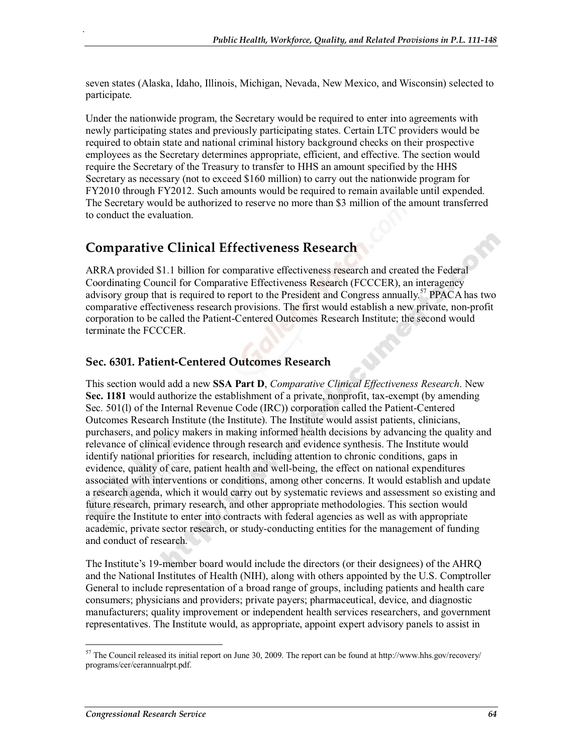seven states (Alaska, Idaho, Illinois, Michigan, Nevada, New Mexico, and Wisconsin) selected to participate.

Under the nationwide program, the Secretary would be required to enter into agreements with newly participating states and previously participating states. Certain LTC providers would be required to obtain state and national criminal history background checks on their prospective employees as the Secretary determines appropriate, efficient, and effective. The section would require the Secretary of the Treasury to transfer to HHS an amount specified by the HHS Secretary as necessary (not to exceed $160 million) to carry out the nationwide program for FY2010 through FY2012. Such amounts would be required to remain available until expended. The Secretary would be authorized to reserve no more than $3 million of the amount transferred to conduct the evaluation.

## Comparative Clinical Effectiveness Research

ARRA provided $1.1 billion for comparative effectiveness research and created the Federal Coordinating Council for Comparative Effectiveness Research (FCCCER), an interagency advisory group that is required to report to the President and Congress annually.[57] PPACA has two comparative effectiveness research provisions. The first would establish a new private, non-profit corporation to be called the Patient-Centered Outcomes Research Institute; the second would terminate the FCCCER.

### Sec. 6301. Patient-Centered Outcomes Research

This section would add a new **SSA Part D**, *Comparative Clinical Effectiveness Research*. New **Sec. 1181** would authorize the establishment of a private, nonprofit, tax-exempt (by amending Sec. 501(l) of the Internal Revenue Code (IRC)) corporation called the Patient-Centered Outcomes Research Institute (the Institute). The Institute would assist patients, clinicians, purchasers, and policy makers in making informed health decisions by advancing the quality and relevance of clinical evidence through research and evidence synthesis. The Institute would identify national priorities for research, including attention to chronic conditions, gaps in evidence, quality of care, patient health and well-being, the effect on national expenditures associated with interventions or conditions, among other concerns. It would establish and update a research agenda, which it would carry out by systematic reviews and assessment so existing and future research, primary research, and other appropriate methodologies. This section would require the Institute to enter into contracts with federal agencies as well as with appropriate academic, private sector research, or study-conducting entities for the management of funding and conduct of research.

The Institute's 19-member board would include the directors (or their designees) of the AHRQ and the National Institutes of Health (NIH), along with others appointed by the U.S. Comptroller General to include representation of a broad range of groups, including patients and health care consumers; physicians and providers; private payers; pharmaceutical, device, and diagnostic manufacturers; quality improvement or independent health services researchers, and government representatives. The Institute would, as appropriate, appoint expert advisory panels to assist in

[57] The Council released its initial report on June 30, 2009. The report can be found at http://www.hhs.gov/recovery/programs/cer/cerannualrpt.pdf.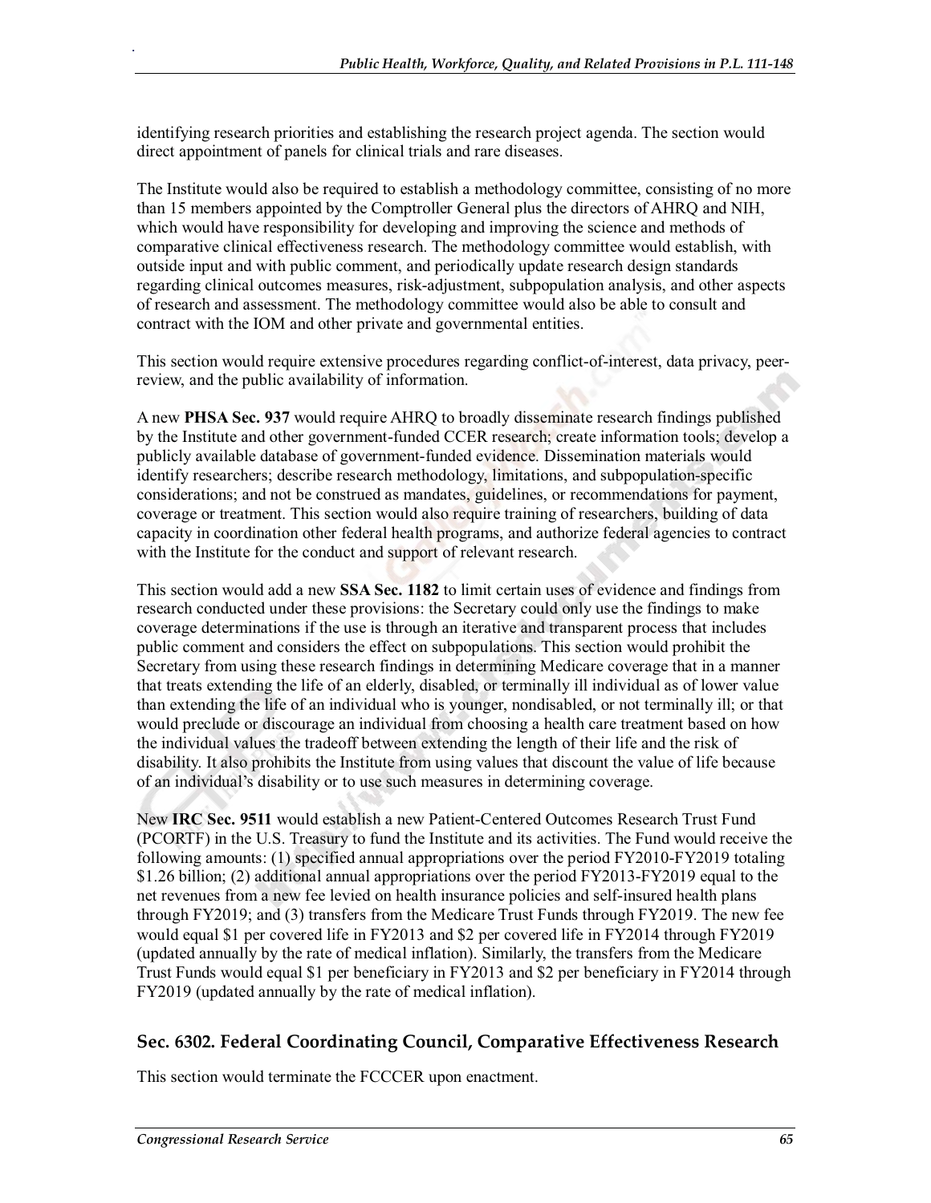identifying research priorities and establishing the research project agenda. The section would direct appointment of panels for clinical trials and rare diseases.

The Institute would also be required to establish a methodology committee, consisting of no more than 15 members appointed by the Comptroller General plus the directors of AHRQ and NIH, which would have responsibility for developing and improving the science and methods of comparative clinical effectiveness research. The methodology committee would establish, with outside input and with public comment, and periodically update research design standards regarding clinical outcomes measures, risk-adjustment, subpopulation analysis, and other aspects of research and assessment. The methodology committee would also be able to consult and contract with the IOM and other private and governmental entities.

This section would require extensive procedures regarding conflict-of-interest, data privacy, peer-review, and the public availability of information.

A new **PHSA Sec. 937** would require AHRQ to broadly disseminate research findings published by the Institute and other government-funded CCER research; create information tools; develop a publicly available database of government-funded evidence. Dissemination materials would identify researchers; describe research methodology, limitations, and subpopulation-specific considerations; and not be construed as mandates, guidelines, or recommendations for payment, coverage or treatment. This section would also require training of researchers, building of data capacity in coordination other federal health programs, and authorize federal agencies to contract with the Institute for the conduct and support of relevant research.

This section would add a new **SSA Sec. 1182** to limit certain uses of evidence and findings from research conducted under these provisions: the Secretary could only use the findings to make coverage determinations if the use is through an iterative and transparent process that includes public comment and considers the effect on subpopulations. This section would prohibit the Secretary from using these research findings in determining Medicare coverage that in a manner that treats extending the life of an elderly, disabled, or terminally ill individual as of lower value than extending the life of an individual who is younger, nondisabled, or not terminally ill; or that would preclude or discourage an individual from choosing a health care treatment based on how the individual values the tradeoff between extending the length of their life and the risk of disability. It also prohibits the Institute from using values that discount the value of life because of an individual's disability or to use such measures in determining coverage.

New **IRC Sec. 9511** would establish a new Patient-Centered Outcomes Research Trust Fund (PCORTF) in the U.S. Treasury to fund the Institute and its activities. The Fund would receive the following amounts: (1) specified annual appropriations over the period FY2010-FY2019 totaling $1.26 billion; (2) additional annual appropriations over the period FY2013-FY2019 equal to the net revenues from a new fee levied on health insurance policies and self-insured health plans through FY2019; and (3) transfers from the Medicare Trust Funds through FY2019. The new fee would equal $1 per covered life in FY2013 and $2 per covered life in FY2014 through FY2019 (updated annually by the rate of medical inflation). Similarly, the transfers from the Medicare Trust Funds would equal $1 per beneficiary in FY2013 and $2 per beneficiary in FY2014 through FY2019 (updated annually by the rate of medical inflation).

## Sec. 6302. Federal Coordinating Council, Comparative Effectiveness Research

This section would terminate the FCCCER upon enactment.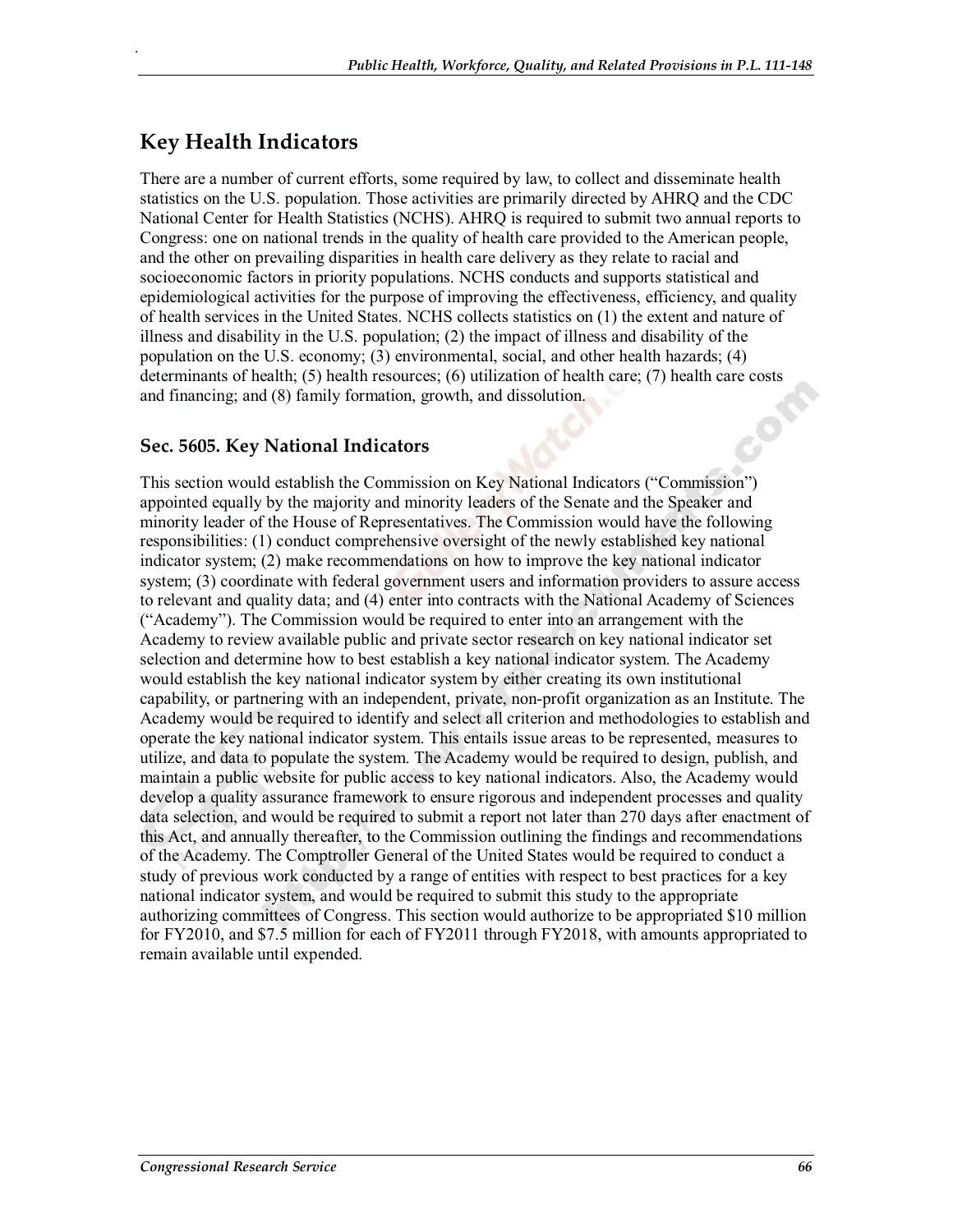## Key Health Indicators

There are a number of current efforts, some required by law, to collect and disseminate health statistics on the U.S. population. Those activities are primarily directed by AHRQ and the CDC National Center for Health Statistics (NCHS). AHRQ is required to submit two annual reports to Congress: one on national trends in the quality of health care provided to the American people, and the other on prevailing disparities in health care delivery as they relate to racial and socioeconomic factors in priority populations. NCHS conducts and supports statistical and epidemiological activities for the purpose of improving the effectiveness, efficiency, and quality of health services in the United States. NCHS collects statistics on (1) the extent and nature of illness and disability in the U.S. population; (2) the impact of illness and disability of the population on the U.S. economy; (3) environmental, social, and other health hazards; (4) determinants of health; (5) health resources; (6) utilization of health care; (7) health care costs and financing; and (8) family formation, growth, and dissolution.

### Sec. 5605. Key National Indicators

This section would establish the Commission on Key National Indicators ("Commission") appointed equally by the majority and minority leaders of the Senate and the Speaker and minority leader of the House of Representatives. The Commission would have the following responsibilities: (1) conduct comprehensive oversight of the newly established key national indicator system; (2) make recommendations on how to improve the key national indicator system; (3) coordinate with federal government users and information providers to assure access to relevant and quality data; and (4) enter into contracts with the National Academy of Sciences ("Academy"). The Commission would be required to enter into an arrangement with the Academy to review available public and private sector research on key national indicator set selection and determine how to best establish a key national indicator system. The Academy would establish the key national indicator system by either creating its own institutional capability, or partnering with an independent, private, non-profit organization as an Institute. The Academy would be required to identify and select all criterion and methodologies to establish and operate the key national indicator system. This entails issue areas to be represented, measures to utilize, and data to populate the system. The Academy would be required to design, publish, and maintain a public website for public access to key national indicators. Also, the Academy would develop a quality assurance framework to ensure rigorous and independent processes and quality data selection, and would be required to submit a report not later than 270 days after enactment of this Act, and annually thereafter, to the Commission outlining the findings and recommendations of the Academy. The Comptroller General of the United States would be required to conduct a study of previous work conducted by a range of entities with respect to best practices for a key national indicator system, and would be required to submit this study to the appropriate authorizing committees of Congress. This section would authorize to be appropriated $10 million for FY2010, and $7.5 million for each of FY2011 through FY2018, with amounts appropriated to remain available until expended.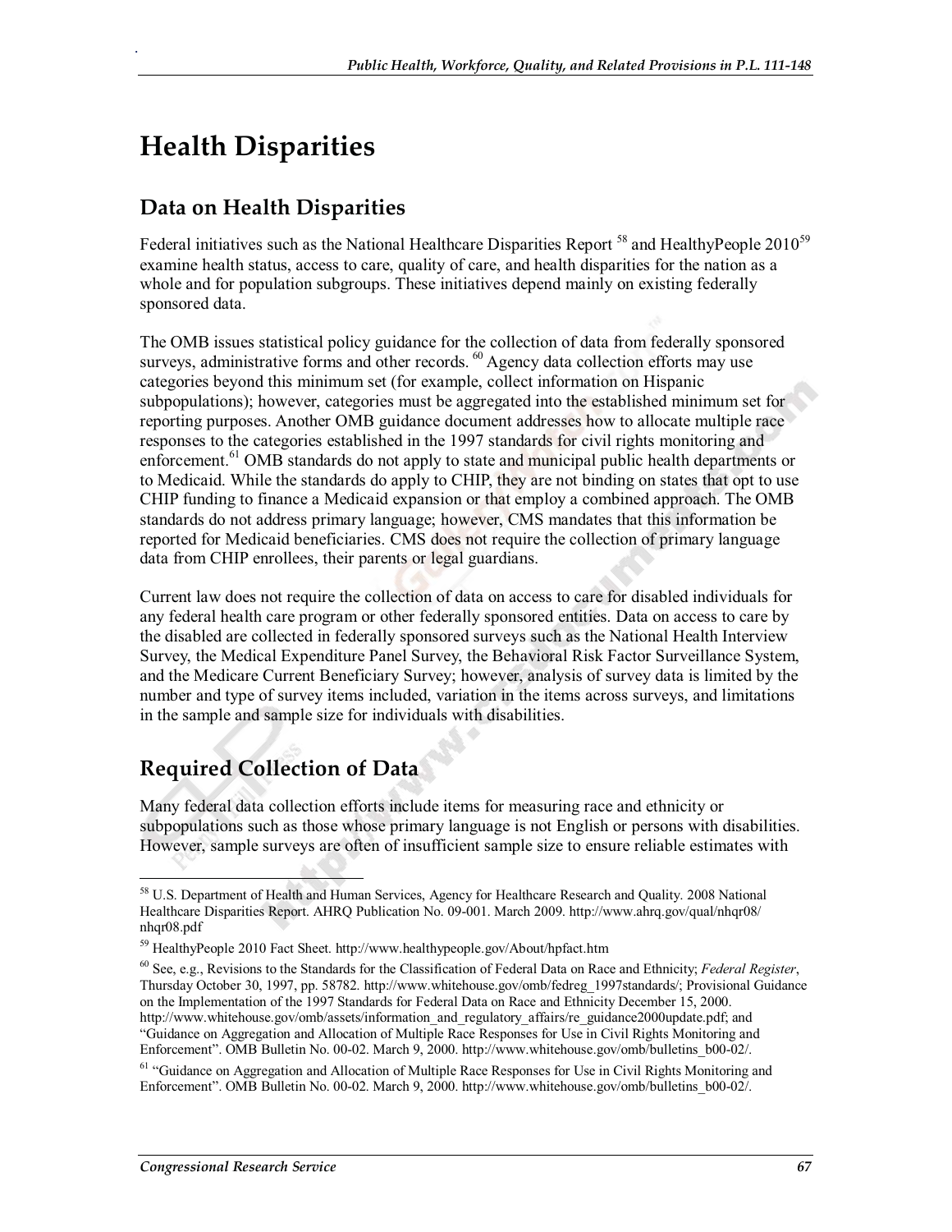# Health Disparities

## Data on Health Disparities

Federal initiatives such as the National Healthcare Disparities Report [58] and HealthyPeople 2010[59] examine health status, access to care, quality of care, and health disparities for the nation as a whole and for population subgroups. These initiatives depend mainly on existing federally sponsored data.

The OMB issues statistical policy guidance for the collection of data from federally sponsored surveys, administrative forms and other records. [60] Agency data collection efforts may use categories beyond this minimum set (for example, collect information on Hispanic subpopulations); however, categories must be aggregated into the established minimum set for reporting purposes. Another OMB guidance document addresses how to allocate multiple race responses to the categories established in the 1997 standards for civil rights monitoring and enforcement.[61] OMB standards do not apply to state and municipal public health departments or to Medicaid. While the standards do apply to CHIP, they are not binding on states that opt to use CHIP funding to finance a Medicaid expansion or that employ a combined approach. The OMB standards do not address primary language; however, CMS mandates that this information be reported for Medicaid beneficiaries. CMS does not require the collection of primary language data from CHIP enrollees, their parents or legal guardians.

Current law does not require the collection of data on access to care for disabled individuals for any federal health care program or other federally sponsored entities. Data on access to care by the disabled are collected in federally sponsored surveys such as the National Health Interview Survey, the Medical Expenditure Panel Survey, the Behavioral Risk Factor Surveillance System, and the Medicare Current Beneficiary Survey; however, analysis of survey data is limited by the number and type of survey items included, variation in the items across surveys, and limitations in the sample and sample size for individuals with disabilities.

## Required Collection of Data

Many federal data collection efforts include items for measuring race and ethnicity or subpopulations such as those whose primary language is not English or persons with disabilities. However, sample surveys are often of insufficient sample size to ensure reliable estimates with

---

[58] U.S. Department of Health and Human Services, Agency for Healthcare Research and Quality. 2008 National Healthcare Disparities Report. AHRQ Publication No. 09-001. March 2009. http://www.ahrq.gov/qual/nhqr08/nhqr08.pdf

[59] HealthyPeople 2010 Fact Sheet. http://www.healthypeople.gov/About/hpfact.htm

[60] See, e.g., Revisions to the Standards for the Classification of Federal Data on Race and Ethnicity; *Federal Register*, Thursday October 30, 1997, pp. 58782. http://www.whitehouse.gov/omb/fedreg_1997standards/; Provisional Guidance on the Implementation of the 1997 Standards for Federal Data on Race and Ethnicity December 15, 2000. http://www.whitehouse.gov/omb/assets/information_and_regulatory_affairs/re_guidance2000update.pdf; and "Guidance on Aggregation and Allocation of Multiple Race Responses for Use in Civil Rights Monitoring and Enforcement". OMB Bulletin No. 00-02. March 9, 2000. http://www.whitehouse.gov/omb/bulletins_b00-02/.

[61] "Guidance on Aggregation and Allocation of Multiple Race Responses for Use in Civil Rights Monitoring and Enforcement". OMB Bulletin No. 00-02. March 9, 2000. http://www.whitehouse.gov/omb/bulletins_b00-02/.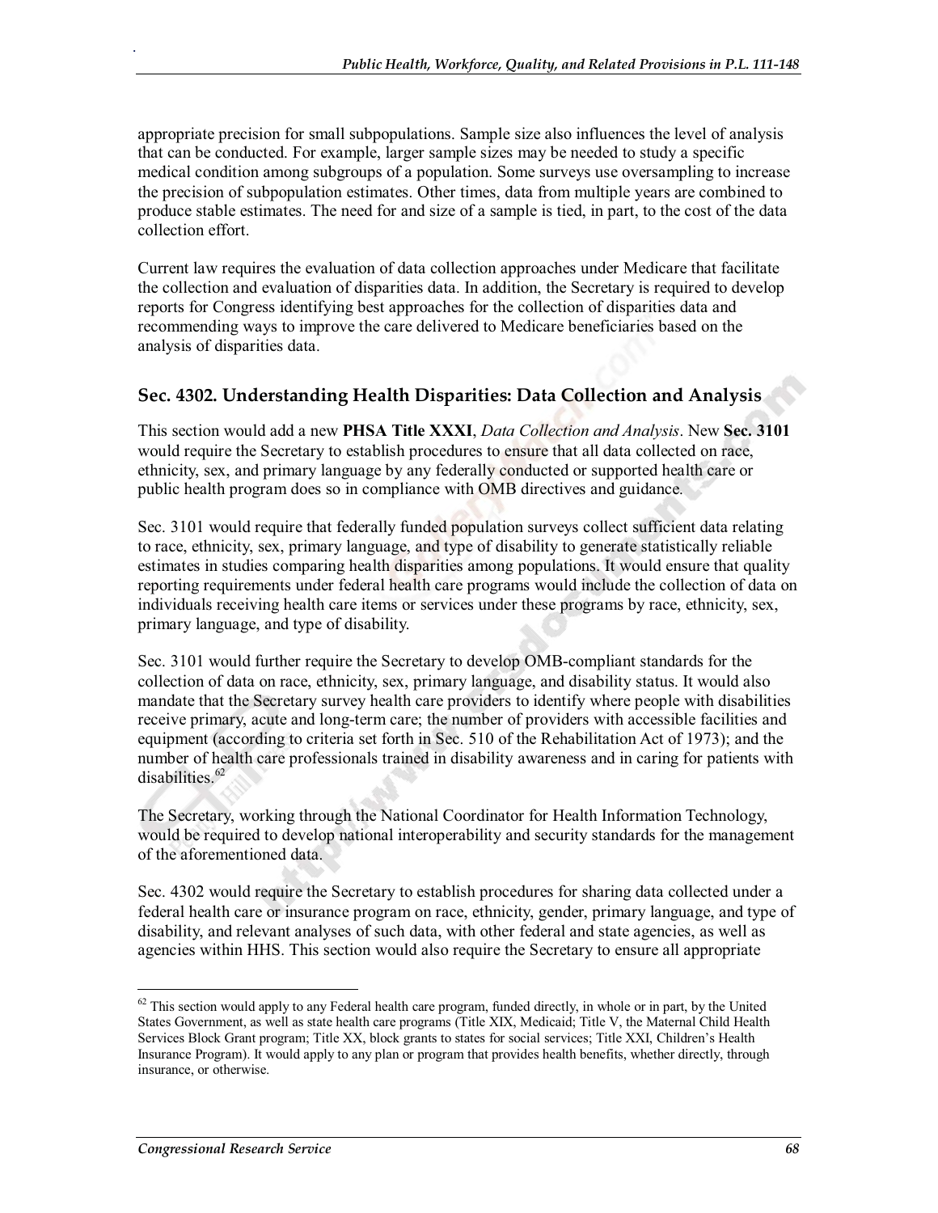appropriate precision for small subpopulations. Sample size also influences the level of analysis that can be conducted. For example, larger sample sizes may be needed to study a specific medical condition among subgroups of a population. Some surveys use oversampling to increase the precision of subpopulation estimates. Other times, data from multiple years are combined to produce stable estimates. The need for and size of a sample is tied, in part, to the cost of the data collection effort.

Current law requires the evaluation of data collection approaches under Medicare that facilitate the collection and evaluation of disparities data. In addition, the Secretary is required to develop reports for Congress identifying best approaches for the collection of disparities data and recommending ways to improve the care delivered to Medicare beneficiaries based on the analysis of disparities data.

### Sec. 4302. Understanding Health Disparities: Data Collection and Analysis

This section would add a new **PHSA Title XXXI**, *Data Collection and Analysis*. New **Sec. 3101** would require the Secretary to establish procedures to ensure that all data collected on race, ethnicity, sex, and primary language by any federally conducted or supported health care or public health program does so in compliance with OMB directives and guidance.

Sec. 3101 would require that federally funded population surveys collect sufficient data relating to race, ethnicity, sex, primary language, and type of disability to generate statistically reliable estimates in studies comparing health disparities among populations. It would ensure that quality reporting requirements under federal health care programs would include the collection of data on individuals receiving health care items or services under these programs by race, ethnicity, sex, primary language, and type of disability.

Sec. 3101 would further require the Secretary to develop OMB-compliant standards for the collection of data on race, ethnicity, sex, primary language, and disability status. It would also mandate that the Secretary survey health care providers to identify where people with disabilities receive primary, acute and long-term care; the number of providers with accessible facilities and equipment (according to criteria set forth in Sec. 510 of the Rehabilitation Act of 1973); and the number of health care professionals trained in disability awareness and in caring for patients with disabilities.[62]

The Secretary, working through the National Coordinator for Health Information Technology, would be required to develop national interoperability and security standards for the management of the aforementioned data.

Sec. 4302 would require the Secretary to establish procedures for sharing data collected under a federal health care or insurance program on race, ethnicity, gender, primary language, and type of disability, and relevant analyses of such data, with other federal and state agencies, as well as agencies within HHS. This section would also require the Secretary to ensure all appropriate

---

[62] This section would apply to any Federal health care program, funded directly, in whole or in part, by the United States Government, as well as state health care programs (Title XIX, Medicaid; Title V, the Maternal Child Health Services Block Grant program; Title XX, block grants to states for social services; Title XXI, Children's Health Insurance Program). It would apply to any plan or program that provides health benefits, whether directly, through insurance, or otherwise.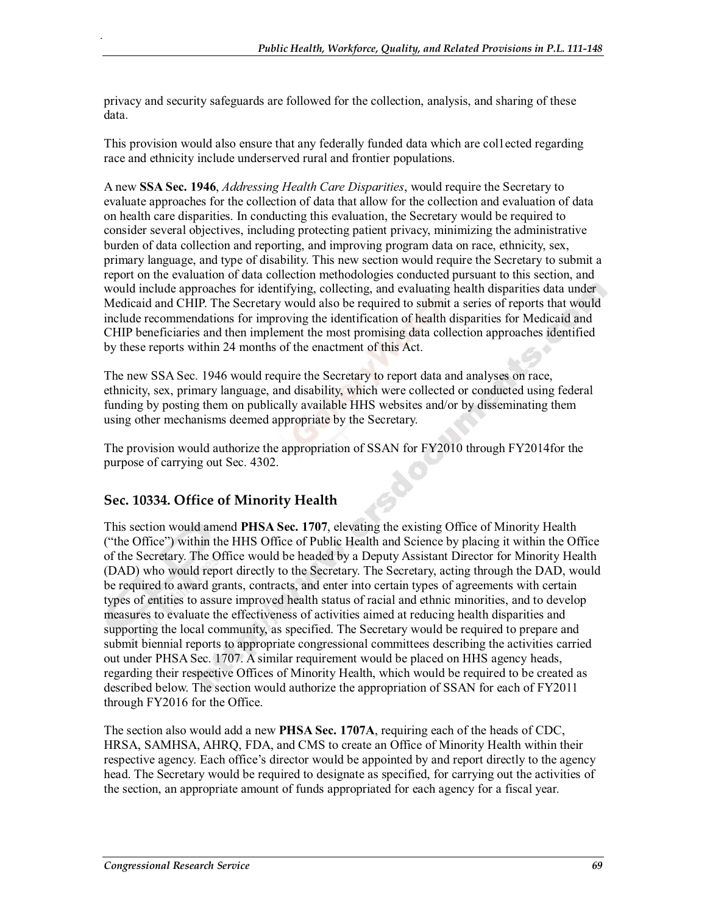privacy and security safeguards are followed for the collection, analysis, and sharing of these data.

This provision would also ensure that any federally funded data which are col1ected regarding race and ethnicity include underserved rural and frontier populations.

A new **SSA Sec. 1946**, *Addressing Health Care Disparities*, would require the Secretary to evaluate approaches for the collection of data that allow for the collection and evaluation of data on health care disparities. In conducting this evaluation, the Secretary would be required to consider several objectives, including protecting patient privacy, minimizing the administrative burden of data collection and reporting, and improving program data on race, ethnicity, sex, primary language, and type of disability. This new section would require the Secretary to submit a report on the evaluation of data collection methodologies conducted pursuant to this section, and would include approaches for identifying, collecting, and evaluating health disparities data under Medicaid and CHIP. The Secretary would also be required to submit a series of reports that would include recommendations for improving the identification of health disparities for Medicaid and CHIP beneficiaries and then implement the most promising data collection approaches identified by these reports within 24 months of the enactment of this Act.

The new SSA Sec. 1946 would require the Secretary to report data and analyses on race, ethnicity, sex, primary language, and disability, which were collected or conducted using federal funding by posting them on publically available HHS websites and/or by disseminating them using other mechanisms deemed appropriate by the Secretary.

The provision would authorize the appropriation of SSAN for FY2010 through FY2014for the purpose of carrying out Sec. 4302.

## Sec. 10334. Office of Minority Health

This section would amend **PHSA Sec. 1707**, elevating the existing Office of Minority Health ("the Office") within the HHS Office of Public Health and Science by placing it within the Office of the Secretary. The Office would be headed by a Deputy Assistant Director for Minority Health (DAD) who would report directly to the Secretary. The Secretary, acting through the DAD, would be required to award grants, contracts, and enter into certain types of agreements with certain types of entities to assure improved health status of racial and ethnic minorities, and to develop measures to evaluate the effectiveness of activities aimed at reducing health disparities and supporting the local community, as specified. The Secretary would be required to prepare and submit biennial reports to appropriate congressional committees describing the activities carried out under PHSA Sec. 1707. A similar requirement would be placed on HHS agency heads, regarding their respective Offices of Minority Health, which would be required to be created as described below. The section would authorize the appropriation of SSAN for each of FY2011 through FY2016 for the Office.

The section also would add a new **PHSA Sec. 1707A**, requiring each of the heads of CDC, HRSA, SAMHSA, AHRQ, FDA, and CMS to create an Office of Minority Health within their respective agency. Each office's director would be appointed by and report directly to the agency head. The Secretary would be required to designate as specified, for carrying out the activities of the section, an appropriate amount of funds appropriated for each agency for a fiscal year.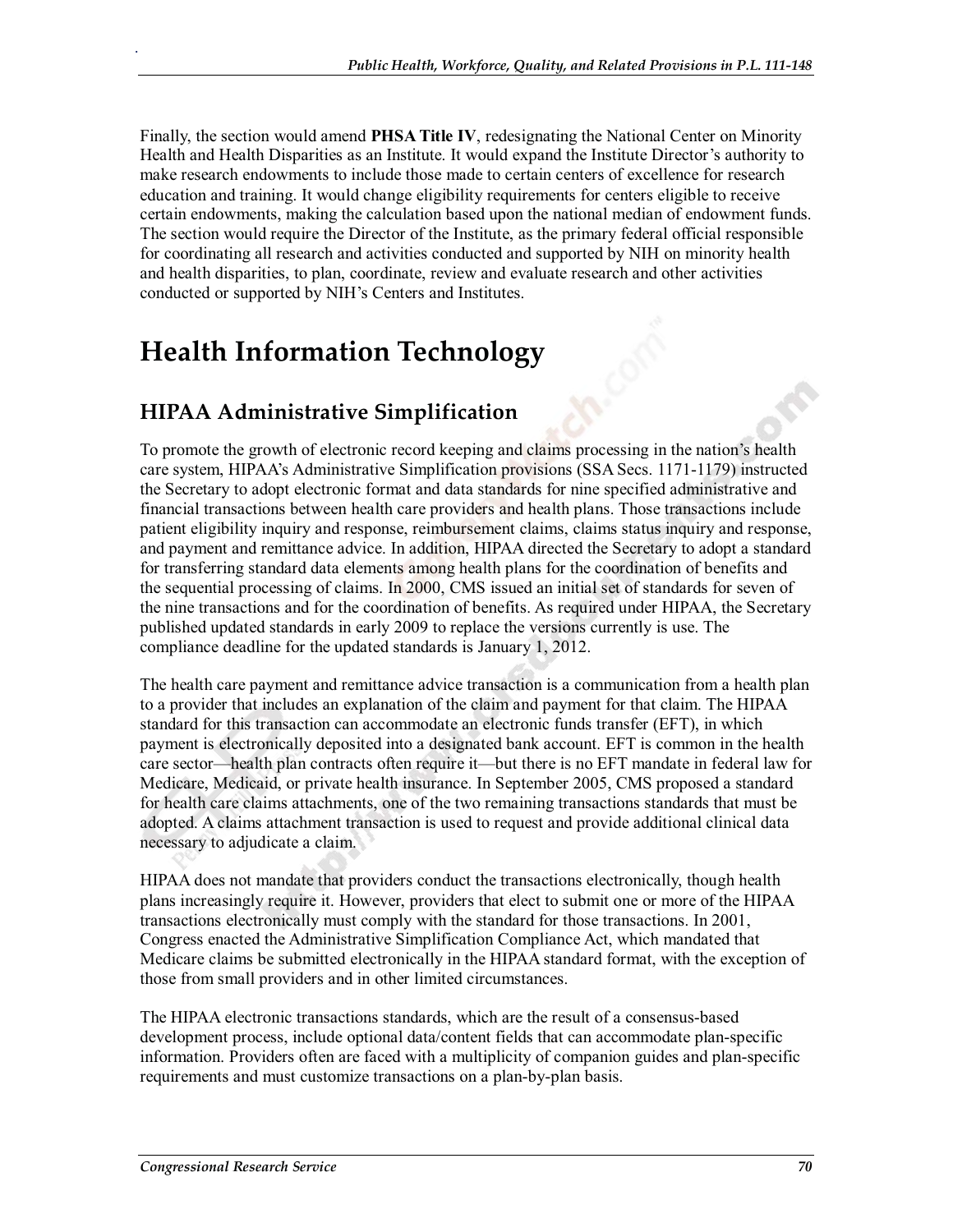Finally, the section would amend **PHSA Title IV**, redesignating the National Center on Minority Health and Health Disparities as an Institute. It would expand the Institute Director's authority to make research endowments to include those made to certain centers of excellence for research education and training. It would change eligibility requirements for centers eligible to receive certain endowments, making the calculation based upon the national median of endowment funds. The section would require the Director of the Institute, as the primary federal official responsible for coordinating all research and activities conducted and supported by NIH on minority health and health disparities, to plan, coordinate, review and evaluate research and other activities conducted or supported by NIH's Centers and Institutes.

# Health Information Technology

## HIPAA Administrative Simplification

To promote the growth of electronic record keeping and claims processing in the nation's health care system, HIPAA's Administrative Simplification provisions (SSA Secs. 1171-1179) instructed the Secretary to adopt electronic format and data standards for nine specified administrative and financial transactions between health care providers and health plans. Those transactions include patient eligibility inquiry and response, reimbursement claims, claims status inquiry and response, and payment and remittance advice. In addition, HIPAA directed the Secretary to adopt a standard for transferring standard data elements among health plans for the coordination of benefits and the sequential processing of claims. In 2000, CMS issued an initial set of standards for seven of the nine transactions and for the coordination of benefits. As required under HIPAA, the Secretary published updated standards in early 2009 to replace the versions currently is use. The compliance deadline for the updated standards is January 1, 2012.

The health care payment and remittance advice transaction is a communication from a health plan to a provider that includes an explanation of the claim and payment for that claim. The HIPAA standard for this transaction can accommodate an electronic funds transfer (EFT), in which payment is electronically deposited into a designated bank account. EFT is common in the health care sector—health plan contracts often require it—but there is no EFT mandate in federal law for Medicare, Medicaid, or private health insurance. In September 2005, CMS proposed a standard for health care claims attachments, one of the two remaining transactions standards that must be adopted. A claims attachment transaction is used to request and provide additional clinical data necessary to adjudicate a claim.

HIPAA does not mandate that providers conduct the transactions electronically, though health plans increasingly require it. However, providers that elect to submit one or more of the HIPAA transactions electronically must comply with the standard for those transactions. In 2001, Congress enacted the Administrative Simplification Compliance Act, which mandated that Medicare claims be submitted electronically in the HIPAA standard format, with the exception of those from small providers and in other limited circumstances.

The HIPAA electronic transactions standards, which are the result of a consensus-based development process, include optional data/content fields that can accommodate plan-specific information. Providers often are faced with a multiplicity of companion guides and plan-specific requirements and must customize transactions on a plan-by-plan basis.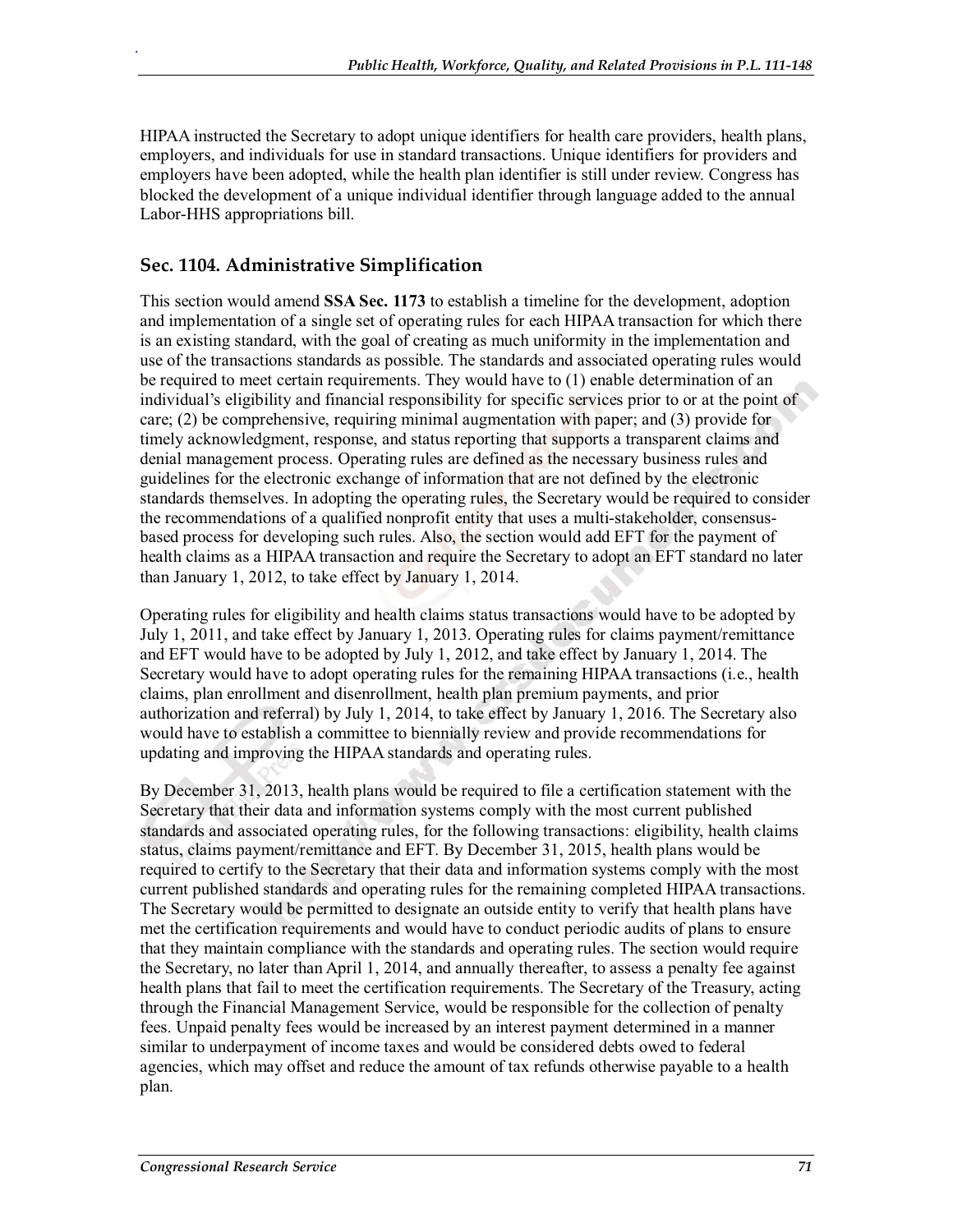HIPAA instructed the Secretary to adopt unique identifiers for health care providers, health plans, employers, and individuals for use in standard transactions. Unique identifiers for providers and employers have been adopted, while the health plan identifier is still under review. Congress has blocked the development of a unique individual identifier through language added to the annual Labor-HHS appropriations bill.

### Sec. 1104. Administrative Simplification

This section would amend **SSA Sec. 1173** to establish a timeline for the development, adoption and implementation of a single set of operating rules for each HIPAA transaction for which there is an existing standard, with the goal of creating as much uniformity in the implementation and use of the transactions standards as possible. The standards and associated operating rules would be required to meet certain requirements. They would have to (1) enable determination of an individual's eligibility and financial responsibility for specific services prior to or at the point of care; (2) be comprehensive, requiring minimal augmentation with paper; and (3) provide for timely acknowledgment, response, and status reporting that supports a transparent claims and denial management process. Operating rules are defined as the necessary business rules and guidelines for the electronic exchange of information that are not defined by the electronic standards themselves. In adopting the operating rules, the Secretary would be required to consider the recommendations of a qualified nonprofit entity that uses a multi-stakeholder, consensus-based process for developing such rules. Also, the section would add EFT for the payment of health claims as a HIPAA transaction and require the Secretary to adopt an EFT standard no later than January 1, 2012, to take effect by January 1, 2014.

Operating rules for eligibility and health claims status transactions would have to be adopted by July 1, 2011, and take effect by January 1, 2013. Operating rules for claims payment/remittance and EFT would have to be adopted by July 1, 2012, and take effect by January 1, 2014. The Secretary would have to adopt operating rules for the remaining HIPAA transactions (i.e., health claims, plan enrollment and disenrollment, health plan premium payments, and prior authorization and referral) by July 1, 2014, to take effect by January 1, 2016. The Secretary also would have to establish a committee to biennially review and provide recommendations for updating and improving the HIPAA standards and operating rules.

By December 31, 2013, health plans would be required to file a certification statement with the Secretary that their data and information systems comply with the most current published standards and associated operating rules, for the following transactions: eligibility, health claims status, claims payment/remittance and EFT. By December 31, 2015, health plans would be required to certify to the Secretary that their data and information systems comply with the most current published standards and operating rules for the remaining completed HIPAA transactions. The Secretary would be permitted to designate an outside entity to verify that health plans have met the certification requirements and would have to conduct periodic audits of plans to ensure that they maintain compliance with the standards and operating rules. The section would require the Secretary, no later than April 1, 2014, and annually thereafter, to assess a penalty fee against health plans that fail to meet the certification requirements. The Secretary of the Treasury, acting through the Financial Management Service, would be responsible for the collection of penalty fees. Unpaid penalty fees would be increased by an interest payment determined in a manner similar to underpayment of income taxes and would be considered debts owed to federal agencies, which may offset and reduce the amount of tax refunds otherwise payable to a health plan.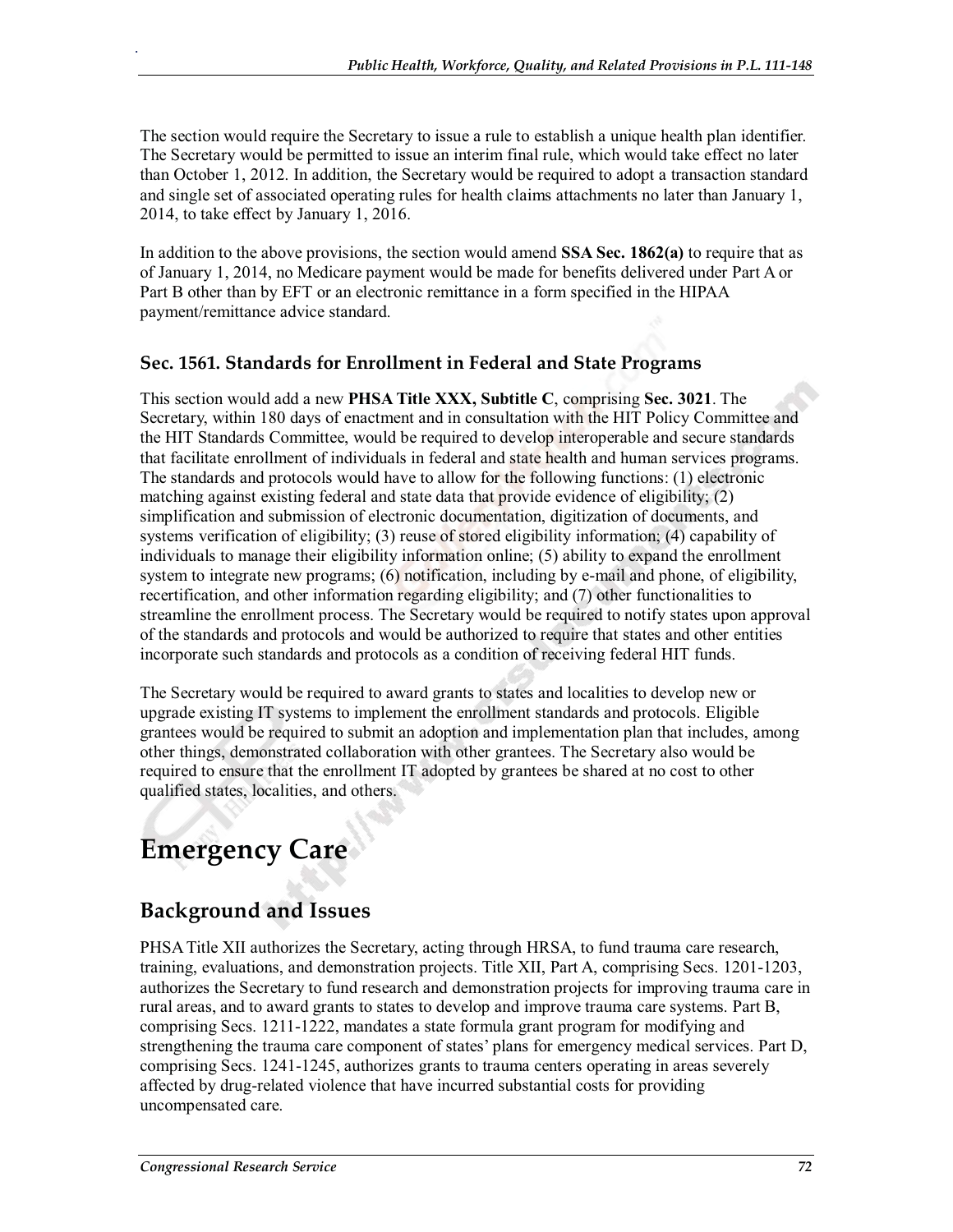The section would require the Secretary to issue a rule to establish a unique health plan identifier. The Secretary would be permitted to issue an interim final rule, which would take effect no later than October 1, 2012. In addition, the Secretary would be required to adopt a transaction standard and single set of associated operating rules for health claims attachments no later than January 1, 2014, to take effect by January 1, 2016.

In addition to the above provisions, the section would amend **SSA Sec. 1862(a)** to require that as of January 1, 2014, no Medicare payment would be made for benefits delivered under Part A or Part B other than by EFT or an electronic remittance in a form specified in the HIPAA payment/remittance advice standard.

### Sec. 1561. Standards for Enrollment in Federal and State Programs

This section would add a new **PHSA Title XXX, Subtitle C**, comprising **Sec. 3021**. The Secretary, within 180 days of enactment and in consultation with the HIT Policy Committee and the HIT Standards Committee, would be required to develop interoperable and secure standards that facilitate enrollment of individuals in federal and state health and human services programs. The standards and protocols would have to allow for the following functions: (1) electronic matching against existing federal and state data that provide evidence of eligibility; (2) simplification and submission of electronic documentation, digitization of documents, and systems verification of eligibility; (3) reuse of stored eligibility information; (4) capability of individuals to manage their eligibility information online; (5) ability to expand the enrollment system to integrate new programs; (6) notification, including by e-mail and phone, of eligibility, recertification, and other information regarding eligibility; and (7) other functionalities to streamline the enrollment process. The Secretary would be required to notify states upon approval of the standards and protocols and would be authorized to require that states and other entities incorporate such standards and protocols as a condition of receiving federal HIT funds.

The Secretary would be required to award grants to states and localities to develop new or upgrade existing IT systems to implement the enrollment standards and protocols. Eligible grantees would be required to submit an adoption and implementation plan that includes, among other things, demonstrated collaboration with other grantees. The Secretary also would be required to ensure that the enrollment IT adopted by grantees be shared at no cost to other qualified states, localities, and others.

# Emergency Care

## Background and Issues

PHSA Title XII authorizes the Secretary, acting through HRSA, to fund trauma care research, training, evaluations, and demonstration projects. Title XII, Part A, comprising Secs. 1201-1203, authorizes the Secretary to fund research and demonstration projects for improving trauma care in rural areas, and to award grants to states to develop and improve trauma care systems. Part B, comprising Secs. 1211-1222, mandates a state formula grant program for modifying and strengthening the trauma care component of states' plans for emergency medical services. Part D, comprising Secs. 1241-1245, authorizes grants to trauma centers operating in areas severely affected by drug-related violence that have incurred substantial costs for providing uncompensated care.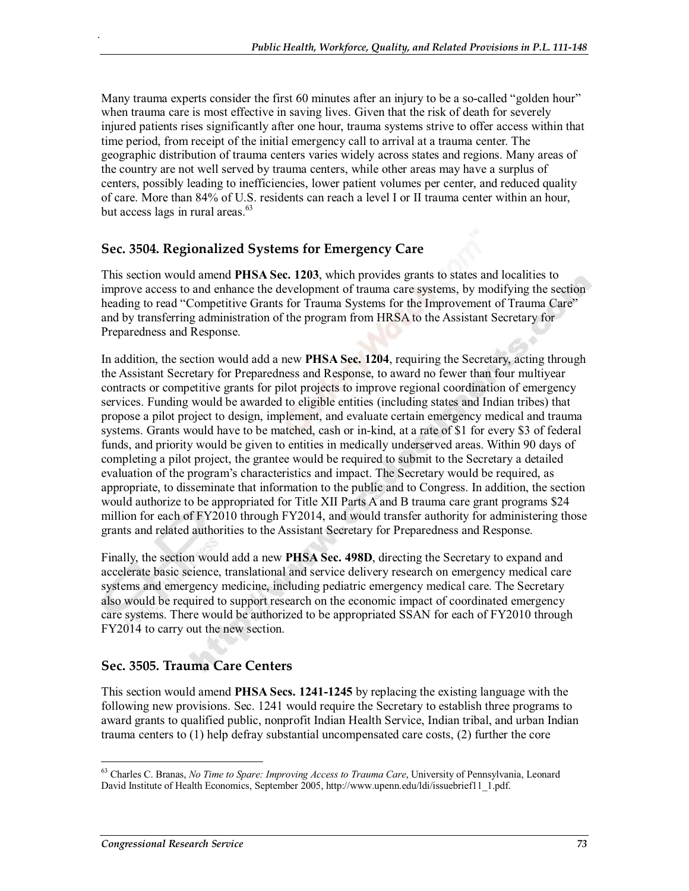Many trauma experts consider the first 60 minutes after an injury to be a so-called "golden hour" when trauma care is most effective in saving lives. Given that the risk of death for severely injured patients rises significantly after one hour, trauma systems strive to offer access within that time period, from receipt of the initial emergency call to arrival at a trauma center. The geographic distribution of trauma centers varies widely across states and regions. Many areas of the country are not well served by trauma centers, while other areas may have a surplus of centers, possibly leading to inefficiencies, lower patient volumes per center, and reduced quality of care. More than 84% of U.S. residents can reach a level I or II trauma center within an hour, but access lags in rural areas.[63]

### Sec. 3504. Regionalized Systems for Emergency Care

This section would amend **PHSA Sec. 1203**, which provides grants to states and localities to improve access to and enhance the development of trauma care systems, by modifying the section heading to read "Competitive Grants for Trauma Systems for the Improvement of Trauma Care" and by transferring administration of the program from HRSA to the Assistant Secretary for Preparedness and Response.

In addition, the section would add a new **PHSA Sec. 1204**, requiring the Secretary, acting through the Assistant Secretary for Preparedness and Response, to award no fewer than four multiyear contracts or competitive grants for pilot projects to improve regional coordination of emergency services. Funding would be awarded to eligible entities (including states and Indian tribes) that propose a pilot project to design, implement, and evaluate certain emergency medical and trauma systems. Grants would have to be matched, cash or in-kind, at a rate of $1 for every $3 of federal funds, and priority would be given to entities in medically underserved areas. Within 90 days of completing a pilot project, the grantee would be required to submit to the Secretary a detailed evaluation of the program's characteristics and impact. The Secretary would be required, as appropriate, to disseminate that information to the public and to Congress. In addition, the section would authorize to be appropriated for Title XII Parts A and B trauma care grant programs $24 million for each of FY2010 through FY2014, and would transfer authority for administering those grants and related authorities to the Assistant Secretary for Preparedness and Response.

Finally, the section would add a new **PHSA Sec. 498D**, directing the Secretary to expand and accelerate basic science, translational and service delivery research on emergency medical care systems and emergency medicine, including pediatric emergency medical care. The Secretary also would be required to support research on the economic impact of coordinated emergency care systems. There would be authorized to be appropriated SSAN for each of FY2010 through FY2014 to carry out the new section.

### Sec. 3505. Trauma Care Centers

This section would amend **PHSA Secs. 1241-1245** by replacing the existing language with the following new provisions. Sec. 1241 would require the Secretary to establish three programs to award grants to qualified public, nonprofit Indian Health Service, Indian tribal, and urban Indian trauma centers to (1) help defray substantial uncompensated care costs, (2) further the core

---

[63] Charles C. Branas, *No Time to Spare: Improving Access to Trauma Care*, University of Pennsylvania, Leonard David Institute of Health Economics, September 2005, http://www.upenn.edu/ldi/issuebrief11_1.pdf.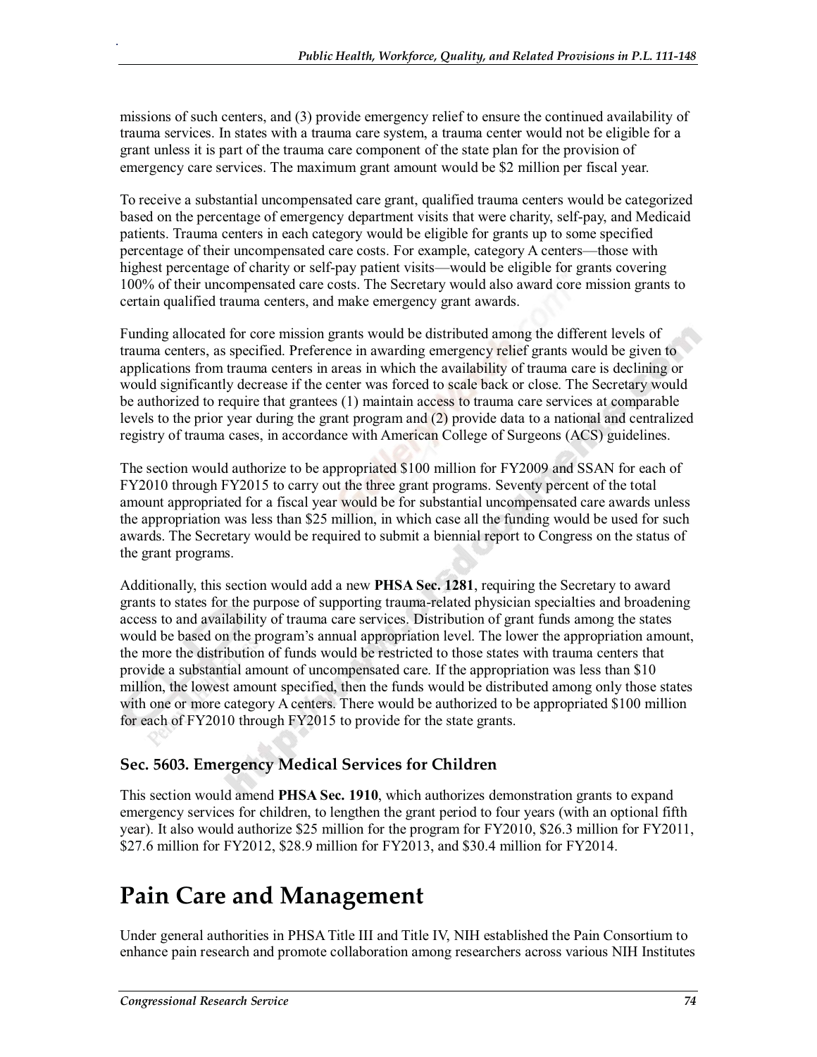missions of such centers, and (3) provide emergency relief to ensure the continued availability of trauma services. In states with a trauma care system, a trauma center would not be eligible for a grant unless it is part of the trauma care component of the state plan for the provision of emergency care services. The maximum grant amount would be $2 million per fiscal year.

To receive a substantial uncompensated care grant, qualified trauma centers would be categorized based on the percentage of emergency department visits that were charity, self-pay, and Medicaid patients. Trauma centers in each category would be eligible for grants up to some specified percentage of their uncompensated care costs. For example, category A centers—those with highest percentage of charity or self-pay patient visits—would be eligible for grants covering 100% of their uncompensated care costs. The Secretary would also award core mission grants to certain qualified trauma centers, and make emergency grant awards.

Funding allocated for core mission grants would be distributed among the different levels of trauma centers, as specified. Preference in awarding emergency relief grants would be given to applications from trauma centers in areas in which the availability of trauma care is declining or would significantly decrease if the center was forced to scale back or close. The Secretary would be authorized to require that grantees (1) maintain access to trauma care services at comparable levels to the prior year during the grant program and (2) provide data to a national and centralized registry of trauma cases, in accordance with American College of Surgeons (ACS) guidelines.

The section would authorize to be appropriated $100 million for FY2009 and SSAN for each of FY2010 through FY2015 to carry out the three grant programs. Seventy percent of the total amount appropriated for a fiscal year would be for substantial uncompensated care awards unless the appropriation was less than $25 million, in which case all the funding would be used for such awards. The Secretary would be required to submit a biennial report to Congress on the status of the grant programs.

Additionally, this section would add a new **PHSA Sec. 1281**, requiring the Secretary to award grants to states for the purpose of supporting trauma-related physician specialties and broadening access to and availability of trauma care services. Distribution of grant funds among the states would be based on the program's annual appropriation level. The lower the appropriation amount, the more the distribution of funds would be restricted to those states with trauma centers that provide a substantial amount of uncompensated care. If the appropriation was less than $10 million, the lowest amount specified, then the funds would be distributed among only those states with one or more category A centers. There would be authorized to be appropriated $100 million for each of FY2010 through FY2015 to provide for the state grants.

### Sec. 5603. Emergency Medical Services for Children

This section would amend **PHSA Sec. 1910**, which authorizes demonstration grants to expand emergency services for children, to lengthen the grant period to four years (with an optional fifth year). It also would authorize $25 million for the program for FY2010, $26.3 million for FY2011, $27.6 million for FY2012, $28.9 million for FY2013, and $30.4 million for FY2014.

## Pain Care and Management

Under general authorities in PHSA Title III and Title IV, NIH established the Pain Consortium to enhance pain research and promote collaboration among researchers across various NIH Institutes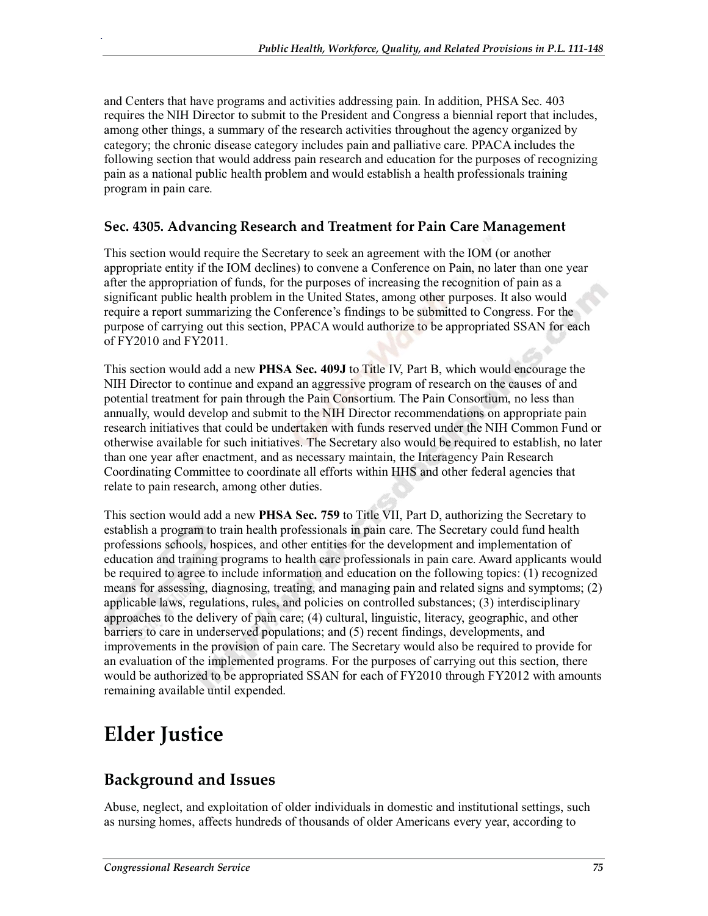and Centers that have programs and activities addressing pain. In addition, PHSA Sec. 403 requires the NIH Director to submit to the President and Congress a biennial report that includes, among other things, a summary of the research activities throughout the agency organized by category; the chronic disease category includes pain and palliative care. PPACA includes the following section that would address pain research and education for the purposes of recognizing pain as a national public health problem and would establish a health professionals training program in pain care.

### Sec. 4305. Advancing Research and Treatment for Pain Care Management

This section would require the Secretary to seek an agreement with the IOM (or another appropriate entity if the IOM declines) to convene a Conference on Pain, no later than one year after the appropriation of funds, for the purposes of increasing the recognition of pain as a significant public health problem in the United States, among other purposes. It also would require a report summarizing the Conference's findings to be submitted to Congress. For the purpose of carrying out this section, PPACA would authorize to be appropriated SSAN for each of FY2010 and FY2011.

This section would add a new **PHSA Sec. 409J** to Title IV, Part B, which would encourage the NIH Director to continue and expand an aggressive program of research on the causes of and potential treatment for pain through the Pain Consortium. The Pain Consortium, no less than annually, would develop and submit to the NIH Director recommendations on appropriate pain research initiatives that could be undertaken with funds reserved under the NIH Common Fund or otherwise available for such initiatives. The Secretary also would be required to establish, no later than one year after enactment, and as necessary maintain, the Interagency Pain Research Coordinating Committee to coordinate all efforts within HHS and other federal agencies that relate to pain research, among other duties.

This section would add a new **PHSA Sec. 759** to Title VII, Part D, authorizing the Secretary to establish a program to train health professionals in pain care. The Secretary could fund health professions schools, hospices, and other entities for the development and implementation of education and training programs to health care professionals in pain care. Award applicants would be required to agree to include information and education on the following topics: (1) recognized means for assessing, diagnosing, treating, and managing pain and related signs and symptoms; (2) applicable laws, regulations, rules, and policies on controlled substances; (3) interdisciplinary approaches to the delivery of pain care; (4) cultural, linguistic, literacy, geographic, and other barriers to care in underserved populations; and (5) recent findings, developments, and improvements in the provision of pain care. The Secretary would also be required to provide for an evaluation of the implemented programs. For the purposes of carrying out this section, there would be authorized to be appropriated SSAN for each of FY2010 through FY2012 with amounts remaining available until expended.

# Elder Justice

## Background and Issues

Abuse, neglect, and exploitation of older individuals in domestic and institutional settings, such as nursing homes, affects hundreds of thousands of older Americans every year, according to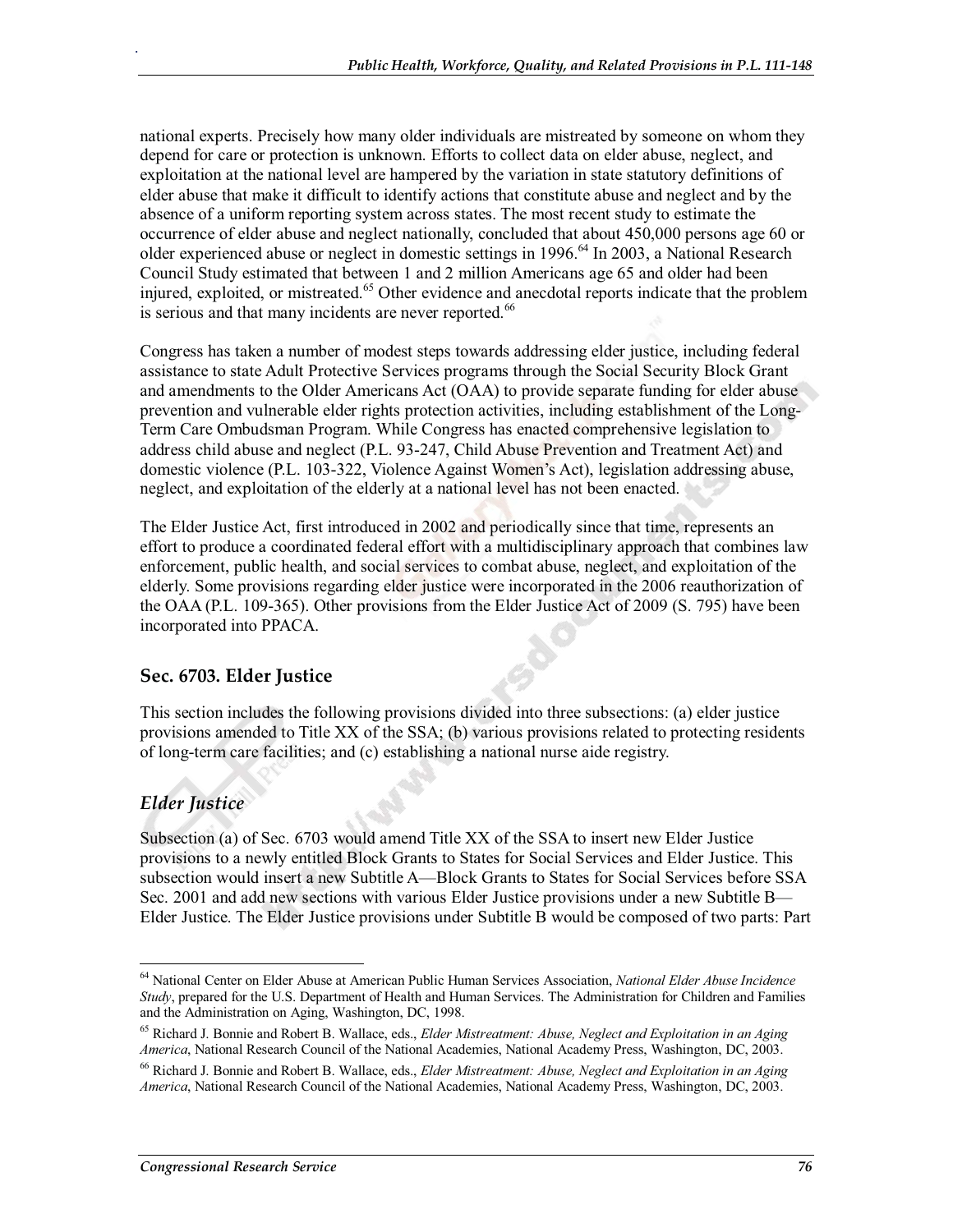national experts. Precisely how many older individuals are mistreated by someone on whom they depend for care or protection is unknown. Efforts to collect data on elder abuse, neglect, and exploitation at the national level are hampered by the variation in state statutory definitions of elder abuse that make it difficult to identify actions that constitute abuse and neglect and by the absence of a uniform reporting system across states. The most recent study to estimate the occurrence of elder abuse and neglect nationally, concluded that about 450,000 persons age 60 or older experienced abuse or neglect in domestic settings in 1996.[64] In 2003, a National Research Council Study estimated that between 1 and 2 million Americans age 65 and older had been injured, exploited, or mistreated.[65] Other evidence and anecdotal reports indicate that the problem is serious and that many incidents are never reported.[66]

Congress has taken a number of modest steps towards addressing elder justice, including federal assistance to state Adult Protective Services programs through the Social Security Block Grant and amendments to the Older Americans Act (OAA) to provide separate funding for elder abuse prevention and vulnerable elder rights protection activities, including establishment of the Long-Term Care Ombudsman Program. While Congress has enacted comprehensive legislation to address child abuse and neglect (P.L. 93-247, Child Abuse Prevention and Treatment Act) and domestic violence (P.L. 103-322, Violence Against Women's Act), legislation addressing abuse, neglect, and exploitation of the elderly at a national level has not been enacted.

The Elder Justice Act, first introduced in 2002 and periodically since that time, represents an effort to produce a coordinated federal effort with a multidisciplinary approach that combines law enforcement, public health, and social services to combat abuse, neglect, and exploitation of the elderly. Some provisions regarding elder justice were incorporated in the 2006 reauthorization of the OAA (P.L. 109-365). Other provisions from the Elder Justice Act of 2009 (S. 795) have been incorporated into PPACA.

### Sec. 6703. Elder Justice

This section includes the following provisions divided into three subsections: (a) elder justice provisions amended to Title XX of the SSA; (b) various provisions related to protecting residents of long-term care facilities; and (c) establishing a national nurse aide registry.

#### *Elder Justice*

Subsection (a) of Sec. 6703 would amend Title XX of the SSA to insert new Elder Justice provisions to a newly entitled Block Grants to States for Social Services and Elder Justice. This subsection would insert a new Subtitle A—Block Grants to States for Social Services before SSA Sec. 2001 and add new sections with various Elder Justice provisions under a new Subtitle B—Elder Justice. The Elder Justice provisions under Subtitle B would be composed of two parts: Part

---

[64] National Center on Elder Abuse at American Public Human Services Association, *National Elder Abuse Incidence Study*, prepared for the U.S. Department of Health and Human Services. The Administration for Children and Families and the Administration on Aging, Washington, DC, 1998.

[65] Richard J. Bonnie and Robert B. Wallace, eds., *Elder Mistreatment: Abuse, Neglect and Exploitation in an Aging America*, National Research Council of the National Academies, National Academy Press, Washington, DC, 2003.

[66] Richard J. Bonnie and Robert B. Wallace, eds., *Elder Mistreatment: Abuse, Neglect and Exploitation in an Aging America*, National Research Council of the National Academies, National Academy Press, Washington, DC, 2003.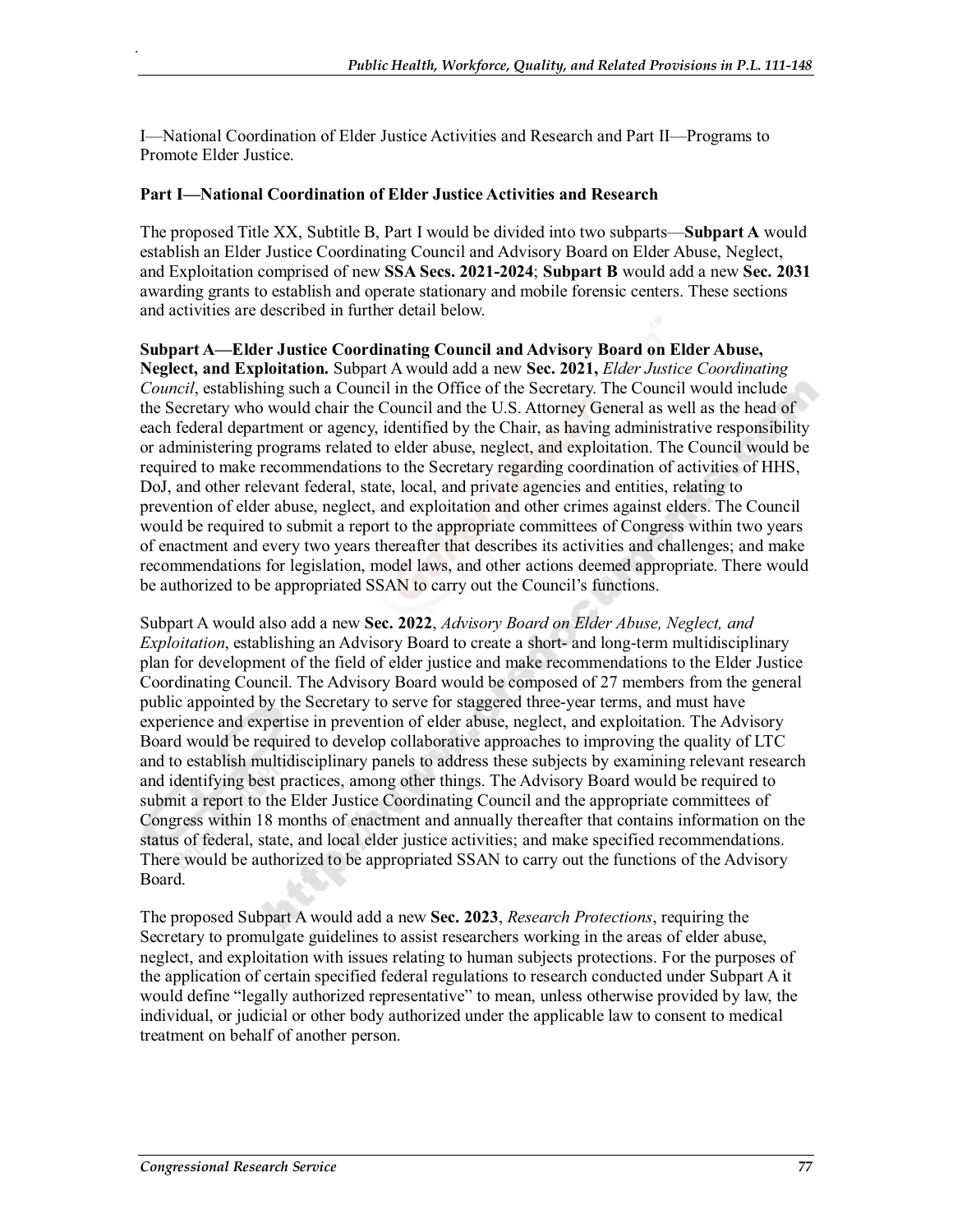I—National Coordination of Elder Justice Activities and Research and Part II—Programs to Promote Elder Justice.

**Part I—National Coordination of Elder Justice Activities and Research**

The proposed Title XX, Subtitle B, Part I would be divided into two subparts—**Subpart A** would establish an Elder Justice Coordinating Council and Advisory Board on Elder Abuse, Neglect, and Exploitation comprised of new **SSA Secs. 2021-2024**; **Subpart B** would add a new **Sec. 2031** awarding grants to establish and operate stationary and mobile forensic centers. These sections and activities are described in further detail below.

**Subpart A—Elder Justice Coordinating Council and Advisory Board on Elder Abuse, Neglect, and Exploitation.** Subpart A would add a new **Sec. 2021,** *Elder Justice Coordinating Council*, establishing such a Council in the Office of the Secretary. The Council would include the Secretary who would chair the Council and the U.S. Attorney General as well as the head of each federal department or agency, identified by the Chair, as having administrative responsibility or administering programs related to elder abuse, neglect, and exploitation. The Council would be required to make recommendations to the Secretary regarding coordination of activities of HHS, DoJ, and other relevant federal, state, local, and private agencies and entities, relating to prevention of elder abuse, neglect, and exploitation and other crimes against elders. The Council would be required to submit a report to the appropriate committees of Congress within two years of enactment and every two years thereafter that describes its activities and challenges; and make recommendations for legislation, model laws, and other actions deemed appropriate. There would be authorized to be appropriated SSAN to carry out the Council's functions.

Subpart A would also add a new **Sec. 2022**, *Advisory Board on Elder Abuse, Neglect, and Exploitation*, establishing an Advisory Board to create a short- and long-term multidisciplinary plan for development of the field of elder justice and make recommendations to the Elder Justice Coordinating Council. The Advisory Board would be composed of 27 members from the general public appointed by the Secretary to serve for staggered three-year terms, and must have experience and expertise in prevention of elder abuse, neglect, and exploitation. The Advisory Board would be required to develop collaborative approaches to improving the quality of LTC and to establish multidisciplinary panels to address these subjects by examining relevant research and identifying best practices, among other things. The Advisory Board would be required to submit a report to the Elder Justice Coordinating Council and the appropriate committees of Congress within 18 months of enactment and annually thereafter that contains information on the status of federal, state, and local elder justice activities; and make specified recommendations. There would be authorized to be appropriated SSAN to carry out the functions of the Advisory Board.

The proposed Subpart A would add a new **Sec. 2023**, *Research Protections*, requiring the Secretary to promulgate guidelines to assist researchers working in the areas of elder abuse, neglect, and exploitation with issues relating to human subjects protections. For the purposes of the application of certain specified federal regulations to research conducted under Subpart A it would define "legally authorized representative" to mean, unless otherwise provided by law, the individual, or judicial or other body authorized under the applicable law to consent to medical treatment on behalf of another person.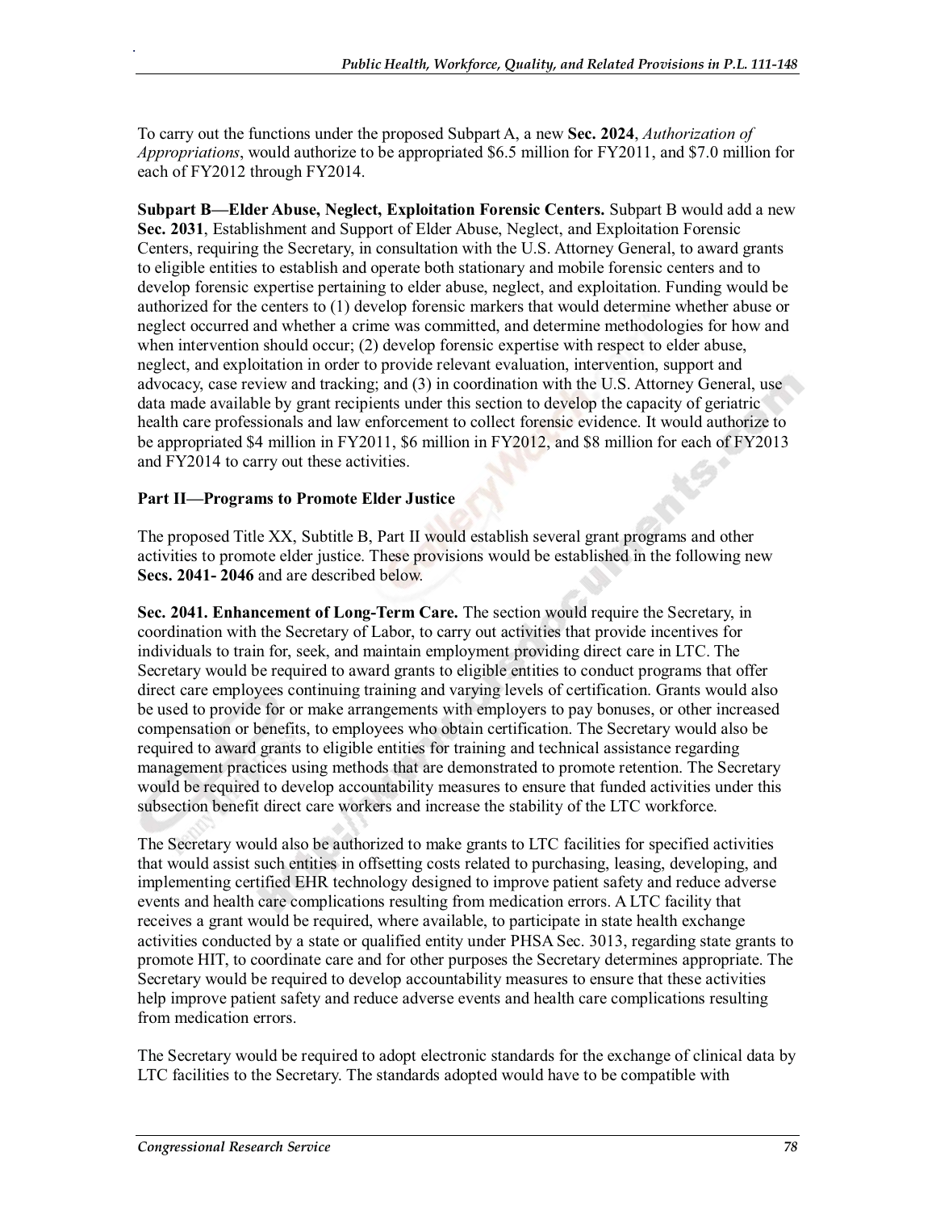To carry out the functions under the proposed Subpart A, a new **Sec. 2024**, *Authorization of Appropriations*, would authorize to be appropriated $6.5 million for FY2011, and $7.0 million for each of FY2012 through FY2014.

**Subpart B—Elder Abuse, Neglect, Exploitation Forensic Centers.** Subpart B would add a new **Sec. 2031**, Establishment and Support of Elder Abuse, Neglect, and Exploitation Forensic Centers, requiring the Secretary, in consultation with the U.S. Attorney General, to award grants to eligible entities to establish and operate both stationary and mobile forensic centers and to develop forensic expertise pertaining to elder abuse, neglect, and exploitation. Funding would be authorized for the centers to (1) develop forensic markers that would determine whether abuse or neglect occurred and whether a crime was committed, and determine methodologies for how and when intervention should occur; (2) develop forensic expertise with respect to elder abuse, neglect, and exploitation in order to provide relevant evaluation, intervention, support and advocacy, case review and tracking; and (3) in coordination with the U.S. Attorney General, use data made available by grant recipients under this section to develop the capacity of geriatric health care professionals and law enforcement to collect forensic evidence. It would authorize to be appropriated $4 million in FY2011, $6 million in FY2012, and $8 million for each of FY2013 and FY2014 to carry out these activities.

**Part II—Programs to Promote Elder Justice**

The proposed Title XX, Subtitle B, Part II would establish several grant programs and other activities to promote elder justice. These provisions would be established in the following new **Secs. 2041- 2046** and are described below.

**Sec. 2041. Enhancement of Long-Term Care.** The section would require the Secretary, in coordination with the Secretary of Labor, to carry out activities that provide incentives for individuals to train for, seek, and maintain employment providing direct care in LTC. The Secretary would be required to award grants to eligible entities to conduct programs that offer direct care employees continuing training and varying levels of certification. Grants would also be used to provide for or make arrangements with employers to pay bonuses, or other increased compensation or benefits, to employees who obtain certification. The Secretary would also be required to award grants to eligible entities for training and technical assistance regarding management practices using methods that are demonstrated to promote retention. The Secretary would be required to develop accountability measures to ensure that funded activities under this subsection benefit direct care workers and increase the stability of the LTC workforce.

The Secretary would also be authorized to make grants to LTC facilities for specified activities that would assist such entities in offsetting costs related to purchasing, leasing, developing, and implementing certified EHR technology designed to improve patient safety and reduce adverse events and health care complications resulting from medication errors. A LTC facility that receives a grant would be required, where available, to participate in state health exchange activities conducted by a state or qualified entity under PHSA Sec. 3013, regarding state grants to promote HIT, to coordinate care and for other purposes the Secretary determines appropriate. The Secretary would be required to develop accountability measures to ensure that these activities help improve patient safety and reduce adverse events and health care complications resulting from medication errors.

The Secretary would be required to adopt electronic standards for the exchange of clinical data by LTC facilities to the Secretary. The standards adopted would have to be compatible with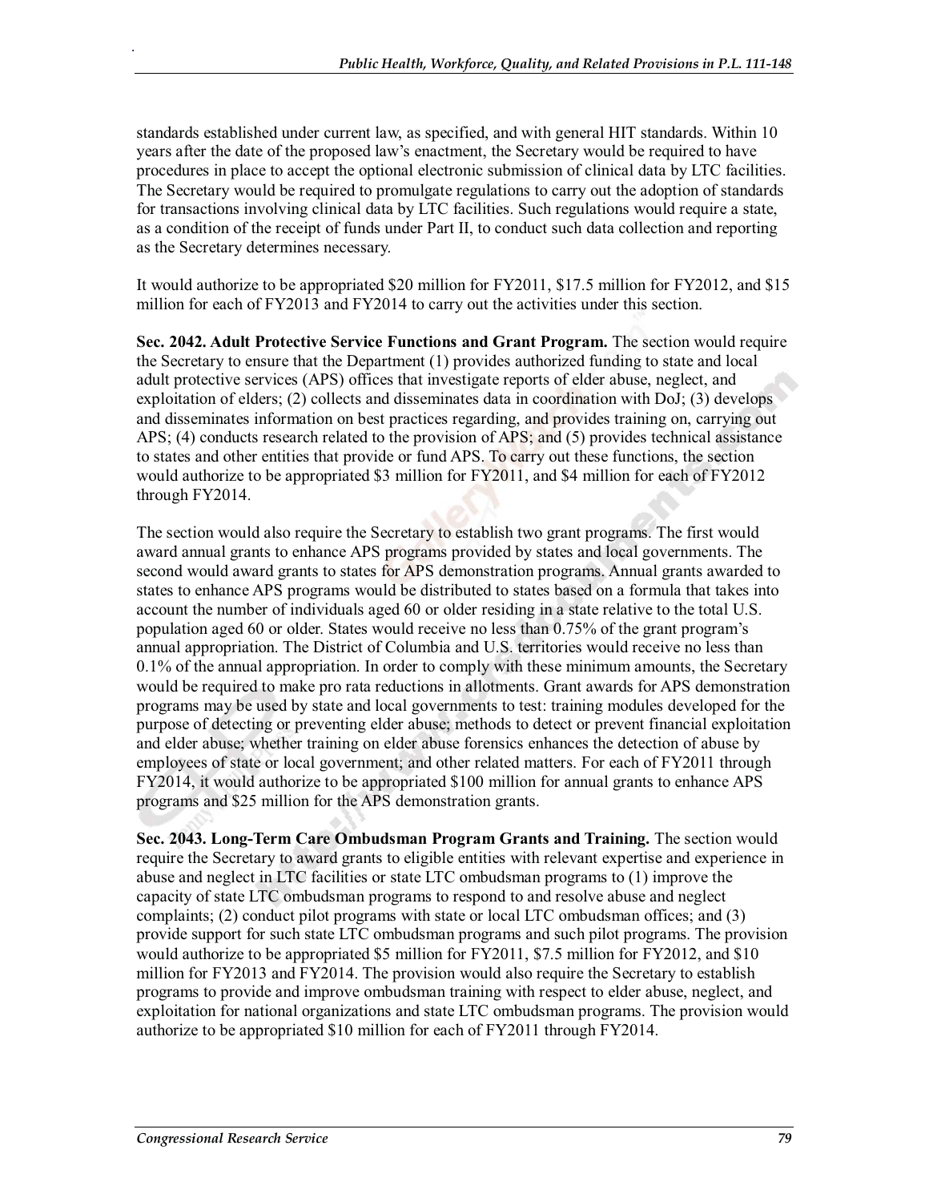standards established under current law, as specified, and with general HIT standards. Within 10 years after the date of the proposed law's enactment, the Secretary would be required to have procedures in place to accept the optional electronic submission of clinical data by LTC facilities. The Secretary would be required to promulgate regulations to carry out the adoption of standards for transactions involving clinical data by LTC facilities. Such regulations would require a state, as a condition of the receipt of funds under Part II, to conduct such data collection and reporting as the Secretary determines necessary.

It would authorize to be appropriated $20 million for FY2011, $17.5 million for FY2012, and $15 million for each of FY2013 and FY2014 to carry out the activities under this section.

**Sec. 2042. Adult Protective Service Functions and Grant Program.** The section would require the Secretary to ensure that the Department (1) provides authorized funding to state and local adult protective services (APS) offices that investigate reports of elder abuse, neglect, and exploitation of elders; (2) collects and disseminates data in coordination with DoJ; (3) develops and disseminates information on best practices regarding, and provides training on, carrying out APS; (4) conducts research related to the provision of APS; and (5) provides technical assistance to states and other entities that provide or fund APS. To carry out these functions, the section would authorize to be appropriated $3 million for FY2011, and $4 million for each of FY2012 through FY2014.

The section would also require the Secretary to establish two grant programs. The first would award annual grants to enhance APS programs provided by states and local governments. The second would award grants to states for APS demonstration programs. Annual grants awarded to states to enhance APS programs would be distributed to states based on a formula that takes into account the number of individuals aged 60 or older residing in a state relative to the total U.S. population aged 60 or older. States would receive no less than 0.75% of the grant program's annual appropriation. The District of Columbia and U.S. territories would receive no less than 0.1% of the annual appropriation. In order to comply with these minimum amounts, the Secretary would be required to make pro rata reductions in allotments. Grant awards for APS demonstration programs may be used by state and local governments to test: training modules developed for the purpose of detecting or preventing elder abuse; methods to detect or prevent financial exploitation and elder abuse; whether training on elder abuse forensics enhances the detection of abuse by employees of state or local government; and other related matters. For each of FY2011 through FY2014, it would authorize to be appropriated $100 million for annual grants to enhance APS programs and $25 million for the APS demonstration grants.

**Sec. 2043. Long-Term Care Ombudsman Program Grants and Training.** The section would require the Secretary to award grants to eligible entities with relevant expertise and experience in abuse and neglect in LTC facilities or state LTC ombudsman programs to (1) improve the capacity of state LTC ombudsman programs to respond to and resolve abuse and neglect complaints; (2) conduct pilot programs with state or local LTC ombudsman offices; and (3) provide support for such state LTC ombudsman programs and such pilot programs. The provision would authorize to be appropriated $5 million for FY2011, $7.5 million for FY2012, and $10 million for FY2013 and FY2014. The provision would also require the Secretary to establish programs to provide and improve ombudsman training with respect to elder abuse, neglect, and exploitation for national organizations and state LTC ombudsman programs. The provision would authorize to be appropriated $10 million for each of FY2011 through FY2014.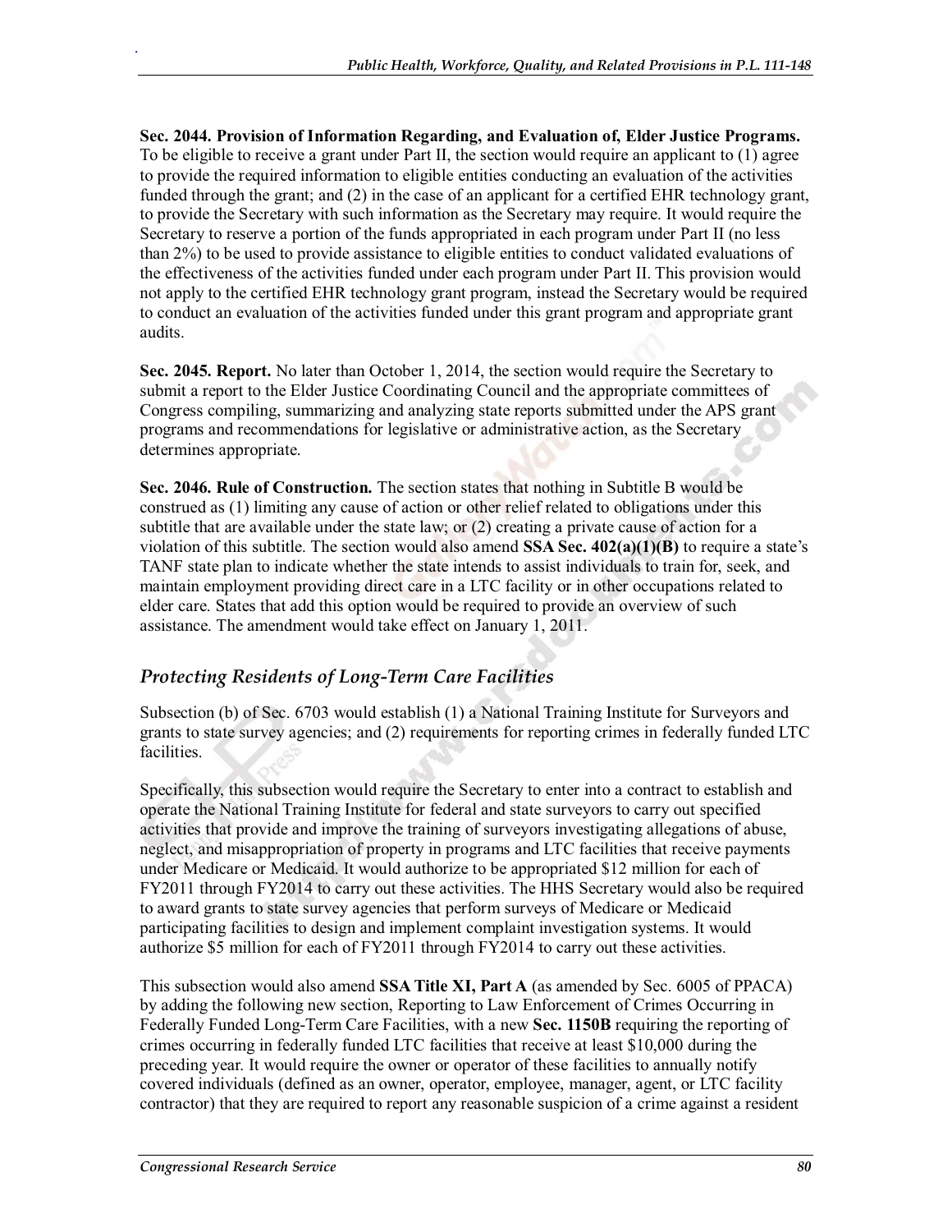**Sec. 2044. Provision of Information Regarding, and Evaluation of, Elder Justice Programs.** To be eligible to receive a grant under Part II, the section would require an applicant to (1) agree to provide the required information to eligible entities conducting an evaluation of the activities funded through the grant; and (2) in the case of an applicant for a certified EHR technology grant, to provide the Secretary with such information as the Secretary may require. It would require the Secretary to reserve a portion of the funds appropriated in each program under Part II (no less than 2%) to be used to provide assistance to eligible entities to conduct validated evaluations of the effectiveness of the activities funded under each program under Part II. This provision would not apply to the certified EHR technology grant program, instead the Secretary would be required to conduct an evaluation of the activities funded under this grant program and appropriate grant audits.

**Sec. 2045. Report.** No later than October 1, 2014, the section would require the Secretary to submit a report to the Elder Justice Coordinating Council and the appropriate committees of Congress compiling, summarizing and analyzing state reports submitted under the APS grant programs and recommendations for legislative or administrative action, as the Secretary determines appropriate.

**Sec. 2046. Rule of Construction.** The section states that nothing in Subtitle B would be construed as (1) limiting any cause of action or other relief related to obligations under this subtitle that are available under the state law; or (2) creating a private cause of action for a violation of this subtitle. The section would also amend **SSA Sec. 402(a)(1)(B)** to require a state's TANF state plan to indicate whether the state intends to assist individuals to train for, seek, and maintain employment providing direct care in a LTC facility or in other occupations related to elder care. States that add this option would be required to provide an overview of such assistance. The amendment would take effect on January 1, 2011.

### *Protecting Residents of Long-Term Care Facilities*

Subsection (b) of Sec. 6703 would establish (1) a National Training Institute for Surveyors and grants to state survey agencies; and (2) requirements for reporting crimes in federally funded LTC facilities.

Specifically, this subsection would require the Secretary to enter into a contract to establish and operate the National Training Institute for federal and state surveyors to carry out specified activities that provide and improve the training of surveyors investigating allegations of abuse, neglect, and misappropriation of property in programs and LTC facilities that receive payments under Medicare or Medicaid. It would authorize to be appropriated $12 million for each of FY2011 through FY2014 to carry out these activities. The HHS Secretary would also be required to award grants to state survey agencies that perform surveys of Medicare or Medicaid participating facilities to design and implement complaint investigation systems. It would authorize $5 million for each of FY2011 through FY2014 to carry out these activities.

This subsection would also amend **SSA Title XI, Part A** (as amended by Sec. 6005 of PPACA) by adding the following new section, Reporting to Law Enforcement of Crimes Occurring in Federally Funded Long-Term Care Facilities, with a new **Sec. 1150B** requiring the reporting of crimes occurring in federally funded LTC facilities that receive at least $10,000 during the preceding year. It would require the owner or operator of these facilities to annually notify covered individuals (defined as an owner, operator, employee, manager, agent, or LTC facility contractor) that they are required to report any reasonable suspicion of a crime against a resident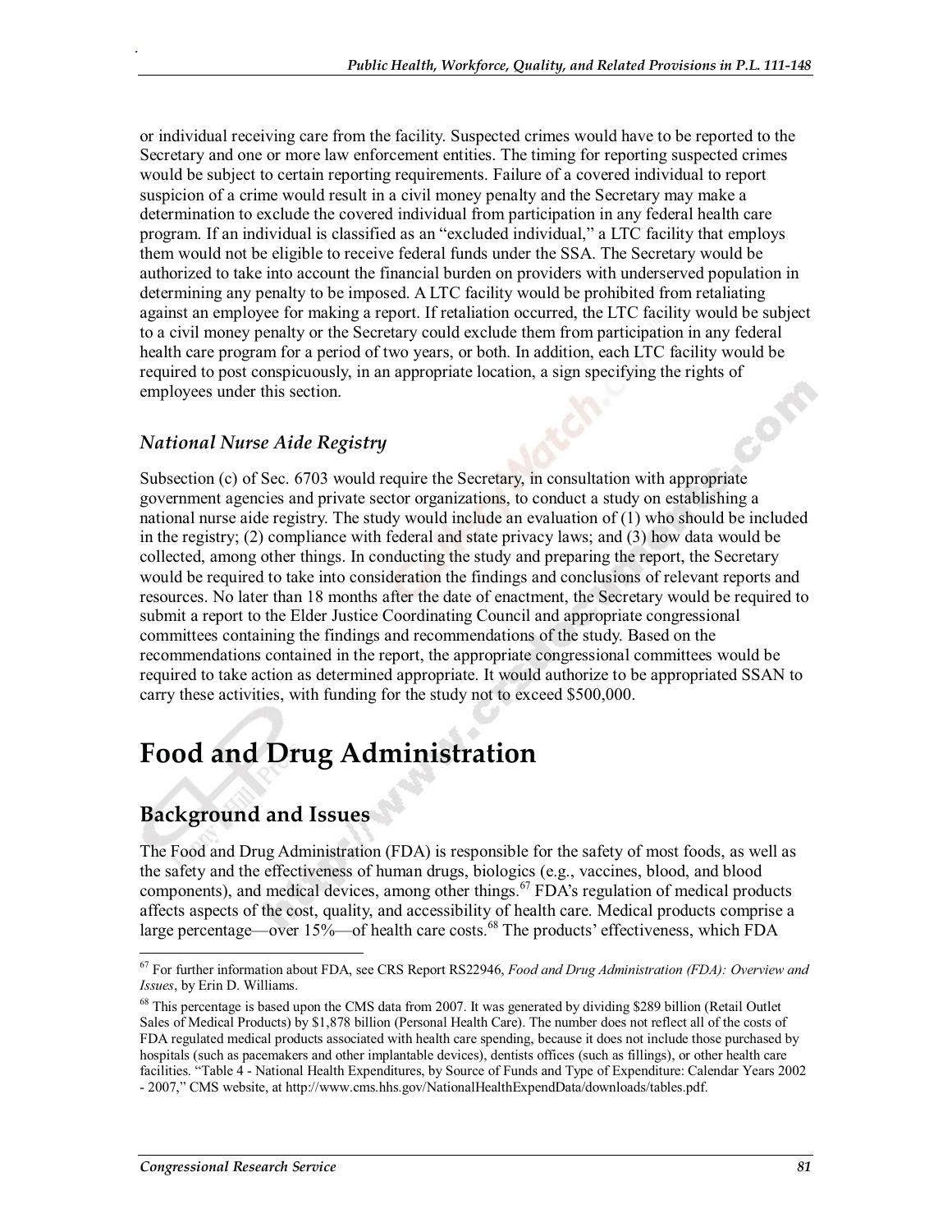or individual receiving care from the facility. Suspected crimes would have to be reported to the Secretary and one or more law enforcement entities. The timing for reporting suspected crimes would be subject to certain reporting requirements. Failure of a covered individual to report suspicion of a crime would result in a civil money penalty and the Secretary may make a determination to exclude the covered individual from participation in any federal health care program. If an individual is classified as an "excluded individual," a LTC facility that employs them would not be eligible to receive federal funds under the SSA. The Secretary would be authorized to take into account the financial burden on providers with underserved population in determining any penalty to be imposed. A LTC facility would be prohibited from retaliating against an employee for making a report. If retaliation occurred, the LTC facility would be subject to a civil money penalty or the Secretary could exclude them from participation in any federal health care program for a period of two years, or both. In addition, each LTC facility would be required to post conspicuously, in an appropriate location, a sign specifying the rights of employees under this section.

### *National Nurse Aide Registry*

Subsection (c) of Sec. 6703 would require the Secretary, in consultation with appropriate government agencies and private sector organizations, to conduct a study on establishing a national nurse aide registry. The study would include an evaluation of (1) who should be included in the registry; (2) compliance with federal and state privacy laws; and (3) how data would be collected, among other things. In conducting the study and preparing the report, the Secretary would be required to take into consideration the findings and conclusions of relevant reports and resources. No later than 18 months after the date of enactment, the Secretary would be required to submit a report to the Elder Justice Coordinating Council and appropriate congressional committees containing the findings and recommendations of the study. Based on the recommendations contained in the report, the appropriate congressional committees would be required to take action as determined appropriate. It would authorize to be appropriated SSAN to carry these activities, with funding for the study not to exceed $500,000.

# Food and Drug Administration

## Background and Issues

The Food and Drug Administration (FDA) is responsible for the safety of most foods, as well as the safety and the effectiveness of human drugs, biologics (e.g., vaccines, blood, and blood components), and medical devices, among other things.[67] FDA's regulation of medical products affects aspects of the cost, quality, and accessibility of health care. Medical products comprise a large percentage—over 15%—of health care costs.[68] The products' effectiveness, which FDA

---

[67] For further information about FDA, see CRS Report RS22946, *Food and Drug Administration (FDA): Overview and Issues*, by Erin D. Williams.

[68] This percentage is based upon the CMS data from 2007. It was generated by dividing $289 billion (Retail Outlet Sales of Medical Products) by $1,878 billion (Personal Health Care). The number does not reflect all of the costs of FDA regulated medical products associated with health care spending, because it does not include those purchased by hospitals (such as pacemakers and other implantable devices), dentists offices (such as fillings), or other health care facilities. "Table 4 - National Health Expenditures, by Source of Funds and Type of Expenditure: Calendar Years 2002 - 2007," CMS website, at http://www.cms.hhs.gov/NationalHealthExpendData/downloads/tables.pdf.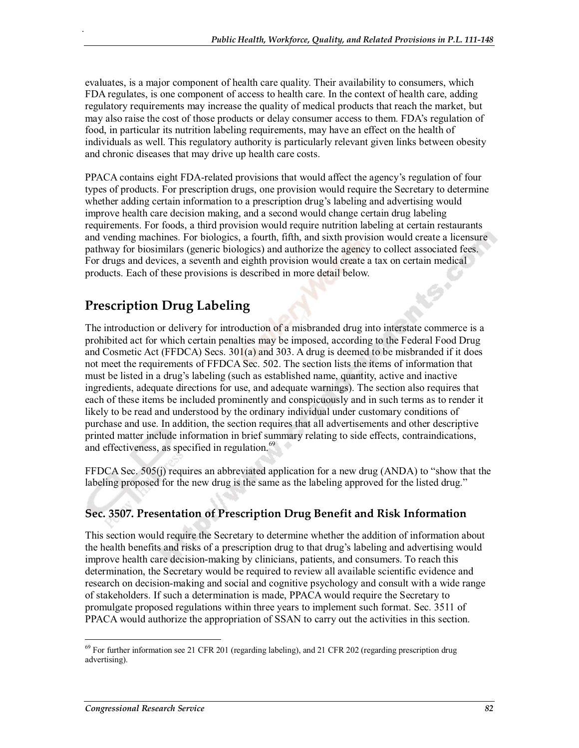evaluates, is a major component of health care quality. Their availability to consumers, which FDA regulates, is one component of access to health care. In the context of health care, adding regulatory requirements may increase the quality of medical products that reach the market, but may also raise the cost of those products or delay consumer access to them. FDA's regulation of food, in particular its nutrition labeling requirements, may have an effect on the health of individuals as well. This regulatory authority is particularly relevant given links between obesity and chronic diseases that may drive up health care costs.

PPACA contains eight FDA-related provisions that would affect the agency's regulation of four types of products. For prescription drugs, one provision would require the Secretary to determine whether adding certain information to a prescription drug's labeling and advertising would improve health care decision making, and a second would change certain drug labeling requirements. For foods, a third provision would require nutrition labeling at certain restaurants and vending machines. For biologics, a fourth, fifth, and sixth provision would create a licensure pathway for biosimilars (generic biologics) and authorize the agency to collect associated fees. For drugs and devices, a seventh and eighth provision would create a tax on certain medical products. Each of these provisions is described in more detail below.

## Prescription Drug Labeling

The introduction or delivery for introduction of a misbranded drug into interstate commerce is a prohibited act for which certain penalties may be imposed, according to the Federal Food Drug and Cosmetic Act (FFDCA) Secs. 301(a) and 303. A drug is deemed to be misbranded if it does not meet the requirements of FFDCA Sec. 502. The section lists the items of information that must be listed in a drug's labeling (such as established name, quantity, active and inactive ingredients, adequate directions for use, and adequate warnings). The section also requires that each of these items be included prominently and conspicuously and in such terms as to render it likely to be read and understood by the ordinary individual under customary conditions of purchase and use. In addition, the section requires that all advertisements and other descriptive printed matter include information in brief summary relating to side effects, contraindications, and effectiveness, as specified in regulation.[69]

FFDCA Sec. 505(j) requires an abbreviated application for a new drug (ANDA) to "show that the labeling proposed for the new drug is the same as the labeling approved for the listed drug."

### Sec. 3507. Presentation of Prescription Drug Benefit and Risk Information

This section would require the Secretary to determine whether the addition of information about the health benefits and risks of a prescription drug to that drug's labeling and advertising would improve health care decision-making by clinicians, patients, and consumers. To reach this determination, the Secretary would be required to review all available scientific evidence and research on decision-making and social and cognitive psychology and consult with a wide range of stakeholders. If such a determination is made, PPACA would require the Secretary to promulgate proposed regulations within three years to implement such format. Sec. 3511 of PPACA would authorize the appropriation of SSAN to carry out the activities in this section.

---

[69] For further information see 21 CFR 201 (regarding labeling), and 21 CFR 202 (regarding prescription drug advertising).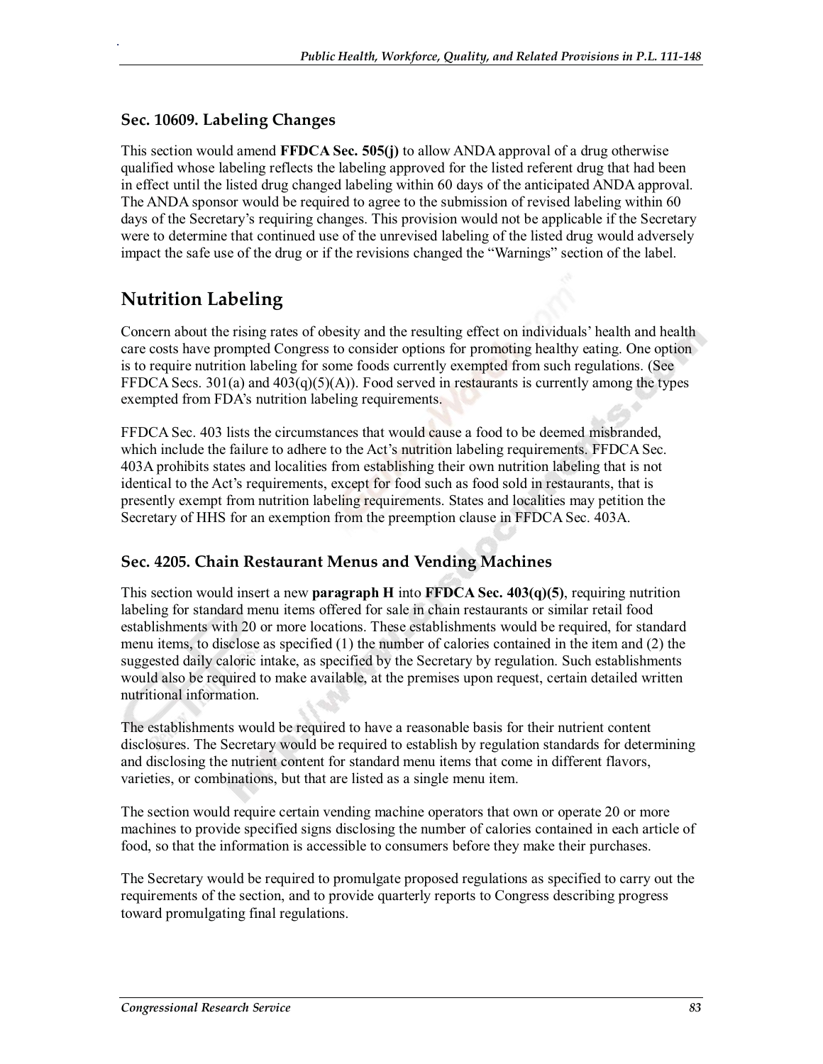### Sec. 10609. Labeling Changes

This section would amend **FFDCA Sec. 505(j)** to allow ANDA approval of a drug otherwise qualified whose labeling reflects the labeling approved for the listed referent drug that had been in effect until the listed drug changed labeling within 60 days of the anticipated ANDA approval. The ANDA sponsor would be required to agree to the submission of revised labeling within 60 days of the Secretary's requiring changes. This provision would not be applicable if the Secretary were to determine that continued use of the unrevised labeling of the listed drug would adversely impact the safe use of the drug or if the revisions changed the "Warnings" section of the label.

## Nutrition Labeling

Concern about the rising rates of obesity and the resulting effect on individuals' health and health care costs have prompted Congress to consider options for promoting healthy eating. One option is to require nutrition labeling for some foods currently exempted from such regulations. (See FFDCA Secs. 301(a) and 403(q)(5)(A)). Food served in restaurants is currently among the types exempted from FDA's nutrition labeling requirements.

FFDCA Sec. 403 lists the circumstances that would cause a food to be deemed misbranded, which include the failure to adhere to the Act's nutrition labeling requirements. FFDCA Sec. 403A prohibits states and localities from establishing their own nutrition labeling that is not identical to the Act's requirements, except for food such as food sold in restaurants, that is presently exempt from nutrition labeling requirements. States and localities may petition the Secretary of HHS for an exemption from the preemption clause in FFDCA Sec. 403A.

### Sec. 4205. Chain Restaurant Menus and Vending Machines

This section would insert a new **paragraph H** into **FFDCA Sec. 403(q)(5)**, requiring nutrition labeling for standard menu items offered for sale in chain restaurants or similar retail food establishments with 20 or more locations. These establishments would be required, for standard menu items, to disclose as specified (1) the number of calories contained in the item and (2) the suggested daily caloric intake, as specified by the Secretary by regulation. Such establishments would also be required to make available, at the premises upon request, certain detailed written nutritional information.

The establishments would be required to have a reasonable basis for their nutrient content disclosures. The Secretary would be required to establish by regulation standards for determining and disclosing the nutrient content for standard menu items that come in different flavors, varieties, or combinations, but that are listed as a single menu item.

The section would require certain vending machine operators that own or operate 20 or more machines to provide specified signs disclosing the number of calories contained in each article of food, so that the information is accessible to consumers before they make their purchases.

The Secretary would be required to promulgate proposed regulations as specified to carry out the requirements of the section, and to provide quarterly reports to Congress describing progress toward promulgating final regulations.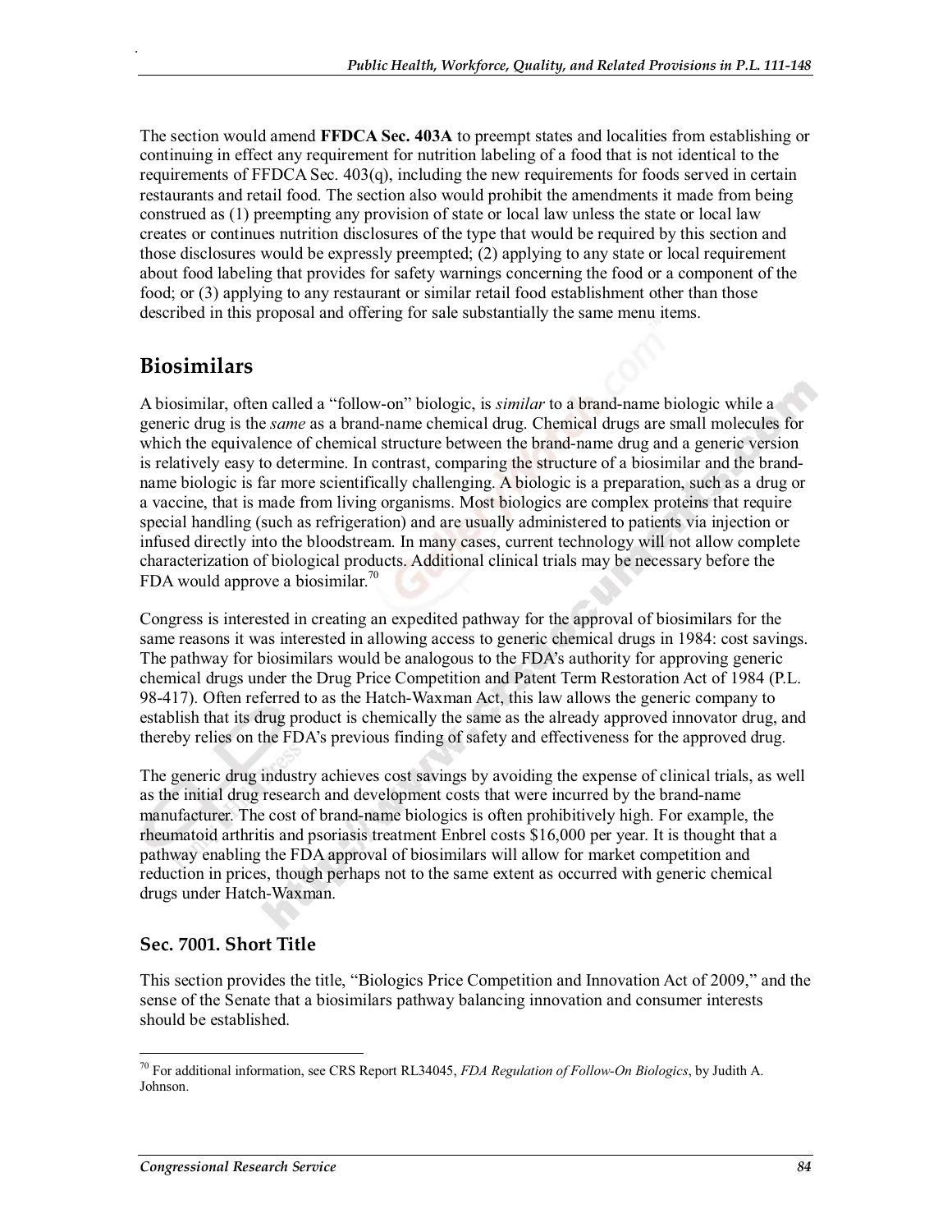The section would amend **FFDCA Sec. 403A** to preempt states and localities from establishing or continuing in effect any requirement for nutrition labeling of a food that is not identical to the requirements of FFDCA Sec. 403(q), including the new requirements for foods served in certain restaurants and retail food. The section also would prohibit the amendments it made from being construed as (1) preempting any provision of state or local law unless the state or local law creates or continues nutrition disclosures of the type that would be required by this section and those disclosures would be expressly preempted; (2) applying to any state or local requirement about food labeling that provides for safety warnings concerning the food or a component of the food; or (3) applying to any restaurant or similar retail food establishment other than those described in this proposal and offering for sale substantially the same menu items.

## Biosimilars

A biosimilar, often called a "follow-on" biologic, is *similar* to a brand-name biologic while a generic drug is the *same* as a brand-name chemical drug. Chemical drugs are small molecules for which the equivalence of chemical structure between the brand-name drug and a generic version is relatively easy to determine. In contrast, comparing the structure of a biosimilar and the brand-name biologic is far more scientifically challenging. A biologic is a preparation, such as a drug or a vaccine, that is made from living organisms. Most biologics are complex proteins that require special handling (such as refrigeration) and are usually administered to patients via injection or infused directly into the bloodstream. In many cases, current technology will not allow complete characterization of biological products. Additional clinical trials may be necessary before the FDA would approve a biosimilar.[70]

Congress is interested in creating an expedited pathway for the approval of biosimilars for the same reasons it was interested in allowing access to generic chemical drugs in 1984: cost savings. The pathway for biosimilars would be analogous to the FDA's authority for approving generic chemical drugs under the Drug Price Competition and Patent Term Restoration Act of 1984 (P.L. 98-417). Often referred to as the Hatch-Waxman Act, this law allows the generic company to establish that its drug product is chemically the same as the already approved innovator drug, and thereby relies on the FDA's previous finding of safety and effectiveness for the approved drug.

The generic drug industry achieves cost savings by avoiding the expense of clinical trials, as well as the initial drug research and development costs that were incurred by the brand-name manufacturer. The cost of brand-name biologics is often prohibitively high. For example, the rheumatoid arthritis and psoriasis treatment Enbrel costs $16,000 per year. It is thought that a pathway enabling the FDA approval of biosimilars will allow for market competition and reduction in prices, though perhaps not to the same extent as occurred with generic chemical drugs under Hatch-Waxman.

### Sec. 7001. Short Title

This section provides the title, "Biologics Price Competition and Innovation Act of 2009," and the sense of the Senate that a biosimilars pathway balancing innovation and consumer interests should be established.

---

[70] For additional information, see CRS Report RL34045, *FDA Regulation of Follow-On Biologics*, by Judith A. Johnson.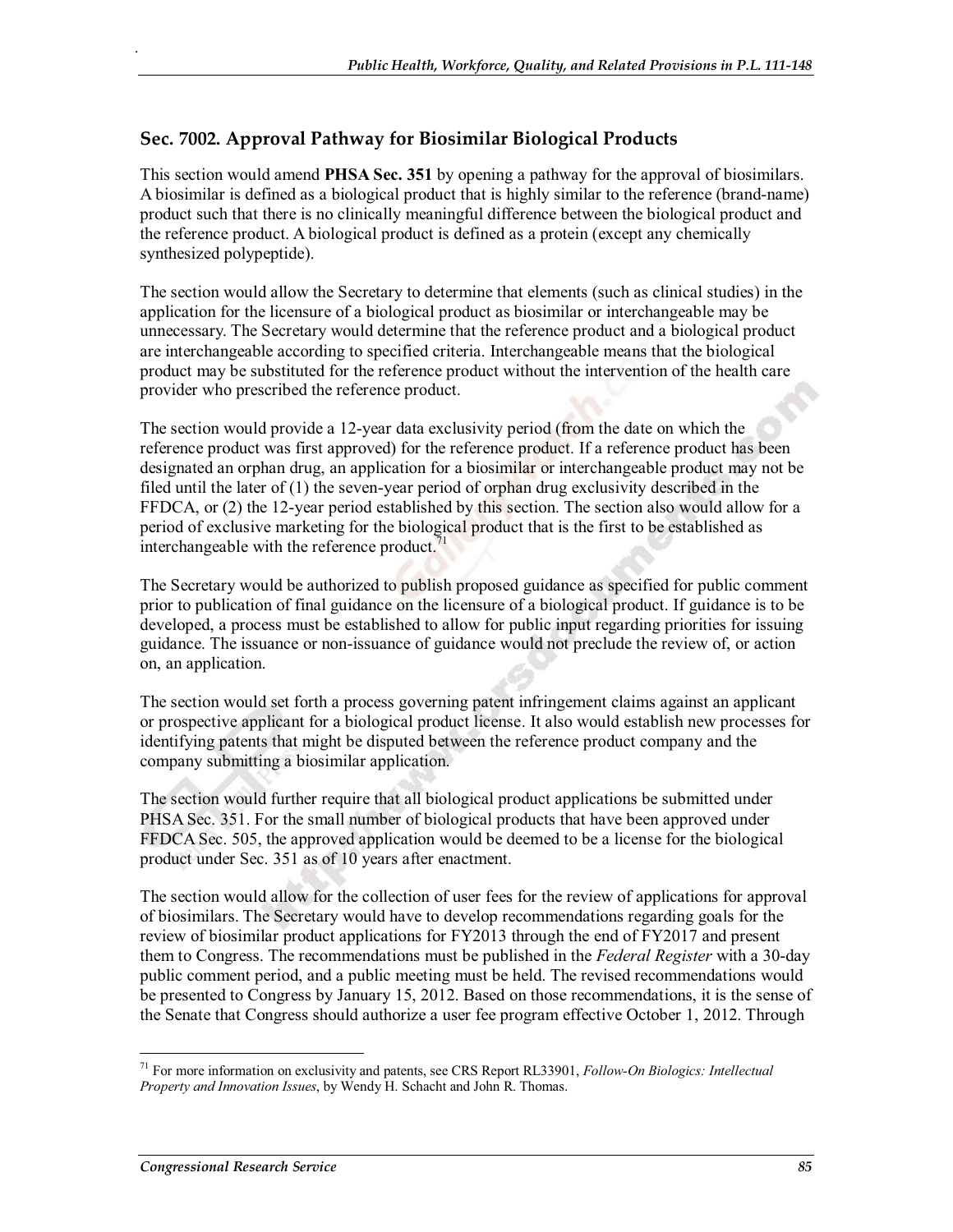## Sec. 7002. Approval Pathway for Biosimilar Biological Products

This section would amend **PHSA Sec. 351** by opening a pathway for the approval of biosimilars. A biosimilar is defined as a biological product that is highly similar to the reference (brand-name) product such that there is no clinically meaningful difference between the biological product and the reference product. A biological product is defined as a protein (except any chemically synthesized polypeptide).

The section would allow the Secretary to determine that elements (such as clinical studies) in the application for the licensure of a biological product as biosimilar or interchangeable may be unnecessary. The Secretary would determine that the reference product and a biological product are interchangeable according to specified criteria. Interchangeable means that the biological product may be substituted for the reference product without the intervention of the health care provider who prescribed the reference product.

The section would provide a 12-year data exclusivity period (from the date on which the reference product was first approved) for the reference product. If a reference product has been designated an orphan drug, an application for a biosimilar or interchangeable product may not be filed until the later of (1) the seven-year period of orphan drug exclusivity described in the FFDCA, or (2) the 12-year period established by this section. The section also would allow for a period of exclusive marketing for the biological product that is the first to be established as interchangeable with the reference product.[71]

The Secretary would be authorized to publish proposed guidance as specified for public comment prior to publication of final guidance on the licensure of a biological product. If guidance is to be developed, a process must be established to allow for public input regarding priorities for issuing guidance. The issuance or non-issuance of guidance would not preclude the review of, or action on, an application.

The section would set forth a process governing patent infringement claims against an applicant or prospective applicant for a biological product license. It also would establish new processes for identifying patents that might be disputed between the reference product company and the company submitting a biosimilar application.

The section would further require that all biological product applications be submitted under PHSA Sec. 351. For the small number of biological products that have been approved under FFDCA Sec. 505, the approved application would be deemed to be a license for the biological product under Sec. 351 as of 10 years after enactment.

The section would allow for the collection of user fees for the review of applications for approval of biosimilars. The Secretary would have to develop recommendations regarding goals for the review of biosimilar product applications for FY2013 through the end of FY2017 and present them to Congress. The recommendations must be published in the *Federal Register* with a 30-day public comment period, and a public meeting must be held. The revised recommendations would be presented to Congress by January 15, 2012. Based on those recommendations, it is the sense of the Senate that Congress should authorize a user fee program effective October 1, 2012. Through

[71] For more information on exclusivity and patents, see CRS Report RL33901, *Follow-On Biologics: Intellectual Property and Innovation Issues*, by Wendy H. Schacht and John R. Thomas.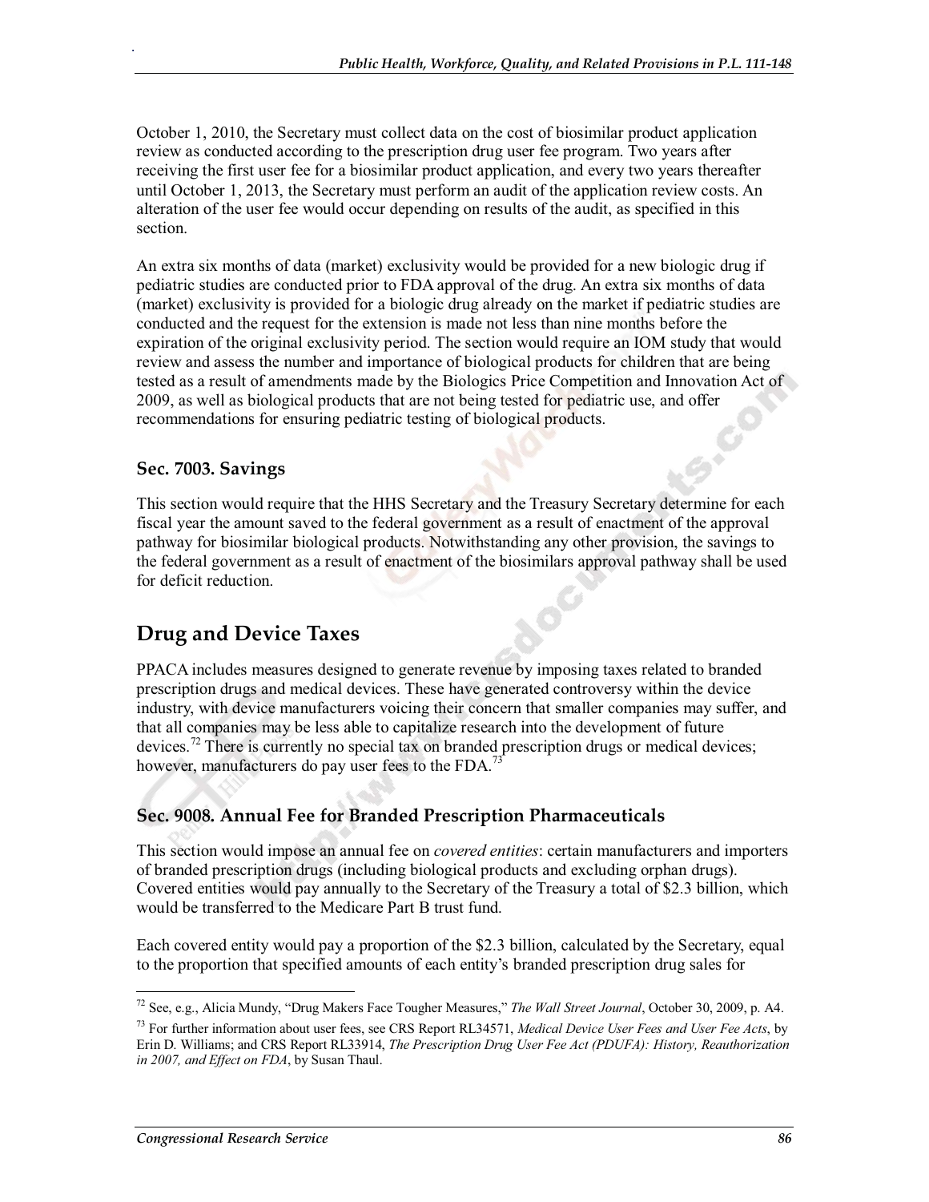October 1, 2010, the Secretary must collect data on the cost of biosimilar product application review as conducted according to the prescription drug user fee program. Two years after receiving the first user fee for a biosimilar product application, and every two years thereafter until October 1, 2013, the Secretary must perform an audit of the application review costs. An alteration of the user fee would occur depending on results of the audit, as specified in this section.

An extra six months of data (market) exclusivity would be provided for a new biologic drug if pediatric studies are conducted prior to FDA approval of the drug. An extra six months of data (market) exclusivity is provided for a biologic drug already on the market if pediatric studies are conducted and the request for the extension is made not less than nine months before the expiration of the original exclusivity period. The section would require an IOM study that would review and assess the number and importance of biological products for children that are being tested as a result of amendments made by the Biologics Price Competition and Innovation Act of 2009, as well as biological products that are not being tested for pediatric use, and offer recommendations for ensuring pediatric testing of biological products.

### Sec. 7003. Savings

This section would require that the HHS Secretary and the Treasury Secretary determine for each fiscal year the amount saved to the federal government as a result of enactment of the approval pathway for biosimilar biological products. Notwithstanding any other provision, the savings to the federal government as a result of enactment of the biosimilars approval pathway shall be used for deficit reduction.

## Drug and Device Taxes

PPACA includes measures designed to generate revenue by imposing taxes related to branded prescription drugs and medical devices. These have generated controversy within the device industry, with device manufacturers voicing their concern that smaller companies may suffer, and that all companies may be less able to capitalize research into the development of future devices.[72] There is currently no special tax on branded prescription drugs or medical devices; however, manufacturers do pay user fees to the FDA.[73]

### Sec. 9008. Annual Fee for Branded Prescription Pharmaceuticals

This section would impose an annual fee on *covered entities*: certain manufacturers and importers of branded prescription drugs (including biological products and excluding orphan drugs). Covered entities would pay annually to the Secretary of the Treasury a total of $2.3 billion, which would be transferred to the Medicare Part B trust fund.

Each covered entity would pay a proportion of the $2.3 billion, calculated by the Secretary, equal to the proportion that specified amounts of each entity's branded prescription drug sales for

---

[72] See, e.g., Alicia Mundy, "Drug Makers Face Tougher Measures," *The Wall Street Journal*, October 30, 2009, p. A4.

[73] For further information about user fees, see CRS Report RL34571, *Medical Device User Fees and User Fee Acts*, by Erin D. Williams; and CRS Report RL33914, *The Prescription Drug User Fee Act (PDUFA): History, Reauthorization in 2007, and Effect on FDA*, by Susan Thaul.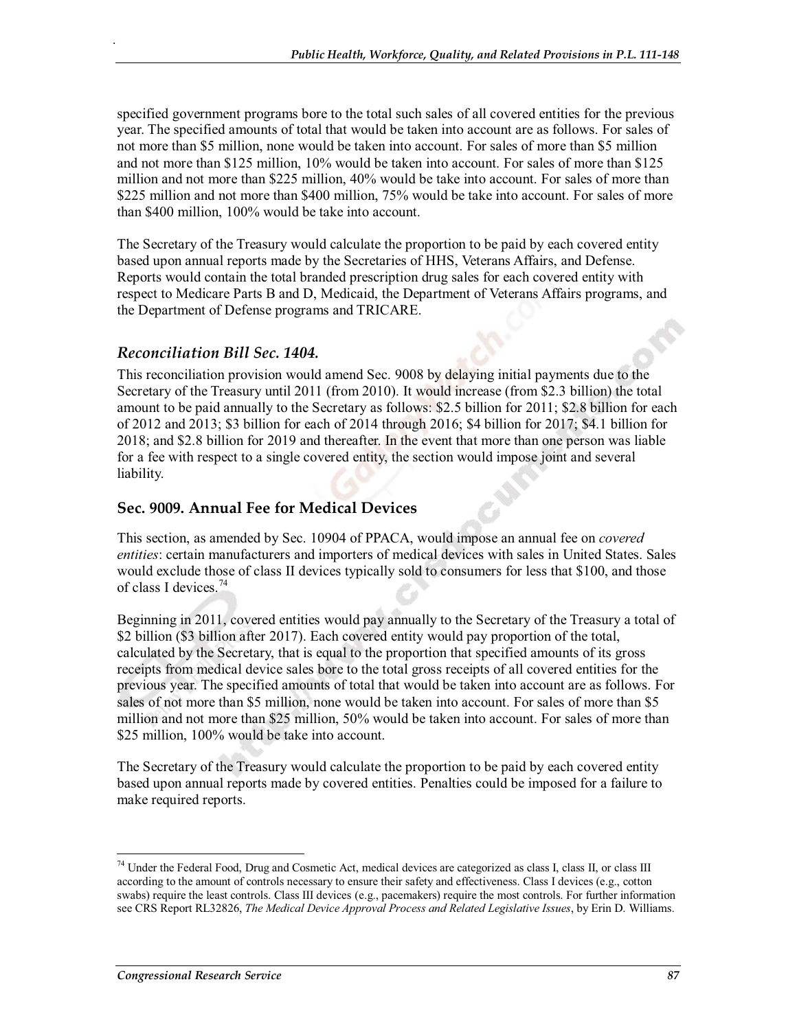specified government programs bore to the total such sales of all covered entities for the previous year. The specified amounts of total that would be taken into account are as follows. For sales of not more than $5 million, none would be taken into account. For sales of more than $5 million and not more than $125 million, 10% would be taken into account. For sales of more than $125 million and not more than $225 million, 40% would be take into account. For sales of more than $225 million and not more than $400 million, 75% would be take into account. For sales of more than $400 million, 100% would be take into account.

The Secretary of the Treasury would calculate the proportion to be paid by each covered entity based upon annual reports made by the Secretaries of HHS, Veterans Affairs, and Defense. Reports would contain the total branded prescription drug sales for each covered entity with respect to Medicare Parts B and D, Medicaid, the Department of Veterans Affairs programs, and the Department of Defense programs and TRICARE.

### *Reconciliation Bill Sec. 1404.*

This reconciliation provision would amend Sec. 9008 by delaying initial payments due to the Secretary of the Treasury until 2011 (from 2010). It would increase (from $2.3 billion) the total amount to be paid annually to the Secretary as follows: $2.5 billion for 2011; $2.8 billion for each of 2012 and 2013; $3 billion for each of 2014 through 2016; $4 billion for 2017; $4.1 billion for 2018; and $2.8 billion for 2019 and thereafter. In the event that more than one person was liable for a fee with respect to a single covered entity, the section would impose joint and several liability.

## Sec. 9009. Annual Fee for Medical Devices

This section, as amended by Sec. 10904 of PPACA, would impose an annual fee on *covered entities*: certain manufacturers and importers of medical devices with sales in United States. Sales would exclude those of class II devices typically sold to consumers for less that $100, and those of class I devices.[74]

Beginning in 2011, covered entities would pay annually to the Secretary of the Treasury a total of $2 billion ($3 billion after 2017). Each covered entity would pay proportion of the total, calculated by the Secretary, that is equal to the proportion that specified amounts of its gross receipts from medical device sales bore to the total gross receipts of all covered entities for the previous year. The specified amounts of total that would be taken into account are as follows. For sales of not more than $5 million, none would be taken into account. For sales of more than $5 million and not more than $25 million, 50% would be taken into account. For sales of more than $25 million, 100% would be take into account.

The Secretary of the Treasury would calculate the proportion to be paid by each covered entity based upon annual reports made by covered entities. Penalties could be imposed for a failure to make required reports.

---

[74] Under the Federal Food, Drug and Cosmetic Act, medical devices are categorized as class I, class II, or class III according to the amount of controls necessary to ensure their safety and effectiveness. Class I devices (e.g., cotton swabs) require the least controls. Class III devices (e.g., pacemakers) require the most controls. For further information see CRS Report RL32826, *The Medical Device Approval Process and Related Legislative Issues*, by Erin D. Williams.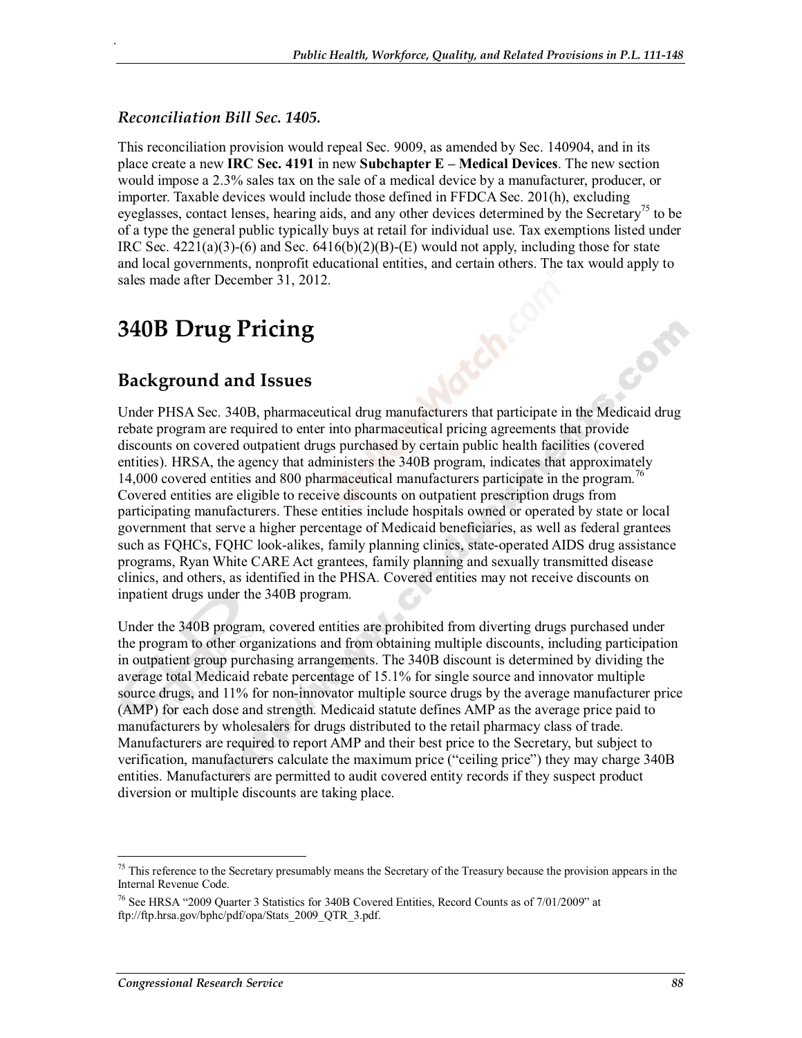### *Reconciliation Bill Sec. 1405.*

This reconciliation provision would repeal Sec. 9009, as amended by Sec. 140904, and in its place create a new **IRC Sec. 4191** in new **Subchapter E – Medical Devices**. The new section would impose a 2.3% sales tax on the sale of a medical device by a manufacturer, producer, or importer. Taxable devices would include those defined in FFDCA Sec. 201(h), excluding eyeglasses, contact lenses, hearing aids, and any other devices determined by the Secretary[75] to be of a type the general public typically buys at retail for individual use. Tax exemptions listed under IRC Sec. 4221(a)(3)-(6) and Sec. 6416(b)(2)(B)-(E) would not apply, including those for state and local governments, nonprofit educational entities, and certain others. The tax would apply to sales made after December 31, 2012.

# 340B Drug Pricing

## Background and Issues

Under PHSA Sec. 340B, pharmaceutical drug manufacturers that participate in the Medicaid drug rebate program are required to enter into pharmaceutical pricing agreements that provide discounts on covered outpatient drugs purchased by certain public health facilities (covered entities). HRSA, the agency that administers the 340B program, indicates that approximately 14,000 covered entities and 800 pharmaceutical manufacturers participate in the program.[76] Covered entities are eligible to receive discounts on outpatient prescription drugs from participating manufacturers. These entities include hospitals owned or operated by state or local government that serve a higher percentage of Medicaid beneficiaries, as well as federal grantees such as FQHCs, FQHC look-alikes, family planning clinics, state-operated AIDS drug assistance programs, Ryan White CARE Act grantees, family planning and sexually transmitted disease clinics, and others, as identified in the PHSA. Covered entities may not receive discounts on inpatient drugs under the 340B program.

Under the 340B program, covered entities are prohibited from diverting drugs purchased under the program to other organizations and from obtaining multiple discounts, including participation in outpatient group purchasing arrangements. The 340B discount is determined by dividing the average total Medicaid rebate percentage of 15.1% for single source and innovator multiple source drugs, and 11% for non-innovator multiple source drugs by the average manufacturer price (AMP) for each dose and strength. Medicaid statute defines AMP as the average price paid to manufacturers by wholesalers for drugs distributed to the retail pharmacy class of trade. Manufacturers are required to report AMP and their best price to the Secretary, but subject to verification, manufacturers calculate the maximum price ("ceiling price") they may charge 340B entities. Manufacturers are permitted to audit covered entity records if they suspect product diversion or multiple discounts are taking place.

---

[75] This reference to the Secretary presumably means the Secretary of the Treasury because the provision appears in the Internal Revenue Code.

[76] See HRSA "2009 Quarter 3 Statistics for 340B Covered Entities, Record Counts as of 7/01/2009" at ftp://ftp.hrsa.gov/bphc/pdf/opa/Stats_2009_QTR_3.pdf.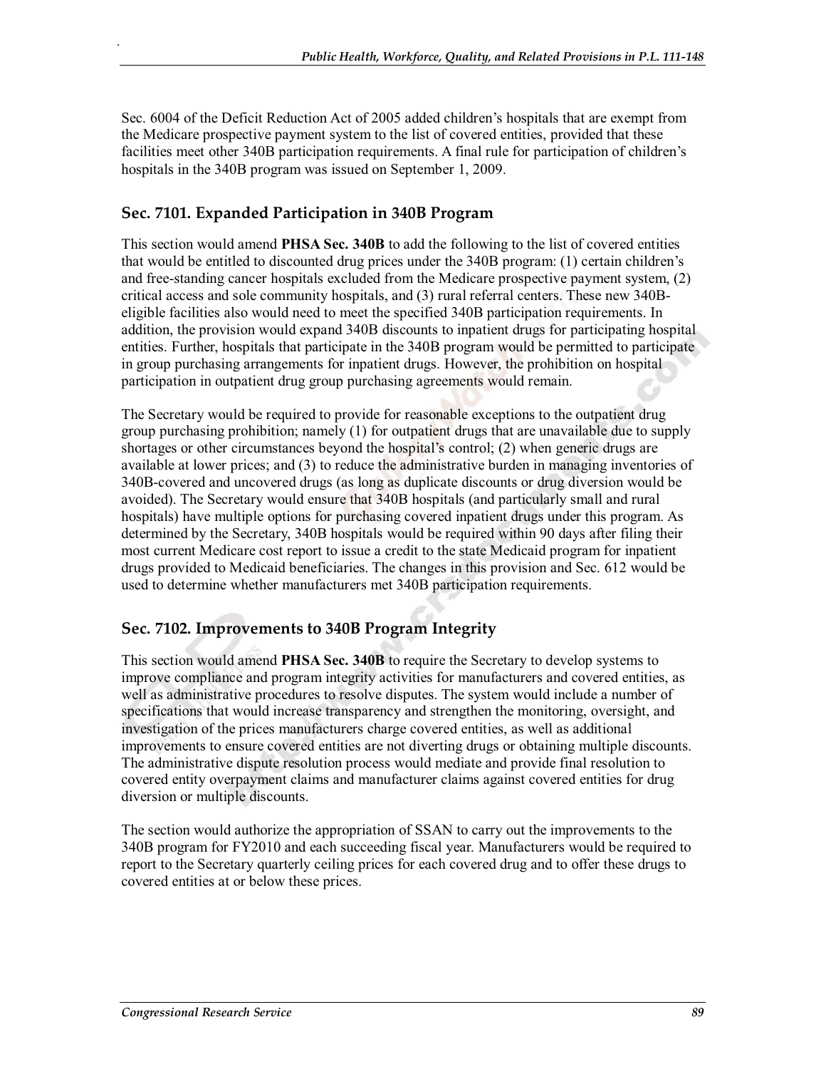Sec. 6004 of the Deficit Reduction Act of 2005 added children's hospitals that are exempt from the Medicare prospective payment system to the list of covered entities, provided that these facilities meet other 340B participation requirements. A final rule for participation of children's hospitals in the 340B program was issued on September 1, 2009.

### Sec. 7101. Expanded Participation in 340B Program

This section would amend **PHSA Sec. 340B** to add the following to the list of covered entities that would be entitled to discounted drug prices under the 340B program: (1) certain children's and free-standing cancer hospitals excluded from the Medicare prospective payment system, (2) critical access and sole community hospitals, and (3) rural referral centers. These new 340B-eligible facilities also would need to meet the specified 340B participation requirements. In addition, the provision would expand 340B discounts to inpatient drugs for participating hospital entities. Further, hospitals that participate in the 340B program would be permitted to participate in group purchasing arrangements for inpatient drugs. However, the prohibition on hospital participation in outpatient drug group purchasing agreements would remain.

The Secretary would be required to provide for reasonable exceptions to the outpatient drug group purchasing prohibition; namely (1) for outpatient drugs that are unavailable due to supply shortages or other circumstances beyond the hospital's control; (2) when generic drugs are available at lower prices; and (3) to reduce the administrative burden in managing inventories of 340B-covered and uncovered drugs (as long as duplicate discounts or drug diversion would be avoided). The Secretary would ensure that 340B hospitals (and particularly small and rural hospitals) have multiple options for purchasing covered inpatient drugs under this program. As determined by the Secretary, 340B hospitals would be required within 90 days after filing their most current Medicare cost report to issue a credit to the state Medicaid program for inpatient drugs provided to Medicaid beneficiaries. The changes in this provision and Sec. 612 would be used to determine whether manufacturers met 340B participation requirements.

### Sec. 7102. Improvements to 340B Program Integrity

This section would amend **PHSA Sec. 340B** to require the Secretary to develop systems to improve compliance and program integrity activities for manufacturers and covered entities, as well as administrative procedures to resolve disputes. The system would include a number of specifications that would increase transparency and strengthen the monitoring, oversight, and investigation of the prices manufacturers charge covered entities, as well as additional improvements to ensure covered entities are not diverting drugs or obtaining multiple discounts. The administrative dispute resolution process would mediate and provide final resolution to covered entity overpayment claims and manufacturer claims against covered entities for drug diversion or multiple discounts.

The section would authorize the appropriation of SSAN to carry out the improvements to the 340B program for FY2010 and each succeeding fiscal year. Manufacturers would be required to report to the Secretary quarterly ceiling prices for each covered drug and to offer these drugs to covered entities at or below these prices.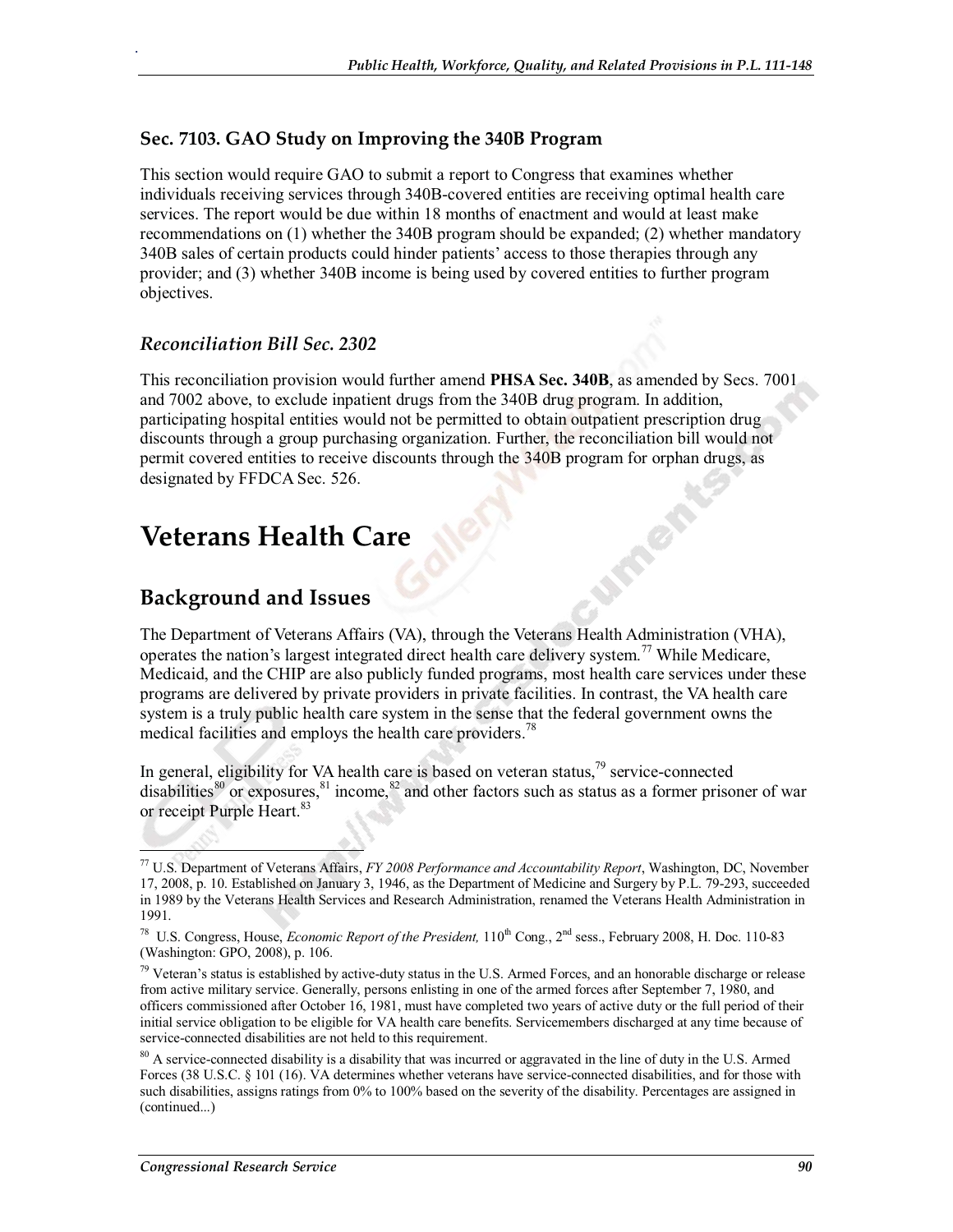### Sec. 7103. GAO Study on Improving the 340B Program

This section would require GAO to submit a report to Congress that examines whether individuals receiving services through 340B-covered entities are receiving optimal health care services. The report would be due within 18 months of enactment and would at least make recommendations on (1) whether the 340B program should be expanded; (2) whether mandatory 340B sales of certain products could hinder patients' access to those therapies through any provider; and (3) whether 340B income is being used by covered entities to further program objectives.

### *Reconciliation Bill Sec. 2302*

This reconciliation provision would further amend **PHSA Sec. 340B**, as amended by Secs. 7001 and 7002 above, to exclude inpatient drugs from the 340B drug program. In addition, participating hospital entities would not be permitted to obtain outpatient prescription drug discounts through a group purchasing organization. Further, the reconciliation bill would not permit covered entities to receive discounts through the 340B program for orphan drugs, as designated by FFDCA Sec. 526.

# Veterans Health Care

## Background and Issues

The Department of Veterans Affairs (VA), through the Veterans Health Administration (VHA), operates the nation's largest integrated direct health care delivery system.[77] While Medicare, Medicaid, and the CHIP are also publicly funded programs, most health care services under these programs are delivered by private providers in private facilities. In contrast, the VA health care system is a truly public health care system in the sense that the federal government owns the medical facilities and employs the health care providers.[78]

In general, eligibility for VA health care is based on veteran status,[79] service-connected disabilities[80] or exposures,[81] income,[82] and other factors such as status as a former prisoner of war or receipt Purple Heart.[83]

---

[77] U.S. Department of Veterans Affairs, *FY 2008 Performance and Accountability Report*, Washington, DC, November 17, 2008, p. 10. Established on January 3, 1946, as the Department of Medicine and Surgery by P.L. 79-293, succeeded in 1989 by the Veterans Health Services and Research Administration, renamed the Veterans Health Administration in 1991.

[78] U.S. Congress, House, *Economic Report of the President,* 110th Cong., 2nd sess., February 2008, H. Doc. 110-83 (Washington: GPO, 2008), p. 106.

[79] Veteran's status is established by active-duty status in the U.S. Armed Forces, and an honorable discharge or release from active military service. Generally, persons enlisting in one of the armed forces after September 7, 1980, and officers commissioned after October 16, 1981, must have completed two years of active duty or the full period of their initial service obligation to be eligible for VA health care benefits. Servicemembers discharged at any time because of service-connected disabilities are not held to this requirement.

[80] A service-connected disability is a disability that was incurred or aggravated in the line of duty in the U.S. Armed Forces (38 U.S.C. § 101 (16). VA determines whether veterans have service-connected disabilities, and for those with such disabilities, assigns ratings from 0% to 100% based on the severity of the disability. Percentages are assigned in (continued...)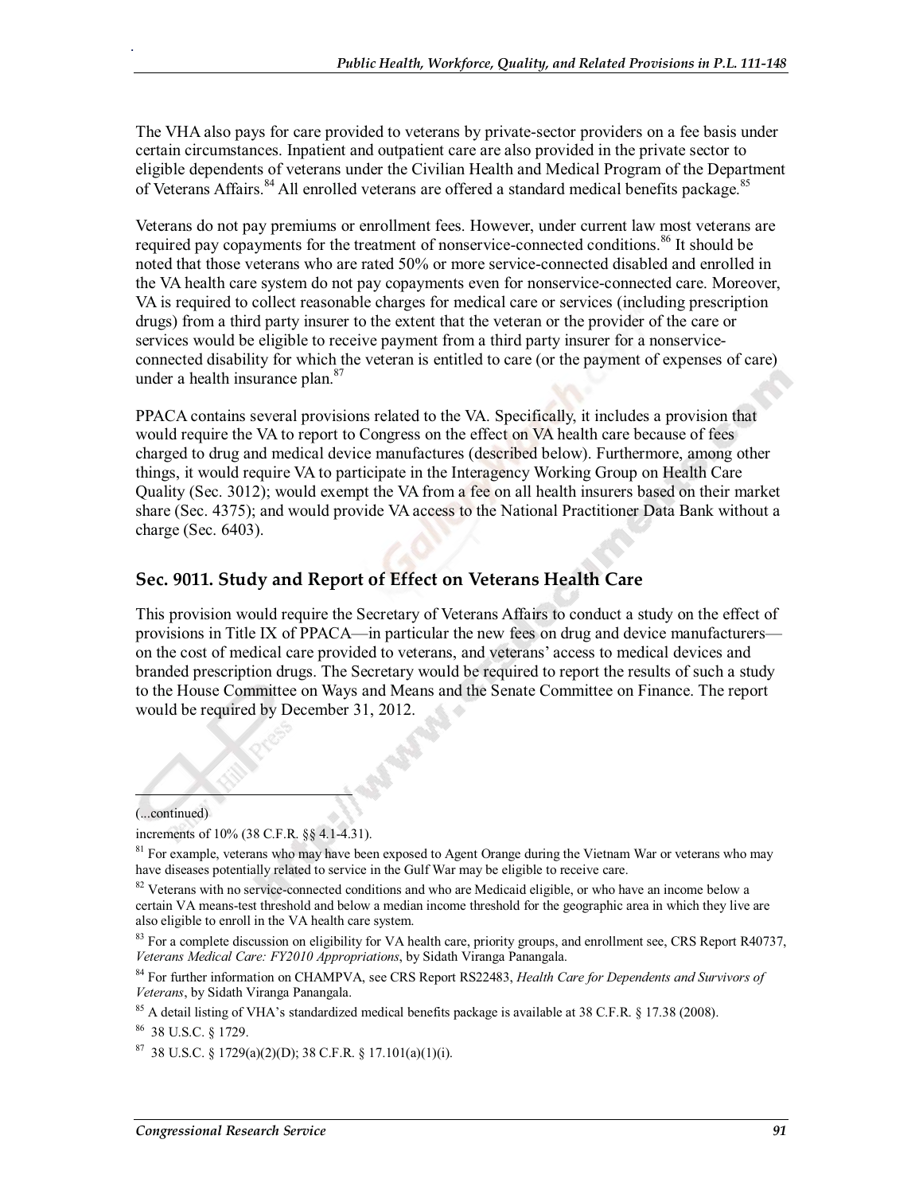The VHA also pays for care provided to veterans by private-sector providers on a fee basis under certain circumstances. Inpatient and outpatient care are also provided in the private sector to eligible dependents of veterans under the Civilian Health and Medical Program of the Department of Veterans Affairs.[84] All enrolled veterans are offered a standard medical benefits package.[85]

Veterans do not pay premiums or enrollment fees. However, under current law most veterans are required pay copayments for the treatment of nonservice-connected conditions.[86] It should be noted that those veterans who are rated 50% or more service-connected disabled and enrolled in the VA health care system do not pay copayments even for nonservice-connected care. Moreover, VA is required to collect reasonable charges for medical care or services (including prescription drugs) from a third party insurer to the extent that the veteran or the provider of the care or services would be eligible to receive payment from a third party insurer for a nonservice-connected disability for which the veteran is entitled to care (or the payment of expenses of care) under a health insurance plan.[87]

PPACA contains several provisions related to the VA. Specifically, it includes a provision that would require the VA to report to Congress on the effect on VA health care because of fees charged to drug and medical device manufactures (described below). Furthermore, among other things, it would require VA to participate in the Interagency Working Group on Health Care Quality (Sec. 3012); would exempt the VA from a fee on all health insurers based on their market share (Sec. 4375); and would provide VA access to the National Practitioner Data Bank without a charge (Sec. 6403).

## Sec. 9011. Study and Report of Effect on Veterans Health Care

This provision would require the Secretary of Veterans Affairs to conduct a study on the effect of provisions in Title IX of PPACA—in particular the new fees on drug and device manufacturers—on the cost of medical care provided to veterans, and veterans' access to medical devices and branded prescription drugs. The Secretary would be required to report the results of such a study to the House Committee on Ways and Means and the Senate Committee on Finance. The report would be required by December 31, 2012.

---

(...continued)

increments of 10% (38 C.F.R. §§ 4.1-4.31).

[81] For example, veterans who may have been exposed to Agent Orange during the Vietnam War or veterans who may have diseases potentially related to service in the Gulf War may be eligible to receive care.

[82] Veterans with no service-connected conditions and who are Medicaid eligible, or who have an income below a certain VA means-test threshold and below a median income threshold for the geographic area in which they live are also eligible to enroll in the VA health care system.

[83] For a complete discussion on eligibility for VA health care, priority groups, and enrollment see, CRS Report R40737, *Veterans Medical Care: FY2010 Appropriations*, by Sidath Viranga Panangala.

[84] For further information on CHAMPVA, see CRS Report RS22483, *Health Care for Dependents and Survivors of Veterans*, by Sidath Viranga Panangala.

[85] A detail listing of VHA's standardized medical benefits package is available at 38 C.F.R. § 17.38 (2008).

[86] 38 U.S.C. § 1729.

[87] 38 U.S.C. § 1729(a)(2)(D); 38 C.F.R. § 17.101(a)(1)(i).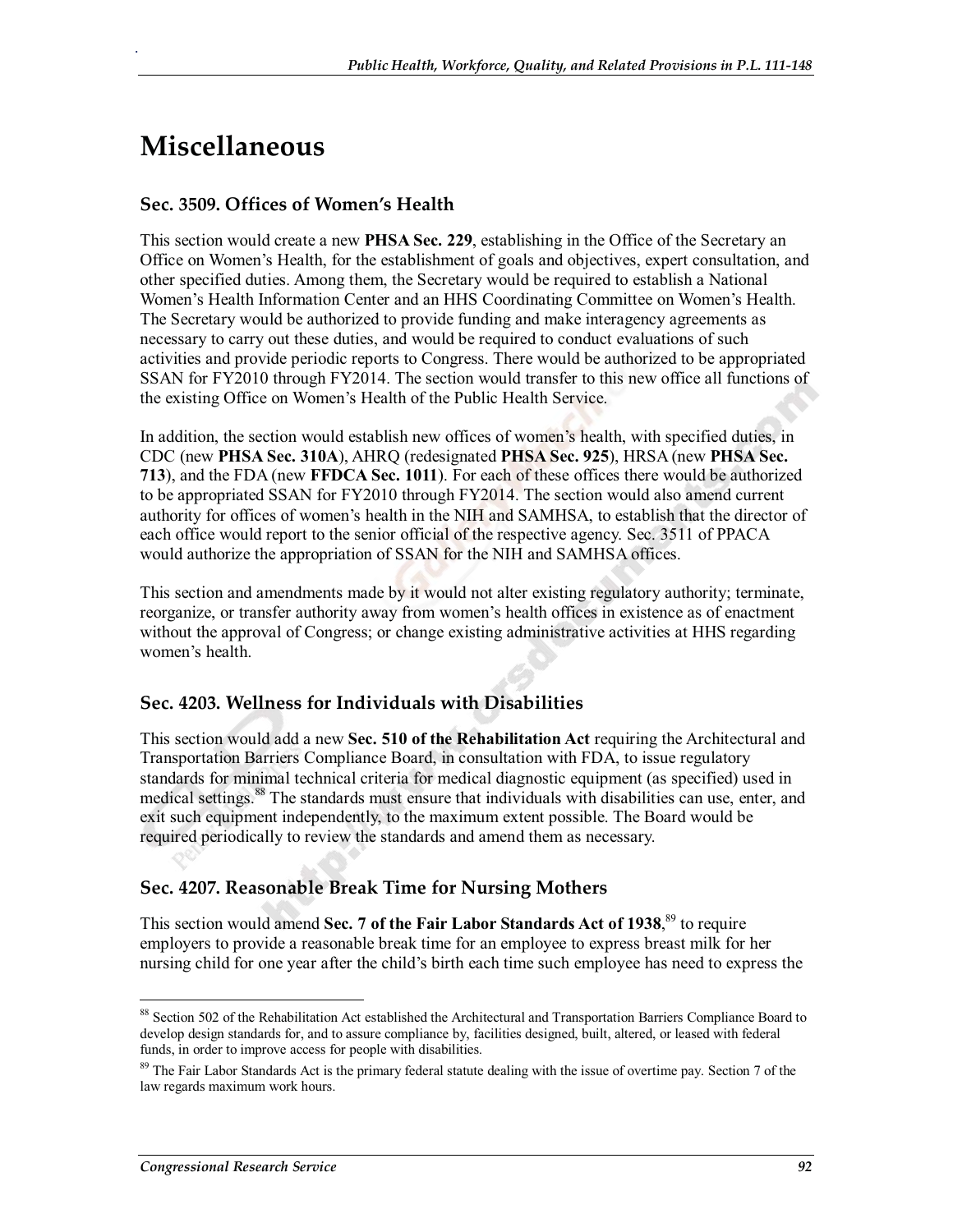# Miscellaneous

### Sec. 3509. Offices of Women's Health

This section would create a new **PHSA Sec. 229**, establishing in the Office of the Secretary an Office on Women's Health, for the establishment of goals and objectives, expert consultation, and other specified duties. Among them, the Secretary would be required to establish a National Women's Health Information Center and an HHS Coordinating Committee on Women's Health. The Secretary would be authorized to provide funding and make interagency agreements as necessary to carry out these duties, and would be required to conduct evaluations of such activities and provide periodic reports to Congress. There would be authorized to be appropriated SSAN for FY2010 through FY2014. The section would transfer to this new office all functions of the existing Office on Women's Health of the Public Health Service.

In addition, the section would establish new offices of women's health, with specified duties, in CDC (new **PHSA Sec. 310A**), AHRQ (redesignated **PHSA Sec. 925**), HRSA (new **PHSA Sec. 713**), and the FDA (new **FFDCA Sec. 1011**). For each of these offices there would be authorized to be appropriated SSAN for FY2010 through FY2014. The section would also amend current authority for offices of women's health in the NIH and SAMHSA, to establish that the director of each office would report to the senior official of the respective agency. Sec. 3511 of PPACA would authorize the appropriation of SSAN for the NIH and SAMHSA offices.

This section and amendments made by it would not alter existing regulatory authority; terminate, reorganize, or transfer authority away from women's health offices in existence as of enactment without the approval of Congress; or change existing administrative activities at HHS regarding women's health.

### Sec. 4203. Wellness for Individuals with Disabilities

This section would add a new **Sec. 510 of the Rehabilitation Act** requiring the Architectural and Transportation Barriers Compliance Board, in consultation with FDA, to issue regulatory standards for minimal technical criteria for medical diagnostic equipment (as specified) used in medical settings.[88] The standards must ensure that individuals with disabilities can use, enter, and exit such equipment independently, to the maximum extent possible. The Board would be required periodically to review the standards and amend them as necessary.

### Sec. 4207. Reasonable Break Time for Nursing Mothers

This section would amend **Sec. 7 of the Fair Labor Standards Act of 1938**,[89] to require employers to provide a reasonable break time for an employee to express breast milk for her nursing child for one year after the child's birth each time such employee has need to express the

---

[88] Section 502 of the Rehabilitation Act established the Architectural and Transportation Barriers Compliance Board to develop design standards for, and to assure compliance by, facilities designed, built, altered, or leased with federal funds, in order to improve access for people with disabilities.

[89] The Fair Labor Standards Act is the primary federal statute dealing with the issue of overtime pay. Section 7 of the law regards maximum work hours.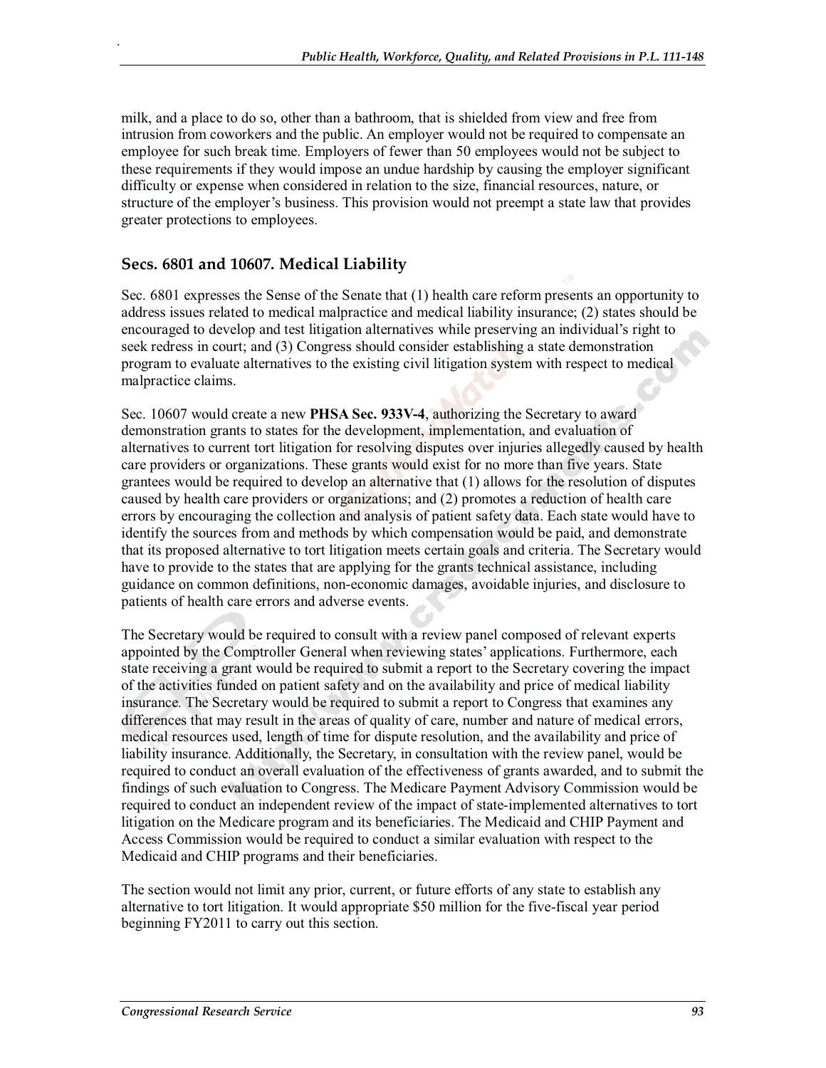milk, and a place to do so, other than a bathroom, that is shielded from view and free from intrusion from coworkers and the public. An employer would not be required to compensate an employee for such break time. Employers of fewer than 50 employees would not be subject to these requirements if they would impose an undue hardship by causing the employer significant difficulty or expense when considered in relation to the size, financial resources, nature, or structure of the employer's business. This provision would not preempt a state law that provides greater protections to employees.

### Secs. 6801 and 10607. Medical Liability

Sec. 6801 expresses the Sense of the Senate that (1) health care reform presents an opportunity to address issues related to medical malpractice and medical liability insurance; (2) states should be encouraged to develop and test litigation alternatives while preserving an individual's right to seek redress in court; and (3) Congress should consider establishing a state demonstration program to evaluate alternatives to the existing civil litigation system with respect to medical malpractice claims.

Sec. 10607 would create a new **PHSA Sec. 933V-4**, authorizing the Secretary to award demonstration grants to states for the development, implementation, and evaluation of alternatives to current tort litigation for resolving disputes over injuries allegedly caused by health care providers or organizations. These grants would exist for no more than five years. State grantees would be required to develop an alternative that (1) allows for the resolution of disputes caused by health care providers or organizations; and (2) promotes a reduction of health care errors by encouraging the collection and analysis of patient safety data. Each state would have to identify the sources from and methods by which compensation would be paid, and demonstrate that its proposed alternative to tort litigation meets certain goals and criteria. The Secretary would have to provide to the states that are applying for the grants technical assistance, including guidance on common definitions, non-economic damages, avoidable injuries, and disclosure to patients of health care errors and adverse events.

The Secretary would be required to consult with a review panel composed of relevant experts appointed by the Comptroller General when reviewing states' applications. Furthermore, each state receiving a grant would be required to submit a report to the Secretary covering the impact of the activities funded on patient safety and on the availability and price of medical liability insurance. The Secretary would be required to submit a report to Congress that examines any differences that may result in the areas of quality of care, number and nature of medical errors, medical resources used, length of time for dispute resolution, and the availability and price of liability insurance. Additionally, the Secretary, in consultation with the review panel, would be required to conduct an overall evaluation of the effectiveness of grants awarded, and to submit the findings of such evaluation to Congress. The Medicare Payment Advisory Commission would be required to conduct an independent review of the impact of state-implemented alternatives to tort litigation on the Medicare program and its beneficiaries. The Medicaid and CHIP Payment and Access Commission would be required to conduct a similar evaluation with respect to the Medicaid and CHIP programs and their beneficiaries.

The section would not limit any prior, current, or future efforts of any state to establish any alternative to tort litigation. It would appropriate $50 million for the five-fiscal year period beginning FY2011 to carry out this section.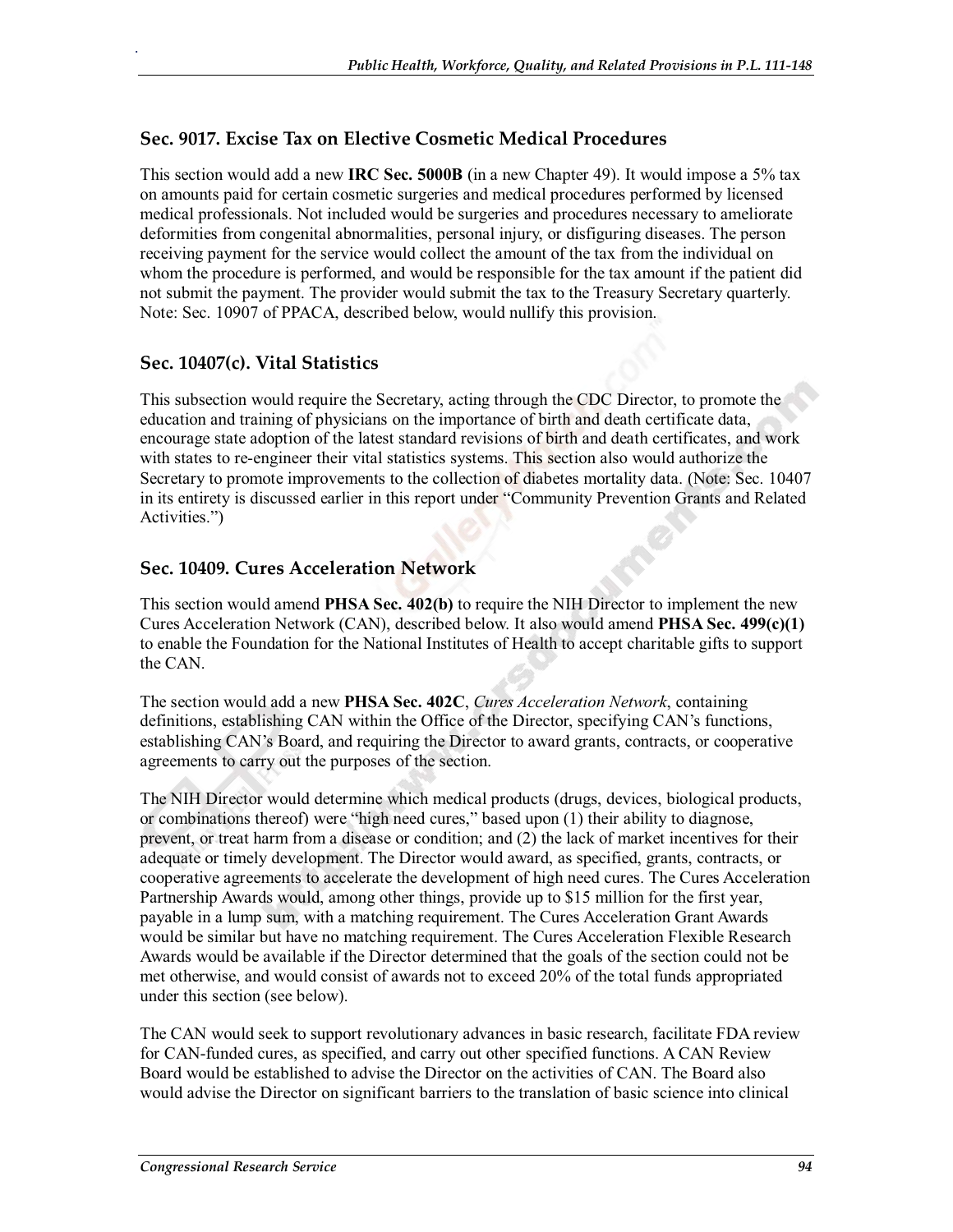### Sec. 9017. Excise Tax on Elective Cosmetic Medical Procedures

This section would add a new **IRC Sec. 5000B** (in a new Chapter 49). It would impose a 5% tax on amounts paid for certain cosmetic surgeries and medical procedures performed by licensed medical professionals. Not included would be surgeries and procedures necessary to ameliorate deformities from congenital abnormalities, personal injury, or disfiguring diseases. The person receiving payment for the service would collect the amount of the tax from the individual on whom the procedure is performed, and would be responsible for the tax amount if the patient did not submit the payment. The provider would submit the tax to the Treasury Secretary quarterly. Note: Sec. 10907 of PPACA, described below, would nullify this provision.

### Sec. 10407(c). Vital Statistics

This subsection would require the Secretary, acting through the CDC Director, to promote the education and training of physicians on the importance of birth and death certificate data, encourage state adoption of the latest standard revisions of birth and death certificates, and work with states to re-engineer their vital statistics systems. This section also would authorize the Secretary to promote improvements to the collection of diabetes mortality data. (Note: Sec. 10407 in its entirety is discussed earlier in this report under "Community Prevention Grants and Related Activities.")

### Sec. 10409. Cures Acceleration Network

This section would amend **PHSA Sec. 402(b)** to require the NIH Director to implement the new Cures Acceleration Network (CAN), described below. It also would amend **PHSA Sec. 499(c)(1)** to enable the Foundation for the National Institutes of Health to accept charitable gifts to support the CAN.

The section would add a new **PHSA Sec. 402C**, *Cures Acceleration Network*, containing definitions, establishing CAN within the Office of the Director, specifying CAN's functions, establishing CAN's Board, and requiring the Director to award grants, contracts, or cooperative agreements to carry out the purposes of the section.

The NIH Director would determine which medical products (drugs, devices, biological products, or combinations thereof) were "high need cures," based upon (1) their ability to diagnose, prevent, or treat harm from a disease or condition; and (2) the lack of market incentives for their adequate or timely development. The Director would award, as specified, grants, contracts, or cooperative agreements to accelerate the development of high need cures. The Cures Acceleration Partnership Awards would, among other things, provide up to $15 million for the first year, payable in a lump sum, with a matching requirement. The Cures Acceleration Grant Awards would be similar but have no matching requirement. The Cures Acceleration Flexible Research Awards would be available if the Director determined that the goals of the section could not be met otherwise, and would consist of awards not to exceed 20% of the total funds appropriated under this section (see below).

The CAN would seek to support revolutionary advances in basic research, facilitate FDA review for CAN-funded cures, as specified, and carry out other specified functions. A CAN Review Board would be established to advise the Director on the activities of CAN. The Board also would advise the Director on significant barriers to the translation of basic science into clinical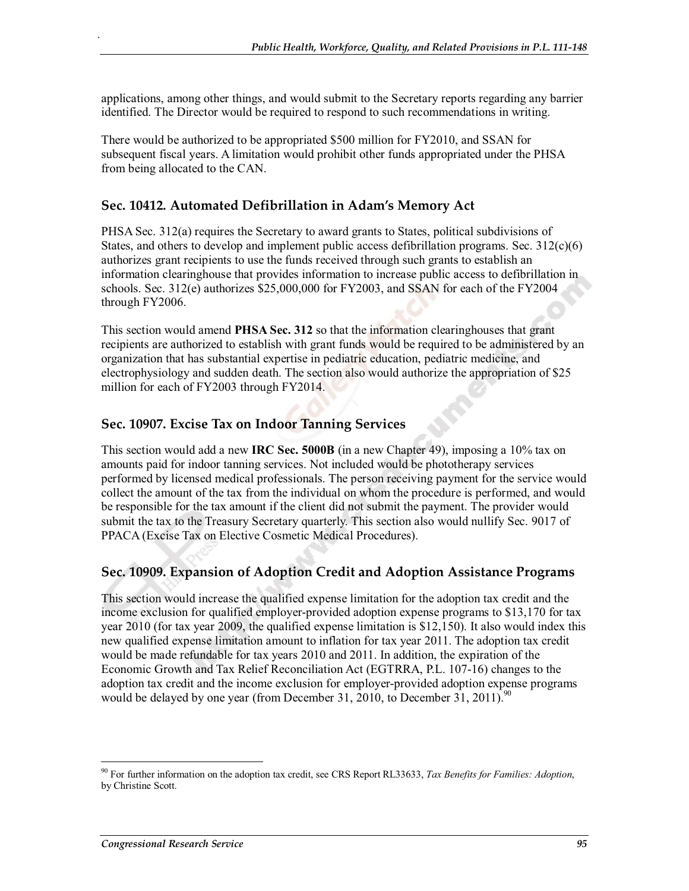applications, among other things, and would submit to the Secretary reports regarding any barrier identified. The Director would be required to respond to such recommendations in writing.

There would be authorized to be appropriated $500 million for FY2010, and SSAN for subsequent fiscal years. A limitation would prohibit other funds appropriated under the PHSA from being allocated to the CAN.

### Sec. 10412. Automated Defibrillation in Adam's Memory Act

PHSA Sec. 312(a) requires the Secretary to award grants to States, political subdivisions of States, and others to develop and implement public access defibrillation programs. Sec. 312(c)(6) authorizes grant recipients to use the funds received through such grants to establish an information clearinghouse that provides information to increase public access to defibrillation in schools. Sec. 312(e) authorizes $25,000,000 for FY2003, and SSAN for each of the FY2004 through FY2006.

This section would amend **PHSA Sec. 312** so that the information clearinghouses that grant recipients are authorized to establish with grant funds would be required to be administered by an organization that has substantial expertise in pediatric education, pediatric medicine, and electrophysiology and sudden death. The section also would authorize the appropriation of $25 million for each of FY2003 through FY2014.

### Sec. 10907. Excise Tax on Indoor Tanning Services

This section would add a new **IRC Sec. 5000B** (in a new Chapter 49), imposing a 10% tax on amounts paid for indoor tanning services. Not included would be phototherapy services performed by licensed medical professionals. The person receiving payment for the service would collect the amount of the tax from the individual on whom the procedure is performed, and would be responsible for the tax amount if the client did not submit the payment. The provider would submit the tax to the Treasury Secretary quarterly. This section also would nullify Sec. 9017 of PPACA (Excise Tax on Elective Cosmetic Medical Procedures).

### Sec. 10909. Expansion of Adoption Credit and Adoption Assistance Programs

This section would increase the qualified expense limitation for the adoption tax credit and the income exclusion for qualified employer-provided adoption expense programs to $13,170 for tax year 2010 (for tax year 2009, the qualified expense limitation is $12,150). It also would index this new qualified expense limitation amount to inflation for tax year 2011. The adoption tax credit would be made refundable for tax years 2010 and 2011. In addition, the expiration of the Economic Growth and Tax Relief Reconciliation Act (EGTRRA, P.L. 107-16) changes to the adoption tax credit and the income exclusion for employer-provided adoption expense programs would be delayed by one year (from December 31, 2010, to December 31, 2011).[90]

---

[90] For further information on the adoption tax credit, see CRS Report RL33633, *Tax Benefits for Families: Adoption*, by Christine Scott.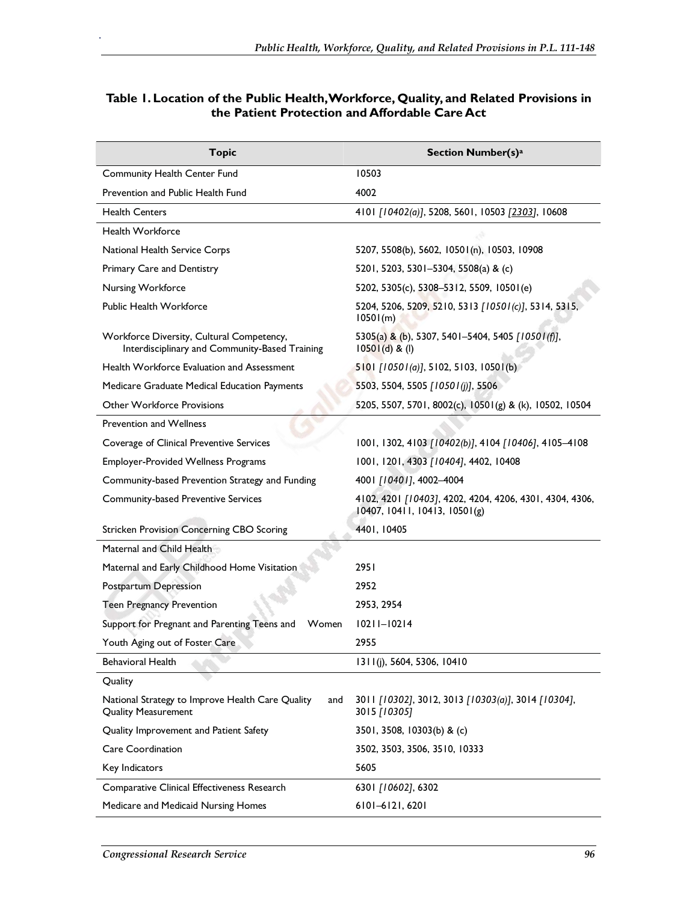### Table 1. Location of the Public Health, Workforce, Quality, and Related Provisions in the Patient Protection and Affordable Care Act

| Topic | Section Number(s)[a] |
|---|---|
| Community Health Center Fund | 10503 |
| Prevention and Public Health Fund | 4002 |
| Health Centers | 4101 *[10402(a)]*, 5208, 5601, 10503 *[2303]*, 10608 |
| Health Workforce | |
| National Health Service Corps | 5207, 5508(b), 5602, 10501(n), 10503, 10908 |
| Primary Care and Dentistry | 5201, 5203, 5301–5304, 5508(a) & (c) |
| Nursing Workforce | 5202, 5305(c), 5308–5312, 5509, 10501(e) |
| Public Health Workforce | 5204, 5206, 5209, 5210, 5313 *[10501(c)]*, 5314, 5315, 10501(m) |
| Workforce Diversity, Cultural Competency, Interdisciplinary and Community-Based Training | 5305(a) & (b), 5307, 5401–5404, 5405 *[10501(f)]*, 10501(d) & (l) |
| Health Workforce Evaluation and Assessment | 5101 *[10501(a)]*, 5102, 5103, 10501(b) |
| Medicare Graduate Medical Education Payments | 5503, 5504, 5505 *[10501(j)]*, 5506 |
| Other Workforce Provisions | 5205, 5507, 5701, 8002(c), 10501(g) & (k), 10502, 10504 |
| Prevention and Wellness | |
| Coverage of Clinical Preventive Services | 1001, 1302, 4103 *[10402(b)]*, 4104 *[10406]*, 4105–4108 |
| Employer-Provided Wellness Programs | 1001, 1201, 4303 *[10404]*, 4402, 10408 |
| Community-based Prevention Strategy and Funding | 4001 *[10401]*, 4002–4004 |
| Community-based Preventive Services | 4102, 4201 *[10403]*, 4202, 4204, 4206, 4301, 4304, 4306, 10407, 10411, 10413, 10501(g) |
| Stricken Provision Concerning CBO Scoring | 4401, 10405 |
| Maternal and Child Health | |
| Maternal and Early Childhood Home Visitation | 2951 |
| Postpartum Depression | 2952 |
| Teen Pregnancy Prevention | 2953, 2954 |
| Support for Pregnant and Parenting Teens and Women | 10211–10214 |
| Youth Aging out of Foster Care | 2955 |
| Behavioral Health | 1311(j), 5604, 5306, 10410 |
| Quality | |
| National Strategy to Improve Health Care Quality and Quality Measurement | 3011 *[10302]*, 3012, 3013 *[10303(a)]*, 3014 *[10304]*, 3015 *[10305]* |
| Quality Improvement and Patient Safety | 3501, 3508, 10303(b) & (c) |
| Care Coordination | 3502, 3503, 3506, 3510, 10333 |
| Key Indicators | 5605 |
| Comparative Clinical Effectiveness Research | 6301 *[10602]*, 6302 |
| Medicare and Medicaid Nursing Homes | 6101–6121, 6201 |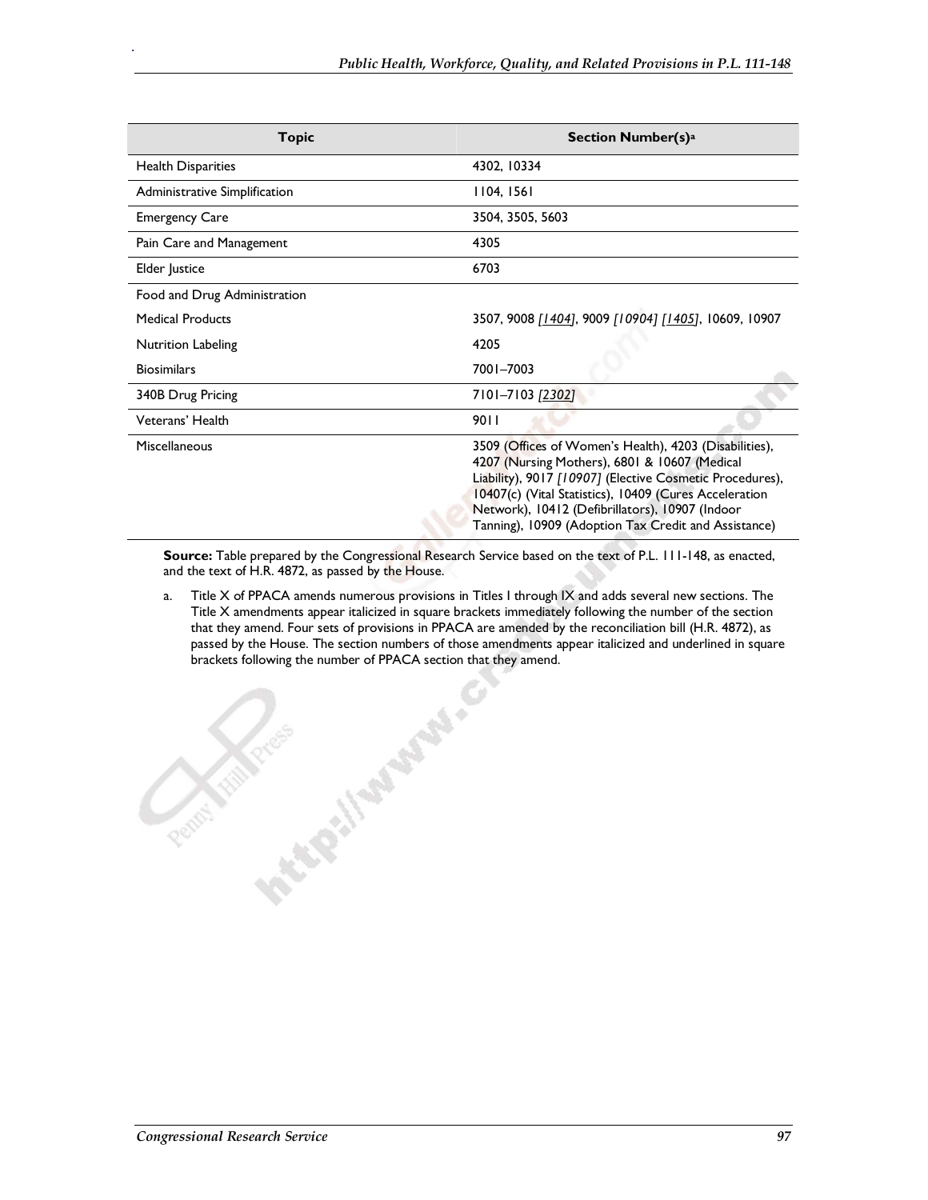| Topic | Section Number(s)[a] |
| --- | --- |
| Health Disparities | 4302, 10334 |
| Administrative Simplification | 1104, 1561 |
| Emergency Care | 3504, 3505, 5603 |
| Pain Care and Management | 4305 |
| Elder Justice | 6703 |
| Food and Drug Administration | |
| Medical Products | 3507, 9008 *[1404]*, 9009 *[10904]* *[1405]*, 10609, 10907 |
| Nutrition Labeling | 4205 |
| Biosimilars | 7001–7003 |
| 340B Drug Pricing | 7101–7103 *[2302]* |
| Veterans' Health | 9011 |
| Miscellaneous | 3509 (Offices of Women's Health), 4203 (Disabilities), 4207 (Nursing Mothers), 6801 & 10607 (Medical Liability), 9017 *[10907]* (Elective Cosmetic Procedures), 10407(c) (Vital Statistics), 10409 (Cures Acceleration Network), 10412 (Defibrillators), 10907 (Indoor Tanning), 10909 (Adoption Tax Credit and Assistance) |

**Source:** Table prepared by the Congressional Research Service based on the text of P.L. 111-148, as enacted, and the text of H.R. 4872, as passed by the House.

a. Title X of PPACA amends numerous provisions in Titles I through IX and adds several new sections. The Title X amendments appear italicized in square brackets immediately following the number of the section that they amend. Four sets of provisions in PPACA are amended by the reconciliation bill (H.R. 4872), as passed by the House. The section numbers of those amendments appear italicized and underlined in square brackets following the number of PPACA section that they amend.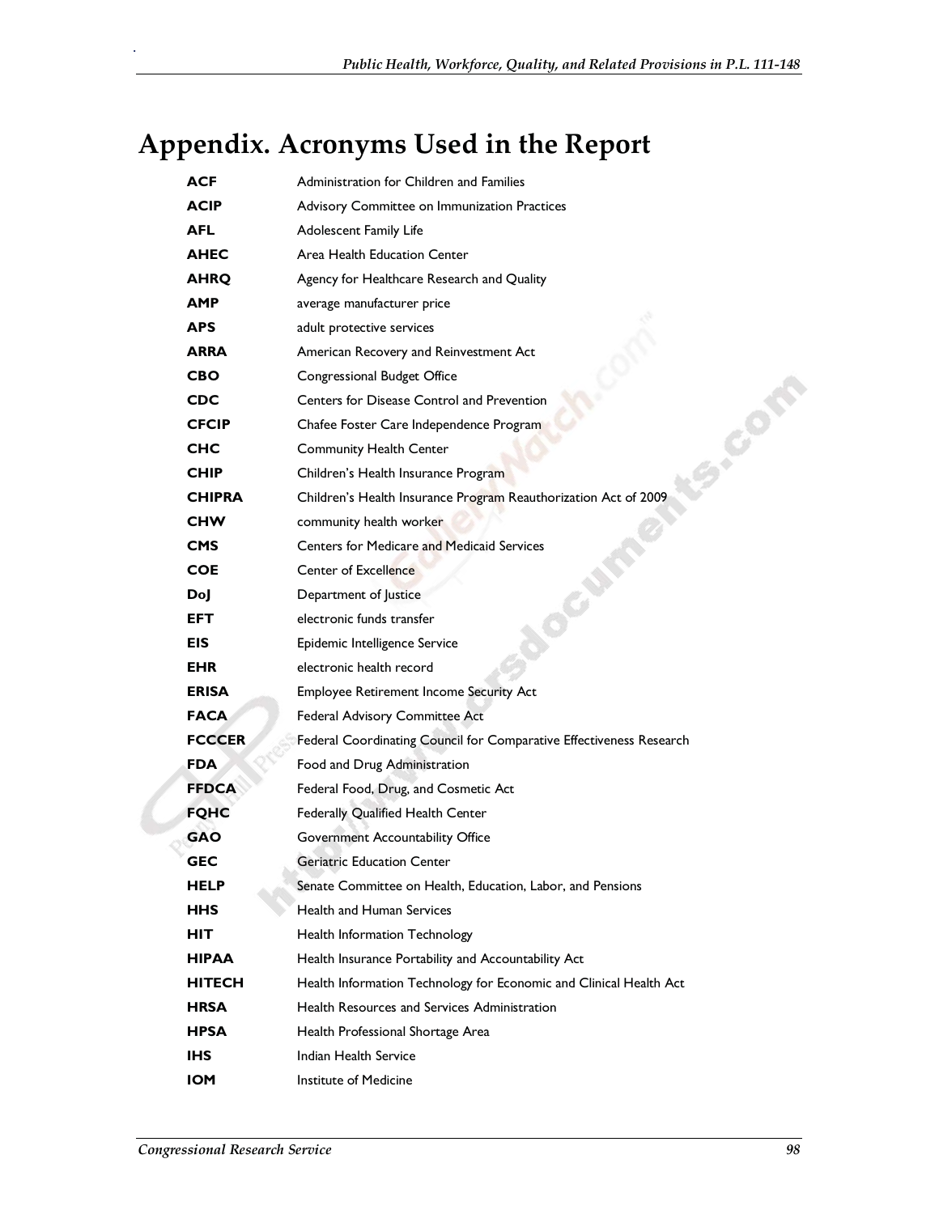# Appendix. Acronyms Used in the Report

| | |
|---|---|
| **ACF** | Administration for Children and Families |
| **ACIP** | Advisory Committee on Immunization Practices |
| **AFL** | Adolescent Family Life |
| **AHEC** | Area Health Education Center |
| **AHRQ** | Agency for Healthcare Research and Quality |
| **AMP** | average manufacturer price |
| **APS** | adult protective services |
| **ARRA** | American Recovery and Reinvestment Act |
| **CBO** | Congressional Budget Office |
| **CDC** | Centers for Disease Control and Prevention |
| **CFCIP** | Chafee Foster Care Independence Program |
| **CHC** | Community Health Center |
| **CHIP** | Children's Health Insurance Program |
| **CHIPRA** | Children's Health Insurance Program Reauthorization Act of 2009 |
| **CHW** | community health worker |
| **CMS** | Centers for Medicare and Medicaid Services |
| **COE** | Center of Excellence |
| **DoJ** | Department of Justice |
| **EFT** | electronic funds transfer |
| **EIS** | Epidemic Intelligence Service |
| **EHR** | electronic health record |
| **ERISA** | Employee Retirement Income Security Act |
| **FACA** | Federal Advisory Committee Act |
| **FCCCER** | Federal Coordinating Council for Comparative Effectiveness Research |
| **FDA** | Food and Drug Administration |
| **FFDCA** | Federal Food, Drug, and Cosmetic Act |
| **FQHC** | Federally Qualified Health Center |
| **GAO** | Government Accountability Office |
| **GEC** | Geriatric Education Center |
| **HELP** | Senate Committee on Health, Education, Labor, and Pensions |
| **HHS** | Health and Human Services |
| **HIT** | Health Information Technology |
| **HIPAA** | Health Insurance Portability and Accountability Act |
| **HITECH** | Health Information Technology for Economic and Clinical Health Act |
| **HRSA** | Health Resources and Services Administration |
| **HPSA** | Health Professional Shortage Area |
| **IHS** | Indian Health Service |
| **IOM** | Institute of Medicine |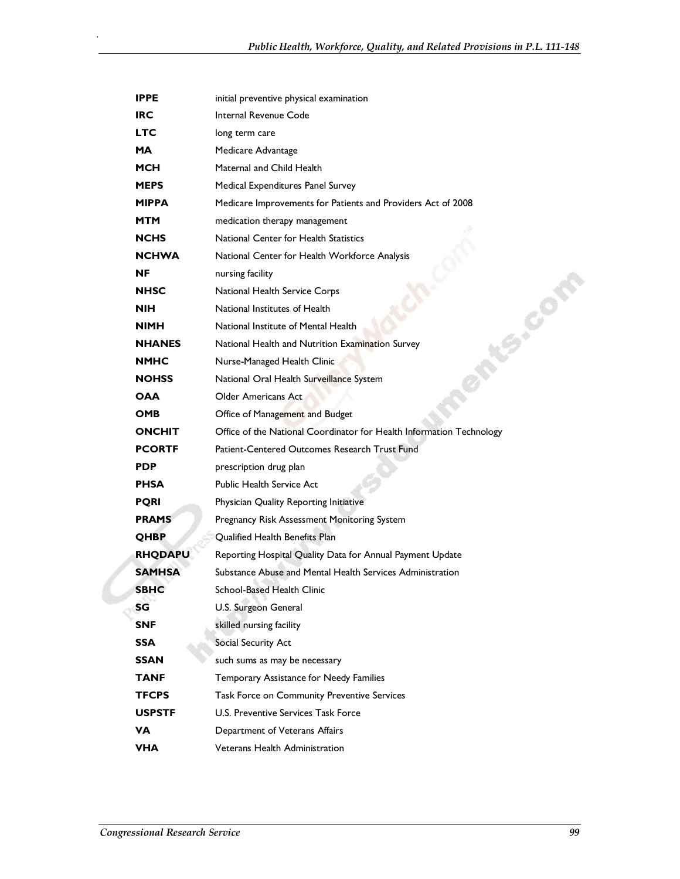| | |
|---|---|
| **IPPE** | initial preventive physical examination |
| **IRC** | Internal Revenue Code |
| **LTC** | long term care |
| **MA** | Medicare Advantage |
| **MCH** | Maternal and Child Health |
| **MEPS** | Medical Expenditures Panel Survey |
| **MIPPA** | Medicare Improvements for Patients and Providers Act of 2008 |
| **MTM** | medication therapy management |
| **NCHS** | National Center for Health Statistics |
| **NCHWA** | National Center for Health Workforce Analysis |
| **NF** | nursing facility |
| **NHSC** | National Health Service Corps |
| **NIH** | National Institutes of Health |
| **NIMH** | National Institute of Mental Health |
| **NHANES** | National Health and Nutrition Examination Survey |
| **NMHC** | Nurse-Managed Health Clinic |
| **NOHSS** | National Oral Health Surveillance System |
| **OAA** | Older Americans Act |
| **OMB** | Office of Management and Budget |
| **ONCHIT** | Office of the National Coordinator for Health Information Technology |
| **PCORTF** | Patient-Centered Outcomes Research Trust Fund |
| **PDP** | prescription drug plan |
| **PHSA** | Public Health Service Act |
| **PQRI** | Physician Quality Reporting Initiative |
| **PRAMS** | Pregnancy Risk Assessment Monitoring System |
| **QHBP** | Qualified Health Benefits Plan |
| **RHQDAPU** | Reporting Hospital Quality Data for Annual Payment Update |
| **SAMHSA** | Substance Abuse and Mental Health Services Administration |
| **SBHC** | School-Based Health Clinic |
| **SG** | U.S. Surgeon General |
| **SNF** | skilled nursing facility |
| **SSA** | Social Security Act |
| **SSAN** | such sums as may be necessary |
| **TANF** | Temporary Assistance for Needy Families |
| **TFCPS** | Task Force on Community Preventive Services |
| **USPSTF** | U.S. Preventive Services Task Force |
| **VA** | Department of Veterans Affairs |
| **VHA** | Veterans Health Administration |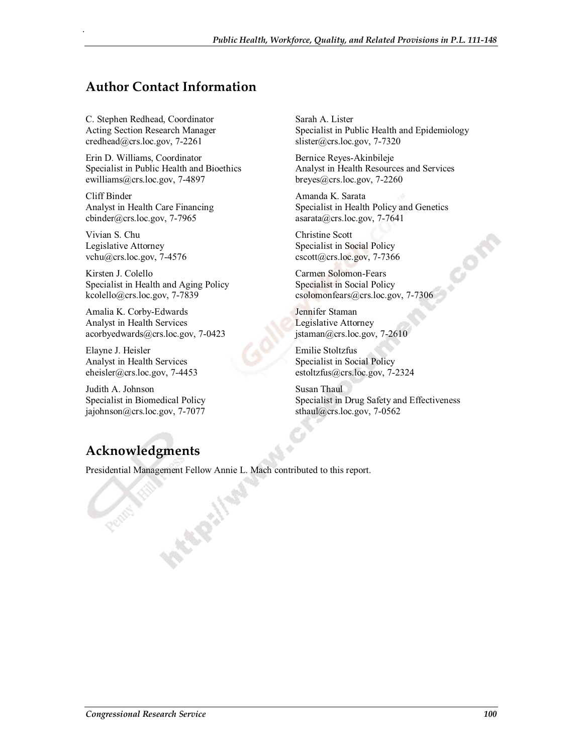## Author Contact Information

C. Stephen Redhead, Coordinator
Acting Section Research Manager
credhead@crs.loc.gov, 7-2261

Erin D. Williams, Coordinator
Specialist in Public Health and Bioethics
ewilliams@crs.loc.gov, 7-4897

Cliff Binder
Analyst in Health Care Financing
cbinder@crs.loc.gov, 7-7965

Vivian S. Chu
Legislative Attorney
vchu@crs.loc.gov, 7-4576

Kirsten J. Colello
Specialist in Health and Aging Policy
kcolello@crs.loc.gov, 7-7839

Amalia K. Corby-Edwards
Analyst in Health Services
acorbyedwards@crs.loc.gov, 7-0423

Elayne J. Heisler
Analyst in Health Services
eheisler@crs.loc.gov, 7-4453

Judith A. Johnson
Specialist in Biomedical Policy
jajohnson@crs.loc.gov, 7-7077

Sarah A. Lister
Specialist in Public Health and Epidemiology
slister@crs.loc.gov, 7-7320

Bernice Reyes-Akinbileje
Analyst in Health Resources and Services
breyes@crs.loc.gov, 7-2260

Amanda K. Sarata
Specialist in Health Policy and Genetics
asarata@crs.loc.gov, 7-7641

Christine Scott
Specialist in Social Policy
cscott@crs.loc.gov, 7-7366

Carmen Solomon-Fears
Specialist in Social Policy
csolomonfears@crs.loc.gov, 7-7306

Jennifer Staman
Legislative Attorney
jstaman@crs.loc.gov, 7-2610

Emilie Stoltzfus
Specialist in Social Policy
estoltzfus@crs.loc.gov, 7-2324

Susan Thaul
Specialist in Drug Safety and Effectiveness
sthaul@crs.loc.gov, 7-0562

## Acknowledgments

Presidential Management Fellow Annie L. Mach contributed to this report.